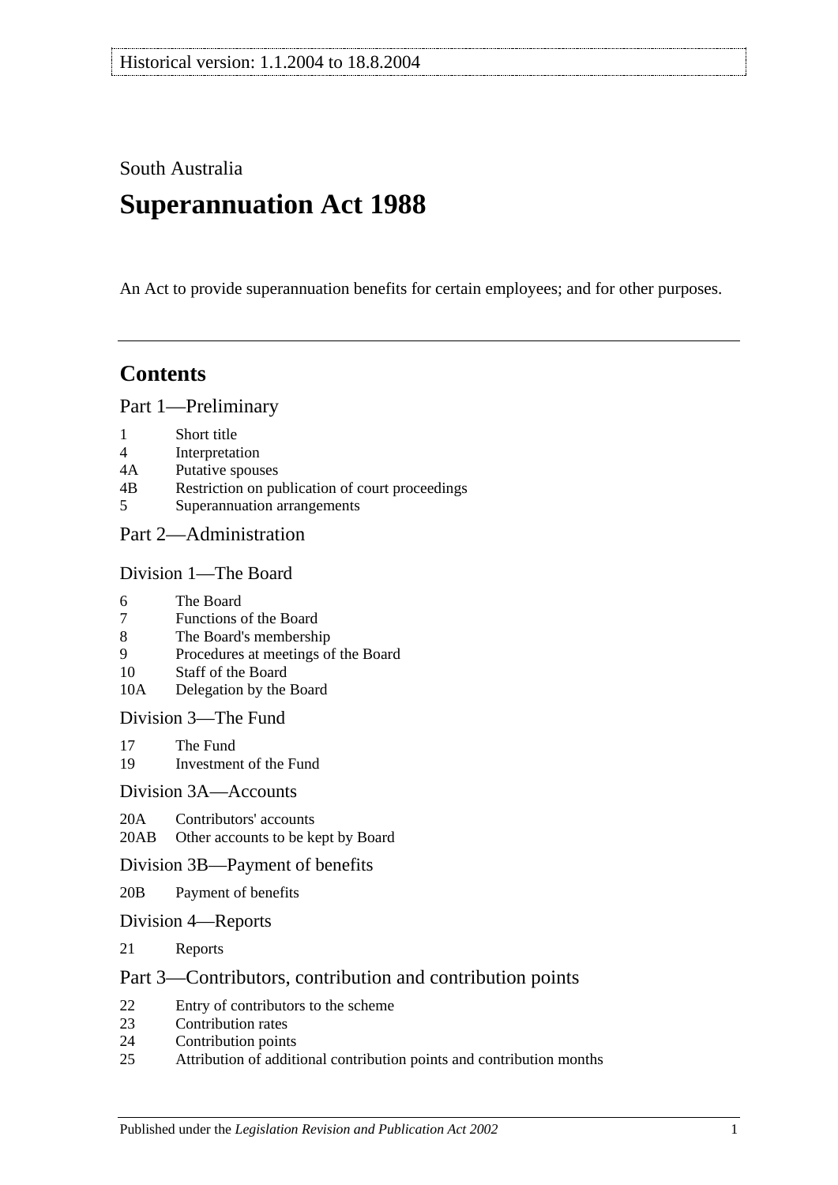Historical version: 1.1.2004 to 18.8.2004

South Australia

# Superannuation Act 1988

An Act to provide superannuation benefits for certain employees; and for other purposes.

## Contents

### Part 1—Preliminary

1 Short title
4 Interpretation
4A Putative spouses
4B Restriction on publication of court proceedings
5 Superannuation arrangements

### Part 2—Administration

#### Division 1—The Board

6 The Board
7 Functions of the Board
8 The Board's membership
9 Procedures at meetings of the Board
10 Staff of the Board
10A Delegation by the Board

#### Division 3—The Fund

17 The Fund
19 Investment of the Fund

#### Division 3A—Accounts

20A Contributors' accounts
20AB Other accounts to be kept by Board

#### Division 3B—Payment of benefits

20B Payment of benefits

#### Division 4—Reports

21 Reports

### Part 3—Contributors, contribution and contribution points

22 Entry of contributors to the scheme
23 Contribution rates
24 Contribution points
25 Attribution of additional contribution points and contribution months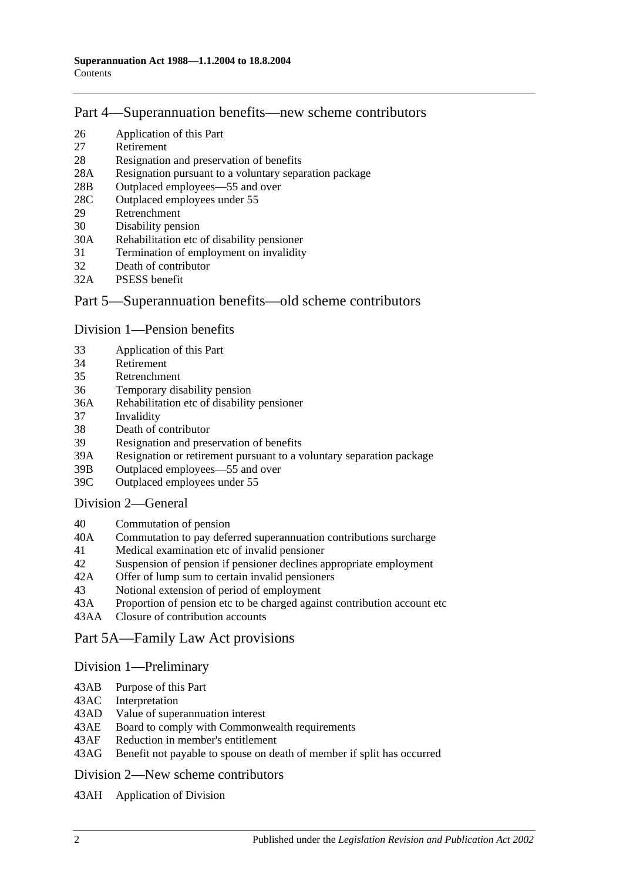## Part 4—Superannuation benefits—new scheme contributors

- 26 Application of this Part
- 27 Retirement
- 28 Resignation and preservation of benefits
- 28A Resignation pursuant to a voluntary separation package
- 28B Outplaced employees—55 and over
- 28C Outplaced employees under 55
- 29 Retrenchment
- 30 Disability pension
- 30A Rehabilitation etc of disability pensioner
- 31 Termination of employment on invalidity
- 32 Death of contributor
- 32A PSESS benefit

## Part 5—Superannuation benefits—old scheme contributors

### Division 1—Pension benefits

- 33 Application of this Part
- 34 Retirement
- 35 Retrenchment
- 36 Temporary disability pension
- 36A Rehabilitation etc of disability pensioner
- 37 Invalidity
- 38 Death of contributor
- 39 Resignation and preservation of benefits
- 39A Resignation or retirement pursuant to a voluntary separation package
- 39B Outplaced employees—55 and over
- 39C Outplaced employees under 55

### Division 2—General

- 40 Commutation of pension
- 40A Commutation to pay deferred superannuation contributions surcharge
- 41 Medical examination etc of invalid pensioner
- 42 Suspension of pension if pensioner declines appropriate employment
- 42A Offer of lump sum to certain invalid pensioners
- 43 Notional extension of period of employment
- 43A Proportion of pension etc to be charged against contribution account etc
- 43AA Closure of contribution accounts

## Part 5A—Family Law Act provisions

### Division 1—Preliminary

- 43AB Purpose of this Part
- 43AC Interpretation
- 43AD Value of superannuation interest
- 43AE Board to comply with Commonwealth requirements
- 43AF Reduction in member's entitlement
- 43AG Benefit not payable to spouse on death of member if split has occurred

### Division 2—New scheme contributors

- 43AH Application of Division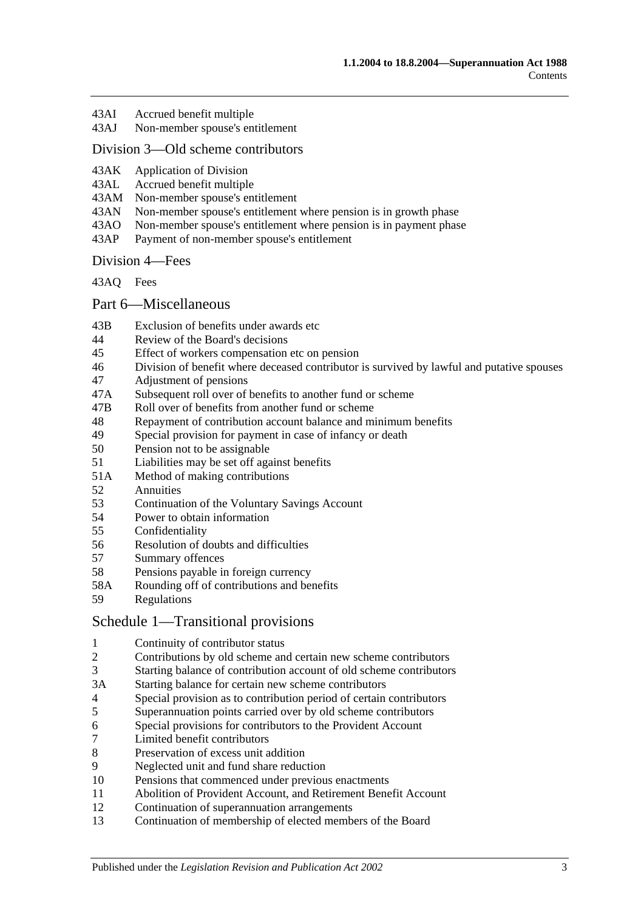43AI Accrued benefit multiple

43AJ Non-member spouse's entitlement

## Division 3—Old scheme contributors

43AK Application of Division

43AL Accrued benefit multiple

43AM Non-member spouse's entitlement

43AN Non-member spouse's entitlement where pension is in growth phase

43AO Non-member spouse's entitlement where pension is in payment phase

43AP Payment of non-member spouse's entitlement

## Division 4—Fees

43AQ Fees

# Part 6—Miscellaneous

43B Exclusion of benefits under awards etc

44 Review of the Board's decisions

45 Effect of workers compensation etc on pension

46 Division of benefit where deceased contributor is survived by lawful and putative spouses

47 Adjustment of pensions

47A Subsequent roll over of benefits to another fund or scheme

47B Roll over of benefits from another fund or scheme

48 Repayment of contribution account balance and minimum benefits

49 Special provision for payment in case of infancy or death

50 Pension not to be assignable

51 Liabilities may be set off against benefits

51A Method of making contributions

52 Annuities

53 Continuation of the Voluntary Savings Account

54 Power to obtain information

55 Confidentiality

56 Resolution of doubts and difficulties

57 Summary offences

58 Pensions payable in foreign currency

58A Rounding off of contributions and benefits

59 Regulations

# Schedule 1—Transitional provisions

1 Continuity of contributor status

2 Contributions by old scheme and certain new scheme contributors

3 Starting balance of contribution account of old scheme contributors

3A Starting balance for certain new scheme contributors

4 Special provision as to contribution period of certain contributors

5 Superannuation points carried over by old scheme contributors

6 Special provisions for contributors to the Provident Account

7 Limited benefit contributors

8 Preservation of excess unit addition

9 Neglected unit and fund share reduction

10 Pensions that commenced under previous enactments

11 Abolition of Provident Account, and Retirement Benefit Account

12 Continuation of superannuation arrangements

13 Continuation of membership of elected members of the Board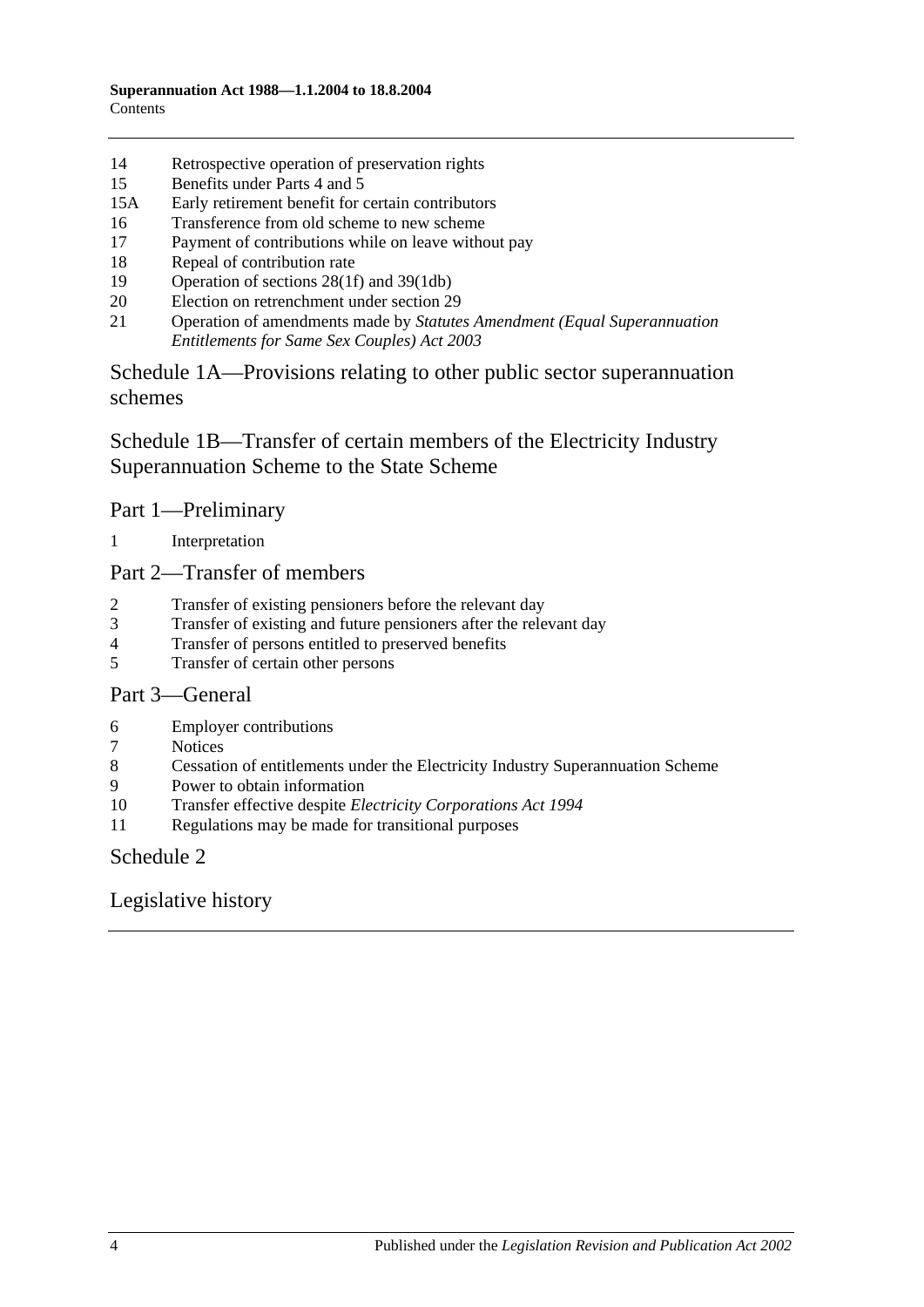14 Retrospective operation of preservation rights
15 Benefits under Parts 4 and 5
15A Early retirement benefit for certain contributors
16 Transference from old scheme to new scheme
17 Payment of contributions while on leave without pay
18 Repeal of contribution rate
19 Operation of sections 28(1f) and 39(1db)
20 Election on retrenchment under section 29
21 Operation of amendments made by *Statutes Amendment (Equal Superannuation Entitlements for Same Sex Couples) Act 2003*

## Schedule 1A—Provisions relating to other public sector superannuation schemes

## Schedule 1B—Transfer of certain members of the Electricity Industry Superannuation Scheme to the State Scheme

### Part 1—Preliminary

1 Interpretation

### Part 2—Transfer of members

2 Transfer of existing pensioners before the relevant day
3 Transfer of existing and future pensioners after the relevant day
4 Transfer of persons entitled to preserved benefits
5 Transfer of certain other persons

### Part 3—General

6 Employer contributions
7 Notices
8 Cessation of entitlements under the Electricity Industry Superannuation Scheme
9 Power to obtain information
10 Transfer effective despite *Electricity Corporations Act 1994*
11 Regulations may be made for transitional purposes

## Schedule 2

## Legislative history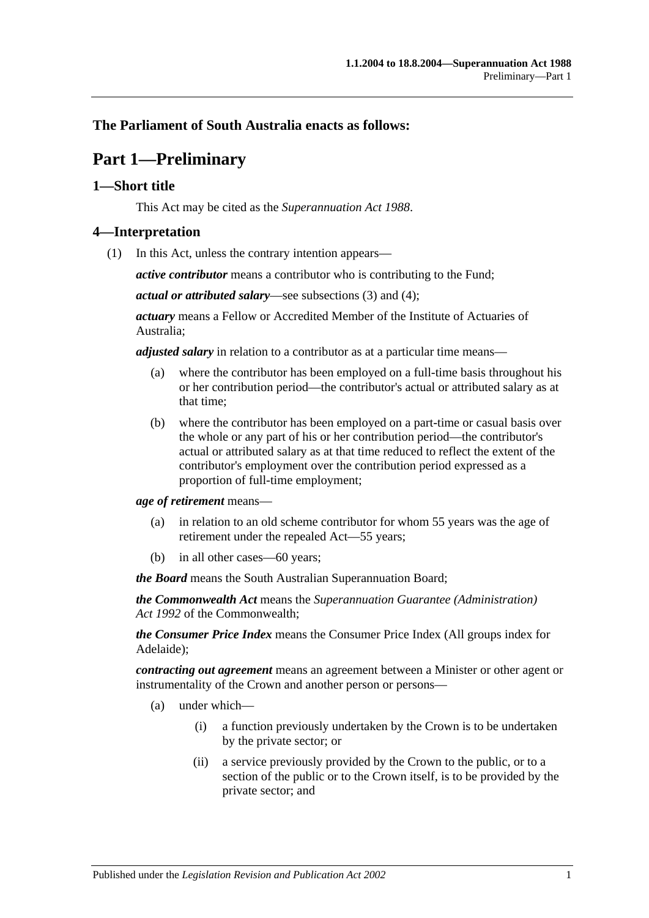**The Parliament of South Australia enacts as follows:**

# Part 1—Preliminary

## 1—Short title

This Act may be cited as the *Superannuation Act 1988*.

## 4—Interpretation

(1) In this Act, unless the contrary intention appears—

***active contributor*** means a contributor who is contributing to the Fund;

***actual or attributed salary***—see subsections (3) and (4);

***actuary*** means a Fellow or Accredited Member of the Institute of Actuaries of Australia;

***adjusted salary*** in relation to a contributor as at a particular time means—

(a) where the contributor has been employed on a full-time basis throughout his or her contribution period—the contributor's actual or attributed salary as at that time;

(b) where the contributor has been employed on a part-time or casual basis over the whole or any part of his or her contribution period—the contributor's actual or attributed salary as at that time reduced to reflect the extent of the contributor's employment over the contribution period expressed as a proportion of full-time employment;

***age of retirement*** means—

(a) in relation to an old scheme contributor for whom 55 years was the age of retirement under the repealed Act—55 years;

(b) in all other cases—60 years;

***the Board*** means the South Australian Superannuation Board;

***the Commonwealth Act*** means the *Superannuation Guarantee (Administration) Act 1992* of the Commonwealth;

***the Consumer Price Index*** means the Consumer Price Index (All groups index for Adelaide);

***contracting out agreement*** means an agreement between a Minister or other agent or instrumentality of the Crown and another person or persons—

(a) under which—

(i) a function previously undertaken by the Crown is to be undertaken by the private sector; or

(ii) a service previously provided by the Crown to the public, or to a section of the public or to the Crown itself, is to be provided by the private sector; and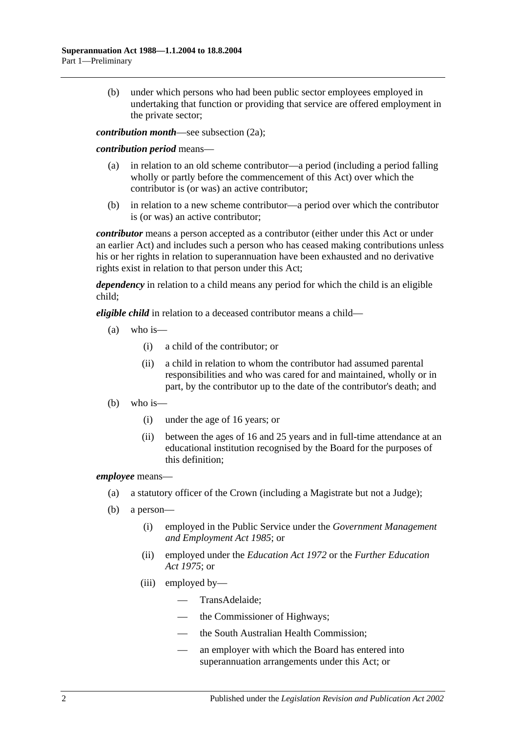(b) under which persons who had been public sector employees employed in undertaking that function or providing that service are offered employment in the private sector;

***contribution month***—see subsection (2a);

***contribution period*** means—

(a) in relation to an old scheme contributor—a period (including a period falling wholly or partly before the commencement of this Act) over which the contributor is (or was) an active contributor;

(b) in relation to a new scheme contributor—a period over which the contributor is (or was) an active contributor;

***contributor*** means a person accepted as a contributor (either under this Act or under an earlier Act) and includes such a person who has ceased making contributions unless his or her rights in relation to superannuation have been exhausted and no derivative rights exist in relation to that person under this Act;

***dependency*** in relation to a child means any period for which the child is an eligible child;

***eligible child*** in relation to a deceased contributor means a child—

(a) who is—

(i) a child of the contributor; or

(ii) a child in relation to whom the contributor had assumed parental responsibilities and who was cared for and maintained, wholly or in part, by the contributor up to the date of the contributor's death; and

(b) who is—

(i) under the age of 16 years; or

(ii) between the ages of 16 and 25 years and in full-time attendance at an educational institution recognised by the Board for the purposes of this definition;

***employee*** means—

(a) a statutory officer of the Crown (including a Magistrate but not a Judge);

(b) a person—

(i) employed in the Public Service under the *Government Management and Employment Act 1985*; or

(ii) employed under the *Education Act 1972* or the *Further Education Act 1975*; or

(iii) employed by—

— TransAdelaide;

— the Commissioner of Highways;

— the South Australian Health Commission;

— an employer with which the Board has entered into superannuation arrangements under this Act; or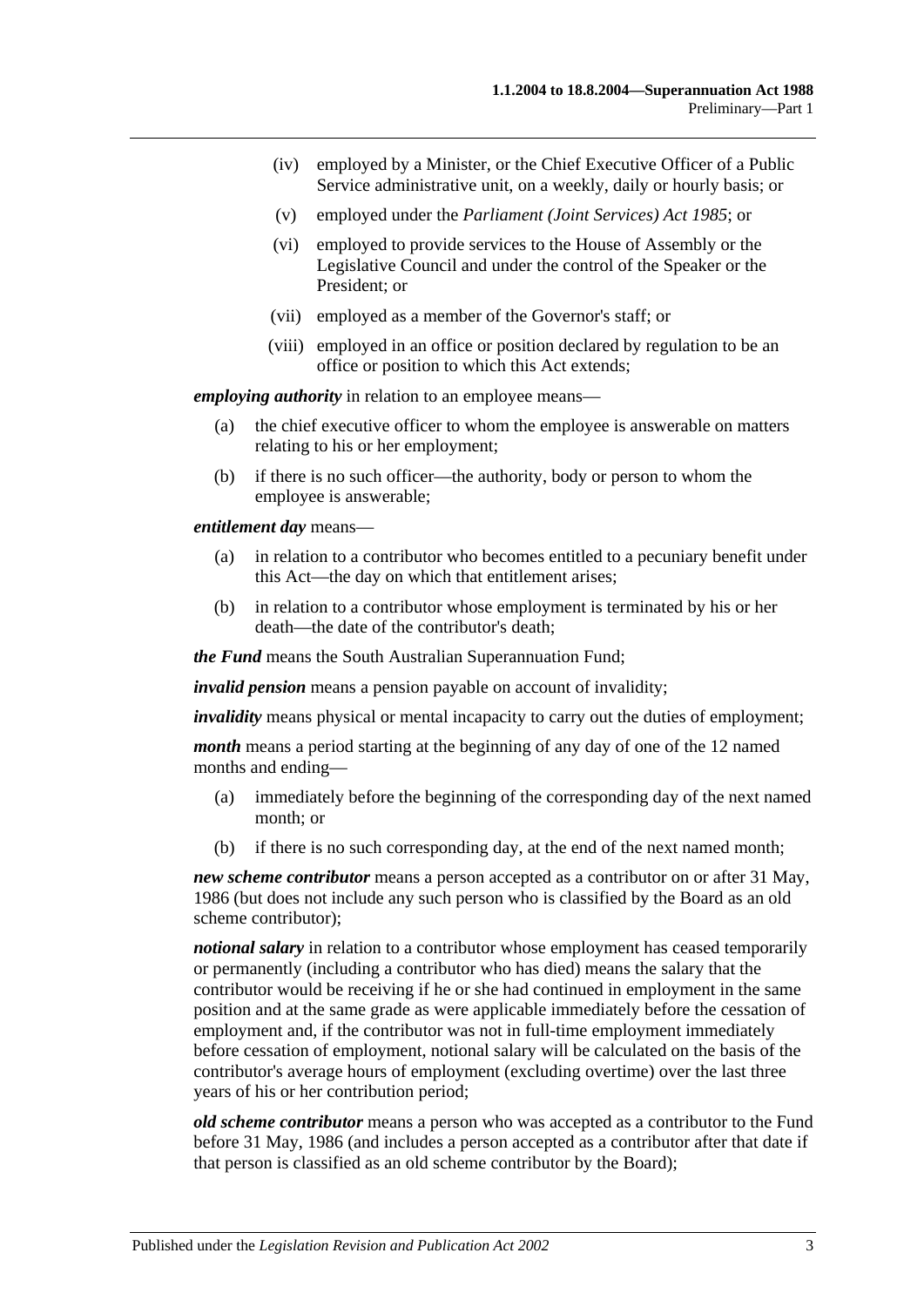- (iv) employed by a Minister, or the Chief Executive Officer of a Public Service administrative unit, on a weekly, daily or hourly basis; or
- (v) employed under the *Parliament (Joint Services) Act 1985*; or
- (vi) employed to provide services to the House of Assembly or the Legislative Council and under the control of the Speaker or the President; or
- (vii) employed as a member of the Governor's staff; or
- (viii) employed in an office or position declared by regulation to be an office or position to which this Act extends;

***employing authority*** in relation to an employee means—

- (a) the chief executive officer to whom the employee is answerable on matters relating to his or her employment;
- (b) if there is no such officer—the authority, body or person to whom the employee is answerable;

***entitlement day*** means—

- (a) in relation to a contributor who becomes entitled to a pecuniary benefit under this Act—the day on which that entitlement arises;
- (b) in relation to a contributor whose employment is terminated by his or her death—the date of the contributor's death;

***the Fund*** means the South Australian Superannuation Fund;

***invalid pension*** means a pension payable on account of invalidity;

***invalidity*** means physical or mental incapacity to carry out the duties of employment;

***month*** means a period starting at the beginning of any day of one of the 12 named months and ending—

- (a) immediately before the beginning of the corresponding day of the next named month; or
- (b) if there is no such corresponding day, at the end of the next named month;

***new scheme contributor*** means a person accepted as a contributor on or after 31 May, 1986 (but does not include any such person who is classified by the Board as an old scheme contributor);

***notional salary*** in relation to a contributor whose employment has ceased temporarily or permanently (including a contributor who has died) means the salary that the contributor would be receiving if he or she had continued in employment in the same position and at the same grade as were applicable immediately before the cessation of employment and, if the contributor was not in full-time employment immediately before cessation of employment, notional salary will be calculated on the basis of the contributor's average hours of employment (excluding overtime) over the last three years of his or her contribution period;

***old scheme contributor*** means a person who was accepted as a contributor to the Fund before 31 May, 1986 (and includes a person accepted as a contributor after that date if that person is classified as an old scheme contributor by the Board);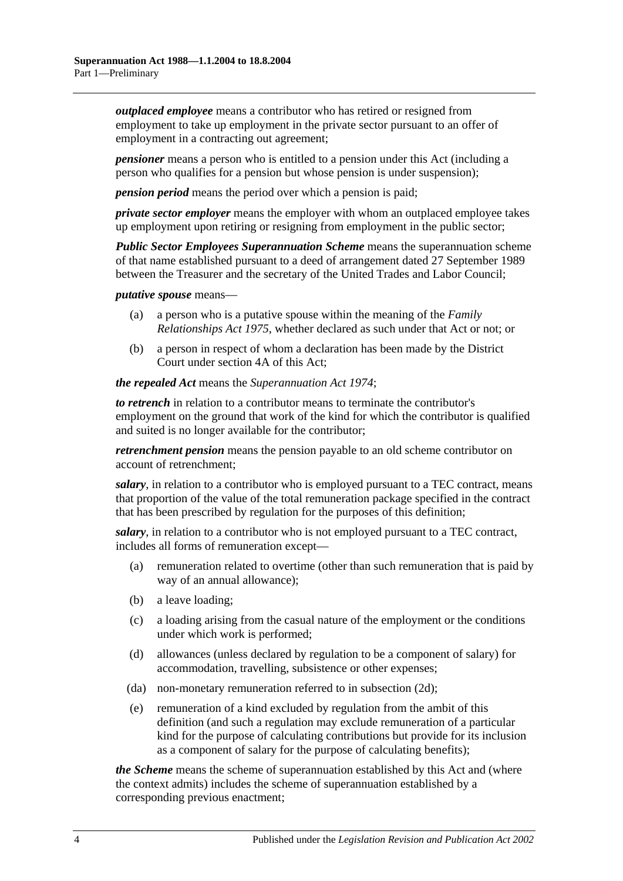***outplaced employee*** means a contributor who has retired or resigned from employment to take up employment in the private sector pursuant to an offer of employment in a contracting out agreement;

***pensioner*** means a person who is entitled to a pension under this Act (including a person who qualifies for a pension but whose pension is under suspension);

***pension period*** means the period over which a pension is paid;

***private sector employer*** means the employer with whom an outplaced employee takes up employment upon retiring or resigning from employment in the public sector;

***Public Sector Employees Superannuation Scheme*** means the superannuation scheme of that name established pursuant to a deed of arrangement dated 27 September 1989 between the Treasurer and the secretary of the United Trades and Labor Council;

***putative spouse*** means—

(a) a person who is a putative spouse within the meaning of the *Family Relationships Act 1975*, whether declared as such under that Act or not; or

(b) a person in respect of whom a declaration has been made by the District Court under section 4A of this Act;

***the repealed Act*** means the *Superannuation Act 1974*;

***to retrench*** in relation to a contributor means to terminate the contributor's employment on the ground that work of the kind for which the contributor is qualified and suited is no longer available for the contributor;

***retrenchment pension*** means the pension payable to an old scheme contributor on account of retrenchment;

***salary***, in relation to a contributor who is employed pursuant to a TEC contract, means that proportion of the value of the total remuneration package specified in the contract that has been prescribed by regulation for the purposes of this definition;

***salary***, in relation to a contributor who is not employed pursuant to a TEC contract, includes all forms of remuneration except—

(a) remuneration related to overtime (other than such remuneration that is paid by way of an annual allowance);

(b) a leave loading;

(c) a loading arising from the casual nature of the employment or the conditions under which work is performed;

(d) allowances (unless declared by regulation to be a component of salary) for accommodation, travelling, subsistence or other expenses;

(da) non-monetary remuneration referred to in subsection (2d);

(e) remuneration of a kind excluded by regulation from the ambit of this definition (and such a regulation may exclude remuneration of a particular kind for the purpose of calculating contributions but provide for its inclusion as a component of salary for the purpose of calculating benefits);

***the Scheme*** means the scheme of superannuation established by this Act and (where the context admits) includes the scheme of superannuation established by a corresponding previous enactment;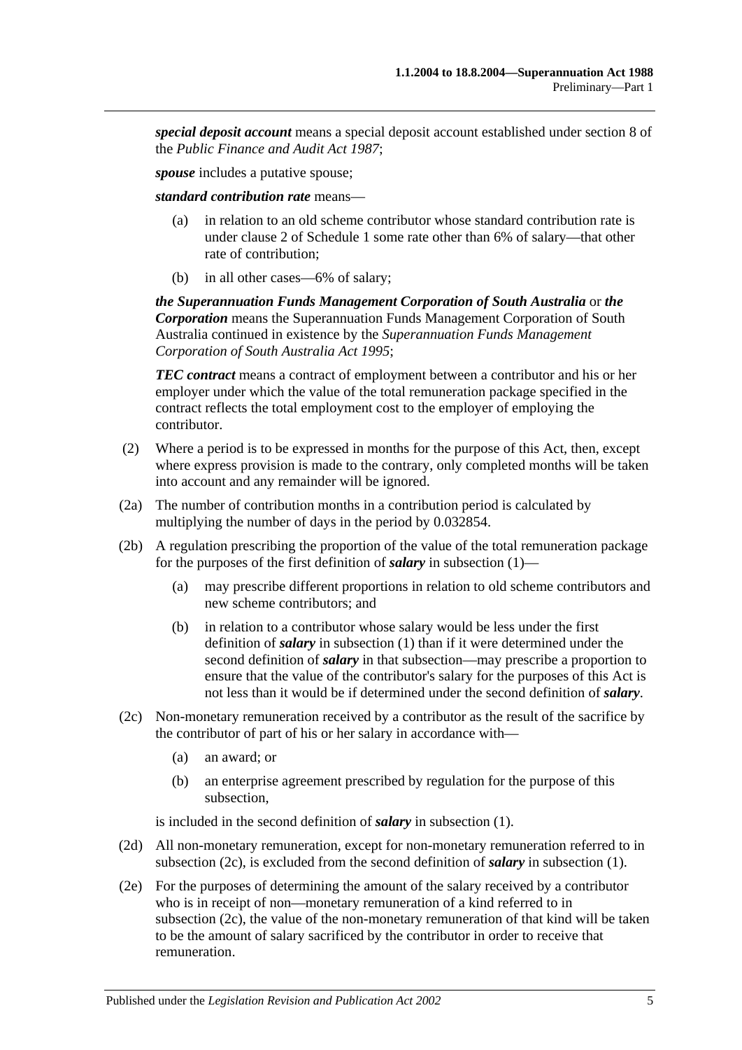***special deposit account*** means a special deposit account established under section 8 of the *Public Finance and Audit Act 1987*;

***spouse*** includes a putative spouse;

***standard contribution rate*** means—

- (a) in relation to an old scheme contributor whose standard contribution rate is under clause 2 of Schedule 1 some rate other than 6% of salary—that other rate of contribution;
- (b) in all other cases—6% of salary;

***the Superannuation Funds Management Corporation of South Australia*** or ***the Corporation*** means the Superannuation Funds Management Corporation of South Australia continued in existence by the *Superannuation Funds Management Corporation of South Australia Act 1995*;

***TEC contract*** means a contract of employment between a contributor and his or her employer under which the value of the total remuneration package specified in the contract reflects the total employment cost to the employer of employing the contributor.

(2) Where a period is to be expressed in months for the purpose of this Act, then, except where express provision is made to the contrary, only completed months will be taken into account and any remainder will be ignored.

(2a) The number of contribution months in a contribution period is calculated by multiplying the number of days in the period by 0.032854.

(2b) A regulation prescribing the proportion of the value of the total remuneration package for the purposes of the first definition of ***salary*** in subsection (1)—

- (a) may prescribe different proportions in relation to old scheme contributors and new scheme contributors; and
- (b) in relation to a contributor whose salary would be less under the first definition of ***salary*** in subsection (1) than if it were determined under the second definition of ***salary*** in that subsection—may prescribe a proportion to ensure that the value of the contributor's salary for the purposes of this Act is not less than it would be if determined under the second definition of ***salary***.

(2c) Non-monetary remuneration received by a contributor as the result of the sacrifice by the contributor of part of his or her salary in accordance with—

- (a) an award; or
- (b) an enterprise agreement prescribed by regulation for the purpose of this subsection,

is included in the second definition of ***salary*** in subsection (1).

(2d) All non-monetary remuneration, except for non-monetary remuneration referred to in subsection (2c), is excluded from the second definition of ***salary*** in subsection (1).

(2e) For the purposes of determining the amount of the salary received by a contributor who is in receipt of non—monetary remuneration of a kind referred to in subsection (2c), the value of the non-monetary remuneration of that kind will be taken to be the amount of salary sacrificed by the contributor in order to receive that remuneration.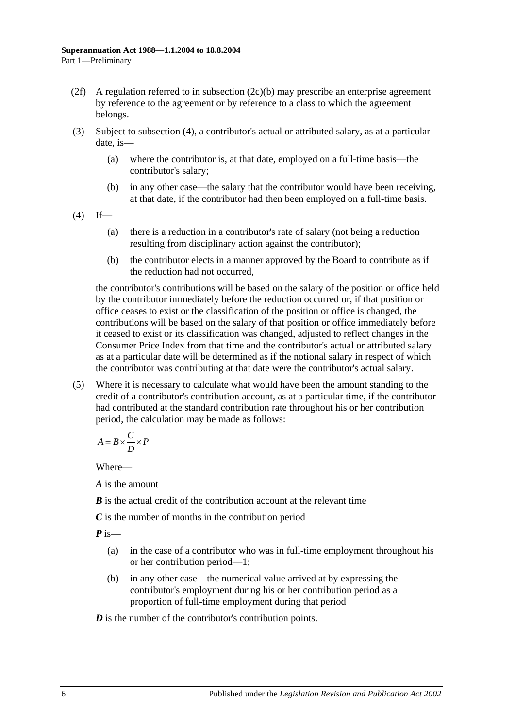(2f) A regulation referred to in subsection (2c)(b) may prescribe an enterprise agreement by reference to the agreement or by reference to a class to which the agreement belongs.

(3) Subject to subsection (4), a contributor's actual or attributed salary, as at a particular date, is—

- (a) where the contributor is, at that date, employed on a full-time basis—the contributor's salary;
- (b) in any other case—the salary that the contributor would have been receiving, at that date, if the contributor had then been employed on a full-time basis.

(4) If—

- (a) there is a reduction in a contributor's rate of salary (not being a reduction resulting from disciplinary action against the contributor);
- (b) the contributor elects in a manner approved by the Board to contribute as if the reduction had not occurred,

the contributor's contributions will be based on the salary of the position or office held by the contributor immediately before the reduction occurred or, if that position or office ceases to exist or the classification of the position or office is changed, the contributions will be based on the salary of that position or office immediately before it ceased to exist or its classification was changed, adjusted to reflect changes in the Consumer Price Index from that time and the contributor's actual or attributed salary as at a particular date will be determined as if the notional salary in respect of which the contributor was contributing at that date were the contributor's actual salary.

(5) Where it is necessary to calculate what would have been the amount standing to the credit of a contributor's contribution account, as at a particular time, if the contributor had contributed at the standard contribution rate throughout his or her contribution period, the calculation may be made as follows:

$$A = B \times \frac{C}{D} \times P$$

Where—

***A*** is the amount

***B*** is the actual credit of the contribution account at the relevant time

***C*** is the number of months in the contribution period

***P*** is—

- (a) in the case of a contributor who was in full-time employment throughout his or her contribution period—1;
- (b) in any other case—the numerical value arrived at by expressing the contributor's employment during his or her contribution period as a proportion of full-time employment during that period

***D*** is the number of the contributor's contribution points.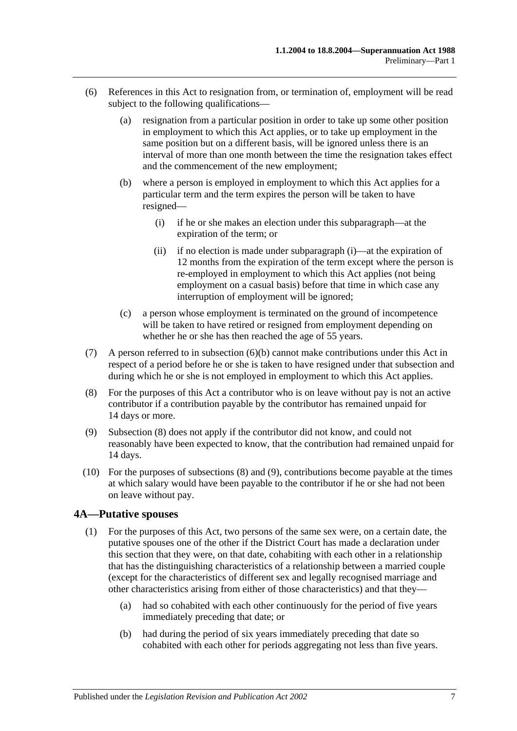(6) References in this Act to resignation from, or termination of, employment will be read subject to the following qualifications—

(a) resignation from a particular position in order to take up some other position in employment to which this Act applies, or to take up employment in the same position but on a different basis, will be ignored unless there is an interval of more than one month between the time the resignation takes effect and the commencement of the new employment;

(b) where a person is employed in employment to which this Act applies for a particular term and the term expires the person will be taken to have resigned—

(i) if he or she makes an election under this subparagraph—at the expiration of the term; or

(ii) if no election is made under subparagraph (i)—at the expiration of 12 months from the expiration of the term except where the person is re-employed in employment to which this Act applies (not being employment on a casual basis) before that time in which case any interruption of employment will be ignored;

(c) a person whose employment is terminated on the ground of incompetence will be taken to have retired or resigned from employment depending on whether he or she has then reached the age of 55 years.

(7) A person referred to in subsection (6)(b) cannot make contributions under this Act in respect of a period before he or she is taken to have resigned under that subsection and during which he or she is not employed in employment to which this Act applies.

(8) For the purposes of this Act a contributor who is on leave without pay is not an active contributor if a contribution payable by the contributor has remained unpaid for 14 days or more.

(9) Subsection (8) does not apply if the contributor did not know, and could not reasonably have been expected to know, that the contribution had remained unpaid for 14 days.

(10) For the purposes of subsections (8) and (9), contributions become payable at the times at which salary would have been payable to the contributor if he or she had not been on leave without pay.

## 4A—Putative spouses

(1) For the purposes of this Act, two persons of the same sex were, on a certain date, the putative spouses one of the other if the District Court has made a declaration under this section that they were, on that date, cohabiting with each other in a relationship that has the distinguishing characteristics of a relationship between a married couple (except for the characteristics of different sex and legally recognised marriage and other characteristics arising from either of those characteristics) and that they—

(a) had so cohabited with each other continuously for the period of five years immediately preceding that date; or

(b) had during the period of six years immediately preceding that date so cohabited with each other for periods aggregating not less than five years.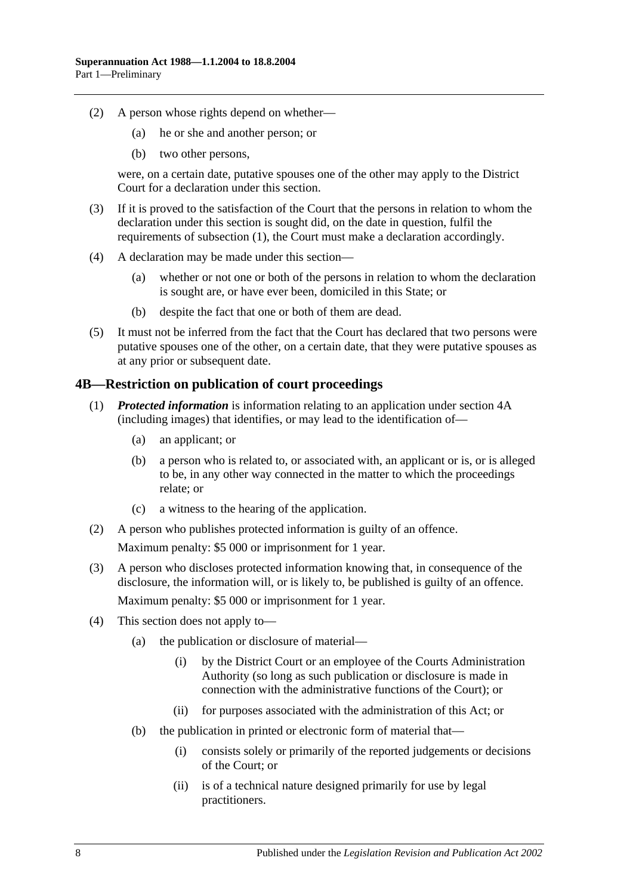(2) A person whose rights depend on whether—

(a) he or she and another person; or

(b) two other persons,

were, on a certain date, putative spouses one of the other may apply to the District Court for a declaration under this section.

(3) If it is proved to the satisfaction of the Court that the persons in relation to whom the declaration under this section is sought did, on the date in question, fulfil the requirements of subsection (1), the Court must make a declaration accordingly.

(4) A declaration may be made under this section—

(a) whether or not one or both of the persons in relation to whom the declaration is sought are, or have ever been, domiciled in this State; or

(b) despite the fact that one or both of them are dead.

(5) It must not be inferred from the fact that the Court has declared that two persons were putative spouses one of the other, on a certain date, that they were putative spouses as at any prior or subsequent date.

## 4B—Restriction on publication of court proceedings

(1) ***Protected information*** is information relating to an application under section 4A (including images) that identifies, or may lead to the identification of—

(a) an applicant; or

(b) a person who is related to, or associated with, an applicant or is, or is alleged to be, in any other way connected in the matter to which the proceedings relate; or

(c) a witness to the hearing of the application.

(2) A person who publishes protected information is guilty of an offence.

Maximum penalty: $5 000 or imprisonment for 1 year.

(3) A person who discloses protected information knowing that, in consequence of the disclosure, the information will, or is likely to, be published is guilty of an offence.

Maximum penalty: $5 000 or imprisonment for 1 year.

(4) This section does not apply to—

(a) the publication or disclosure of material—

(i) by the District Court or an employee of the Courts Administration Authority (so long as such publication or disclosure is made in connection with the administrative functions of the Court); or

(ii) for purposes associated with the administration of this Act; or

(b) the publication in printed or electronic form of material that—

(i) consists solely or primarily of the reported judgements or decisions of the Court; or

(ii) is of a technical nature designed primarily for use by legal practitioners.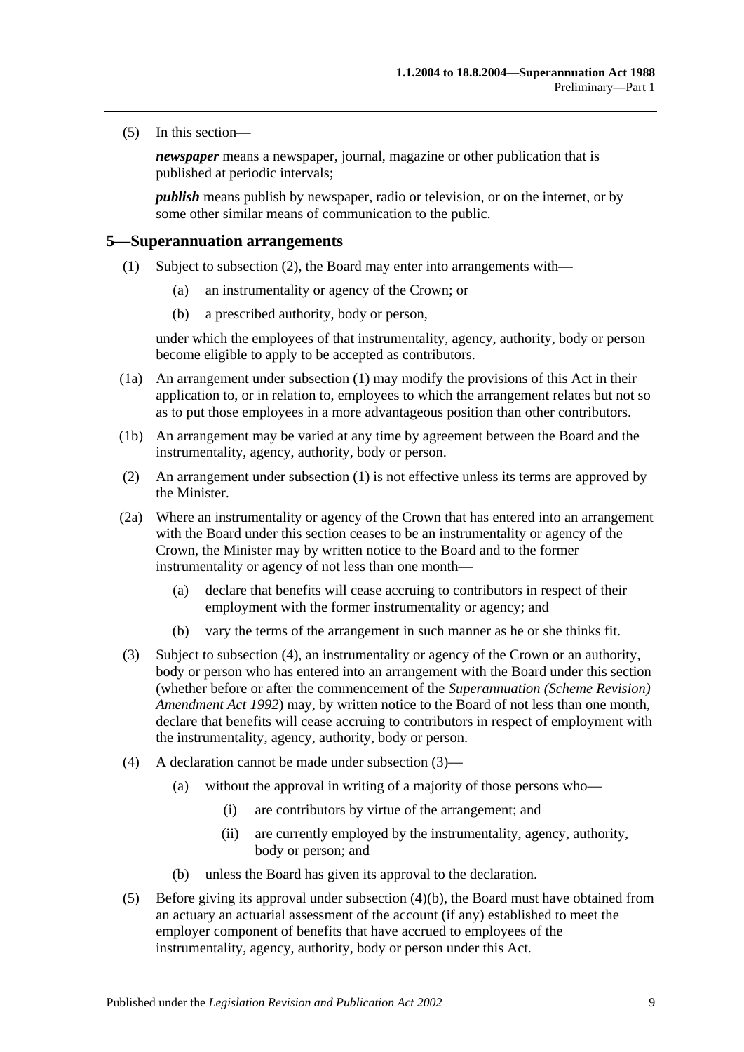(5) In this section—

***newspaper*** means a newspaper, journal, magazine or other publication that is published at periodic intervals;

***publish*** means publish by newspaper, radio or television, or on the internet, or by some other similar means of communication to the public.

## 5—Superannuation arrangements

(1) Subject to subsection (2), the Board may enter into arrangements with—

- (a) an instrumentality or agency of the Crown; or
- (b) a prescribed authority, body or person,

under which the employees of that instrumentality, agency, authority, body or person become eligible to apply to be accepted as contributors.

(1a) An arrangement under subsection (1) may modify the provisions of this Act in their application to, or in relation to, employees to which the arrangement relates but not so as to put those employees in a more advantageous position than other contributors.

(1b) An arrangement may be varied at any time by agreement between the Board and the instrumentality, agency, authority, body or person.

(2) An arrangement under subsection (1) is not effective unless its terms are approved by the Minister.

(2a) Where an instrumentality or agency of the Crown that has entered into an arrangement with the Board under this section ceases to be an instrumentality or agency of the Crown, the Minister may by written notice to the Board and to the former instrumentality or agency of not less than one month—

- (a) declare that benefits will cease accruing to contributors in respect of their employment with the former instrumentality or agency; and
- (b) vary the terms of the arrangement in such manner as he or she thinks fit.

(3) Subject to subsection (4), an instrumentality or agency of the Crown or an authority, body or person who has entered into an arrangement with the Board under this section (whether before or after the commencement of the *Superannuation (Scheme Revision) Amendment Act 1992*) may, by written notice to the Board of not less than one month, declare that benefits will cease accruing to contributors in respect of employment with the instrumentality, agency, authority, body or person.

(4) A declaration cannot be made under subsection (3)—

- (a) without the approval in writing of a majority of those persons who—
  - (i) are contributors by virtue of the arrangement; and
  - (ii) are currently employed by the instrumentality, agency, authority, body or person; and
- (b) unless the Board has given its approval to the declaration.

(5) Before giving its approval under subsection (4)(b), the Board must have obtained from an actuary an actuarial assessment of the account (if any) established to meet the employer component of benefits that have accrued to employees of the instrumentality, agency, authority, body or person under this Act.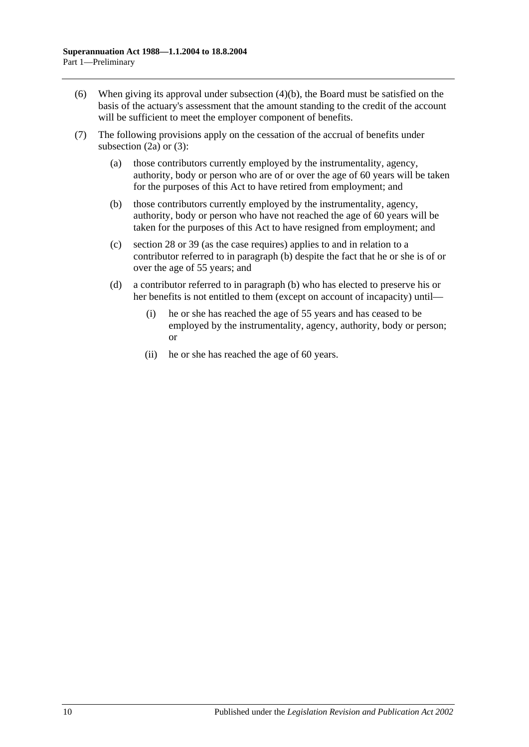(6) When giving its approval under subsection (4)(b), the Board must be satisfied on the basis of the actuary's assessment that the amount standing to the credit of the account will be sufficient to meet the employer component of benefits.

(7) The following provisions apply on the cessation of the accrual of benefits under subsection (2a) or (3):

(a) those contributors currently employed by the instrumentality, agency, authority, body or person who are of or over the age of 60 years will be taken for the purposes of this Act to have retired from employment; and

(b) those contributors currently employed by the instrumentality, agency, authority, body or person who have not reached the age of 60 years will be taken for the purposes of this Act to have resigned from employment; and

(c) section 28 or 39 (as the case requires) applies to and in relation to a contributor referred to in paragraph (b) despite the fact that he or she is of or over the age of 55 years; and

(d) a contributor referred to in paragraph (b) who has elected to preserve his or her benefits is not entitled to them (except on account of incapacity) until—

(i) he or she has reached the age of 55 years and has ceased to be employed by the instrumentality, agency, authority, body or person; or

(ii) he or she has reached the age of 60 years.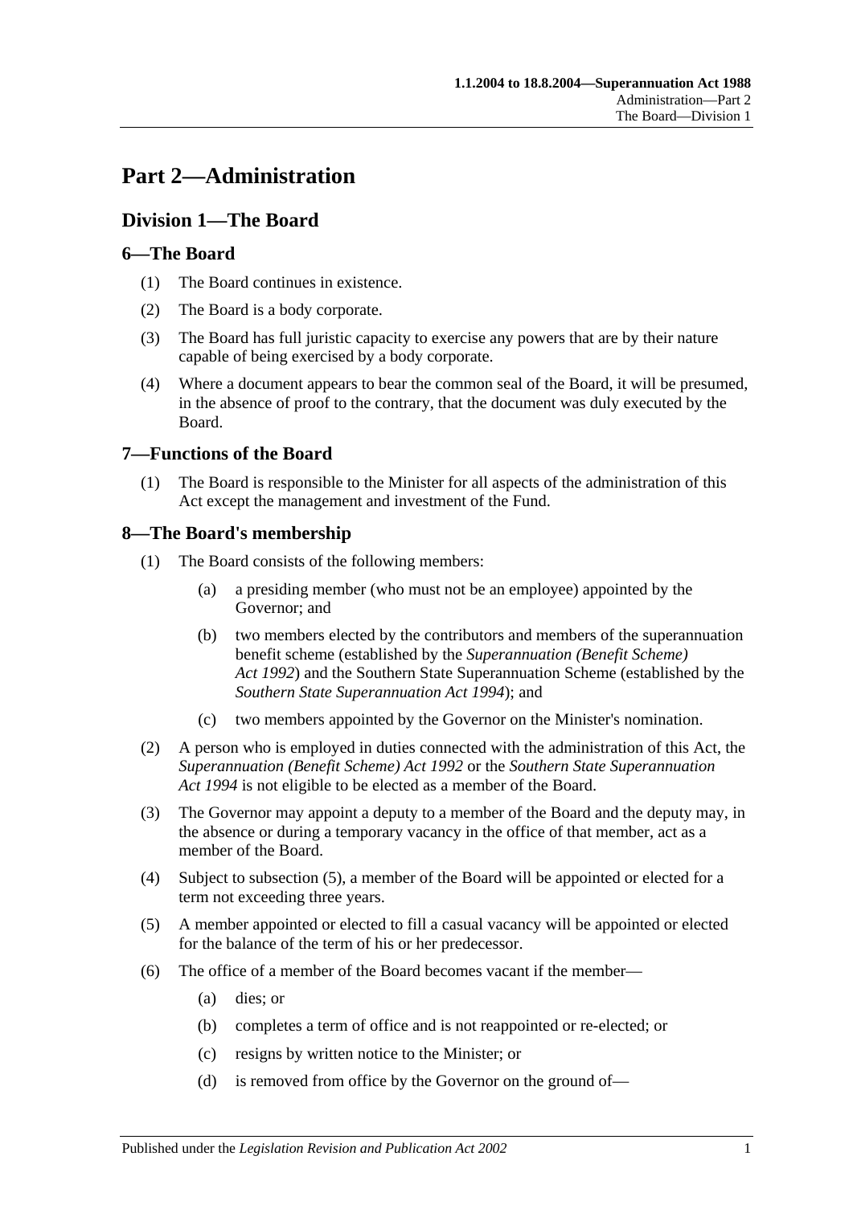# Part 2—Administration

## Division 1—The Board

### 6—The Board

(1) The Board continues in existence.

(2) The Board is a body corporate.

(3) The Board has full juristic capacity to exercise any powers that are by their nature capable of being exercised by a body corporate.

(4) Where a document appears to bear the common seal of the Board, it will be presumed, in the absence of proof to the contrary, that the document was duly executed by the Board.

### 7—Functions of the Board

(1) The Board is responsible to the Minister for all aspects of the administration of this Act except the management and investment of the Fund.

### 8—The Board's membership

(1) The Board consists of the following members:

- (a) a presiding member (who must not be an employee) appointed by the Governor; and
- (b) two members elected by the contributors and members of the superannuation benefit scheme (established by the *Superannuation (Benefit Scheme) Act 1992*) and the Southern State Superannuation Scheme (established by the *Southern State Superannuation Act 1994*); and
- (c) two members appointed by the Governor on the Minister's nomination.

(2) A person who is employed in duties connected with the administration of this Act, the *Superannuation (Benefit Scheme) Act 1992* or the *Southern State Superannuation Act 1994* is not eligible to be elected as a member of the Board.

(3) The Governor may appoint a deputy to a member of the Board and the deputy may, in the absence or during a temporary vacancy in the office of that member, act as a member of the Board.

(4) Subject to subsection (5), a member of the Board will be appointed or elected for a term not exceeding three years.

(5) A member appointed or elected to fill a casual vacancy will be appointed or elected for the balance of the term of his or her predecessor.

(6) The office of a member of the Board becomes vacant if the member—

- (a) dies; or
- (b) completes a term of office and is not reappointed or re-elected; or
- (c) resigns by written notice to the Minister; or
- (d) is removed from office by the Governor on the ground of—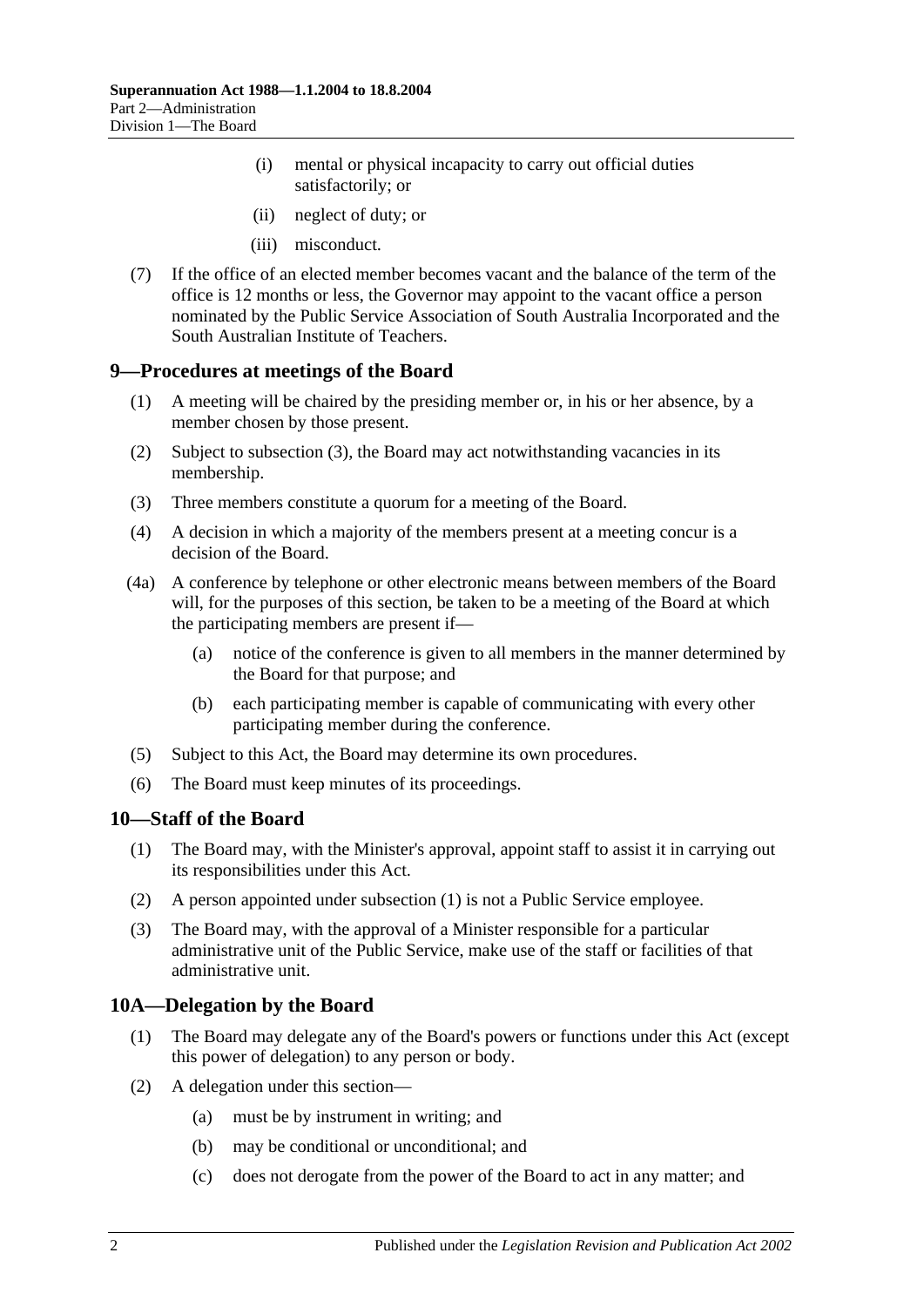- (i) mental or physical incapacity to carry out official duties satisfactorily; or
- (ii) neglect of duty; or
- (iii) misconduct.

(7) If the office of an elected member becomes vacant and the balance of the term of the office is 12 months or less, the Governor may appoint to the vacant office a person nominated by the Public Service Association of South Australia Incorporated and the South Australian Institute of Teachers.

## 9—Procedures at meetings of the Board

(1) A meeting will be chaired by the presiding member or, in his or her absence, by a member chosen by those present.

(2) Subject to subsection (3), the Board may act notwithstanding vacancies in its membership.

(3) Three members constitute a quorum for a meeting of the Board.

(4) A decision in which a majority of the members present at a meeting concur is a decision of the Board.

(4a) A conference by telephone or other electronic means between members of the Board will, for the purposes of this section, be taken to be a meeting of the Board at which the participating members are present if—

- (a) notice of the conference is given to all members in the manner determined by the Board for that purpose; and
- (b) each participating member is capable of communicating with every other participating member during the conference.

(5) Subject to this Act, the Board may determine its own procedures.

(6) The Board must keep minutes of its proceedings.

## 10—Staff of the Board

(1) The Board may, with the Minister's approval, appoint staff to assist it in carrying out its responsibilities under this Act.

(2) A person appointed under subsection (1) is not a Public Service employee.

(3) The Board may, with the approval of a Minister responsible for a particular administrative unit of the Public Service, make use of the staff or facilities of that administrative unit.

## 10A—Delegation by the Board

(1) The Board may delegate any of the Board's powers or functions under this Act (except this power of delegation) to any person or body.

(2) A delegation under this section—

- (a) must be by instrument in writing; and
- (b) may be conditional or unconditional; and
- (c) does not derogate from the power of the Board to act in any matter; and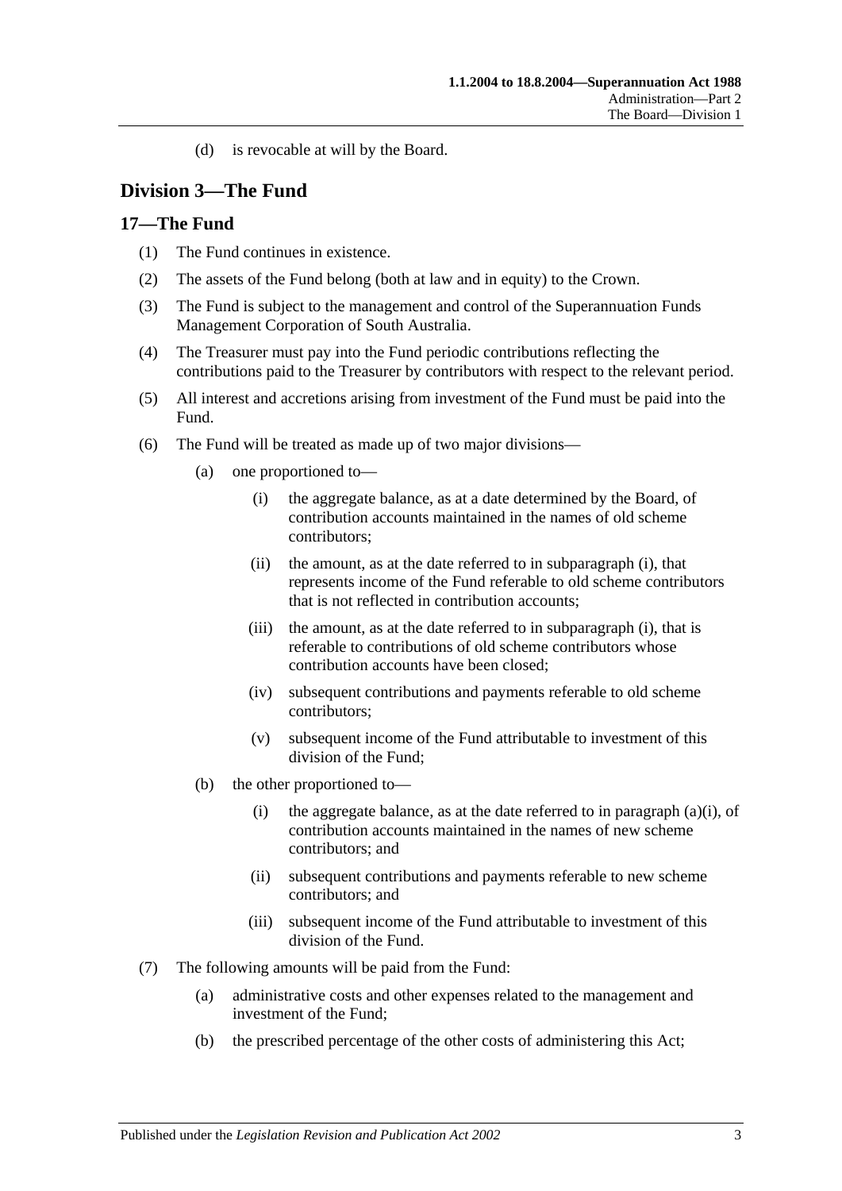(d) is revocable at will by the Board.

## Division 3—The Fund

### 17—The Fund

(1) The Fund continues in existence.

(2) The assets of the Fund belong (both at law and in equity) to the Crown.

(3) The Fund is subject to the management and control of the Superannuation Funds Management Corporation of South Australia.

(4) The Treasurer must pay into the Fund periodic contributions reflecting the contributions paid to the Treasurer by contributors with respect to the relevant period.

(5) All interest and accretions arising from investment of the Fund must be paid into the Fund.

(6) The Fund will be treated as made up of two major divisions—

(a) one proportioned to—

(i) the aggregate balance, as at a date determined by the Board, of contribution accounts maintained in the names of old scheme contributors;

(ii) the amount, as at the date referred to in subparagraph (i), that represents income of the Fund referable to old scheme contributors that is not reflected in contribution accounts;

(iii) the amount, as at the date referred to in subparagraph (i), that is referable to contributions of old scheme contributors whose contribution accounts have been closed;

(iv) subsequent contributions and payments referable to old scheme contributors;

(v) subsequent income of the Fund attributable to investment of this division of the Fund;

(b) the other proportioned to—

(i) the aggregate balance, as at the date referred to in paragraph (a)(i), of contribution accounts maintained in the names of new scheme contributors; and

(ii) subsequent contributions and payments referable to new scheme contributors; and

(iii) subsequent income of the Fund attributable to investment of this division of the Fund.

(7) The following amounts will be paid from the Fund:

(a) administrative costs and other expenses related to the management and investment of the Fund;

(b) the prescribed percentage of the other costs of administering this Act;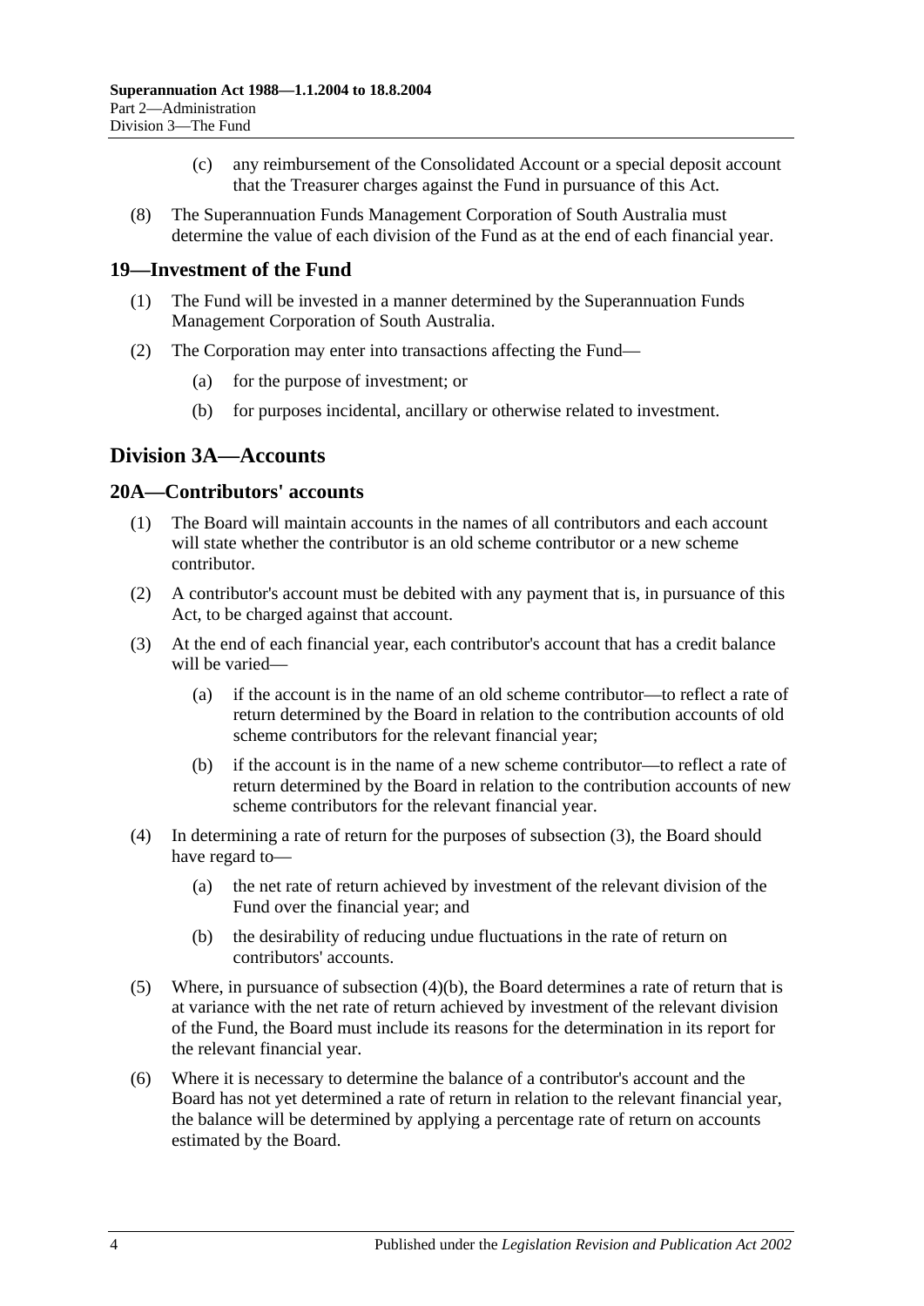(c) any reimbursement of the Consolidated Account or a special deposit account that the Treasurer charges against the Fund in pursuance of this Act.

(8) The Superannuation Funds Management Corporation of South Australia must determine the value of each division of the Fund as at the end of each financial year.

## 19—Investment of the Fund

(1) The Fund will be invested in a manner determined by the Superannuation Funds Management Corporation of South Australia.

(2) The Corporation may enter into transactions affecting the Fund—

(a) for the purpose of investment; or

(b) for purposes incidental, ancillary or otherwise related to investment.

# Division 3A—Accounts

## 20A—Contributors' accounts

(1) The Board will maintain accounts in the names of all contributors and each account will state whether the contributor is an old scheme contributor or a new scheme contributor.

(2) A contributor's account must be debited with any payment that is, in pursuance of this Act, to be charged against that account.

(3) At the end of each financial year, each contributor's account that has a credit balance will be varied—

(a) if the account is in the name of an old scheme contributor—to reflect a rate of return determined by the Board in relation to the contribution accounts of old scheme contributors for the relevant financial year;

(b) if the account is in the name of a new scheme contributor—to reflect a rate of return determined by the Board in relation to the contribution accounts of new scheme contributors for the relevant financial year.

(4) In determining a rate of return for the purposes of subsection (3), the Board should have regard to—

(a) the net rate of return achieved by investment of the relevant division of the Fund over the financial year; and

(b) the desirability of reducing undue fluctuations in the rate of return on contributors' accounts.

(5) Where, in pursuance of subsection (4)(b), the Board determines a rate of return that is at variance with the net rate of return achieved by investment of the relevant division of the Fund, the Board must include its reasons for the determination in its report for the relevant financial year.

(6) Where it is necessary to determine the balance of a contributor's account and the Board has not yet determined a rate of return in relation to the relevant financial year, the balance will be determined by applying a percentage rate of return on accounts estimated by the Board.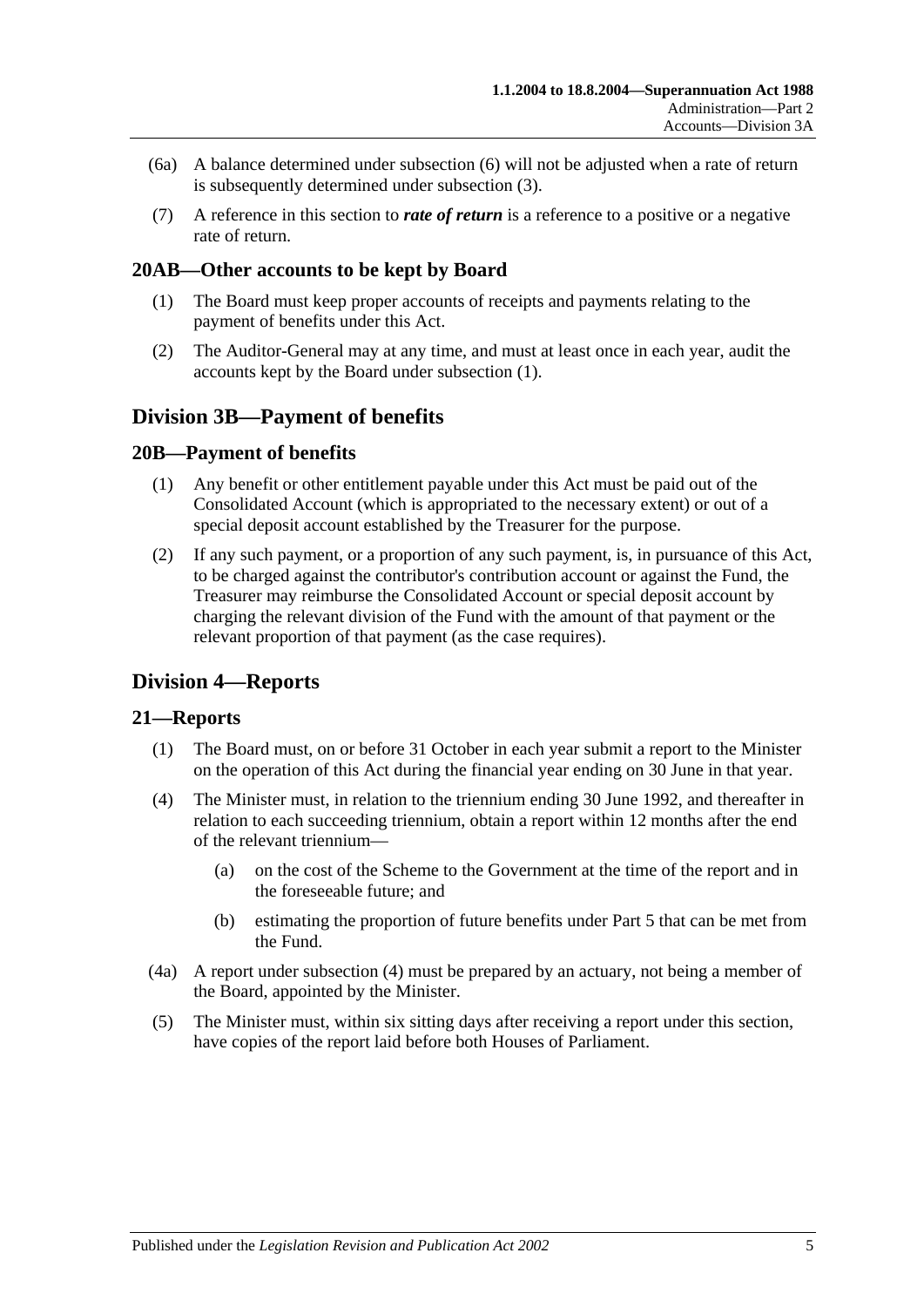(6a) A balance determined under subsection (6) will not be adjusted when a rate of return is subsequently determined under subsection (3).

(7) A reference in this section to ***rate of return*** is a reference to a positive or a negative rate of return.

### 20AB—Other accounts to be kept by Board

(1) The Board must keep proper accounts of receipts and payments relating to the payment of benefits under this Act.

(2) The Auditor-General may at any time, and must at least once in each year, audit the accounts kept by the Board under subsection (1).

## Division 3B—Payment of benefits

### 20B—Payment of benefits

(1) Any benefit or other entitlement payable under this Act must be paid out of the Consolidated Account (which is appropriated to the necessary extent) or out of a special deposit account established by the Treasurer for the purpose.

(2) If any such payment, or a proportion of any such payment, is, in pursuance of this Act, to be charged against the contributor's contribution account or against the Fund, the Treasurer may reimburse the Consolidated Account or special deposit account by charging the relevant division of the Fund with the amount of that payment or the relevant proportion of that payment (as the case requires).

## Division 4—Reports

### 21—Reports

(1) The Board must, on or before 31 October in each year submit a report to the Minister on the operation of this Act during the financial year ending on 30 June in that year.

(4) The Minister must, in relation to the triennium ending 30 June 1992, and thereafter in relation to each succeeding triennium, obtain a report within 12 months after the end of the relevant triennium—

- (a) on the cost of the Scheme to the Government at the time of the report and in the foreseeable future; and
- (b) estimating the proportion of future benefits under Part 5 that can be met from the Fund.

(4a) A report under subsection (4) must be prepared by an actuary, not being a member of the Board, appointed by the Minister.

(5) The Minister must, within six sitting days after receiving a report under this section, have copies of the report laid before both Houses of Parliament.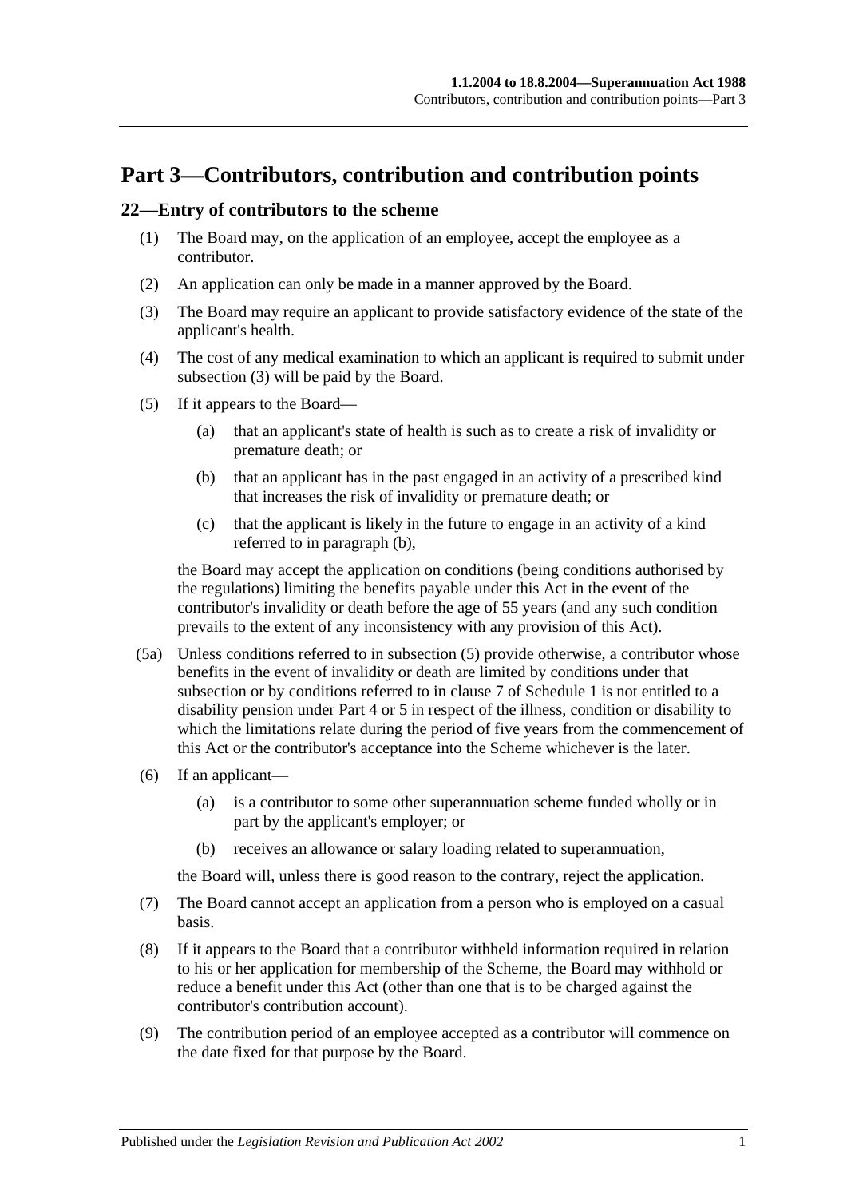# Part 3—Contributors, contribution and contribution points

## 22—Entry of contributors to the scheme

(1) The Board may, on the application of an employee, accept the employee as a contributor.

(2) An application can only be made in a manner approved by the Board.

(3) The Board may require an applicant to provide satisfactory evidence of the state of the applicant's health.

(4) The cost of any medical examination to which an applicant is required to submit under subsection (3) will be paid by the Board.

(5) If it appears to the Board—

(a) that an applicant's state of health is such as to create a risk of invalidity or premature death; or

(b) that an applicant has in the past engaged in an activity of a prescribed kind that increases the risk of invalidity or premature death; or

(c) that the applicant is likely in the future to engage in an activity of a kind referred to in paragraph (b),

the Board may accept the application on conditions (being conditions authorised by the regulations) limiting the benefits payable under this Act in the event of the contributor's invalidity or death before the age of 55 years (and any such condition prevails to the extent of any inconsistency with any provision of this Act).

(5a) Unless conditions referred to in subsection (5) provide otherwise, a contributor whose benefits in the event of invalidity or death are limited by conditions under that subsection or by conditions referred to in clause 7 of Schedule 1 is not entitled to a disability pension under Part 4 or 5 in respect of the illness, condition or disability to which the limitations relate during the period of five years from the commencement of this Act or the contributor's acceptance into the Scheme whichever is the later.

(6) If an applicant—

(a) is a contributor to some other superannuation scheme funded wholly or in part by the applicant's employer; or

(b) receives an allowance or salary loading related to superannuation,

the Board will, unless there is good reason to the contrary, reject the application.

(7) The Board cannot accept an application from a person who is employed on a casual basis.

(8) If it appears to the Board that a contributor withheld information required in relation to his or her application for membership of the Scheme, the Board may withhold or reduce a benefit under this Act (other than one that is to be charged against the contributor's contribution account).

(9) The contribution period of an employee accepted as a contributor will commence on the date fixed for that purpose by the Board.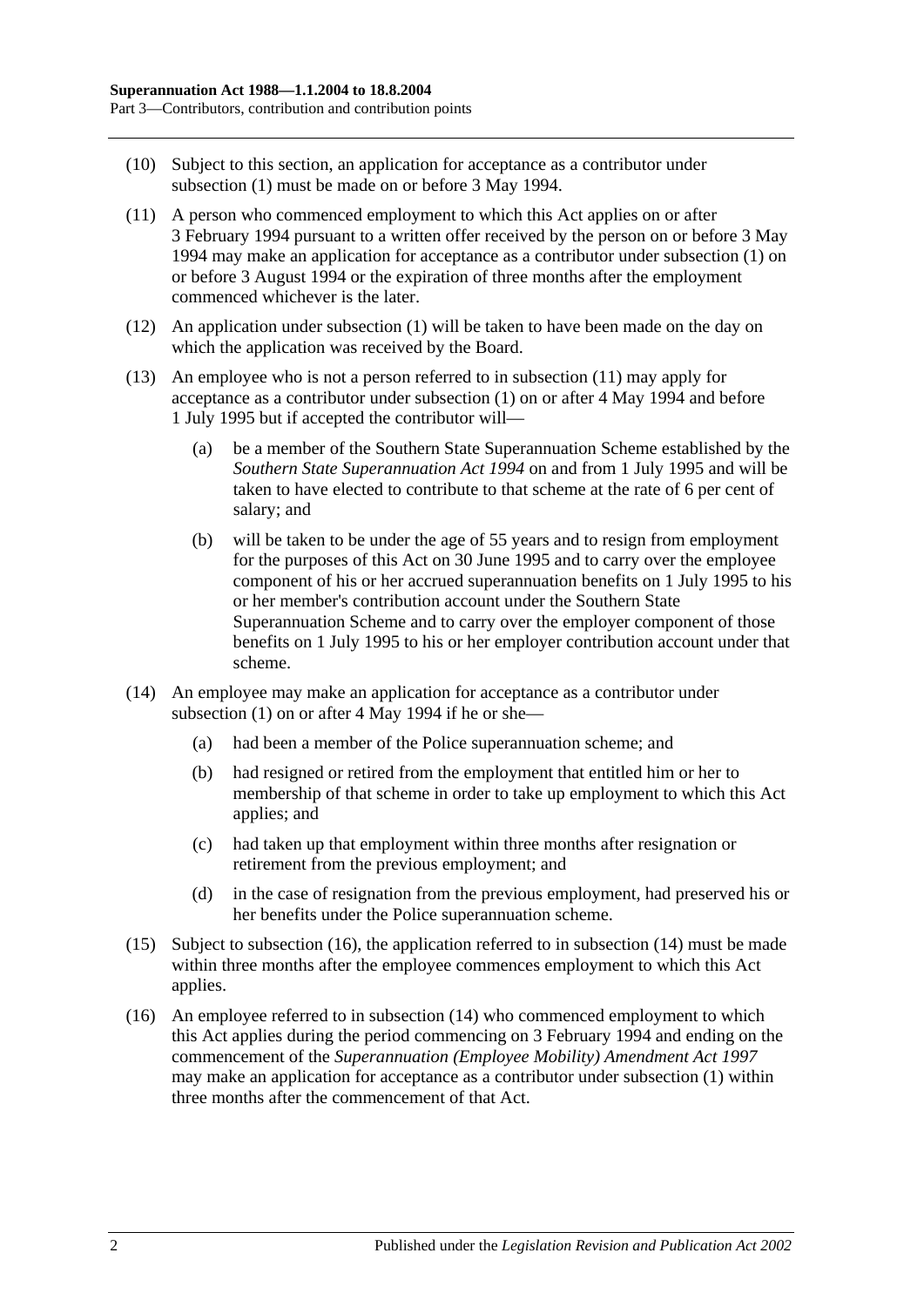(10) Subject to this section, an application for acceptance as a contributor under subsection (1) must be made on or before 3 May 1994.

(11) A person who commenced employment to which this Act applies on or after 3 February 1994 pursuant to a written offer received by the person on or before 3 May 1994 may make an application for acceptance as a contributor under subsection (1) on or before 3 August 1994 or the expiration of three months after the employment commenced whichever is the later.

(12) An application under subsection (1) will be taken to have been made on the day on which the application was received by the Board.

(13) An employee who is not a person referred to in subsection (11) may apply for acceptance as a contributor under subsection (1) on or after 4 May 1994 and before 1 July 1995 but if accepted the contributor will—

(a) be a member of the Southern State Superannuation Scheme established by the *Southern State Superannuation Act 1994* on and from 1 July 1995 and will be taken to have elected to contribute to that scheme at the rate of 6 per cent of salary; and

(b) will be taken to be under the age of 55 years and to resign from employment for the purposes of this Act on 30 June 1995 and to carry over the employee component of his or her accrued superannuation benefits on 1 July 1995 to his or her member's contribution account under the Southern State Superannuation Scheme and to carry over the employer component of those benefits on 1 July 1995 to his or her employer contribution account under that scheme.

(14) An employee may make an application for acceptance as a contributor under subsection (1) on or after 4 May 1994 if he or she—

(a) had been a member of the Police superannuation scheme; and

(b) had resigned or retired from the employment that entitled him or her to membership of that scheme in order to take up employment to which this Act applies; and

(c) had taken up that employment within three months after resignation or retirement from the previous employment; and

(d) in the case of resignation from the previous employment, had preserved his or her benefits under the Police superannuation scheme.

(15) Subject to subsection (16), the application referred to in subsection (14) must be made within three months after the employee commences employment to which this Act applies.

(16) An employee referred to in subsection (14) who commenced employment to which this Act applies during the period commencing on 3 February 1994 and ending on the commencement of the *Superannuation (Employee Mobility) Amendment Act 1997* may make an application for acceptance as a contributor under subsection (1) within three months after the commencement of that Act.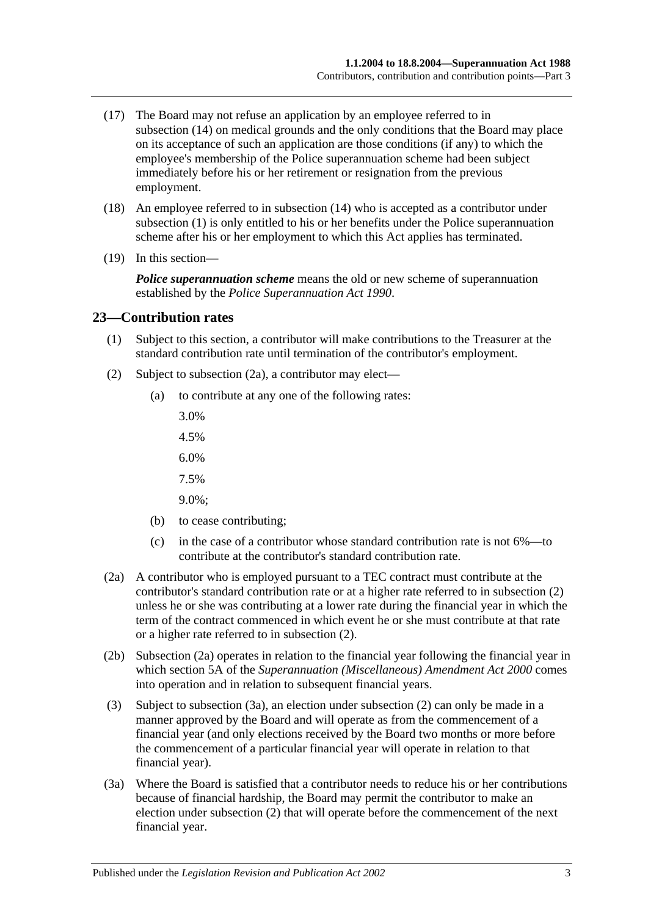(17) The Board may not refuse an application by an employee referred to in subsection (14) on medical grounds and the only conditions that the Board may place on its acceptance of such an application are those conditions (if any) to which the employee's membership of the Police superannuation scheme had been subject immediately before his or her retirement or resignation from the previous employment.

(18) An employee referred to in subsection (14) who is accepted as a contributor under subsection (1) is only entitled to his or her benefits under the Police superannuation scheme after his or her employment to which this Act applies has terminated.

(19) In this section—

***Police superannuation scheme*** means the old or new scheme of superannuation established by the *Police Superannuation Act 1990*.

## 23—Contribution rates

(1) Subject to this section, a contributor will make contributions to the Treasurer at the standard contribution rate until termination of the contributor's employment.

(2) Subject to subsection (2a), a contributor may elect—

(a) to contribute at any one of the following rates:

3.0%

4.5%

6.0%

7.5%

9.0%;

(b) to cease contributing;

(c) in the case of a contributor whose standard contribution rate is not 6%—to contribute at the contributor's standard contribution rate.

(2a) A contributor who is employed pursuant to a TEC contract must contribute at the contributor's standard contribution rate or at a higher rate referred to in subsection (2) unless he or she was contributing at a lower rate during the financial year in which the term of the contract commenced in which event he or she must contribute at that rate or a higher rate referred to in subsection (2).

(2b) Subsection (2a) operates in relation to the financial year following the financial year in which section 5A of the *Superannuation (Miscellaneous) Amendment Act 2000* comes into operation and in relation to subsequent financial years.

(3) Subject to subsection (3a), an election under subsection (2) can only be made in a manner approved by the Board and will operate as from the commencement of a financial year (and only elections received by the Board two months or more before the commencement of a particular financial year will operate in relation to that financial year).

(3a) Where the Board is satisfied that a contributor needs to reduce his or her contributions because of financial hardship, the Board may permit the contributor to make an election under subsection (2) that will operate before the commencement of the next financial year.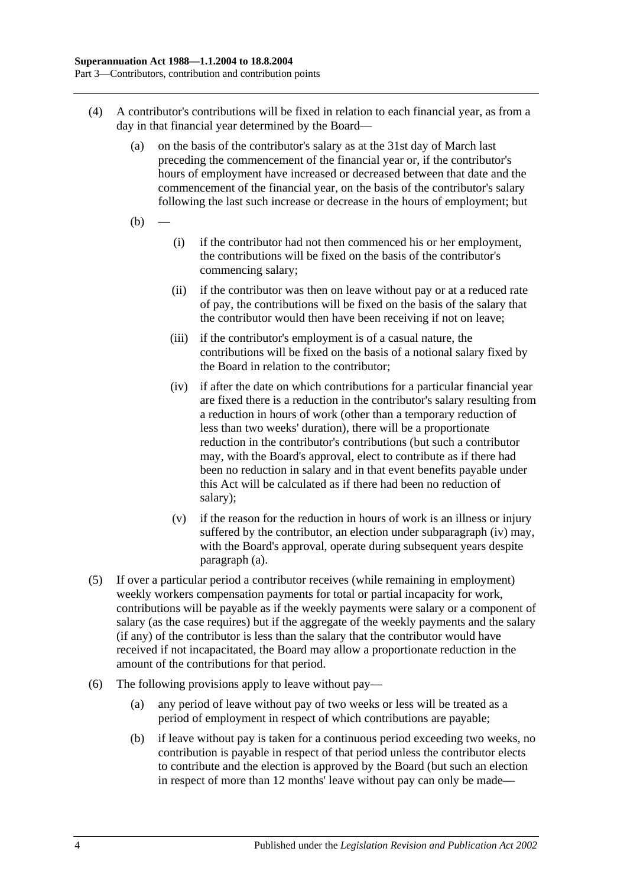(4) A contributor's contributions will be fixed in relation to each financial year, as from a day in that financial year determined by the Board—

(a) on the basis of the contributor's salary as at the 31st day of March last preceding the commencement of the financial year or, if the contributor's hours of employment have increased or decreased between that date and the commencement of the financial year, on the basis of the contributor's salary following the last such increase or decrease in the hours of employment; but

(b) —

(i) if the contributor had not then commenced his or her employment, the contributions will be fixed on the basis of the contributor's commencing salary;

(ii) if the contributor was then on leave without pay or at a reduced rate of pay, the contributions will be fixed on the basis of the salary that the contributor would then have been receiving if not on leave;

(iii) if the contributor's employment is of a casual nature, the contributions will be fixed on the basis of a notional salary fixed by the Board in relation to the contributor;

(iv) if after the date on which contributions for a particular financial year are fixed there is a reduction in the contributor's salary resulting from a reduction in hours of work (other than a temporary reduction of less than two weeks' duration), there will be a proportionate reduction in the contributor's contributions (but such a contributor may, with the Board's approval, elect to contribute as if there had been no reduction in salary and in that event benefits payable under this Act will be calculated as if there had been no reduction of salary);

(v) if the reason for the reduction in hours of work is an illness or injury suffered by the contributor, an election under subparagraph (iv) may, with the Board's approval, operate during subsequent years despite paragraph (a).

(5) If over a particular period a contributor receives (while remaining in employment) weekly workers compensation payments for total or partial incapacity for work, contributions will be payable as if the weekly payments were salary or a component of salary (as the case requires) but if the aggregate of the weekly payments and the salary (if any) of the contributor is less than the salary that the contributor would have received if not incapacitated, the Board may allow a proportionate reduction in the amount of the contributions for that period.

(6) The following provisions apply to leave without pay—

(a) any period of leave without pay of two weeks or less will be treated as a period of employment in respect of which contributions are payable;

(b) if leave without pay is taken for a continuous period exceeding two weeks, no contribution is payable in respect of that period unless the contributor elects to contribute and the election is approved by the Board (but such an election in respect of more than 12 months' leave without pay can only be made—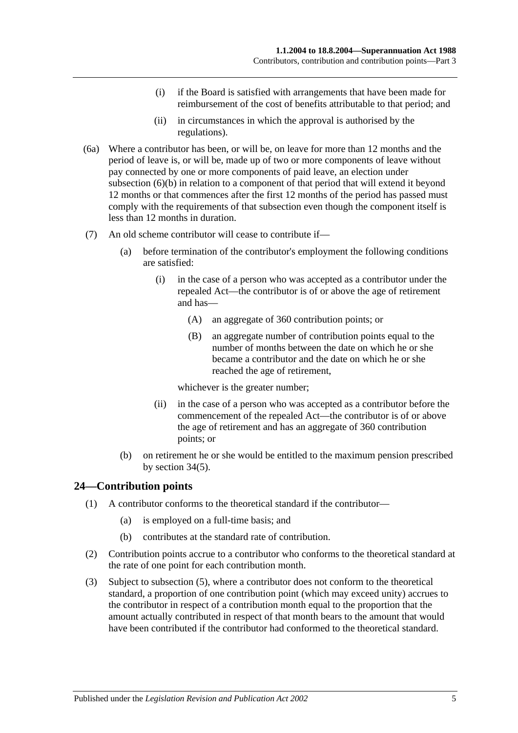(i) if the Board is satisfied with arrangements that have been made for reimbursement of the cost of benefits attributable to that period; and

(ii) in circumstances in which the approval is authorised by the regulations).

(6a) Where a contributor has been, or will be, on leave for more than 12 months and the period of leave is, or will be, made up of two or more components of leave without pay connected by one or more components of paid leave, an election under subsection (6)(b) in relation to a component of that period that will extend it beyond 12 months or that commences after the first 12 months of the period has passed must comply with the requirements of that subsection even though the component itself is less than 12 months in duration.

(7) An old scheme contributor will cease to contribute if—

(a) before termination of the contributor's employment the following conditions are satisfied:

(i) in the case of a person who was accepted as a contributor under the repealed Act—the contributor is of or above the age of retirement and has—

(A) an aggregate of 360 contribution points; or

(B) an aggregate number of contribution points equal to the number of months between the date on which he or she became a contributor and the date on which he or she reached the age of retirement,

whichever is the greater number;

(ii) in the case of a person who was accepted as a contributor before the commencement of the repealed Act—the contributor is of or above the age of retirement and has an aggregate of 360 contribution points; or

(b) on retirement he or she would be entitled to the maximum pension prescribed by section 34(5).

## 24—Contribution points

(1) A contributor conforms to the theoretical standard if the contributor—

(a) is employed on a full-time basis; and

(b) contributes at the standard rate of contribution.

(2) Contribution points accrue to a contributor who conforms to the theoretical standard at the rate of one point for each contribution month.

(3) Subject to subsection (5), where a contributor does not conform to the theoretical standard, a proportion of one contribution point (which may exceed unity) accrues to the contributor in respect of a contribution month equal to the proportion that the amount actually contributed in respect of that month bears to the amount that would have been contributed if the contributor had conformed to the theoretical standard.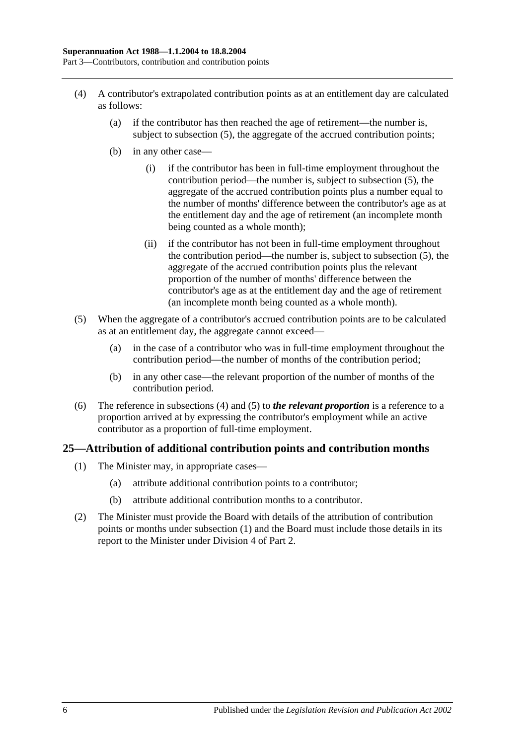(4) A contributor's extrapolated contribution points as at an entitlement day are calculated as follows:

(a) if the contributor has then reached the age of retirement—the number is, subject to subsection (5), the aggregate of the accrued contribution points;

(b) in any other case—

(i) if the contributor has been in full-time employment throughout the contribution period—the number is, subject to subsection (5), the aggregate of the accrued contribution points plus a number equal to the number of months' difference between the contributor's age as at the entitlement day and the age of retirement (an incomplete month being counted as a whole month);

(ii) if the contributor has not been in full-time employment throughout the contribution period—the number is, subject to subsection (5), the aggregate of the accrued contribution points plus the relevant proportion of the number of months' difference between the contributor's age as at the entitlement day and the age of retirement (an incomplete month being counted as a whole month).

(5) When the aggregate of a contributor's accrued contribution points are to be calculated as at an entitlement day, the aggregate cannot exceed—

(a) in the case of a contributor who was in full-time employment throughout the contribution period—the number of months of the contribution period;

(b) in any other case—the relevant proportion of the number of months of the contribution period.

(6) The reference in subsections (4) and (5) to ***the relevant proportion*** is a reference to a proportion arrived at by expressing the contributor's employment while an active contributor as a proportion of full-time employment.

## 25—Attribution of additional contribution points and contribution months

(1) The Minister may, in appropriate cases—

(a) attribute additional contribution points to a contributor;

(b) attribute additional contribution months to a contributor.

(2) The Minister must provide the Board with details of the attribution of contribution points or months under subsection (1) and the Board must include those details in its report to the Minister under Division 4 of Part 2.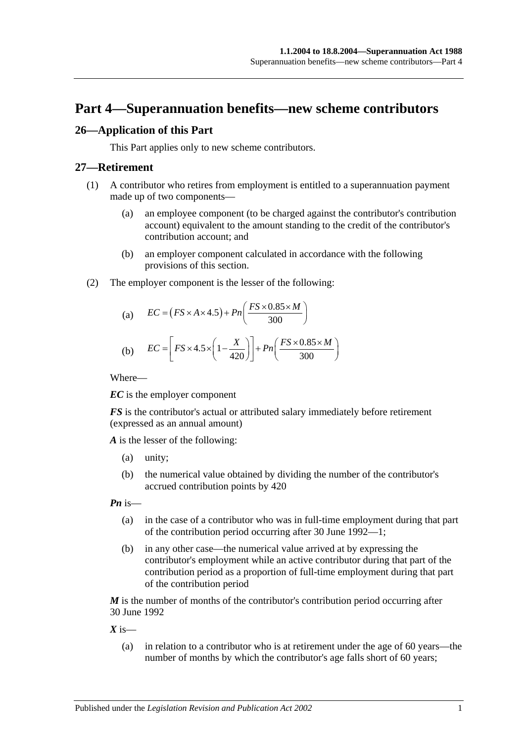# Part 4—Superannuation benefits—new scheme contributors

## 26—Application of this Part

This Part applies only to new scheme contributors.

## 27—Retirement

(1) A contributor who retires from employment is entitled to a superannuation payment made up of two components—

(a) an employee component (to be charged against the contributor's contribution account) equivalent to the amount standing to the credit of the contributor's contribution account; and

(b) an employer component calculated in accordance with the following provisions of this section.

(2) The employer component is the lesser of the following:

(a) $$EC = \left(FS \times A \times 4.5\right) + Pn\left(\frac{FS \times 0.85 \times M}{300}\right)$$

(b) $$EC = \left[FS \times 4.5 \times \left(1 - \frac{X}{420}\right)\right] + Pn\left(\frac{FS \times 0.85 \times M}{300}\right)$$

Where—

***EC*** is the employer component

***FS*** is the contributor's actual or attributed salary immediately before retirement (expressed as an annual amount)

***A*** is the lesser of the following:

(a) unity;

(b) the numerical value obtained by dividing the number of the contributor's accrued contribution points by 420

***Pn*** is—

(a) in the case of a contributor who was in full-time employment during that part of the contribution period occurring after 30 June 1992—1;

(b) in any other case—the numerical value arrived at by expressing the contributor's employment while an active contributor during that part of the contribution period as a proportion of full-time employment during that part of the contribution period

***M*** is the number of months of the contributor's contribution period occurring after 30 June 1992

***X*** is—

(a) in relation to a contributor who is at retirement under the age of 60 years—the number of months by which the contributor's age falls short of 60 years;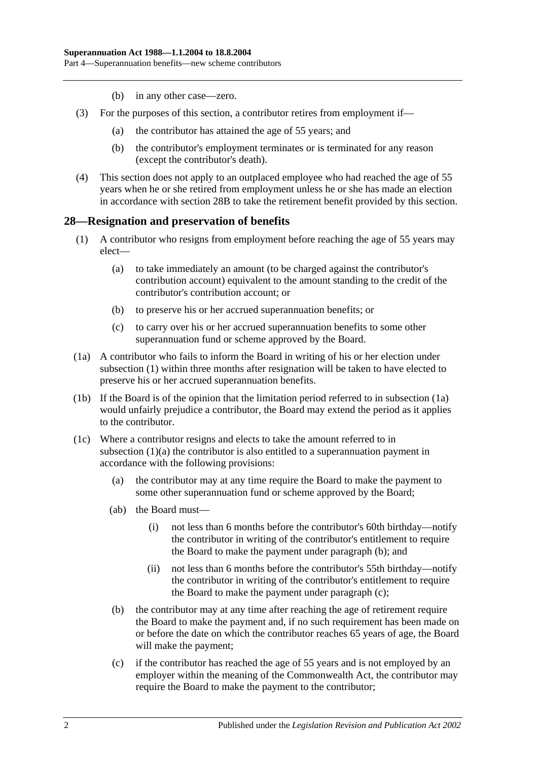(b) in any other case—zero.

(3) For the purposes of this section, a contributor retires from employment if—

(a) the contributor has attained the age of 55 years; and

(b) the contributor's employment terminates or is terminated for any reason (except the contributor's death).

(4) This section does not apply to an outplaced employee who had reached the age of 55 years when he or she retired from employment unless he or she has made an election in accordance with section 28B to take the retirement benefit provided by this section.

## 28—Resignation and preservation of benefits

(1) A contributor who resigns from employment before reaching the age of 55 years may elect—

(a) to take immediately an amount (to be charged against the contributor's contribution account) equivalent to the amount standing to the credit of the contributor's contribution account; or

(b) to preserve his or her accrued superannuation benefits; or

(c) to carry over his or her accrued superannuation benefits to some other superannuation fund or scheme approved by the Board.

(1a) A contributor who fails to inform the Board in writing of his or her election under subsection (1) within three months after resignation will be taken to have elected to preserve his or her accrued superannuation benefits.

(1b) If the Board is of the opinion that the limitation period referred to in subsection (1a) would unfairly prejudice a contributor, the Board may extend the period as it applies to the contributor.

(1c) Where a contributor resigns and elects to take the amount referred to in subsection (1)(a) the contributor is also entitled to a superannuation payment in accordance with the following provisions:

(a) the contributor may at any time require the Board to make the payment to some other superannuation fund or scheme approved by the Board;

(ab) the Board must—

(i) not less than 6 months before the contributor's 60th birthday—notify the contributor in writing of the contributor's entitlement to require the Board to make the payment under paragraph (b); and

(ii) not less than 6 months before the contributor's 55th birthday—notify the contributor in writing of the contributor's entitlement to require the Board to make the payment under paragraph (c);

(b) the contributor may at any time after reaching the age of retirement require the Board to make the payment and, if no such requirement has been made on or before the date on which the contributor reaches 65 years of age, the Board will make the payment;

(c) if the contributor has reached the age of 55 years and is not employed by an employer within the meaning of the Commonwealth Act, the contributor may require the Board to make the payment to the contributor;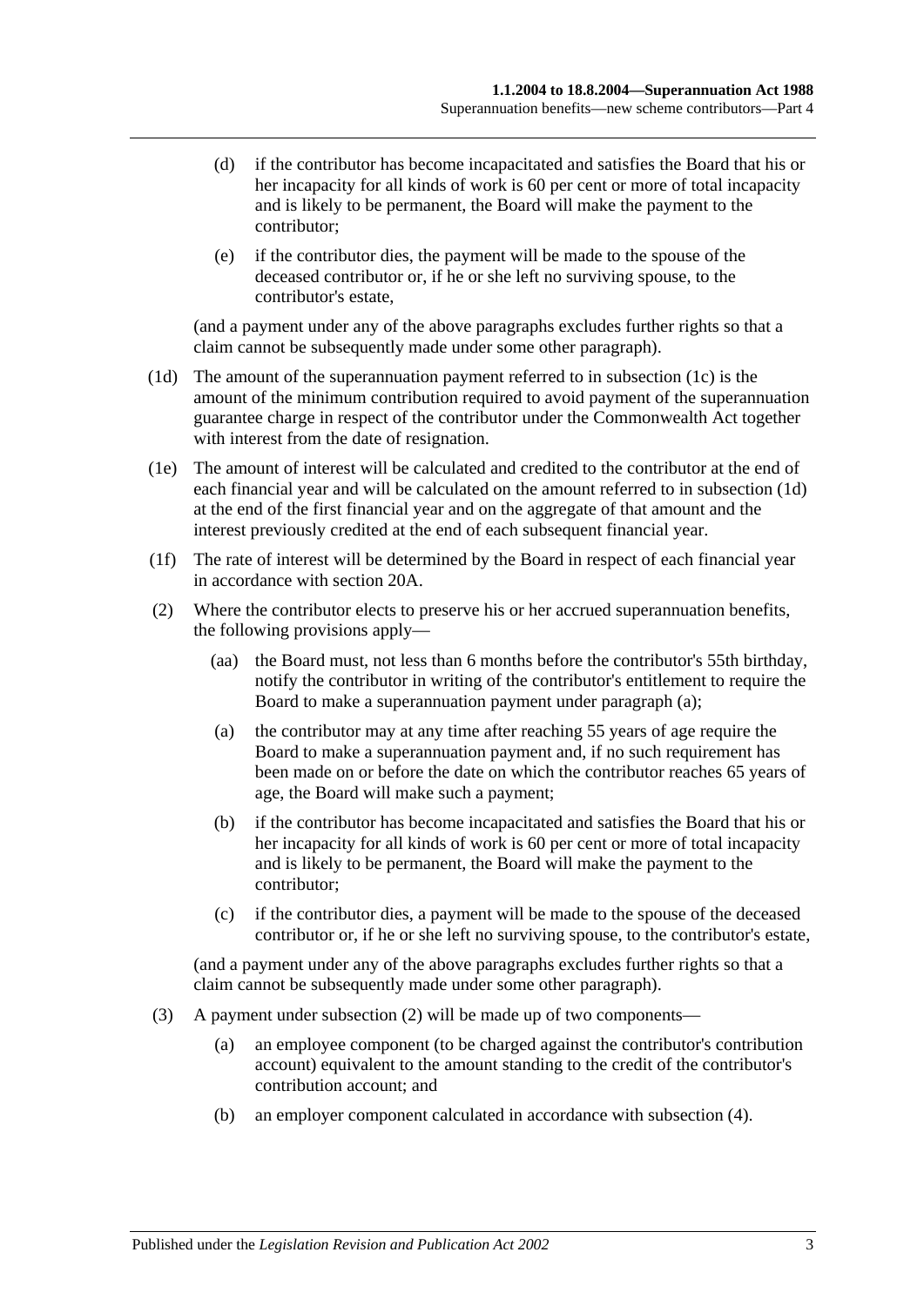(d) if the contributor has become incapacitated and satisfies the Board that his or her incapacity for all kinds of work is 60 per cent or more of total incapacity and is likely to be permanent, the Board will make the payment to the contributor;

(e) if the contributor dies, the payment will be made to the spouse of the deceased contributor or, if he or she left no surviving spouse, to the contributor's estate,

(and a payment under any of the above paragraphs excludes further rights so that a claim cannot be subsequently made under some other paragraph).

(1d) The amount of the superannuation payment referred to in subsection (1c) is the amount of the minimum contribution required to avoid payment of the superannuation guarantee charge in respect of the contributor under the Commonwealth Act together with interest from the date of resignation.

(1e) The amount of interest will be calculated and credited to the contributor at the end of each financial year and will be calculated on the amount referred to in subsection (1d) at the end of the first financial year and on the aggregate of that amount and the interest previously credited at the end of each subsequent financial year.

(1f) The rate of interest will be determined by the Board in respect of each financial year in accordance with section 20A.

(2) Where the contributor elects to preserve his or her accrued superannuation benefits, the following provisions apply—

(aa) the Board must, not less than 6 months before the contributor's 55th birthday, notify the contributor in writing of the contributor's entitlement to require the Board to make a superannuation payment under paragraph (a);

(a) the contributor may at any time after reaching 55 years of age require the Board to make a superannuation payment and, if no such requirement has been made on or before the date on which the contributor reaches 65 years of age, the Board will make such a payment;

(b) if the contributor has become incapacitated and satisfies the Board that his or her incapacity for all kinds of work is 60 per cent or more of total incapacity and is likely to be permanent, the Board will make the payment to the contributor;

(c) if the contributor dies, a payment will be made to the spouse of the deceased contributor or, if he or she left no surviving spouse, to the contributor's estate,

(and a payment under any of the above paragraphs excludes further rights so that a claim cannot be subsequently made under some other paragraph).

(3) A payment under subsection (2) will be made up of two components—

(a) an employee component (to be charged against the contributor's contribution account) equivalent to the amount standing to the credit of the contributor's contribution account; and

(b) an employer component calculated in accordance with subsection (4).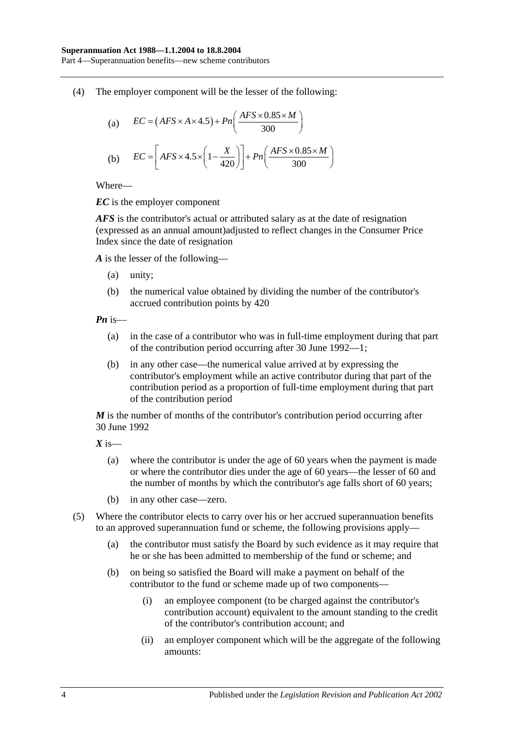(4) The employer component will be the lesser of the following:

(a) $$EC = (AFS \times A \times 4.5) + Pn\left(\frac{AFS \times 0.85 \times M}{300}\right)$$

(b) $$EC = \left[AFS \times 4.5 \times \left(1 - \frac{X}{420}\right)\right] + Pn\left(\frac{AFS \times 0.85 \times M}{300}\right)$$

Where—

***EC*** is the employer component

***AFS*** is the contributor's actual or attributed salary as at the date of resignation (expressed as an annual amount)adjusted to reflect changes in the Consumer Price Index since the date of resignation

***A*** is the lesser of the following—

(a) unity;

(b) the numerical value obtained by dividing the number of the contributor's accrued contribution points by 420

***Pn*** is—

(a) in the case of a contributor who was in full-time employment during that part of the contribution period occurring after 30 June 1992—1;

(b) in any other case—the numerical value arrived at by expressing the contributor's employment while an active contributor during that part of the contribution period as a proportion of full-time employment during that part of the contribution period

***M*** is the number of months of the contributor's contribution period occurring after 30 June 1992

***X*** is—

(a) where the contributor is under the age of 60 years when the payment is made or where the contributor dies under the age of 60 years—the lesser of 60 and the number of months by which the contributor's age falls short of 60 years;

(b) in any other case—zero.

(5) Where the contributor elects to carry over his or her accrued superannuation benefits to an approved superannuation fund or scheme, the following provisions apply—

(a) the contributor must satisfy the Board by such evidence as it may require that he or she has been admitted to membership of the fund or scheme; and

(b) on being so satisfied the Board will make a payment on behalf of the contributor to the fund or scheme made up of two components—

(i) an employee component (to be charged against the contributor's contribution account) equivalent to the amount standing to the credit of the contributor's contribution account; and

(ii) an employer component which will be the aggregate of the following amounts: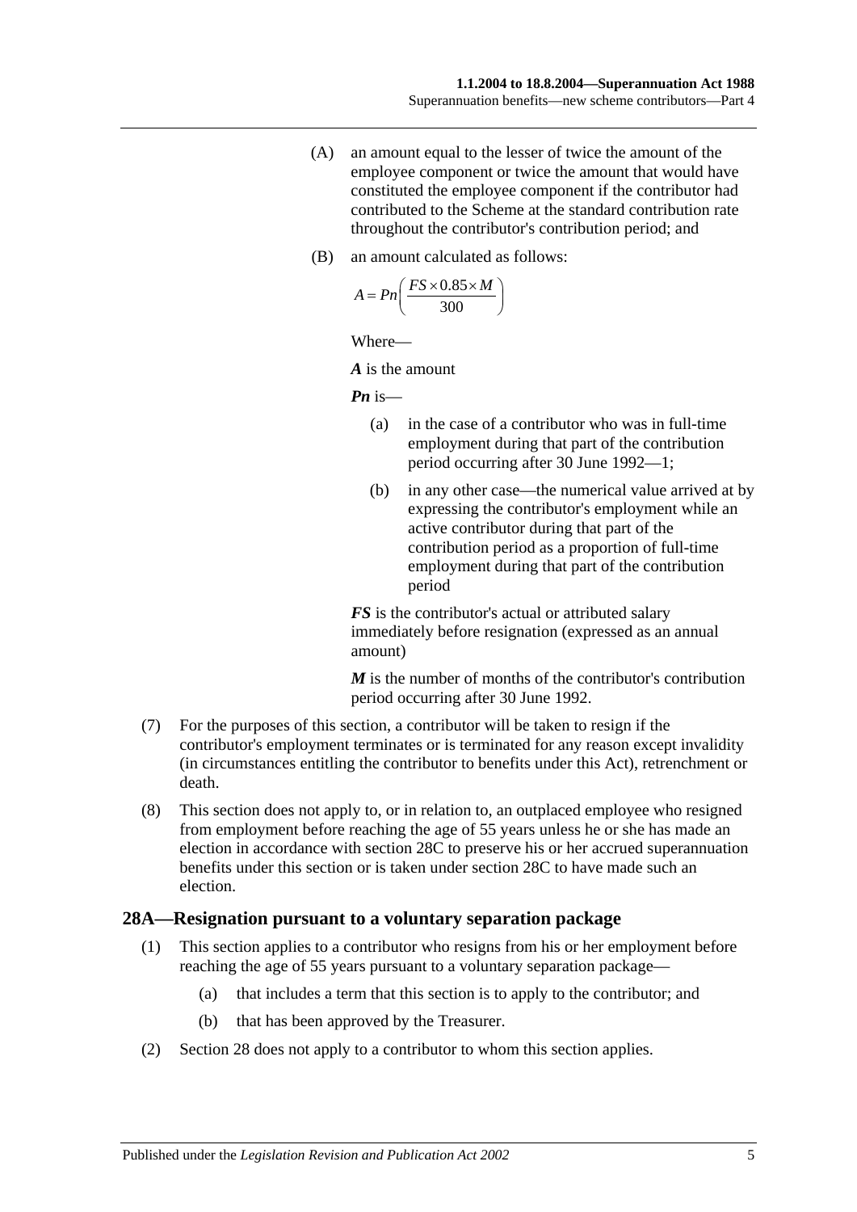(A) an amount equal to the lesser of twice the amount of the employee component or twice the amount that would have constituted the employee component if the contributor had contributed to the Scheme at the standard contribution rate throughout the contributor's contribution period; and

(B) an amount calculated as follows:

$$A = Pn\left(\frac{FS \times 0.85 \times M}{300}\right)$$

Where—

***A*** is the amount

***Pn*** is—

(a) in the case of a contributor who was in full-time employment during that part of the contribution period occurring after 30 June 1992—1;

(b) in any other case—the numerical value arrived at by expressing the contributor's employment while an active contributor during that part of the contribution period as a proportion of full-time employment during that part of the contribution period

***FS*** is the contributor's actual or attributed salary immediately before resignation (expressed as an annual amount)

***M*** is the number of months of the contributor's contribution period occurring after 30 June 1992.

(7) For the purposes of this section, a contributor will be taken to resign if the contributor's employment terminates or is terminated for any reason except invalidity (in circumstances entitling the contributor to benefits under this Act), retrenchment or death.

(8) This section does not apply to, or in relation to, an outplaced employee who resigned from employment before reaching the age of 55 years unless he or she has made an election in accordance with section 28C to preserve his or her accrued superannuation benefits under this section or is taken under section 28C to have made such an election.

## 28A—Resignation pursuant to a voluntary separation package

(1) This section applies to a contributor who resigns from his or her employment before reaching the age of 55 years pursuant to a voluntary separation package—

(a) that includes a term that this section is to apply to the contributor; and

(b) that has been approved by the Treasurer.

(2) Section 28 does not apply to a contributor to whom this section applies.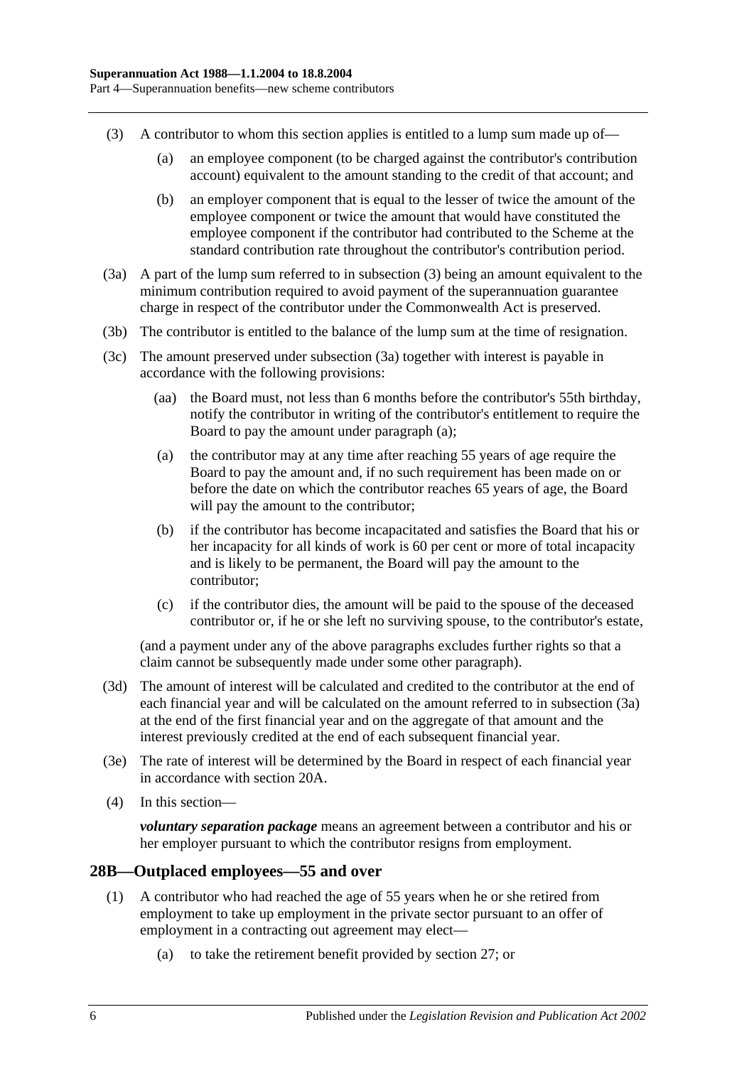(3) A contributor to whom this section applies is entitled to a lump sum made up of—

  (a) an employee component (to be charged against the contributor's contribution account) equivalent to the amount standing to the credit of that account; and

  (b) an employer component that is equal to the lesser of twice the amount of the employee component or twice the amount that would have constituted the employee component if the contributor had contributed to the Scheme at the standard contribution rate throughout the contributor's contribution period.

(3a) A part of the lump sum referred to in subsection (3) being an amount equivalent to the minimum contribution required to avoid payment of the superannuation guarantee charge in respect of the contributor under the Commonwealth Act is preserved.

(3b) The contributor is entitled to the balance of the lump sum at the time of resignation.

(3c) The amount preserved under subsection (3a) together with interest is payable in accordance with the following provisions:

  (aa) the Board must, not less than 6 months before the contributor's 55th birthday, notify the contributor in writing of the contributor's entitlement to require the Board to pay the amount under paragraph (a);

  (a) the contributor may at any time after reaching 55 years of age require the Board to pay the amount and, if no such requirement has been made on or before the date on which the contributor reaches 65 years of age, the Board will pay the amount to the contributor;

  (b) if the contributor has become incapacitated and satisfies the Board that his or her incapacity for all kinds of work is 60 per cent or more of total incapacity and is likely to be permanent, the Board will pay the amount to the contributor;

  (c) if the contributor dies, the amount will be paid to the spouse of the deceased contributor or, if he or she left no surviving spouse, to the contributor's estate,

(and a payment under any of the above paragraphs excludes further rights so that a claim cannot be subsequently made under some other paragraph).

(3d) The amount of interest will be calculated and credited to the contributor at the end of each financial year and will be calculated on the amount referred to in subsection (3a) at the end of the first financial year and on the aggregate of that amount and the interest previously credited at the end of each subsequent financial year.

(3e) The rate of interest will be determined by the Board in respect of each financial year in accordance with section 20A.

(4) In this section—

***voluntary separation package*** means an agreement between a contributor and his or her employer pursuant to which the contributor resigns from employment.

## 28B—Outplaced employees—55 and over

(1) A contributor who had reached the age of 55 years when he or she retired from employment to take up employment in the private sector pursuant to an offer of employment in a contracting out agreement may elect—

  (a) to take the retirement benefit provided by section 27; or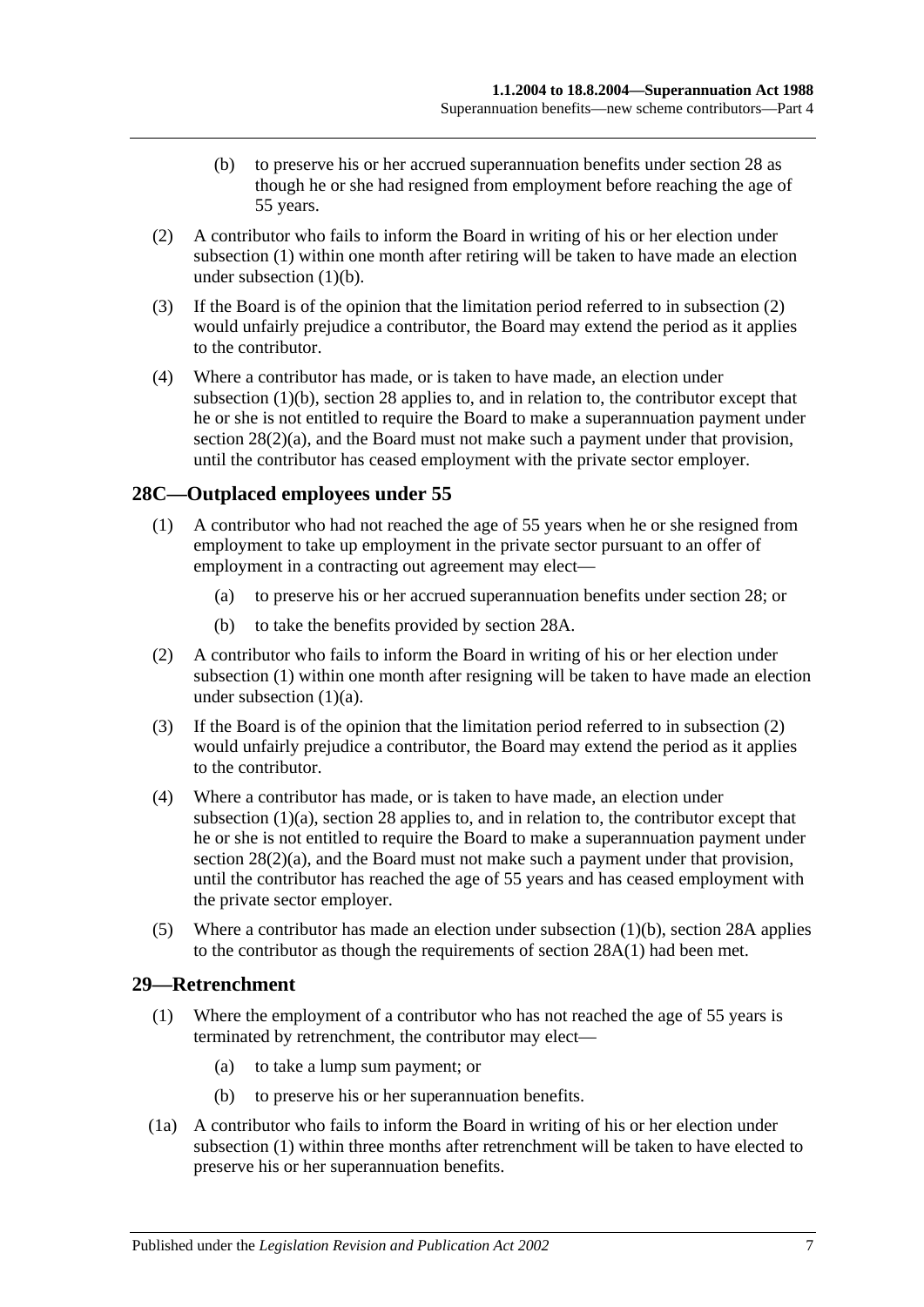(b) to preserve his or her accrued superannuation benefits under section 28 as though he or she had resigned from employment before reaching the age of 55 years.

(2) A contributor who fails to inform the Board in writing of his or her election under subsection (1) within one month after retiring will be taken to have made an election under subsection (1)(b).

(3) If the Board is of the opinion that the limitation period referred to in subsection (2) would unfairly prejudice a contributor, the Board may extend the period as it applies to the contributor.

(4) Where a contributor has made, or is taken to have made, an election under subsection (1)(b), section 28 applies to, and in relation to, the contributor except that he or she is not entitled to require the Board to make a superannuation payment under section 28(2)(a), and the Board must not make such a payment under that provision, until the contributor has ceased employment with the private sector employer.

## 28C—Outplaced employees under 55

(1) A contributor who had not reached the age of 55 years when he or she resigned from employment to take up employment in the private sector pursuant to an offer of employment in a contracting out agreement may elect—

(a) to preserve his or her accrued superannuation benefits under section 28; or

(b) to take the benefits provided by section 28A.

(2) A contributor who fails to inform the Board in writing of his or her election under subsection (1) within one month after resigning will be taken to have made an election under subsection (1)(a).

(3) If the Board is of the opinion that the limitation period referred to in subsection (2) would unfairly prejudice a contributor, the Board may extend the period as it applies to the contributor.

(4) Where a contributor has made, or is taken to have made, an election under subsection (1)(a), section 28 applies to, and in relation to, the contributor except that he or she is not entitled to require the Board to make a superannuation payment under section 28(2)(a), and the Board must not make such a payment under that provision, until the contributor has reached the age of 55 years and has ceased employment with the private sector employer.

(5) Where a contributor has made an election under subsection (1)(b), section 28A applies to the contributor as though the requirements of section 28A(1) had been met.

## 29—Retrenchment

(1) Where the employment of a contributor who has not reached the age of 55 years is terminated by retrenchment, the contributor may elect—

(a) to take a lump sum payment; or

(b) to preserve his or her superannuation benefits.

(1a) A contributor who fails to inform the Board in writing of his or her election under subsection (1) within three months after retrenchment will be taken to have elected to preserve his or her superannuation benefits.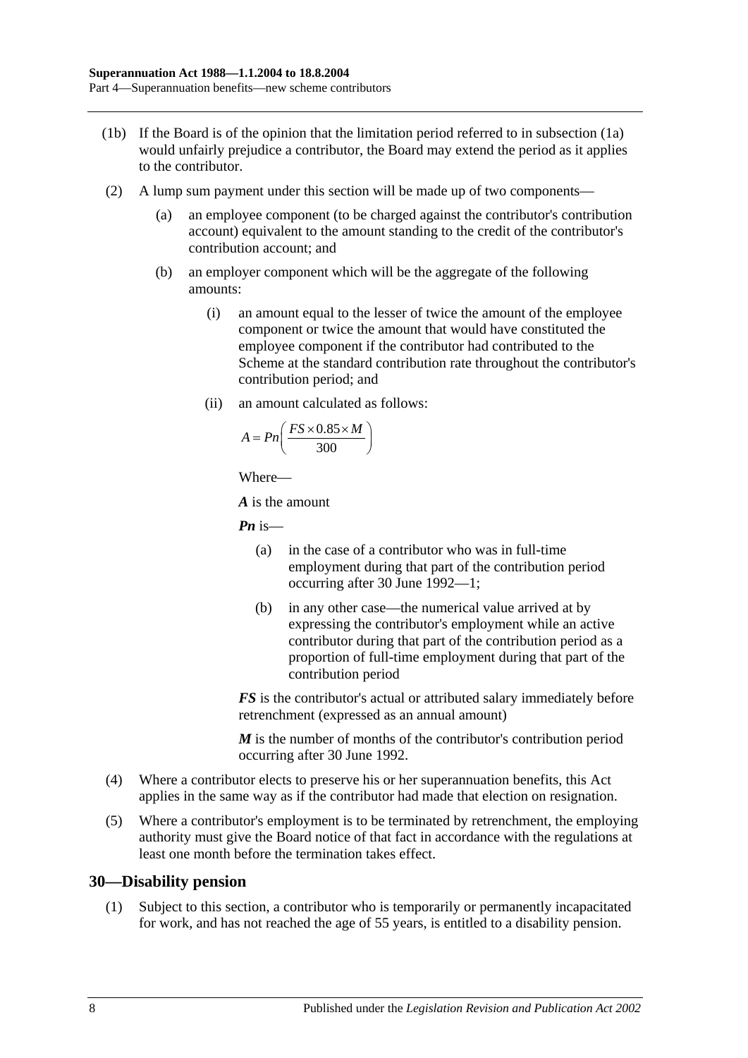(1b) If the Board is of the opinion that the limitation period referred to in subsection (1a) would unfairly prejudice a contributor, the Board may extend the period as it applies to the contributor.

(2) A lump sum payment under this section will be made up of two components—

(a) an employee component (to be charged against the contributor's contribution account) equivalent to the amount standing to the credit of the contributor's contribution account; and

(b) an employer component which will be the aggregate of the following amounts:

(i) an amount equal to the lesser of twice the amount of the employee component or twice the amount that would have constituted the employee component if the contributor had contributed to the Scheme at the standard contribution rate throughout the contributor's contribution period; and

(ii) an amount calculated as follows:

$$A = Pn\left(\frac{FS \times 0.85 \times M}{300}\right)$$

Where—

***A*** is the amount

***Pn*** is—

(a) in the case of a contributor who was in full-time employment during that part of the contribution period occurring after 30 June 1992—1;

(b) in any other case—the numerical value arrived at by expressing the contributor's employment while an active contributor during that part of the contribution period as a proportion of full-time employment during that part of the contribution period

***FS*** is the contributor's actual or attributed salary immediately before retrenchment (expressed as an annual amount)

***M*** is the number of months of the contributor's contribution period occurring after 30 June 1992.

(4) Where a contributor elects to preserve his or her superannuation benefits, this Act applies in the same way as if the contributor had made that election on resignation.

(5) Where a contributor's employment is to be terminated by retrenchment, the employing authority must give the Board notice of that fact in accordance with the regulations at least one month before the termination takes effect.

## 30—Disability pension

(1) Subject to this section, a contributor who is temporarily or permanently incapacitated for work, and has not reached the age of 55 years, is entitled to a disability pension.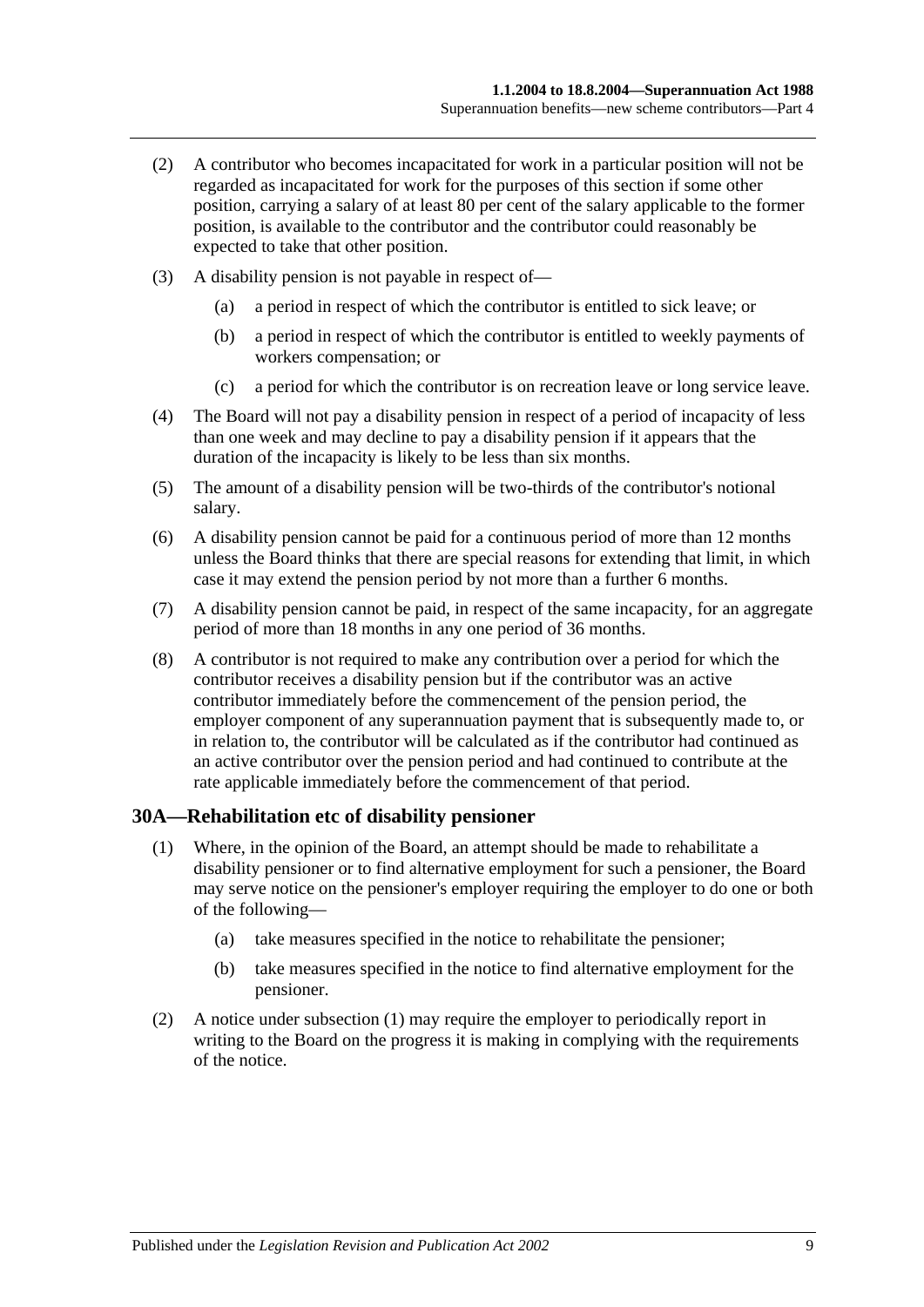(2) A contributor who becomes incapacitated for work in a particular position will not be regarded as incapacitated for work for the purposes of this section if some other position, carrying a salary of at least 80 per cent of the salary applicable to the former position, is available to the contributor and the contributor could reasonably be expected to take that other position.

(3) A disability pension is not payable in respect of—

(a) a period in respect of which the contributor is entitled to sick leave; or

(b) a period in respect of which the contributor is entitled to weekly payments of workers compensation; or

(c) a period for which the contributor is on recreation leave or long service leave.

(4) The Board will not pay a disability pension in respect of a period of incapacity of less than one week and may decline to pay a disability pension if it appears that the duration of the incapacity is likely to be less than six months.

(5) The amount of a disability pension will be two-thirds of the contributor's notional salary.

(6) A disability pension cannot be paid for a continuous period of more than 12 months unless the Board thinks that there are special reasons for extending that limit, in which case it may extend the pension period by not more than a further 6 months.

(7) A disability pension cannot be paid, in respect of the same incapacity, for an aggregate period of more than 18 months in any one period of 36 months.

(8) A contributor is not required to make any contribution over a period for which the contributor receives a disability pension but if the contributor was an active contributor immediately before the commencement of the pension period, the employer component of any superannuation payment that is subsequently made to, or in relation to, the contributor will be calculated as if the contributor had continued as an active contributor over the pension period and had continued to contribute at the rate applicable immediately before the commencement of that period.

## 30A—Rehabilitation etc of disability pensioner

(1) Where, in the opinion of the Board, an attempt should be made to rehabilitate a disability pensioner or to find alternative employment for such a pensioner, the Board may serve notice on the pensioner's employer requiring the employer to do one or both of the following—

(a) take measures specified in the notice to rehabilitate the pensioner;

(b) take measures specified in the notice to find alternative employment for the pensioner.

(2) A notice under subsection (1) may require the employer to periodically report in writing to the Board on the progress it is making in complying with the requirements of the notice.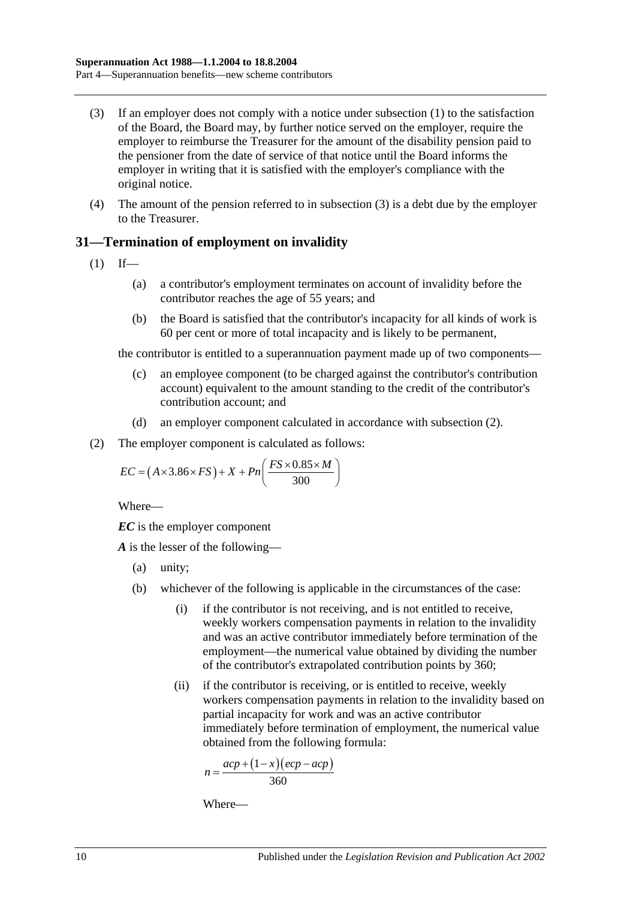(3) If an employer does not comply with a notice under subsection (1) to the satisfaction of the Board, the Board may, by further notice served on the employer, require the employer to reimburse the Treasurer for the amount of the disability pension paid to the pensioner from the date of service of that notice until the Board informs the employer in writing that it is satisfied with the employer's compliance with the original notice.

(4) The amount of the pension referred to in subsection (3) is a debt due by the employer to the Treasurer.

## 31—Termination of employment on invalidity

(1) If—

- (a) a contributor's employment terminates on account of invalidity before the contributor reaches the age of 55 years; and
- (b) the Board is satisfied that the contributor's incapacity for all kinds of work is 60 per cent or more of total incapacity and is likely to be permanent,

the contributor is entitled to a superannuation payment made up of two components—

- (c) an employee component (to be charged against the contributor's contribution account) equivalent to the amount standing to the credit of the contributor's contribution account; and
- (d) an employer component calculated in accordance with subsection (2).

(2) The employer component is calculated as follows:

$$EC = \left(A \times 3.86 \times FS\right) + X + Pn\left(\frac{FS \times 0.85 \times M}{300}\right)$$

Where—

***EC*** is the employer component

***A*** is the lesser of the following—

- (a) unity;
- (b) whichever of the following is applicable in the circumstances of the case:
  - (i) if the contributor is not receiving, and is not entitled to receive, weekly workers compensation payments in relation to the invalidity and was an active contributor immediately before termination of the employment—the numerical value obtained by dividing the number of the contributor's extrapolated contribution points by 360;
  - (ii) if the contributor is receiving, or is entitled to receive, weekly workers compensation payments in relation to the invalidity based on partial incapacity for work and was an active contributor immediately before termination of employment, the numerical value obtained from the following formula:

    $$n = \frac{acp + (1 - x)(ecp - acp)}{360}$$

    Where—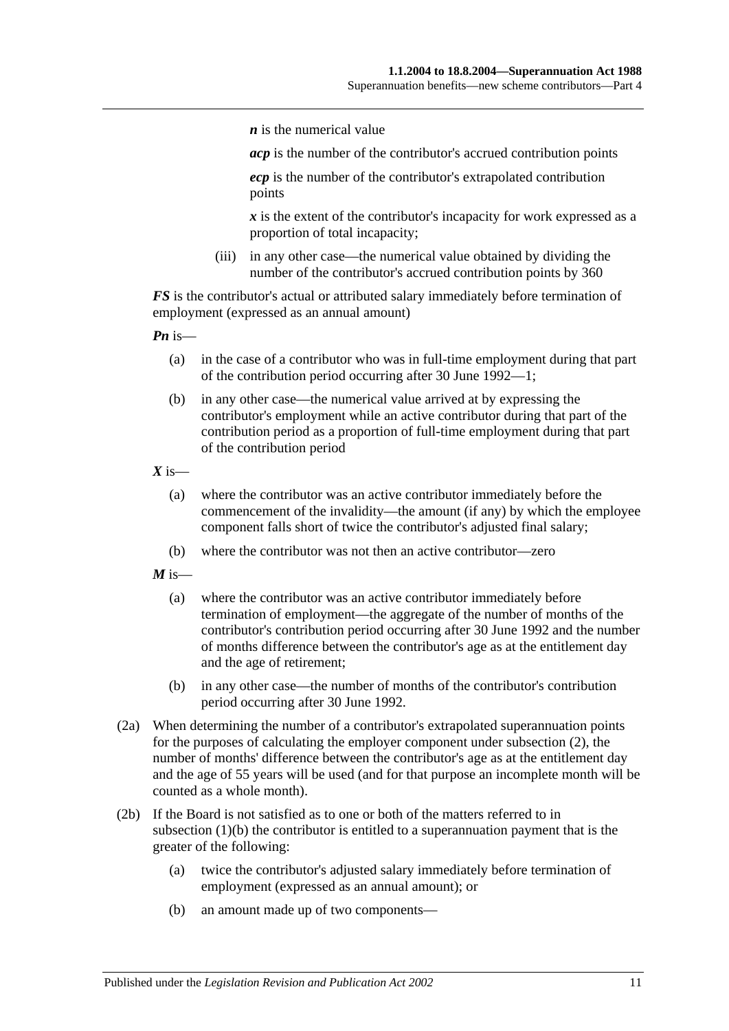*n* is the numerical value

*acp* is the number of the contributor's accrued contribution points

*ecp* is the number of the contributor's extrapolated contribution points

*x* is the extent of the contributor's incapacity for work expressed as a proportion of total incapacity;

(iii) in any other case—the numerical value obtained by dividing the number of the contributor's accrued contribution points by 360

***FS*** is the contributor's actual or attributed salary immediately before termination of employment (expressed as an annual amount)

***Pn*** is—

(a) in the case of a contributor who was in full-time employment during that part of the contribution period occurring after 30 June 1992—1;

(b) in any other case—the numerical value arrived at by expressing the contributor's employment while an active contributor during that part of the contribution period as a proportion of full-time employment during that part of the contribution period

***X*** is—

(a) where the contributor was an active contributor immediately before the commencement of the invalidity—the amount (if any) by which the employee component falls short of twice the contributor's adjusted final salary;

(b) where the contributor was not then an active contributor—zero

***M*** is—

(a) where the contributor was an active contributor immediately before termination of employment—the aggregate of the number of months of the contributor's contribution period occurring after 30 June 1992 and the number of months difference between the contributor's age as at the entitlement day and the age of retirement;

(b) in any other case—the number of months of the contributor's contribution period occurring after 30 June 1992.

(2a) When determining the number of a contributor's extrapolated superannuation points for the purposes of calculating the employer component under subsection (2), the number of months' difference between the contributor's age as at the entitlement day and the age of 55 years will be used (and for that purpose an incomplete month will be counted as a whole month).

(2b) If the Board is not satisfied as to one or both of the matters referred to in subsection (1)(b) the contributor is entitled to a superannuation payment that is the greater of the following:

(a) twice the contributor's adjusted salary immediately before termination of employment (expressed as an annual amount); or

(b) an amount made up of two components—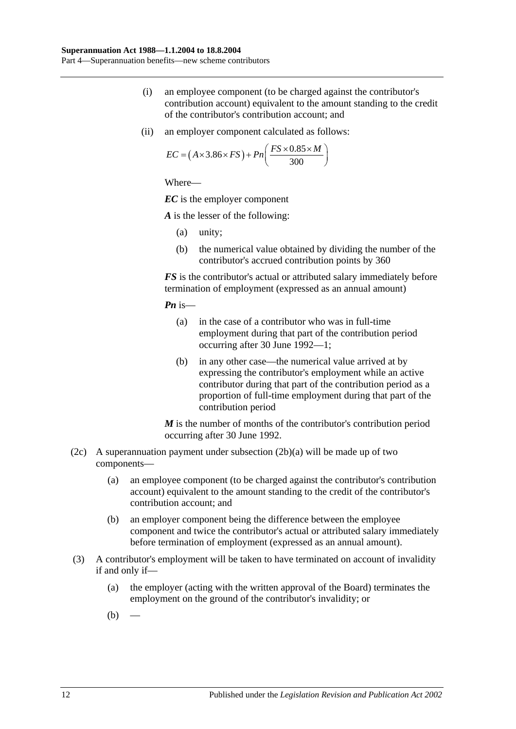(i) an employee component (to be charged against the contributor's contribution account) equivalent to the amount standing to the credit of the contributor's contribution account; and

(ii) an employer component calculated as follows:

$$EC = \left(A \times 3.86 \times FS\right) + Pn\left(\frac{FS \times 0.85 \times M}{300}\right)$$

Where—

***EC*** is the employer component

***A*** is the lesser of the following:

(a) unity;

(b) the numerical value obtained by dividing the number of the contributor's accrued contribution points by 360

***FS*** is the contributor's actual or attributed salary immediately before termination of employment (expressed as an annual amount)

***Pn*** is—

(a) in the case of a contributor who was in full-time employment during that part of the contribution period occurring after 30 June 1992—1;

(b) in any other case—the numerical value arrived at by expressing the contributor's employment while an active contributor during that part of the contribution period as a proportion of full-time employment during that part of the contribution period

***M*** is the number of months of the contributor's contribution period occurring after 30 June 1992.

(2c) A superannuation payment under subsection (2b)(a) will be made up of two components—

(a) an employee component (to be charged against the contributor's contribution account) equivalent to the amount standing to the credit of the contributor's contribution account; and

(b) an employer component being the difference between the employee component and twice the contributor's actual or attributed salary immediately before termination of employment (expressed as an annual amount).

(3) A contributor's employment will be taken to have terminated on account of invalidity if and only if—

(a) the employer (acting with the written approval of the Board) terminates the employment on the ground of the contributor's invalidity; or

(b) —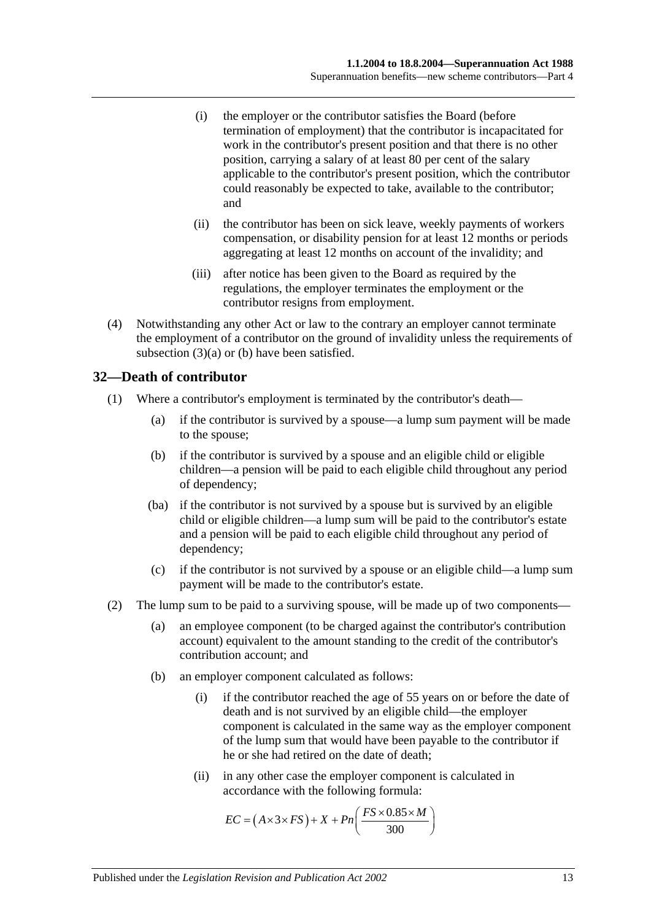(i) the employer or the contributor satisfies the Board (before termination of employment) that the contributor is incapacitated for work in the contributor's present position and that there is no other position, carrying a salary of at least 80 per cent of the salary applicable to the contributor's present position, which the contributor could reasonably be expected to take, available to the contributor; and

(ii) the contributor has been on sick leave, weekly payments of workers compensation, or disability pension for at least 12 months or periods aggregating at least 12 months on account of the invalidity; and

(iii) after notice has been given to the Board as required by the regulations, the employer terminates the employment or the contributor resigns from employment.

(4) Notwithstanding any other Act or law to the contrary an employer cannot terminate the employment of a contributor on the ground of invalidity unless the requirements of subsection (3)(a) or (b) have been satisfied.

## 32—Death of contributor

(1) Where a contributor's employment is terminated by the contributor's death—

(a) if the contributor is survived by a spouse—a lump sum payment will be made to the spouse;

(b) if the contributor is survived by a spouse and an eligible child or eligible children—a pension will be paid to each eligible child throughout any period of dependency;

(ba) if the contributor is not survived by a spouse but is survived by an eligible child or eligible children—a lump sum will be paid to the contributor's estate and a pension will be paid to each eligible child throughout any period of dependency;

(c) if the contributor is not survived by a spouse or an eligible child—a lump sum payment will be made to the contributor's estate.

(2) The lump sum to be paid to a surviving spouse, will be made up of two components—

(a) an employee component (to be charged against the contributor's contribution account) equivalent to the amount standing to the credit of the contributor's contribution account; and

(b) an employer component calculated as follows:

(i) if the contributor reached the age of 55 years on or before the date of death and is not survived by an eligible child—the employer component is calculated in the same way as the employer component of the lump sum that would have been payable to the contributor if he or she had retired on the date of death;

(ii) in any other case the employer component is calculated in accordance with the following formula:

$$EC = \left(A \times 3 \times FS\right) + X + Pn\left(\frac{FS \times 0.85 \times M}{300}\right)$$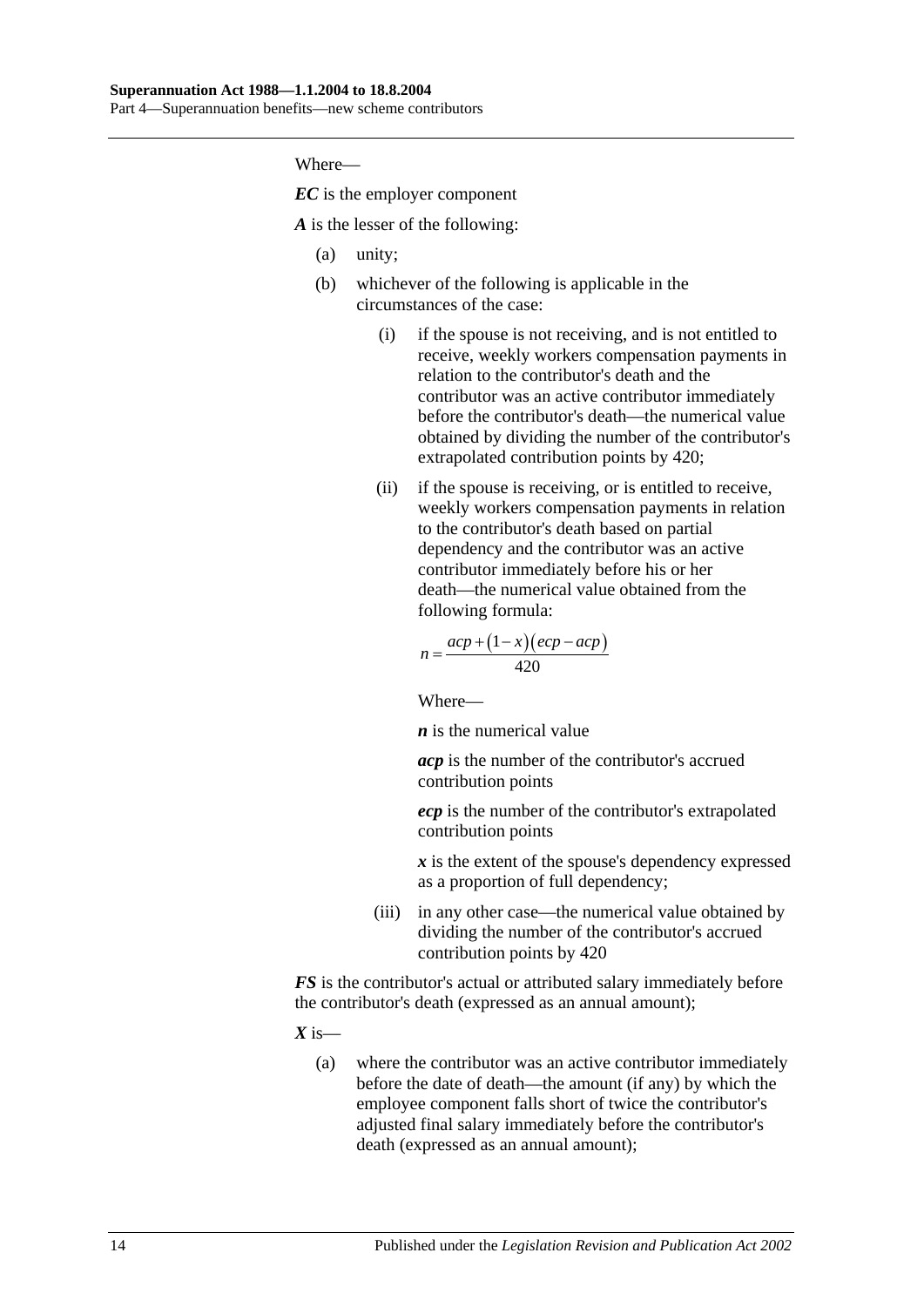Where—

***EC*** is the employer component

***A*** is the lesser of the following:

(a) unity;

(b) whichever of the following is applicable in the circumstances of the case:

(i) if the spouse is not receiving, and is not entitled to receive, weekly workers compensation payments in relation to the contributor's death and the contributor was an active contributor immediately before the contributor's death—the numerical value obtained by dividing the number of the contributor's extrapolated contribution points by 420;

(ii) if the spouse is receiving, or is entitled to receive, weekly workers compensation payments in relation to the contributor's death based on partial dependency and the contributor was an active contributor immediately before his or her death—the numerical value obtained from the following formula:

$$n = \frac{acp + (1-x)(ecp - acp)}{420}$$

Where—

***n*** is the numerical value

***acp*** is the number of the contributor's accrued contribution points

***ecp*** is the number of the contributor's extrapolated contribution points

***x*** is the extent of the spouse's dependency expressed as a proportion of full dependency;

(iii) in any other case—the numerical value obtained by dividing the number of the contributor's accrued contribution points by 420

***FS*** is the contributor's actual or attributed salary immediately before the contributor's death (expressed as an annual amount);

***X*** is—

(a) where the contributor was an active contributor immediately before the date of death—the amount (if any) by which the employee component falls short of twice the contributor's adjusted final salary immediately before the contributor's death (expressed as an annual amount);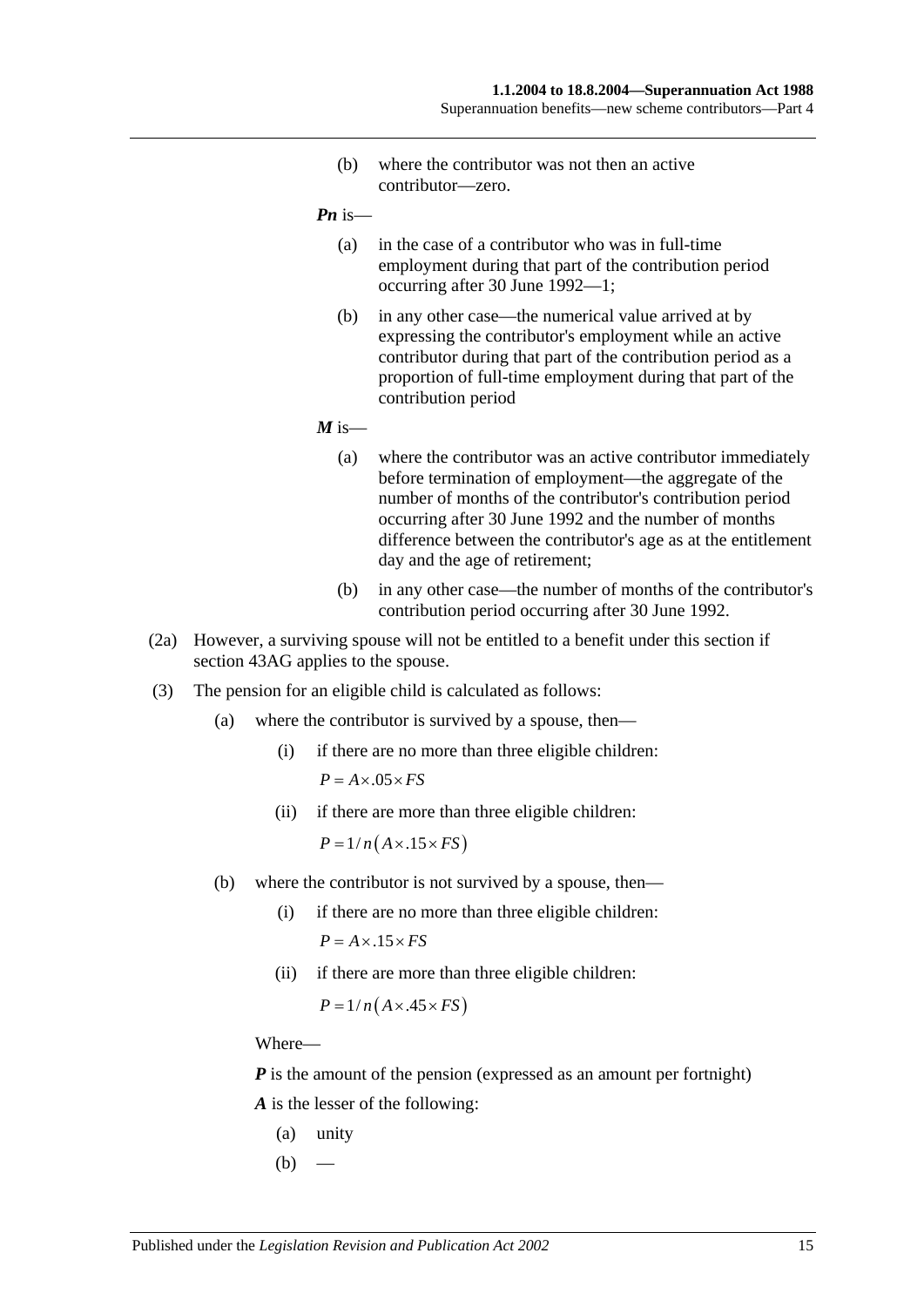(b) where the contributor was not then an active contributor—zero.

***Pn*** is—

(a) in the case of a contributor who was in full-time employment during that part of the contribution period occurring after 30 June 1992—1;

(b) in any other case—the numerical value arrived at by expressing the contributor's employment while an active contributor during that part of the contribution period as a proportion of full-time employment during that part of the contribution period

***M*** is—

(a) where the contributor was an active contributor immediately before termination of employment—the aggregate of the number of months of the contributor's contribution period occurring after 30 June 1992 and the number of months difference between the contributor's age as at the entitlement day and the age of retirement;

(b) in any other case—the number of months of the contributor's contribution period occurring after 30 June 1992.

(2a) However, a surviving spouse will not be entitled to a benefit under this section if section 43AG applies to the spouse.

(3) The pension for an eligible child is calculated as follows:

(a) where the contributor is survived by a spouse, then—

(i) if there are no more than three eligible children:

$$P = A \times .05 \times FS$$

(ii) if there are more than three eligible children:

$$P = 1/n\left(A \times .15 \times FS\right)$$

(b) where the contributor is not survived by a spouse, then—

(i) if there are no more than three eligible children:

$$P = A \times .15 \times FS$$

(ii) if there are more than three eligible children:

$$P = 1/n\left(A \times .45 \times FS\right)$$

Where—

***P*** is the amount of the pension (expressed as an amount per fortnight)

***A*** is the lesser of the following:

(a) unity

(b) —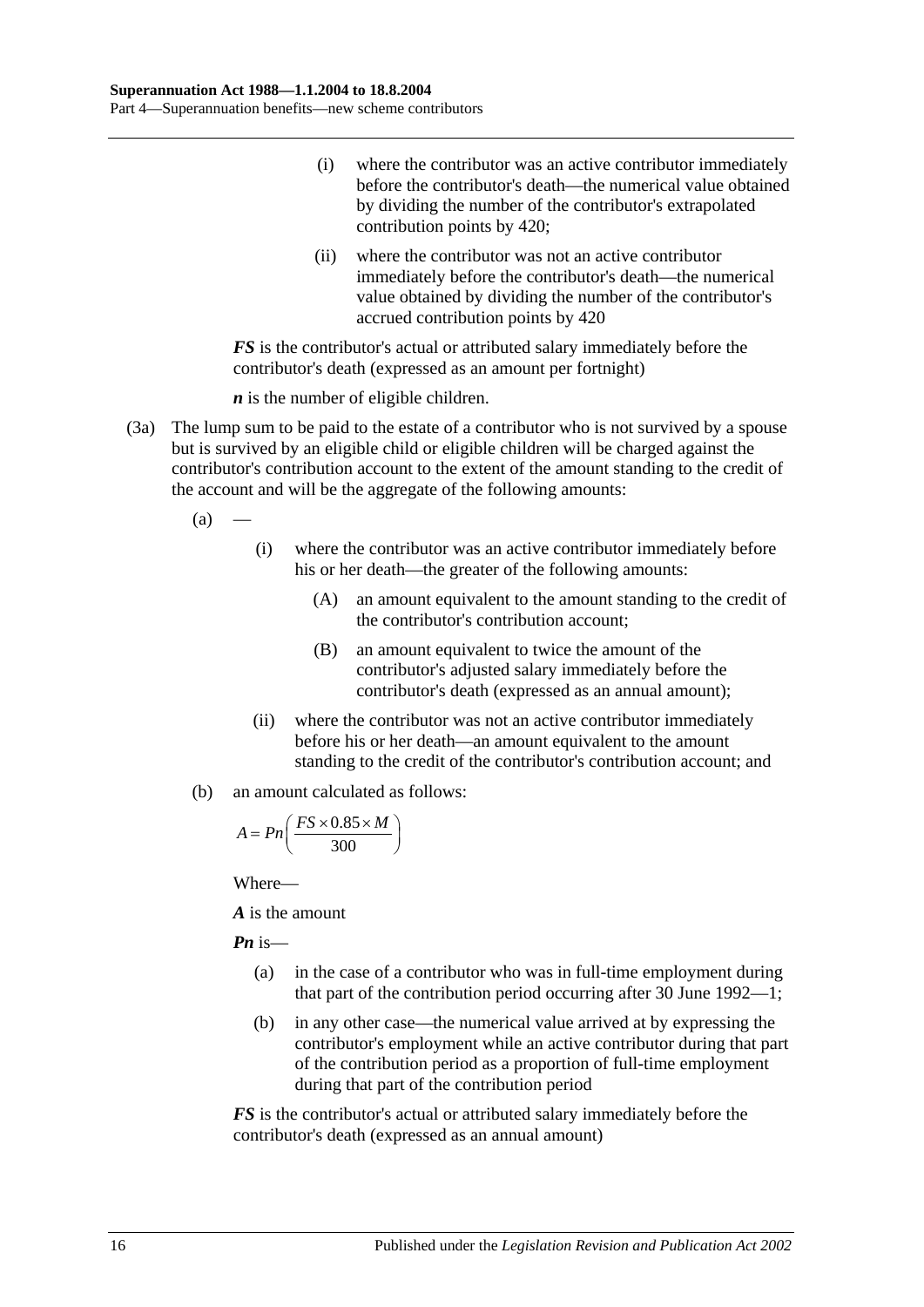(i) where the contributor was an active contributor immediately before the contributor's death—the numerical value obtained by dividing the number of the contributor's extrapolated contribution points by 420;

(ii) where the contributor was not an active contributor immediately before the contributor's death—the numerical value obtained by dividing the number of the contributor's accrued contribution points by 420

***FS*** is the contributor's actual or attributed salary immediately before the contributor's death (expressed as an amount per fortnight)

***n*** is the number of eligible children.

(3a) The lump sum to be paid to the estate of a contributor who is not survived by a spouse but is survived by an eligible child or eligible children will be charged against the contributor's contribution account to the extent of the amount standing to the credit of the account and will be the aggregate of the following amounts:

(a) —

(i) where the contributor was an active contributor immediately before his or her death—the greater of the following amounts:

(A) an amount equivalent to the amount standing to the credit of the contributor's contribution account;

(B) an amount equivalent to twice the amount of the contributor's adjusted salary immediately before the contributor's death (expressed as an annual amount);

(ii) where the contributor was not an active contributor immediately before his or her death—an amount equivalent to the amount standing to the credit of the contributor's contribution account; and

(b) an amount calculated as follows:

$$A = Pn\left(\frac{FS \times 0.85 \times M}{300}\right)$$

Where—

***A*** is the amount

***Pn*** is—

(a) in the case of a contributor who was in full-time employment during that part of the contribution period occurring after 30 June 1992—1;

(b) in any other case—the numerical value arrived at by expressing the contributor's employment while an active contributor during that part of the contribution period as a proportion of full-time employment during that part of the contribution period

***FS*** is the contributor's actual or attributed salary immediately before the contributor's death (expressed as an annual amount)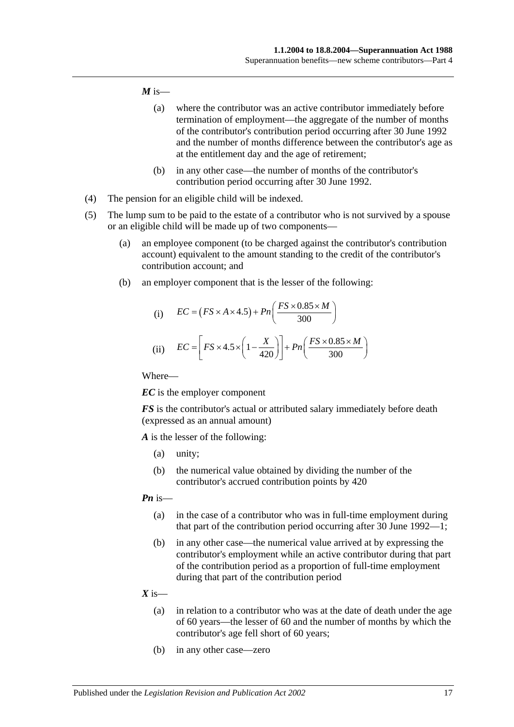***M*** is—

(a) where the contributor was an active contributor immediately before termination of employment—the aggregate of the number of months of the contributor's contribution period occurring after 30 June 1992 and the number of months difference between the contributor's age as at the entitlement day and the age of retirement;

(b) in any other case—the number of months of the contributor's contribution period occurring after 30 June 1992.

(4) The pension for an eligible child will be indexed.

(5) The lump sum to be paid to the estate of a contributor who is not survived by a spouse or an eligible child will be made up of two components—

(a) an employee component (to be charged against the contributor's contribution account) equivalent to the amount standing to the credit of the contributor's contribution account; and

(b) an employer component that is the lesser of the following:

(i) $$EC = \left(FS \times A \times 4.5\right) + Pn\left(\frac{FS \times 0.85 \times M}{300}\right)$$

(ii) $$EC = \left[FS \times 4.5 \times \left(1 - \frac{X}{420}\right)\right] + Pn\left(\frac{FS \times 0.85 \times M}{300}\right)$$

Where—

***EC*** is the employer component

***FS*** is the contributor's actual or attributed salary immediately before death (expressed as an annual amount)

***A*** is the lesser of the following:

(a) unity;

(b) the numerical value obtained by dividing the number of the contributor's accrued contribution points by 420

***Pn*** is—

(a) in the case of a contributor who was in full-time employment during that part of the contribution period occurring after 30 June 1992—1;

(b) in any other case—the numerical value arrived at by expressing the contributor's employment while an active contributor during that part of the contribution period as a proportion of full-time employment during that part of the contribution period

***X*** is—

(a) in relation to a contributor who was at the date of death under the age of 60 years—the lesser of 60 and the number of months by which the contributor's age fell short of 60 years;

(b) in any other case—zero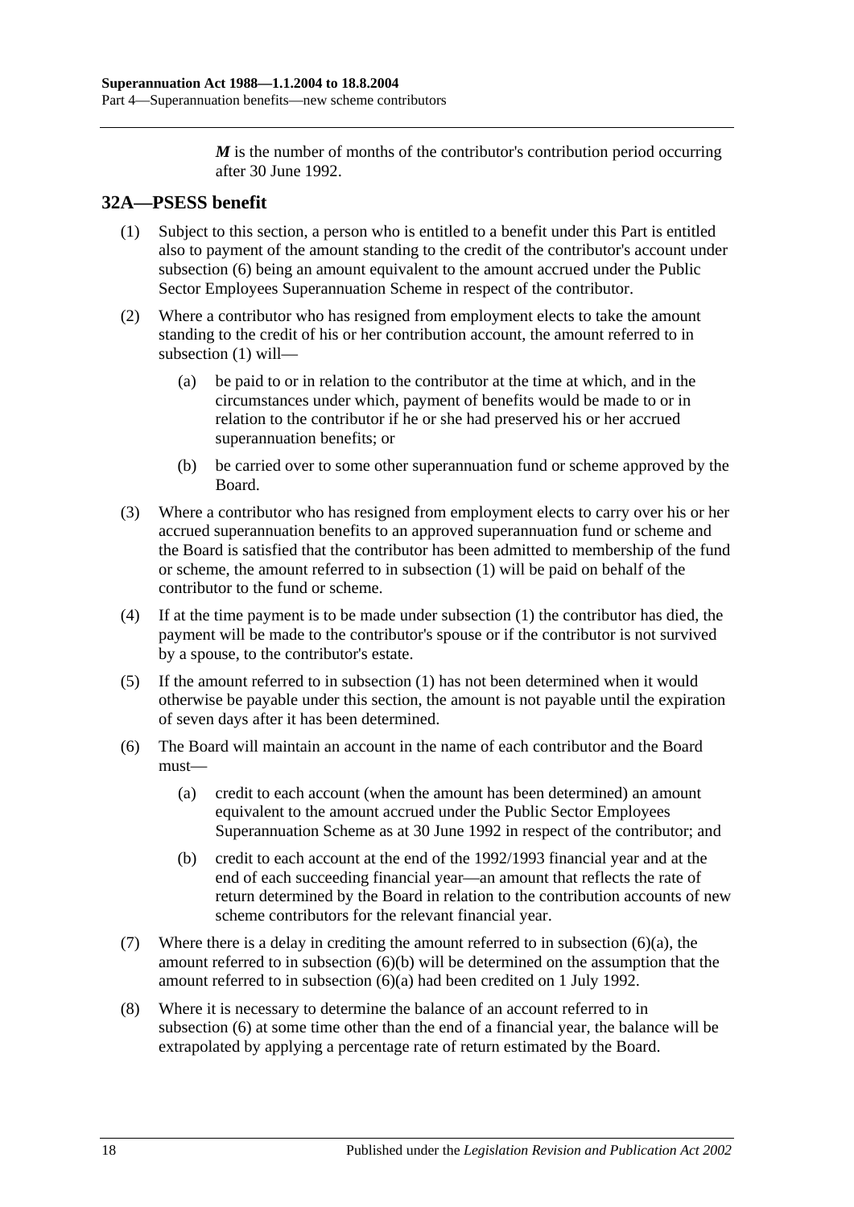***M*** is the number of months of the contributor's contribution period occurring after 30 June 1992.

## 32A—PSESS benefit

(1) Subject to this section, a person who is entitled to a benefit under this Part is entitled also to payment of the amount standing to the credit of the contributor's account under subsection (6) being an amount equivalent to the amount accrued under the Public Sector Employees Superannuation Scheme in respect of the contributor.

(2) Where a contributor who has resigned from employment elects to take the amount standing to the credit of his or her contribution account, the amount referred to in subsection (1) will—

(a) be paid to or in relation to the contributor at the time at which, and in the circumstances under which, payment of benefits would be made to or in relation to the contributor if he or she had preserved his or her accrued superannuation benefits; or

(b) be carried over to some other superannuation fund or scheme approved by the Board.

(3) Where a contributor who has resigned from employment elects to carry over his or her accrued superannuation benefits to an approved superannuation fund or scheme and the Board is satisfied that the contributor has been admitted to membership of the fund or scheme, the amount referred to in subsection (1) will be paid on behalf of the contributor to the fund or scheme.

(4) If at the time payment is to be made under subsection (1) the contributor has died, the payment will be made to the contributor's spouse or if the contributor is not survived by a spouse, to the contributor's estate.

(5) If the amount referred to in subsection (1) has not been determined when it would otherwise be payable under this section, the amount is not payable until the expiration of seven days after it has been determined.

(6) The Board will maintain an account in the name of each contributor and the Board must—

(a) credit to each account (when the amount has been determined) an amount equivalent to the amount accrued under the Public Sector Employees Superannuation Scheme as at 30 June 1992 in respect of the contributor; and

(b) credit to each account at the end of the 1992/1993 financial year and at the end of each succeeding financial year—an amount that reflects the rate of return determined by the Board in relation to the contribution accounts of new scheme contributors for the relevant financial year.

(7) Where there is a delay in crediting the amount referred to in subsection (6)(a), the amount referred to in subsection (6)(b) will be determined on the assumption that the amount referred to in subsection (6)(a) had been credited on 1 July 1992.

(8) Where it is necessary to determine the balance of an account referred to in subsection (6) at some time other than the end of a financial year, the balance will be extrapolated by applying a percentage rate of return estimated by the Board.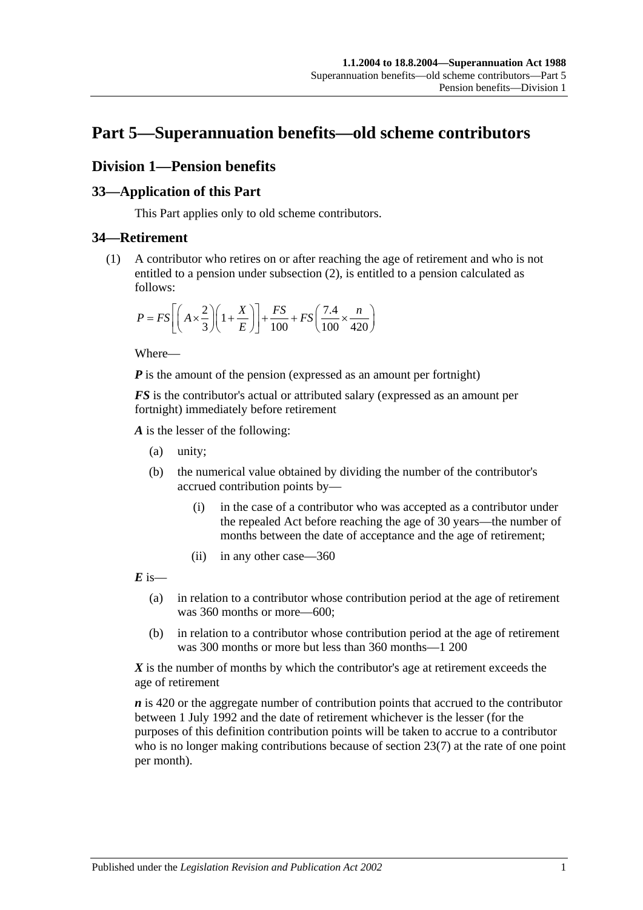# Part 5—Superannuation benefits—old scheme contributors

## Division 1—Pension benefits

### 33—Application of this Part

This Part applies only to old scheme contributors.

### 34—Retirement

(1) A contributor who retires on or after reaching the age of retirement and who is not entitled to a pension under subsection (2), is entitled to a pension calculated as follows:

$$P = FS\left[\left(A \times \frac{2}{3}\right)\left(1 + \frac{X}{E}\right)\right] + \frac{FS}{100} + FS\left(\frac{7.4}{100} \times \frac{n}{420}\right)$$

Where—

***P*** is the amount of the pension (expressed as an amount per fortnight)

***FS*** is the contributor's actual or attributed salary (expressed as an amount per fortnight) immediately before retirement

***A*** is the lesser of the following:

- (a) unity;
- (b) the numerical value obtained by dividing the number of the contributor's accrued contribution points by—
  - (i) in the case of a contributor who was accepted as a contributor under the repealed Act before reaching the age of 30 years—the number of months between the date of acceptance and the age of retirement;
  - (ii) in any other case—360

***E*** is—

- (a) in relation to a contributor whose contribution period at the age of retirement was 360 months or more—600;
- (b) in relation to a contributor whose contribution period at the age of retirement was 300 months or more but less than 360 months—1 200

***X*** is the number of months by which the contributor's age at retirement exceeds the age of retirement

***n*** is 420 or the aggregate number of contribution points that accrued to the contributor between 1 July 1992 and the date of retirement whichever is the lesser (for the purposes of this definition contribution points will be taken to accrue to a contributor who is no longer making contributions because of section 23(7) at the rate of one point per month).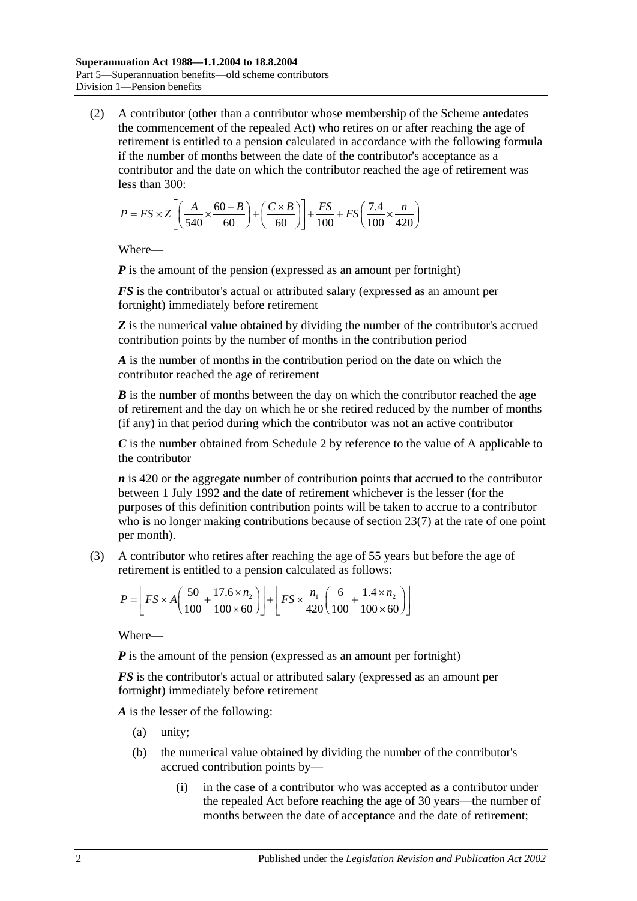(2) A contributor (other than a contributor whose membership of the Scheme antedates the commencement of the repealed Act) who retires on or after reaching the age of retirement is entitled to a pension calculated in accordance with the following formula if the number of months between the date of the contributor's acceptance as a contributor and the date on which the contributor reached the age of retirement was less than 300:

$$P = FS \times Z\left[\left(\frac{A}{540} \times \frac{60-B}{60}\right) + \left(\frac{C \times B}{60}\right)\right] + \frac{FS}{100} + FS\left(\frac{7.4}{100} \times \frac{n}{420}\right)$$

Where—

***P*** is the amount of the pension (expressed as an amount per fortnight)

***FS*** is the contributor's actual or attributed salary (expressed as an amount per fortnight) immediately before retirement

***Z*** is the numerical value obtained by dividing the number of the contributor's accrued contribution points by the number of months in the contribution period

***A*** is the number of months in the contribution period on the date on which the contributor reached the age of retirement

***B*** is the number of months between the day on which the contributor reached the age of retirement and the day on which he or she retired reduced by the number of months (if any) in that period during which the contributor was not an active contributor

***C*** is the number obtained from Schedule 2 by reference to the value of A applicable to the contributor

***n*** is 420 or the aggregate number of contribution points that accrued to the contributor between 1 July 1992 and the date of retirement whichever is the lesser (for the purposes of this definition contribution points will be taken to accrue to a contributor who is no longer making contributions because of section 23(7) at the rate of one point per month).

(3) A contributor who retires after reaching the age of 55 years but before the age of retirement is entitled to a pension calculated as follows:

$$P = \left[FS \times A\left(\frac{50}{100} + \frac{17.6 \times n_2}{100 \times 60}\right)\right] + \left[FS \times \frac{n_1}{420}\left(\frac{6}{100} + \frac{1.4 \times n_2}{100 \times 60}\right)\right]$$

Where—

***P*** is the amount of the pension (expressed as an amount per fortnight)

***FS*** is the contributor's actual or attributed salary (expressed as an amount per fortnight) immediately before retirement

***A*** is the lesser of the following:

(a) unity;

(b) the numerical value obtained by dividing the number of the contributor's accrued contribution points by—

(i) in the case of a contributor who was accepted as a contributor under the repealed Act before reaching the age of 30 years—the number of months between the date of acceptance and the date of retirement;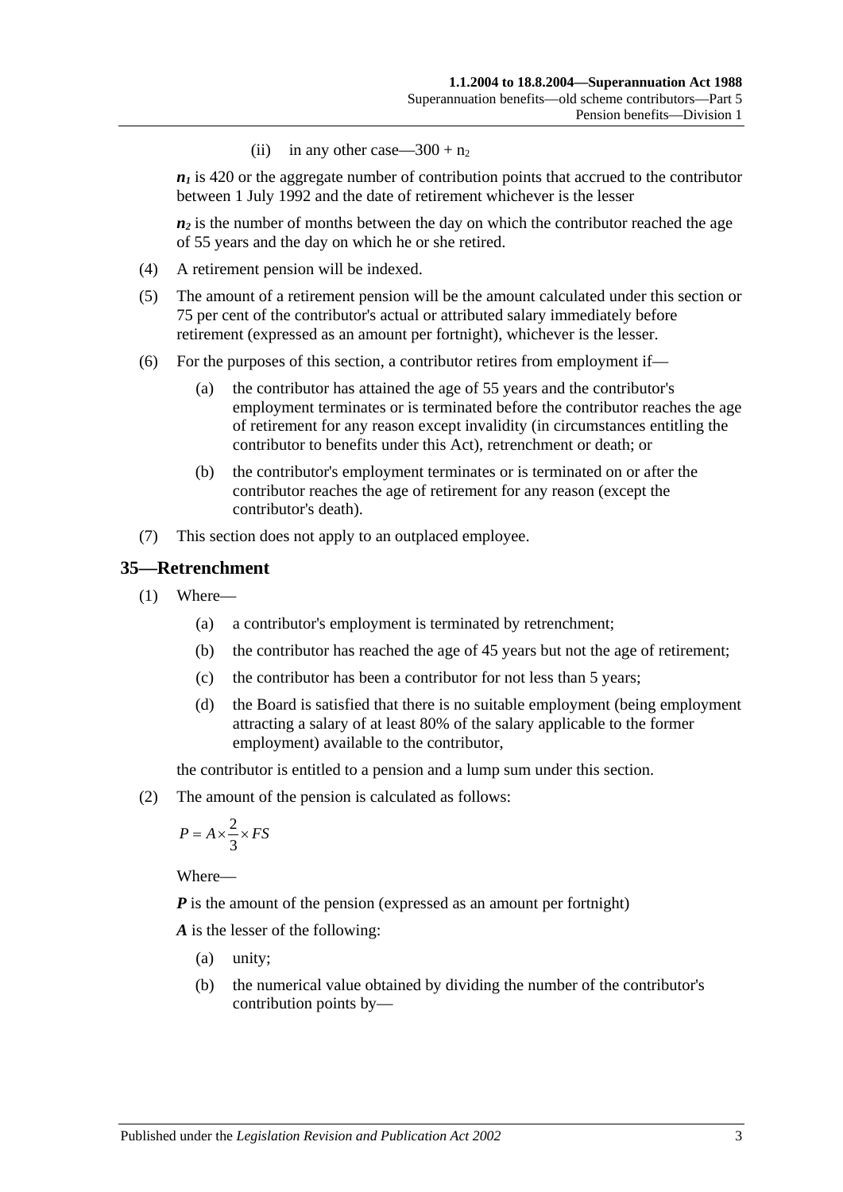(ii) in any other case—$300 + n_2$

$n_1$ is 420 or the aggregate number of contribution points that accrued to the contributor between 1 July 1992 and the date of retirement whichever is the lesser

$n_2$ is the number of months between the day on which the contributor reached the age of 55 years and the day on which he or she retired.

(4) A retirement pension will be indexed.

(5) The amount of a retirement pension will be the amount calculated under this section or 75 per cent of the contributor's actual or attributed salary immediately before retirement (expressed as an amount per fortnight), whichever is the lesser.

(6) For the purposes of this section, a contributor retires from employment if—

(a) the contributor has attained the age of 55 years and the contributor's employment terminates or is terminated before the contributor reaches the age of retirement for any reason except invalidity (in circumstances entitling the contributor to benefits under this Act), retrenchment or death; or

(b) the contributor's employment terminates or is terminated on or after the contributor reaches the age of retirement for any reason (except the contributor's death).

(7) This section does not apply to an outplaced employee.

## 35—Retrenchment

(1) Where—

(a) a contributor's employment is terminated by retrenchment;

(b) the contributor has reached the age of 45 years but not the age of retirement;

(c) the contributor has been a contributor for not less than 5 years;

(d) the Board is satisfied that there is no suitable employment (being employment attracting a salary of at least 80% of the salary applicable to the former employment) available to the contributor,

the contributor is entitled to a pension and a lump sum under this section.

(2) The amount of the pension is calculated as follows:

$$P = A \times \frac{2}{3} \times FS$$

Where—

***P*** is the amount of the pension (expressed as an amount per fortnight)

***A*** is the lesser of the following:

(a) unity;

(b) the numerical value obtained by dividing the number of the contributor's contribution points by—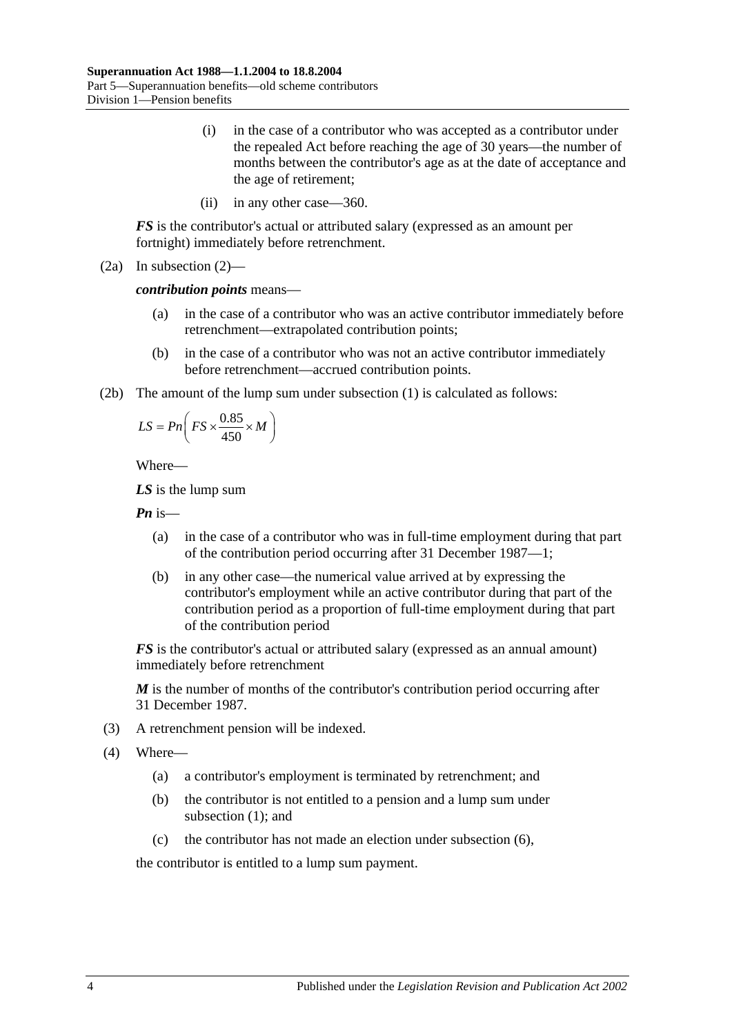(i) in the case of a contributor who was accepted as a contributor under the repealed Act before reaching the age of 30 years—the number of months between the contributor's age as at the date of acceptance and the age of retirement;

(ii) in any other case—360.

***FS*** is the contributor's actual or attributed salary (expressed as an amount per fortnight) immediately before retrenchment.

(2a) In subsection (2)—

***contribution points*** means—

(a) in the case of a contributor who was an active contributor immediately before retrenchment—extrapolated contribution points;

(b) in the case of a contributor who was not an active contributor immediately before retrenchment—accrued contribution points.

(2b) The amount of the lump sum under subsection (1) is calculated as follows:

$$LS = Pn\left(FS \times \frac{0.85}{450} \times M\right)$$

Where—

***LS*** is the lump sum

***Pn*** is—

(a) in the case of a contributor who was in full-time employment during that part of the contribution period occurring after 31 December 1987—1;

(b) in any other case—the numerical value arrived at by expressing the contributor's employment while an active contributor during that part of the contribution period as a proportion of full-time employment during that part of the contribution period

***FS*** is the contributor's actual or attributed salary (expressed as an annual amount) immediately before retrenchment

***M*** is the number of months of the contributor's contribution period occurring after 31 December 1987.

(3) A retrenchment pension will be indexed.

(4) Where—

(a) a contributor's employment is terminated by retrenchment; and

(b) the contributor is not entitled to a pension and a lump sum under subsection (1); and

(c) the contributor has not made an election under subsection (6),

the contributor is entitled to a lump sum payment.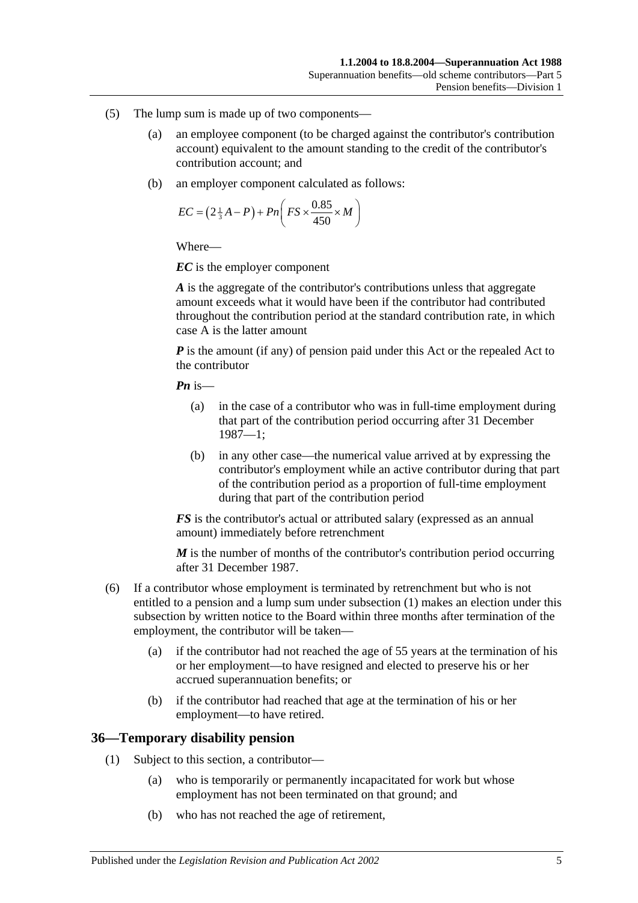(5) The lump sum is made up of two components—

(a) an employee component (to be charged against the contributor's contribution account) equivalent to the amount standing to the credit of the contributor's contribution account; and

(b) an employer component calculated as follows:

$$EC = \left(2\tfrac{1}{3}A - P\right) + Pn\left(FS \times \frac{0.85}{450} \times M\right)$$

Where—

***EC*** is the employer component

***A*** is the aggregate of the contributor's contributions unless that aggregate amount exceeds what it would have been if the contributor had contributed throughout the contribution period at the standard contribution rate, in which case A is the latter amount

***P*** is the amount (if any) of pension paid under this Act or the repealed Act to the contributor

***Pn*** is—

(a) in the case of a contributor who was in full-time employment during that part of the contribution period occurring after 31 December 1987—1;

(b) in any other case—the numerical value arrived at by expressing the contributor's employment while an active contributor during that part of the contribution period as a proportion of full-time employment during that part of the contribution period

***FS*** is the contributor's actual or attributed salary (expressed as an annual amount) immediately before retrenchment

***M*** is the number of months of the contributor's contribution period occurring after 31 December 1987.

(6) If a contributor whose employment is terminated by retrenchment but who is not entitled to a pension and a lump sum under subsection (1) makes an election under this subsection by written notice to the Board within three months after termination of the employment, the contributor will be taken—

(a) if the contributor had not reached the age of 55 years at the termination of his or her employment—to have resigned and elected to preserve his or her accrued superannuation benefits; or

(b) if the contributor had reached that age at the termination of his or her employment—to have retired.

## 36—Temporary disability pension

(1) Subject to this section, a contributor—

(a) who is temporarily or permanently incapacitated for work but whose employment has not been terminated on that ground; and

(b) who has not reached the age of retirement,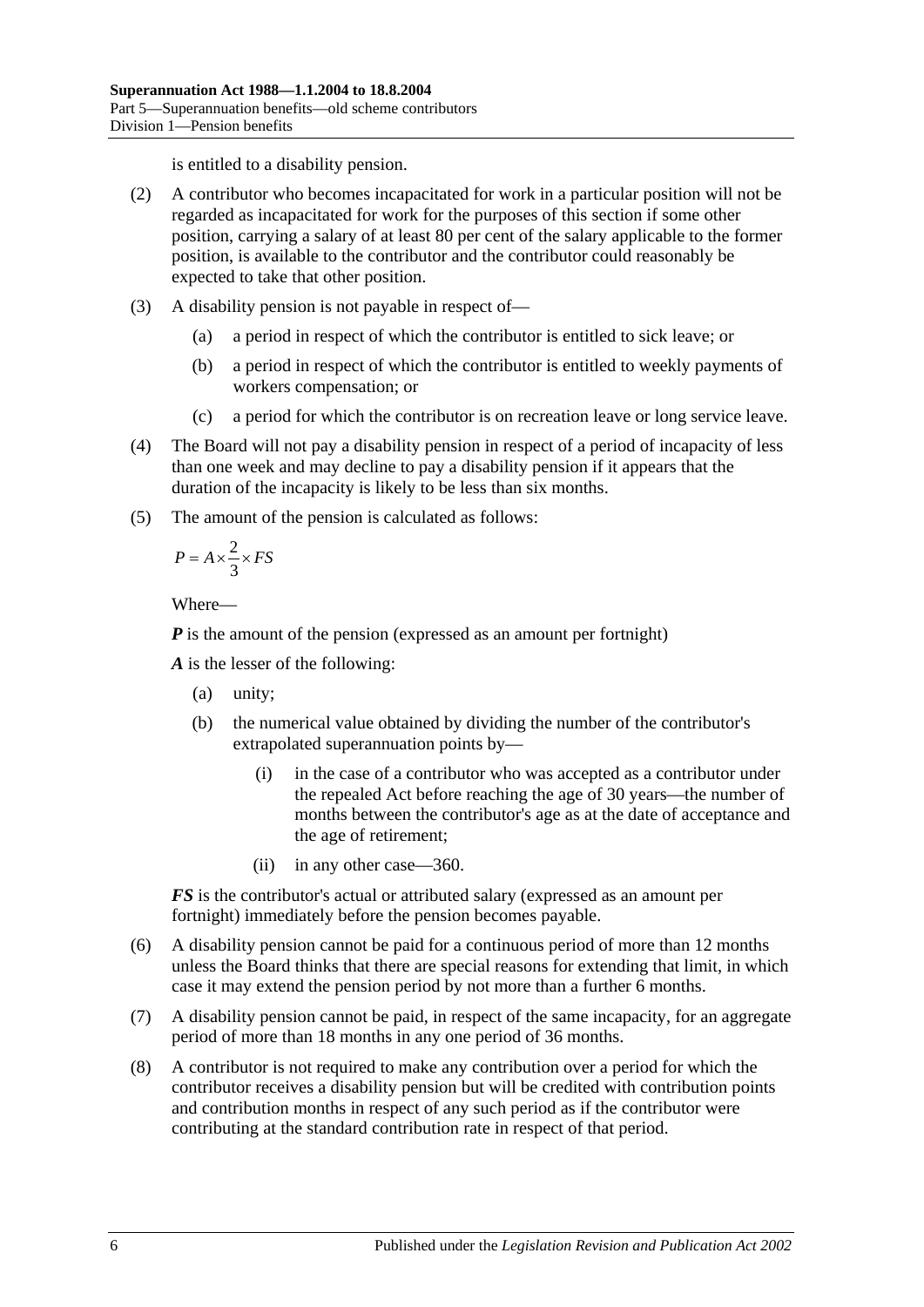is entitled to a disability pension.

(2) A contributor who becomes incapacitated for work in a particular position will not be regarded as incapacitated for work for the purposes of this section if some other position, carrying a salary of at least 80 per cent of the salary applicable to the former position, is available to the contributor and the contributor could reasonably be expected to take that other position.

(3) A disability pension is not payable in respect of—

(a) a period in respect of which the contributor is entitled to sick leave; or

(b) a period in respect of which the contributor is entitled to weekly payments of workers compensation; or

(c) a period for which the contributor is on recreation leave or long service leave.

(4) The Board will not pay a disability pension in respect of a period of incapacity of less than one week and may decline to pay a disability pension if it appears that the duration of the incapacity is likely to be less than six months.

(5) The amount of the pension is calculated as follows:

$$P = A \times \frac{2}{3} \times FS$$

Where—

***P*** is the amount of the pension (expressed as an amount per fortnight)

***A*** is the lesser of the following:

(a) unity;

(b) the numerical value obtained by dividing the number of the contributor's extrapolated superannuation points by—

(i) in the case of a contributor who was accepted as a contributor under the repealed Act before reaching the age of 30 years—the number of months between the contributor's age as at the date of acceptance and the age of retirement;

(ii) in any other case—360.

***FS*** is the contributor's actual or attributed salary (expressed as an amount per fortnight) immediately before the pension becomes payable.

(6) A disability pension cannot be paid for a continuous period of more than 12 months unless the Board thinks that there are special reasons for extending that limit, in which case it may extend the pension period by not more than a further 6 months.

(7) A disability pension cannot be paid, in respect of the same incapacity, for an aggregate period of more than 18 months in any one period of 36 months.

(8) A contributor is not required to make any contribution over a period for which the contributor receives a disability pension but will be credited with contribution points and contribution months in respect of any such period as if the contributor were contributing at the standard contribution rate in respect of that period.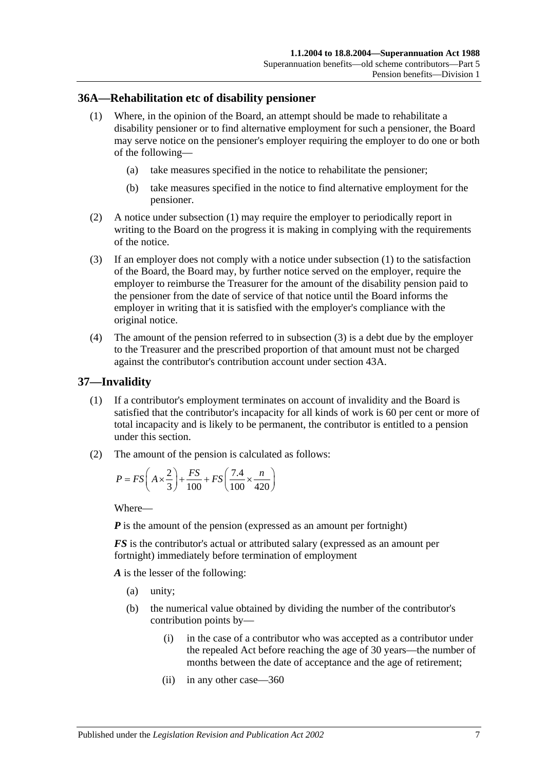## 36A—Rehabilitation etc of disability pensioner

(1) Where, in the opinion of the Board, an attempt should be made to rehabilitate a disability pensioner or to find alternative employment for such a pensioner, the Board may serve notice on the pensioner's employer requiring the employer to do one or both of the following—

(a) take measures specified in the notice to rehabilitate the pensioner;

(b) take measures specified in the notice to find alternative employment for the pensioner.

(2) A notice under subsection (1) may require the employer to periodically report in writing to the Board on the progress it is making in complying with the requirements of the notice.

(3) If an employer does not comply with a notice under subsection (1) to the satisfaction of the Board, the Board may, by further notice served on the employer, require the employer to reimburse the Treasurer for the amount of the disability pension paid to the pensioner from the date of service of that notice until the Board informs the employer in writing that it is satisfied with the employer's compliance with the original notice.

(4) The amount of the pension referred to in subsection (3) is a debt due by the employer to the Treasurer and the prescribed proportion of that amount must not be charged against the contributor's contribution account under section 43A.

## 37—Invalidity

(1) If a contributor's employment terminates on account of invalidity and the Board is satisfied that the contributor's incapacity for all kinds of work is 60 per cent or more of total incapacity and is likely to be permanent, the contributor is entitled to a pension under this section.

(2) The amount of the pension is calculated as follows:

$$P = FS\left(A \times \frac{2}{3}\right) + \frac{FS}{100} + FS\left(\frac{7.4}{100} \times \frac{n}{420}\right)$$

Where—

***P*** is the amount of the pension (expressed as an amount per fortnight)

***FS*** is the contributor's actual or attributed salary (expressed as an amount per fortnight) immediately before termination of employment

***A*** is the lesser of the following:

(a) unity;

(b) the numerical value obtained by dividing the number of the contributor's contribution points by—

(i) in the case of a contributor who was accepted as a contributor under the repealed Act before reaching the age of 30 years—the number of months between the date of acceptance and the age of retirement;

(ii) in any other case—360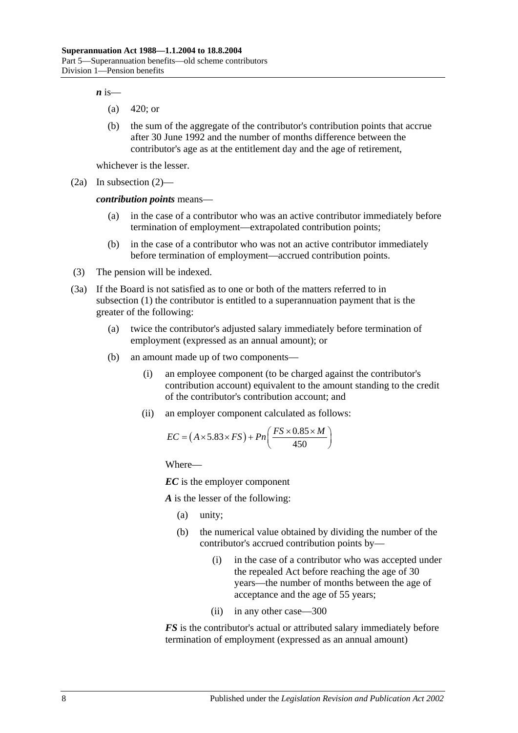***n*** is—

(a) 420; or

(b) the sum of the aggregate of the contributor's contribution points that accrue after 30 June 1992 and the number of months difference between the contributor's age as at the entitlement day and the age of retirement,

whichever is the lesser.

(2a) In subsection (2)—

***contribution points*** means—

(a) in the case of a contributor who was an active contributor immediately before termination of employment—extrapolated contribution points;

(b) in the case of a contributor who was not an active contributor immediately before termination of employment—accrued contribution points.

(3) The pension will be indexed.

(3a) If the Board is not satisfied as to one or both of the matters referred to in subsection (1) the contributor is entitled to a superannuation payment that is the greater of the following:

(a) twice the contributor's adjusted salary immediately before termination of employment (expressed as an annual amount); or

(b) an amount made up of two components—

(i) an employee component (to be charged against the contributor's contribution account) equivalent to the amount standing to the credit of the contributor's contribution account; and

(ii) an employer component calculated as follows:

$$EC = \left(A \times 5.83 \times FS\right) + Pn\left(\frac{FS \times 0.85 \times M}{450}\right)$$

Where—

***EC*** is the employer component

***A*** is the lesser of the following:

(a) unity;

(b) the numerical value obtained by dividing the number of the contributor's accrued contribution points by—

(i) in the case of a contributor who was accepted under the repealed Act before reaching the age of 30 years—the number of months between the age of acceptance and the age of 55 years;

(ii) in any other case—300

***FS*** is the contributor's actual or attributed salary immediately before termination of employment (expressed as an annual amount)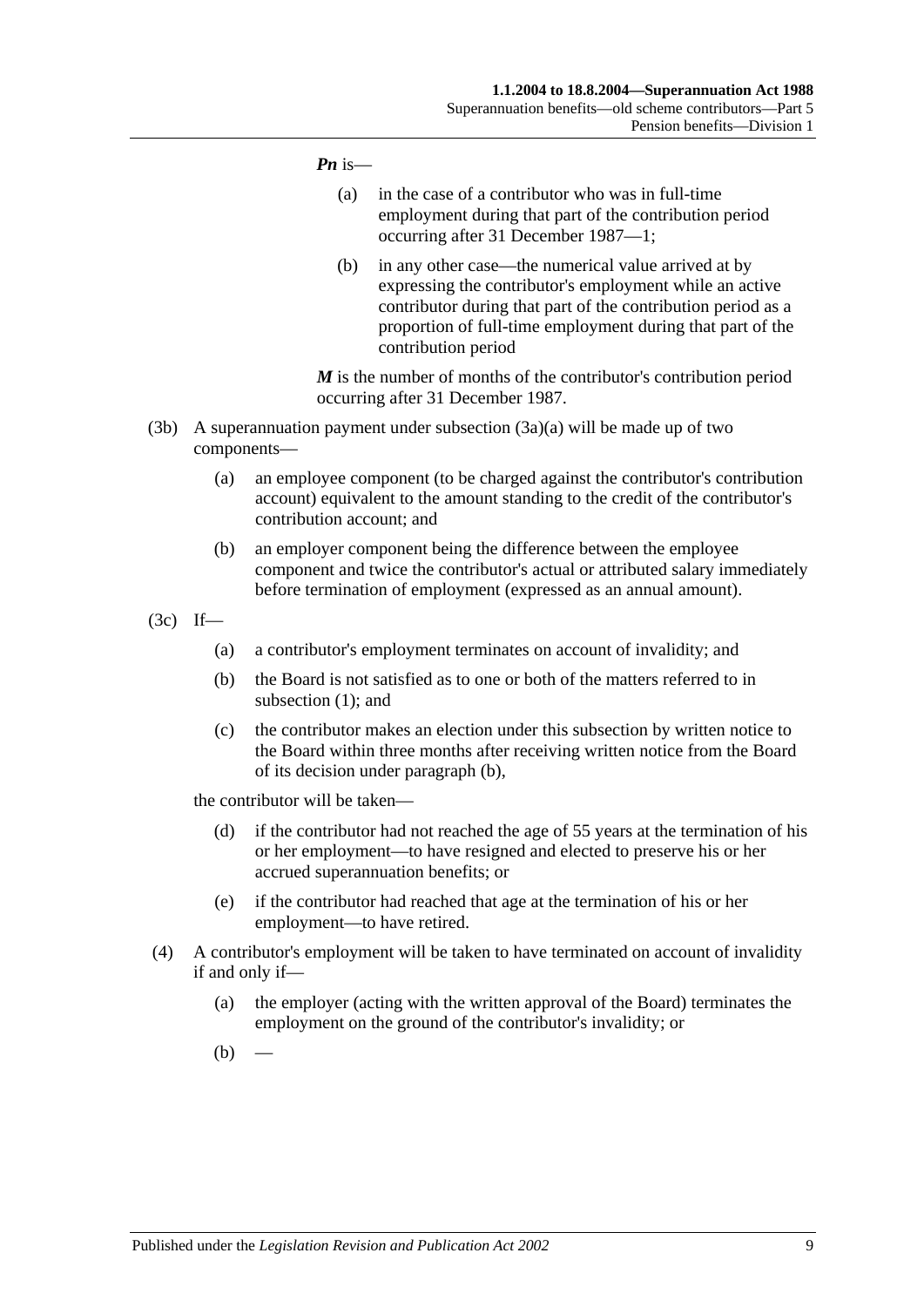***Pn*** is—

(a) in the case of a contributor who was in full-time employment during that part of the contribution period occurring after 31 December 1987—1;

(b) in any other case—the numerical value arrived at by expressing the contributor's employment while an active contributor during that part of the contribution period as a proportion of full-time employment during that part of the contribution period

***M*** is the number of months of the contributor's contribution period occurring after 31 December 1987.

(3b) A superannuation payment under subsection (3a)(a) will be made up of two components—

(a) an employee component (to be charged against the contributor's contribution account) equivalent to the amount standing to the credit of the contributor's contribution account; and

(b) an employer component being the difference between the employee component and twice the contributor's actual or attributed salary immediately before termination of employment (expressed as an annual amount).

(3c) If—

(a) a contributor's employment terminates on account of invalidity; and

(b) the Board is not satisfied as to one or both of the matters referred to in subsection (1); and

(c) the contributor makes an election under this subsection by written notice to the Board within three months after receiving written notice from the Board of its decision under paragraph (b),

the contributor will be taken—

(d) if the contributor had not reached the age of 55 years at the termination of his or her employment—to have resigned and elected to preserve his or her accrued superannuation benefits; or

(e) if the contributor had reached that age at the termination of his or her employment—to have retired.

(4) A contributor's employment will be taken to have terminated on account of invalidity if and only if—

(a) the employer (acting with the written approval of the Board) terminates the employment on the ground of the contributor's invalidity; or

(b) —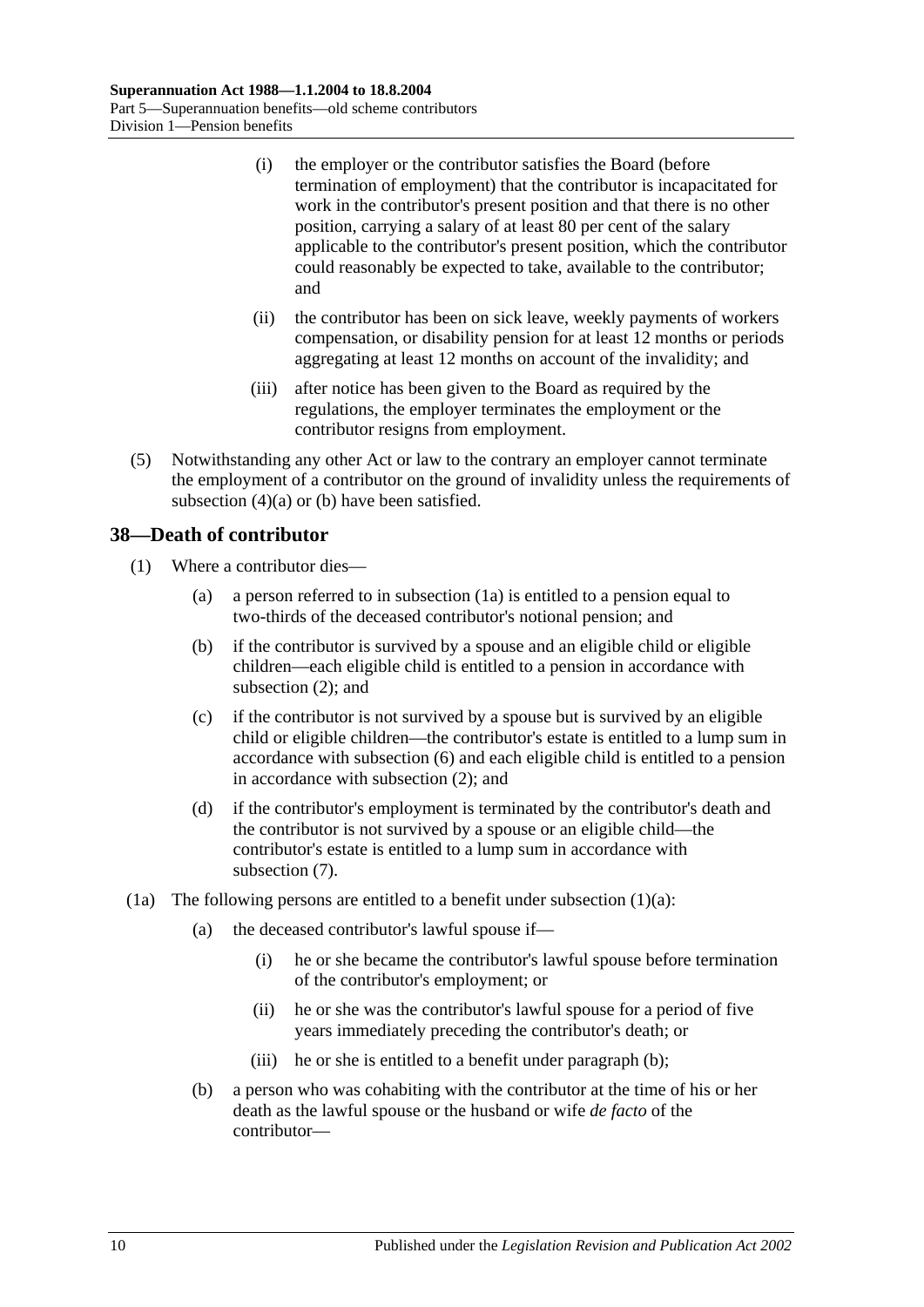(i) the employer or the contributor satisfies the Board (before termination of employment) that the contributor is incapacitated for work in the contributor's present position and that there is no other position, carrying a salary of at least 80 per cent of the salary applicable to the contributor's present position, which the contributor could reasonably be expected to take, available to the contributor; and

(ii) the contributor has been on sick leave, weekly payments of workers compensation, or disability pension for at least 12 months or periods aggregating at least 12 months on account of the invalidity; and

(iii) after notice has been given to the Board as required by the regulations, the employer terminates the employment or the contributor resigns from employment.

(5) Notwithstanding any other Act or law to the contrary an employer cannot terminate the employment of a contributor on the ground of invalidity unless the requirements of subsection (4)(a) or (b) have been satisfied.

## 38—Death of contributor

(1) Where a contributor dies—

(a) a person referred to in subsection (1a) is entitled to a pension equal to two-thirds of the deceased contributor's notional pension; and

(b) if the contributor is survived by a spouse and an eligible child or eligible children—each eligible child is entitled to a pension in accordance with subsection (2); and

(c) if the contributor is not survived by a spouse but is survived by an eligible child or eligible children—the contributor's estate is entitled to a lump sum in accordance with subsection (6) and each eligible child is entitled to a pension in accordance with subsection (2); and

(d) if the contributor's employment is terminated by the contributor's death and the contributor is not survived by a spouse or an eligible child—the contributor's estate is entitled to a lump sum in accordance with subsection (7).

(1a) The following persons are entitled to a benefit under subsection (1)(a):

(a) the deceased contributor's lawful spouse if—

(i) he or she became the contributor's lawful spouse before termination of the contributor's employment; or

(ii) he or she was the contributor's lawful spouse for a period of five years immediately preceding the contributor's death; or

(iii) he or she is entitled to a benefit under paragraph (b);

(b) a person who was cohabiting with the contributor at the time of his or her death as the lawful spouse or the husband or wife *de facto* of the contributor—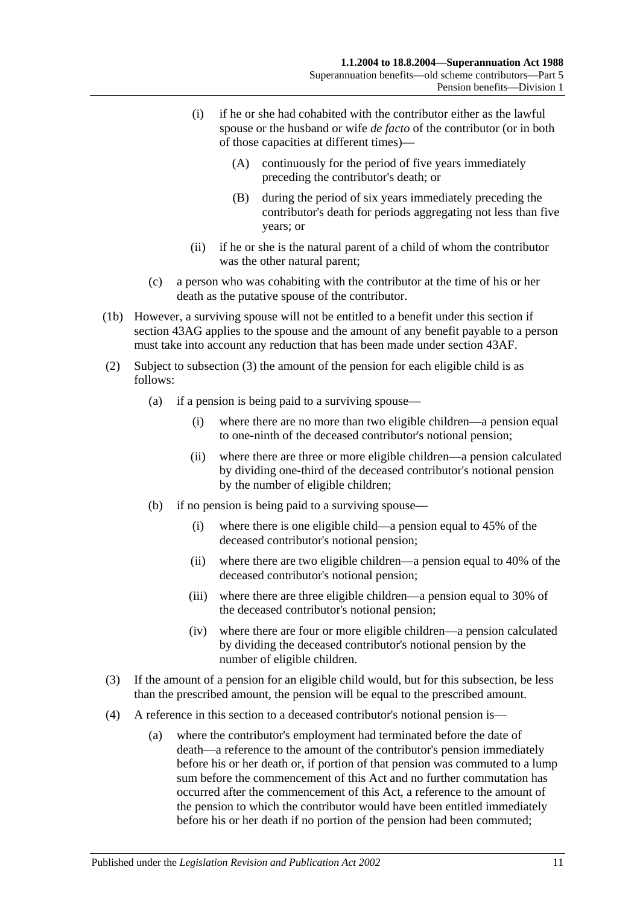(i) if he or she had cohabited with the contributor either as the lawful spouse or the husband or wife *de facto* of the contributor (or in both of those capacities at different times)—

(A) continuously for the period of five years immediately preceding the contributor's death; or

(B) during the period of six years immediately preceding the contributor's death for periods aggregating not less than five years; or

(ii) if he or she is the natural parent of a child of whom the contributor was the other natural parent;

(c) a person who was cohabiting with the contributor at the time of his or her death as the putative spouse of the contributor.

(1b) However, a surviving spouse will not be entitled to a benefit under this section if section 43AG applies to the spouse and the amount of any benefit payable to a person must take into account any reduction that has been made under section 43AF.

(2) Subject to subsection (3) the amount of the pension for each eligible child is as follows:

(a) if a pension is being paid to a surviving spouse—

(i) where there are no more than two eligible children—a pension equal to one-ninth of the deceased contributor's notional pension;

(ii) where there are three or more eligible children—a pension calculated by dividing one-third of the deceased contributor's notional pension by the number of eligible children;

(b) if no pension is being paid to a surviving spouse—

(i) where there is one eligible child—a pension equal to 45% of the deceased contributor's notional pension;

(ii) where there are two eligible children—a pension equal to 40% of the deceased contributor's notional pension;

(iii) where there are three eligible children—a pension equal to 30% of the deceased contributor's notional pension;

(iv) where there are four or more eligible children—a pension calculated by dividing the deceased contributor's notional pension by the number of eligible children.

(3) If the amount of a pension for an eligible child would, but for this subsection, be less than the prescribed amount, the pension will be equal to the prescribed amount.

(4) A reference in this section to a deceased contributor's notional pension is—

(a) where the contributor's employment had terminated before the date of death—a reference to the amount of the contributor's pension immediately before his or her death or, if portion of that pension was commuted to a lump sum before the commencement of this Act and no further commutation has occurred after the commencement of this Act, a reference to the amount of the pension to which the contributor would have been entitled immediately before his or her death if no portion of the pension had been commuted;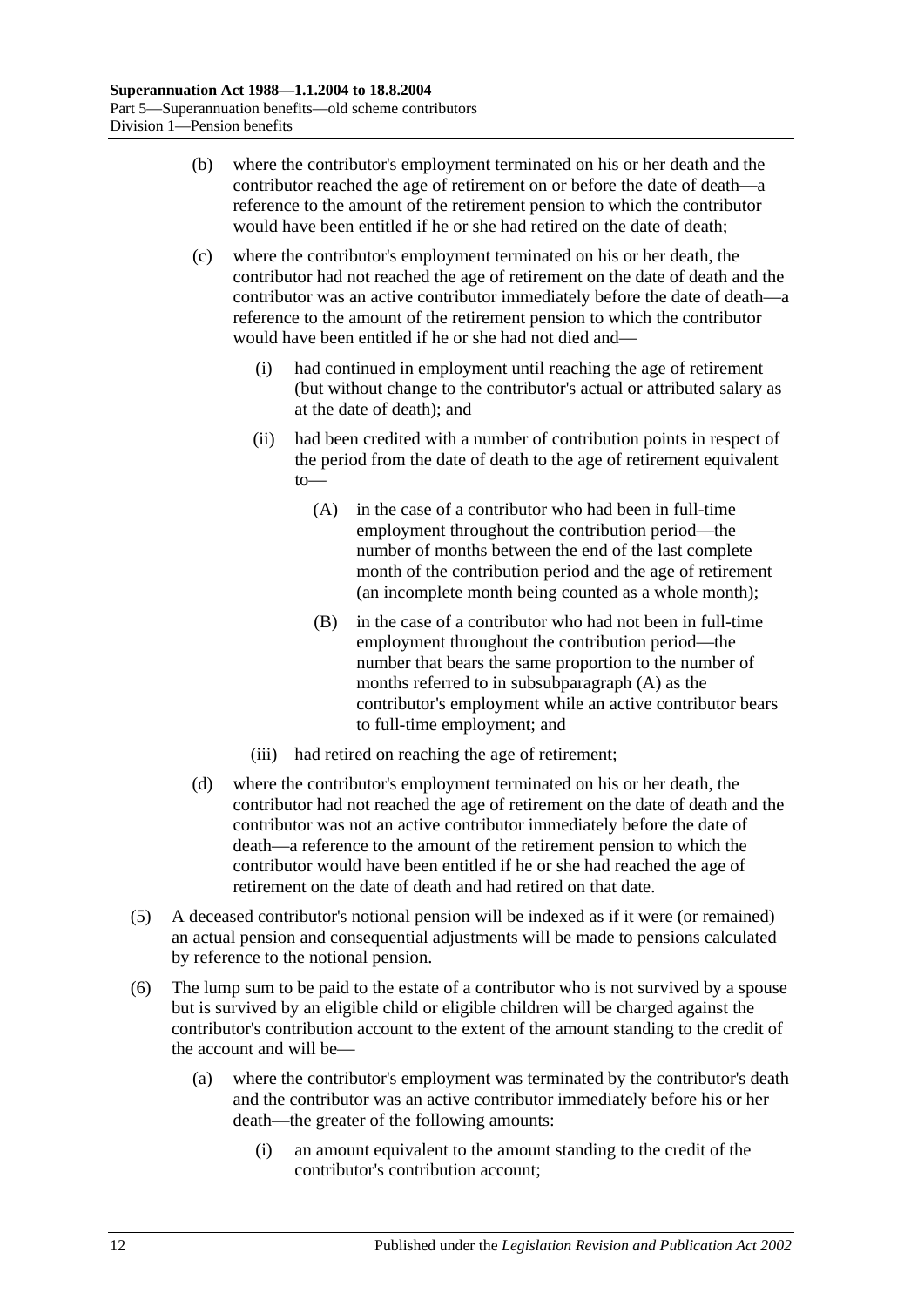(b) where the contributor's employment terminated on his or her death and the contributor reached the age of retirement on or before the date of death—a reference to the amount of the retirement pension to which the contributor would have been entitled if he or she had retired on the date of death;

(c) where the contributor's employment terminated on his or her death, the contributor had not reached the age of retirement on the date of death and the contributor was an active contributor immediately before the date of death—a reference to the amount of the retirement pension to which the contributor would have been entitled if he or she had not died and—

(i) had continued in employment until reaching the age of retirement (but without change to the contributor's actual or attributed salary as at the date of death); and

(ii) had been credited with a number of contribution points in respect of the period from the date of death to the age of retirement equivalent to—

(A) in the case of a contributor who had been in full-time employment throughout the contribution period—the number of months between the end of the last complete month of the contribution period and the age of retirement (an incomplete month being counted as a whole month);

(B) in the case of a contributor who had not been in full-time employment throughout the contribution period—the number that bears the same proportion to the number of months referred to in subsubparagraph (A) as the contributor's employment while an active contributor bears to full-time employment; and

(iii) had retired on reaching the age of retirement;

(d) where the contributor's employment terminated on his or her death, the contributor had not reached the age of retirement on the date of death and the contributor was not an active contributor immediately before the date of death—a reference to the amount of the retirement pension to which the contributor would have been entitled if he or she had reached the age of retirement on the date of death and had retired on that date.

(5) A deceased contributor's notional pension will be indexed as if it were (or remained) an actual pension and consequential adjustments will be made to pensions calculated by reference to the notional pension.

(6) The lump sum to be paid to the estate of a contributor who is not survived by a spouse but is survived by an eligible child or eligible children will be charged against the contributor's contribution account to the extent of the amount standing to the credit of the account and will be—

(a) where the contributor's employment was terminated by the contributor's death and the contributor was an active contributor immediately before his or her death—the greater of the following amounts:

(i) an amount equivalent to the amount standing to the credit of the contributor's contribution account;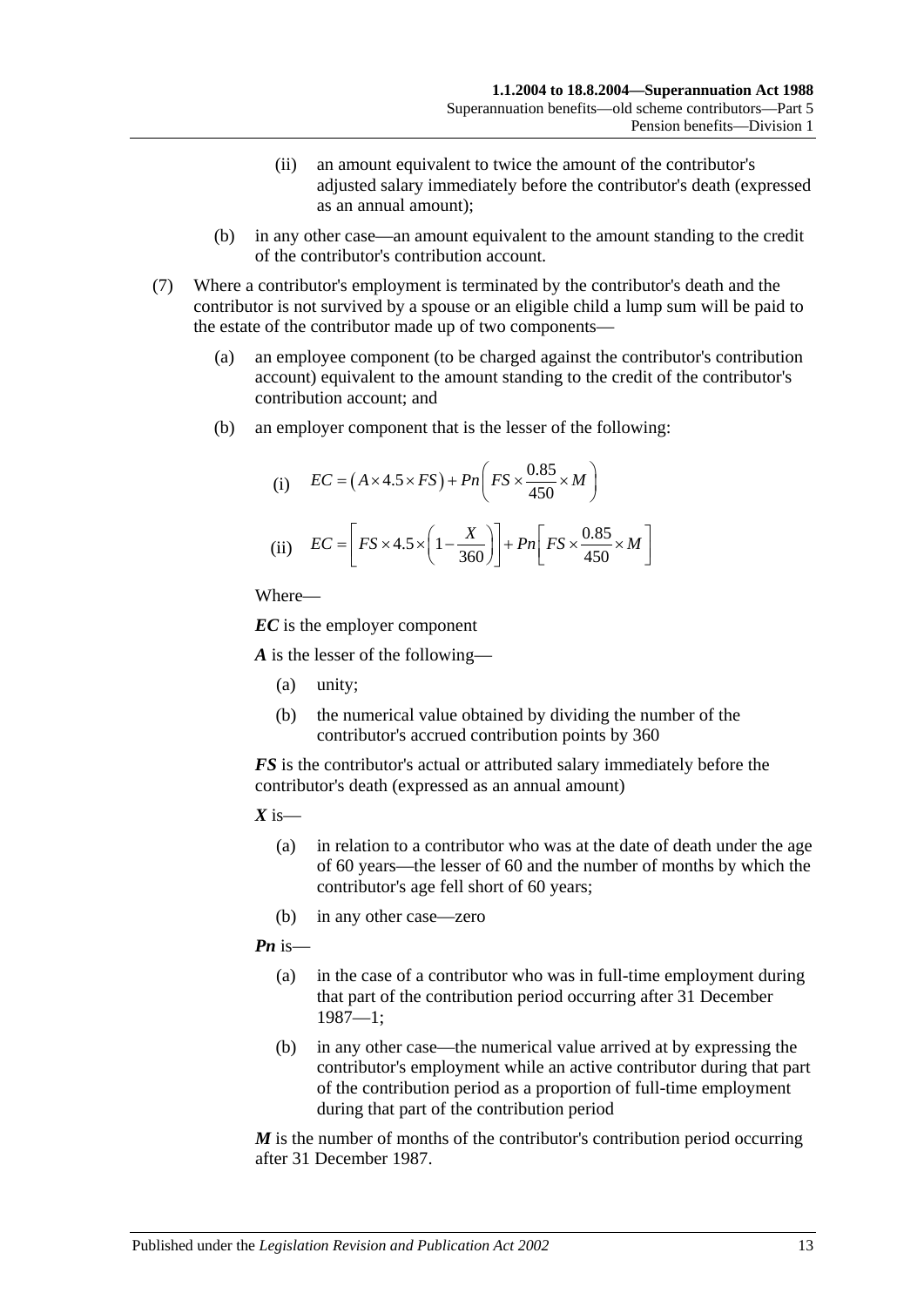(ii) an amount equivalent to twice the amount of the contributor's adjusted salary immediately before the contributor's death (expressed as an annual amount);

(b) in any other case—an amount equivalent to the amount standing to the credit of the contributor's contribution account.

(7) Where a contributor's employment is terminated by the contributor's death and the contributor is not survived by a spouse or an eligible child a lump sum will be paid to the estate of the contributor made up of two components—

(a) an employee component (to be charged against the contributor's contribution account) equivalent to the amount standing to the credit of the contributor's contribution account; and

(b) an employer component that is the lesser of the following:

(i) $EC = \left(A \times 4.5 \times FS\right) + Pn\left(FS \times \dfrac{0.85}{450} \times M\right)$

(ii) $EC = \left[FS \times 4.5 \times \left(1 - \dfrac{X}{360}\right)\right] + Pn\left[FS \times \dfrac{0.85}{450} \times M\right]$

Where—

***EC*** is the employer component

***A*** is the lesser of the following—

(a) unity;

(b) the numerical value obtained by dividing the number of the contributor's accrued contribution points by 360

***FS*** is the contributor's actual or attributed salary immediately before the contributor's death (expressed as an annual amount)

***X*** is—

(a) in relation to a contributor who was at the date of death under the age of 60 years—the lesser of 60 and the number of months by which the contributor's age fell short of 60 years;

(b) in any other case—zero

***Pn*** is—

(a) in the case of a contributor who was in full-time employment during that part of the contribution period occurring after 31 December 1987—1;

(b) in any other case—the numerical value arrived at by expressing the contributor's employment while an active contributor during that part of the contribution period as a proportion of full-time employment during that part of the contribution period

***M*** is the number of months of the contributor's contribution period occurring after 31 December 1987.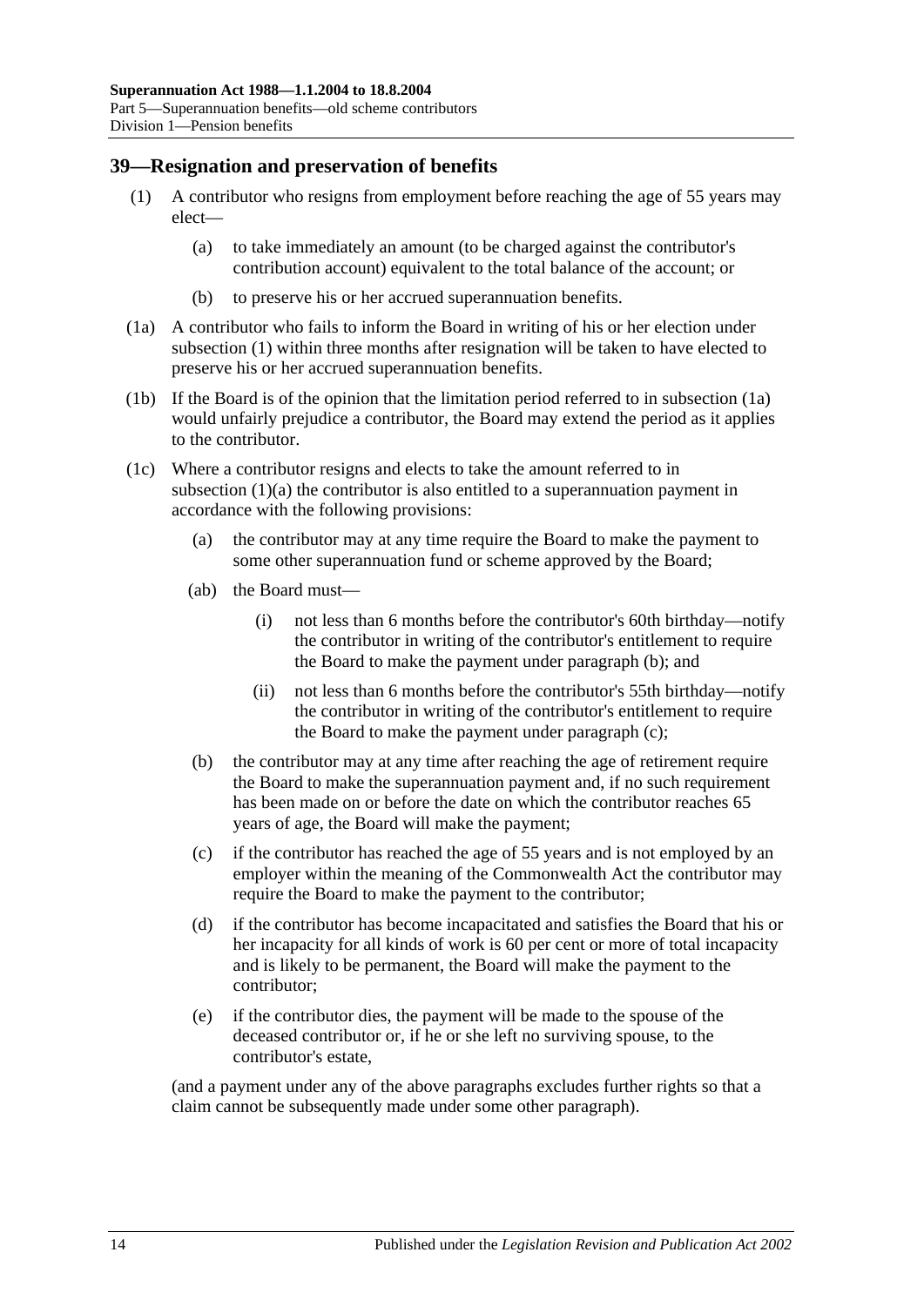## 39—Resignation and preservation of benefits

(1) A contributor who resigns from employment before reaching the age of 55 years may elect—

(a) to take immediately an amount (to be charged against the contributor's contribution account) equivalent to the total balance of the account; or

(b) to preserve his or her accrued superannuation benefits.

(1a) A contributor who fails to inform the Board in writing of his or her election under subsection (1) within three months after resignation will be taken to have elected to preserve his or her accrued superannuation benefits.

(1b) If the Board is of the opinion that the limitation period referred to in subsection (1a) would unfairly prejudice a contributor, the Board may extend the period as it applies to the contributor.

(1c) Where a contributor resigns and elects to take the amount referred to in subsection (1)(a) the contributor is also entitled to a superannuation payment in accordance with the following provisions:

(a) the contributor may at any time require the Board to make the payment to some other superannuation fund or scheme approved by the Board;

(ab) the Board must—

(i) not less than 6 months before the contributor's 60th birthday—notify the contributor in writing of the contributor's entitlement to require the Board to make the payment under paragraph (b); and

(ii) not less than 6 months before the contributor's 55th birthday—notify the contributor in writing of the contributor's entitlement to require the Board to make the payment under paragraph (c);

(b) the contributor may at any time after reaching the age of retirement require the Board to make the superannuation payment and, if no such requirement has been made on or before the date on which the contributor reaches 65 years of age, the Board will make the payment;

(c) if the contributor has reached the age of 55 years and is not employed by an employer within the meaning of the Commonwealth Act the contributor may require the Board to make the payment to the contributor;

(d) if the contributor has become incapacitated and satisfies the Board that his or her incapacity for all kinds of work is 60 per cent or more of total incapacity and is likely to be permanent, the Board will make the payment to the contributor;

(e) if the contributor dies, the payment will be made to the spouse of the deceased contributor or, if he or she left no surviving spouse, to the contributor's estate,

(and a payment under any of the above paragraphs excludes further rights so that a claim cannot be subsequently made under some other paragraph).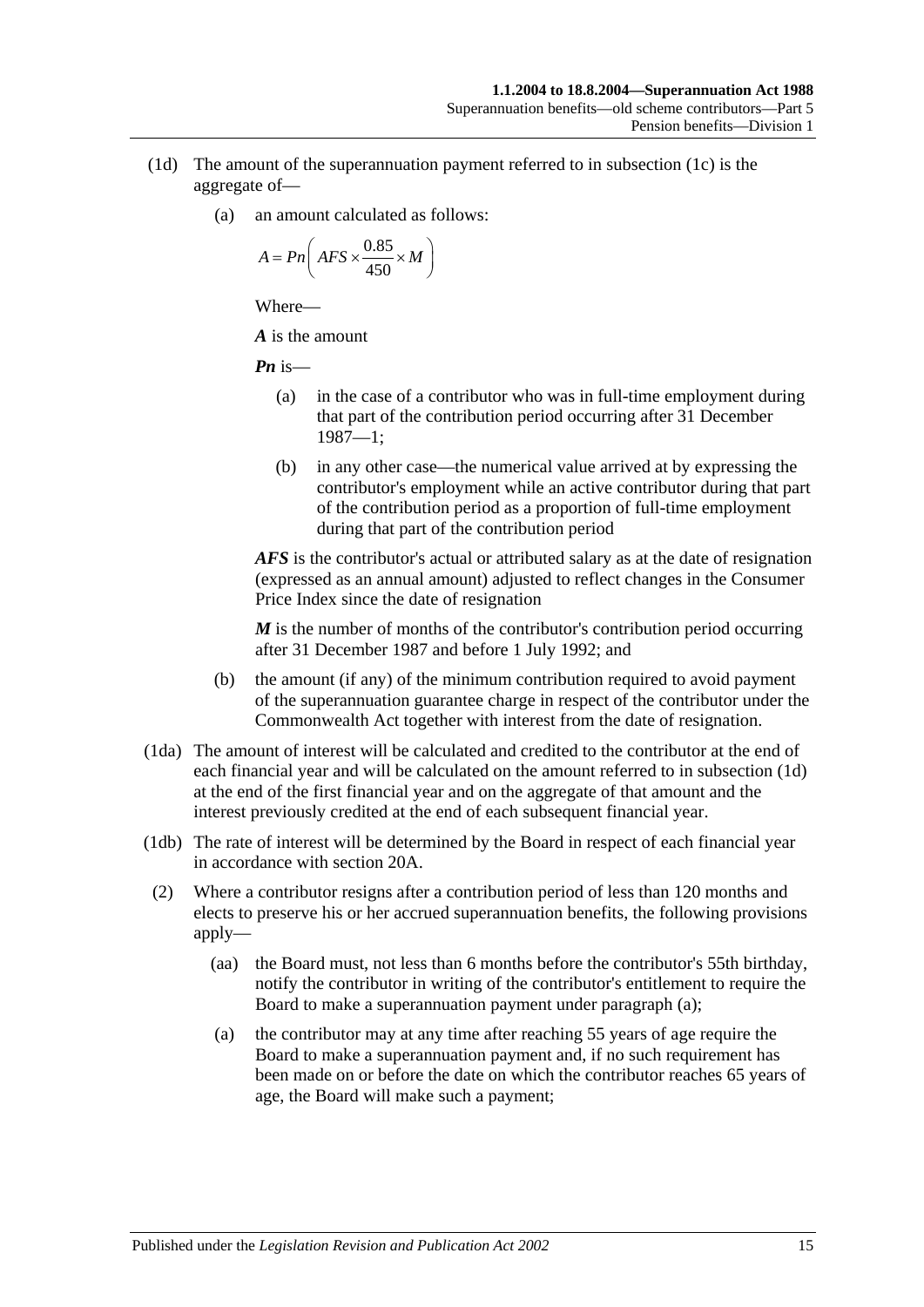(1d) The amount of the superannuation payment referred to in subsection (1c) is the aggregate of—

(a) an amount calculated as follows:

$$A = Pn\left( AFS \times \frac{0.85}{450} \times M \right)$$

Where—

***A*** is the amount

***Pn*** is—

(a) in the case of a contributor who was in full-time employment during that part of the contribution period occurring after 31 December 1987—1;

(b) in any other case—the numerical value arrived at by expressing the contributor's employment while an active contributor during that part of the contribution period as a proportion of full-time employment during that part of the contribution period

***AFS*** is the contributor's actual or attributed salary as at the date of resignation (expressed as an annual amount) adjusted to reflect changes in the Consumer Price Index since the date of resignation

***M*** is the number of months of the contributor's contribution period occurring after 31 December 1987 and before 1 July 1992; and

(b) the amount (if any) of the minimum contribution required to avoid payment of the superannuation guarantee charge in respect of the contributor under the Commonwealth Act together with interest from the date of resignation.

(1da) The amount of interest will be calculated and credited to the contributor at the end of each financial year and will be calculated on the amount referred to in subsection (1d) at the end of the first financial year and on the aggregate of that amount and the interest previously credited at the end of each subsequent financial year.

(1db) The rate of interest will be determined by the Board in respect of each financial year in accordance with section 20A.

(2) Where a contributor resigns after a contribution period of less than 120 months and elects to preserve his or her accrued superannuation benefits, the following provisions apply—

(aa) the Board must, not less than 6 months before the contributor's 55th birthday, notify the contributor in writing of the contributor's entitlement to require the Board to make a superannuation payment under paragraph (a);

(a) the contributor may at any time after reaching 55 years of age require the Board to make a superannuation payment and, if no such requirement has been made on or before the date on which the contributor reaches 65 years of age, the Board will make such a payment;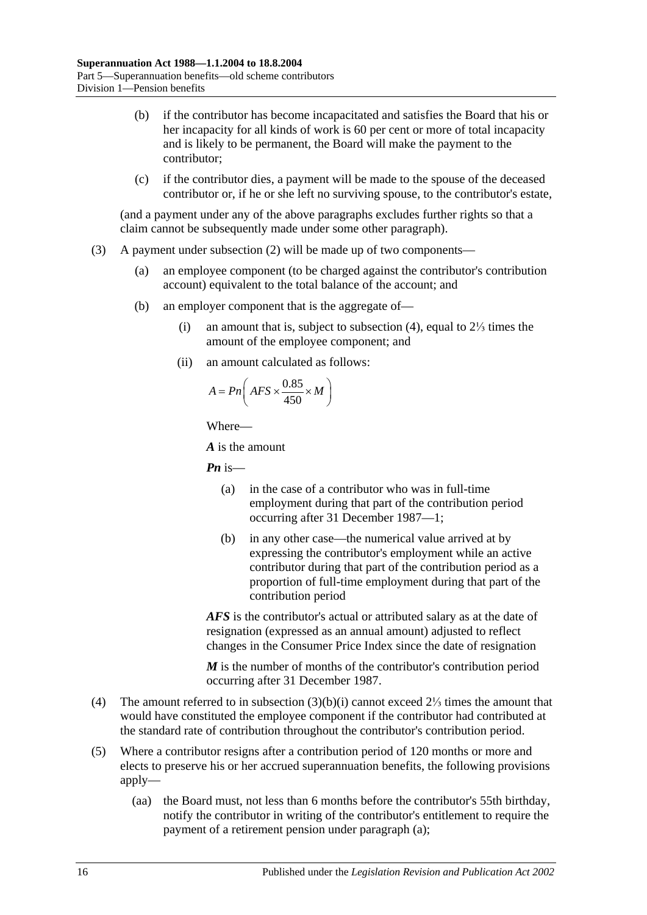(b) if the contributor has become incapacitated and satisfies the Board that his or her incapacity for all kinds of work is 60 per cent or more of total incapacity and is likely to be permanent, the Board will make the payment to the contributor;

(c) if the contributor dies, a payment will be made to the spouse of the deceased contributor or, if he or she left no surviving spouse, to the contributor's estate,

(and a payment under any of the above paragraphs excludes further rights so that a claim cannot be subsequently made under some other paragraph).

(3) A payment under subsection (2) will be made up of two components—

(a) an employee component (to be charged against the contributor's contribution account) equivalent to the total balance of the account; and

(b) an employer component that is the aggregate of—

(i) an amount that is, subject to subsection (4), equal to 2⅓ times the amount of the employee component; and

(ii) an amount calculated as follows:

$$A = Pn\left(AFS \times \frac{0.85}{450} \times M\right)$$

Where—

***A*** is the amount

***Pn*** is—

(a) in the case of a contributor who was in full-time employment during that part of the contribution period occurring after 31 December 1987—1;

(b) in any other case—the numerical value arrived at by expressing the contributor's employment while an active contributor during that part of the contribution period as a proportion of full-time employment during that part of the contribution period

***AFS*** is the contributor's actual or attributed salary as at the date of resignation (expressed as an annual amount) adjusted to reflect changes in the Consumer Price Index since the date of resignation

***M*** is the number of months of the contributor's contribution period occurring after 31 December 1987.

(4) The amount referred to in subsection (3)(b)(i) cannot exceed 2⅓ times the amount that would have constituted the employee component if the contributor had contributed at the standard rate of contribution throughout the contributor's contribution period.

(5) Where a contributor resigns after a contribution period of 120 months or more and elects to preserve his or her accrued superannuation benefits, the following provisions apply—

(aa) the Board must, not less than 6 months before the contributor's 55th birthday, notify the contributor in writing of the contributor's entitlement to require the payment of a retirement pension under paragraph (a);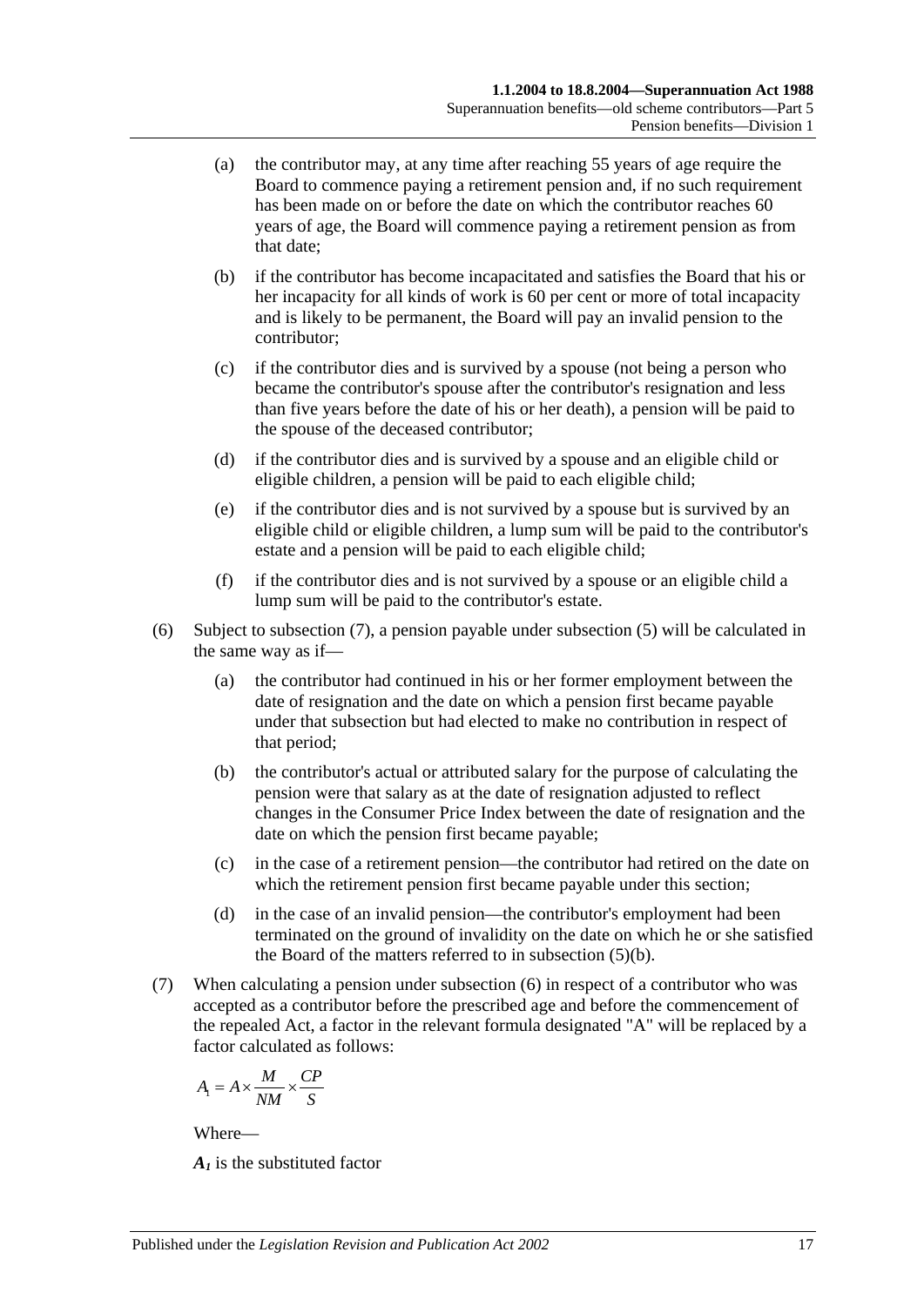(a) the contributor may, at any time after reaching 55 years of age require the Board to commence paying a retirement pension and, if no such requirement has been made on or before the date on which the contributor reaches 60 years of age, the Board will commence paying a retirement pension as from that date;

(b) if the contributor has become incapacitated and satisfies the Board that his or her incapacity for all kinds of work is 60 per cent or more of total incapacity and is likely to be permanent, the Board will pay an invalid pension to the contributor;

(c) if the contributor dies and is survived by a spouse (not being a person who became the contributor's spouse after the contributor's resignation and less than five years before the date of his or her death), a pension will be paid to the spouse of the deceased contributor;

(d) if the contributor dies and is survived by a spouse and an eligible child or eligible children, a pension will be paid to each eligible child;

(e) if the contributor dies and is not survived by a spouse but is survived by an eligible child or eligible children, a lump sum will be paid to the contributor's estate and a pension will be paid to each eligible child;

(f) if the contributor dies and is not survived by a spouse or an eligible child a lump sum will be paid to the contributor's estate.

(6) Subject to subsection (7), a pension payable under subsection (5) will be calculated in the same way as if—

(a) the contributor had continued in his or her former employment between the date of resignation and the date on which a pension first became payable under that subsection but had elected to make no contribution in respect of that period;

(b) the contributor's actual or attributed salary for the purpose of calculating the pension were that salary as at the date of resignation adjusted to reflect changes in the Consumer Price Index between the date of resignation and the date on which the pension first became payable;

(c) in the case of a retirement pension—the contributor had retired on the date on which the retirement pension first became payable under this section;

(d) in the case of an invalid pension—the contributor's employment had been terminated on the ground of invalidity on the date on which he or she satisfied the Board of the matters referred to in subsection (5)(b).

(7) When calculating a pension under subsection (6) in respect of a contributor who was accepted as a contributor before the prescribed age and before the commencement of the repealed Act, a factor in the relevant formula designated "A" will be replaced by a factor calculated as follows:

$$A_1 = A \times \frac{M}{NM} \times \frac{CP}{S}$$

Where—

$A_1$ is the substituted factor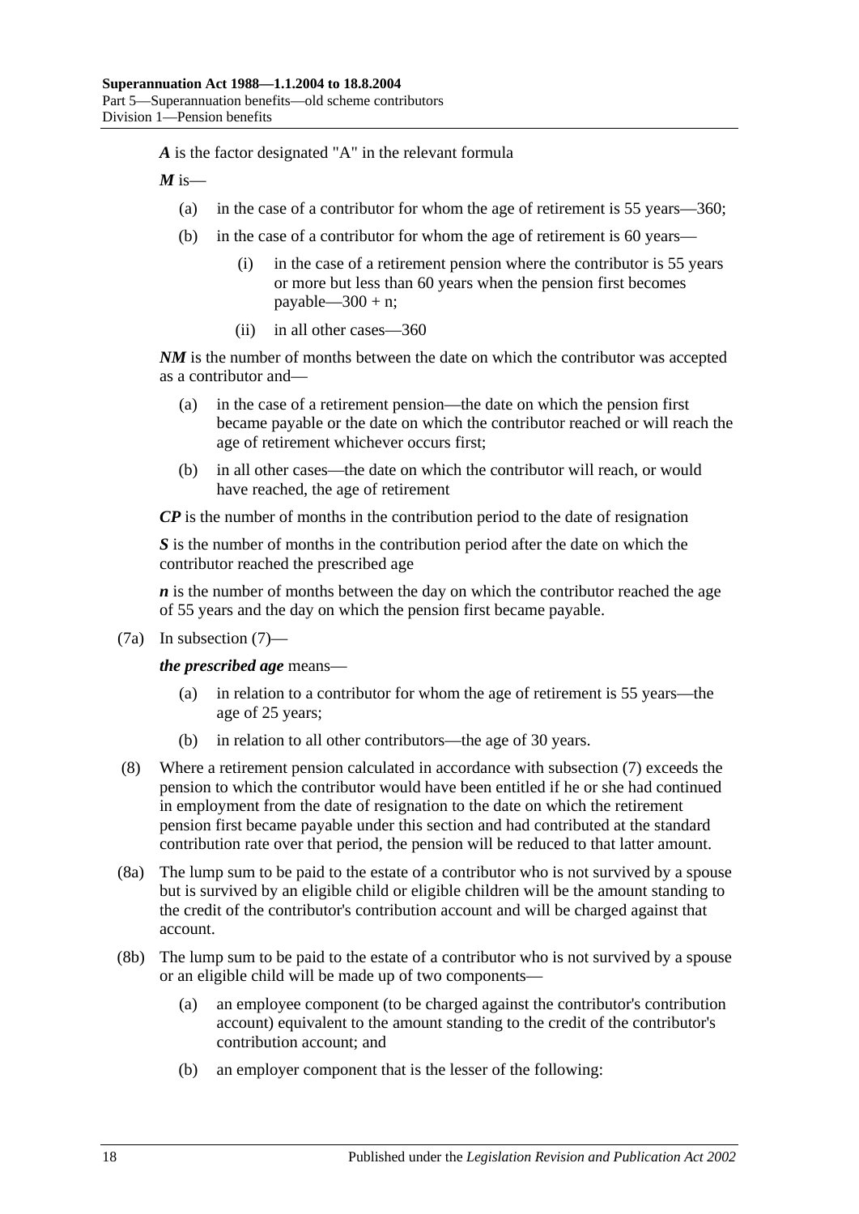***A*** is the factor designated "A" in the relevant formula

***M*** is—

(a) in the case of a contributor for whom the age of retirement is 55 years—360;

(b) in the case of a contributor for whom the age of retirement is 60 years—

(i) in the case of a retirement pension where the contributor is 55 years or more but less than 60 years when the pension first becomes payable—300 + n;

(ii) in all other cases—360

***NM*** is the number of months between the date on which the contributor was accepted as a contributor and—

(a) in the case of a retirement pension—the date on which the pension first became payable or the date on which the contributor reached or will reach the age of retirement whichever occurs first;

(b) in all other cases—the date on which the contributor will reach, or would have reached, the age of retirement

***CP*** is the number of months in the contribution period to the date of resignation

***S*** is the number of months in the contribution period after the date on which the contributor reached the prescribed age

***n*** is the number of months between the day on which the contributor reached the age of 55 years and the day on which the pension first became payable.

(7a) In subsection (7)—

***the prescribed age*** means—

(a) in relation to a contributor for whom the age of retirement is 55 years—the age of 25 years;

(b) in relation to all other contributors—the age of 30 years.

(8) Where a retirement pension calculated in accordance with subsection (7) exceeds the pension to which the contributor would have been entitled if he or she had continued in employment from the date of resignation to the date on which the retirement pension first became payable under this section and had contributed at the standard contribution rate over that period, the pension will be reduced to that latter amount.

(8a) The lump sum to be paid to the estate of a contributor who is not survived by a spouse but is survived by an eligible child or eligible children will be the amount standing to the credit of the contributor's contribution account and will be charged against that account.

(8b) The lump sum to be paid to the estate of a contributor who is not survived by a spouse or an eligible child will be made up of two components—

(a) an employee component (to be charged against the contributor's contribution account) equivalent to the amount standing to the credit of the contributor's contribution account; and

(b) an employer component that is the lesser of the following: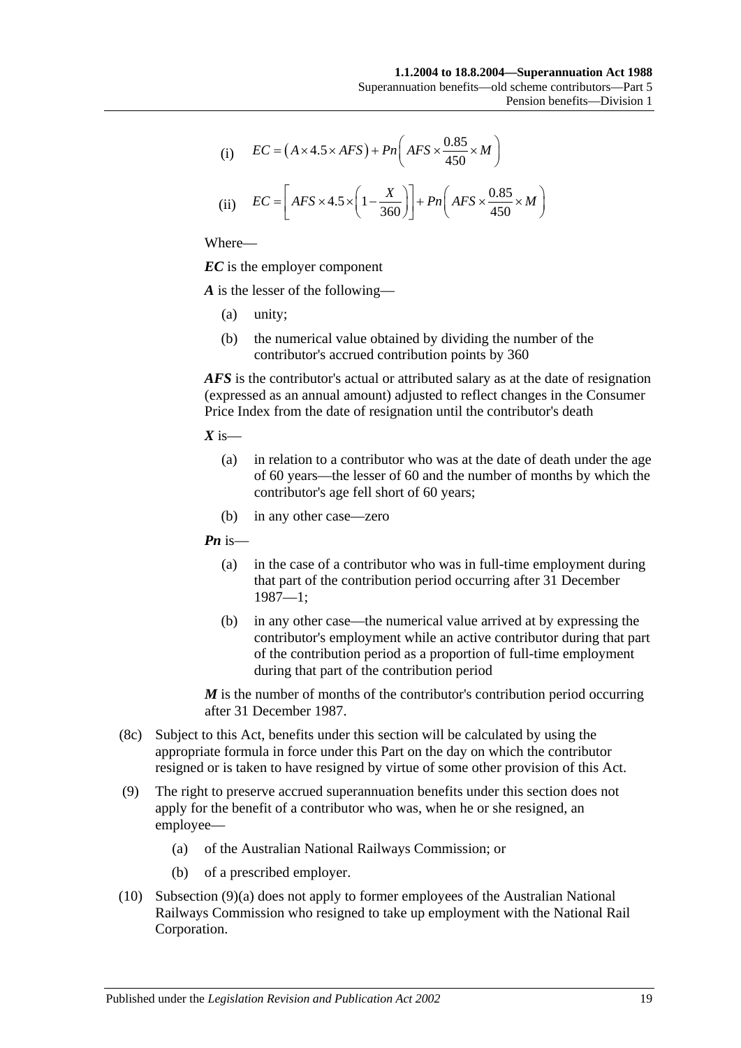(i) $$EC = \left(A \times 4.5 \times AFS\right) + Pn\left(AFS \times \frac{0.85}{450} \times M\right)$$

(ii) $$EC = \left[AFS \times 4.5 \times \left(1 - \frac{X}{360}\right)\right] + Pn\left(AFS \times \frac{0.85}{450} \times M\right)$$

Where—

***EC*** is the employer component

***A*** is the lesser of the following—

- (a) unity;
- (b) the numerical value obtained by dividing the number of the contributor's accrued contribution points by 360

***AFS*** is the contributor's actual or attributed salary as at the date of resignation (expressed as an annual amount) adjusted to reflect changes in the Consumer Price Index from the date of resignation until the contributor's death

***X*** is—

- (a) in relation to a contributor who was at the date of death under the age of 60 years—the lesser of 60 and the number of months by which the contributor's age fell short of 60 years;
- (b) in any other case—zero

***Pn*** is—

- (a) in the case of a contributor who was in full-time employment during that part of the contribution period occurring after 31 December 1987—1;
- (b) in any other case—the numerical value arrived at by expressing the contributor's employment while an active contributor during that part of the contribution period as a proportion of full-time employment during that part of the contribution period

***M*** is the number of months of the contributor's contribution period occurring after 31 December 1987.

(8c) Subject to this Act, benefits under this section will be calculated by using the appropriate formula in force under this Part on the day on which the contributor resigned or is taken to have resigned by virtue of some other provision of this Act.

(9) The right to preserve accrued superannuation benefits under this section does not apply for the benefit of a contributor who was, when he or she resigned, an employee—

- (a) of the Australian National Railways Commission; or
- (b) of a prescribed employer.

(10) Subsection (9)(a) does not apply to former employees of the Australian National Railways Commission who resigned to take up employment with the National Rail Corporation.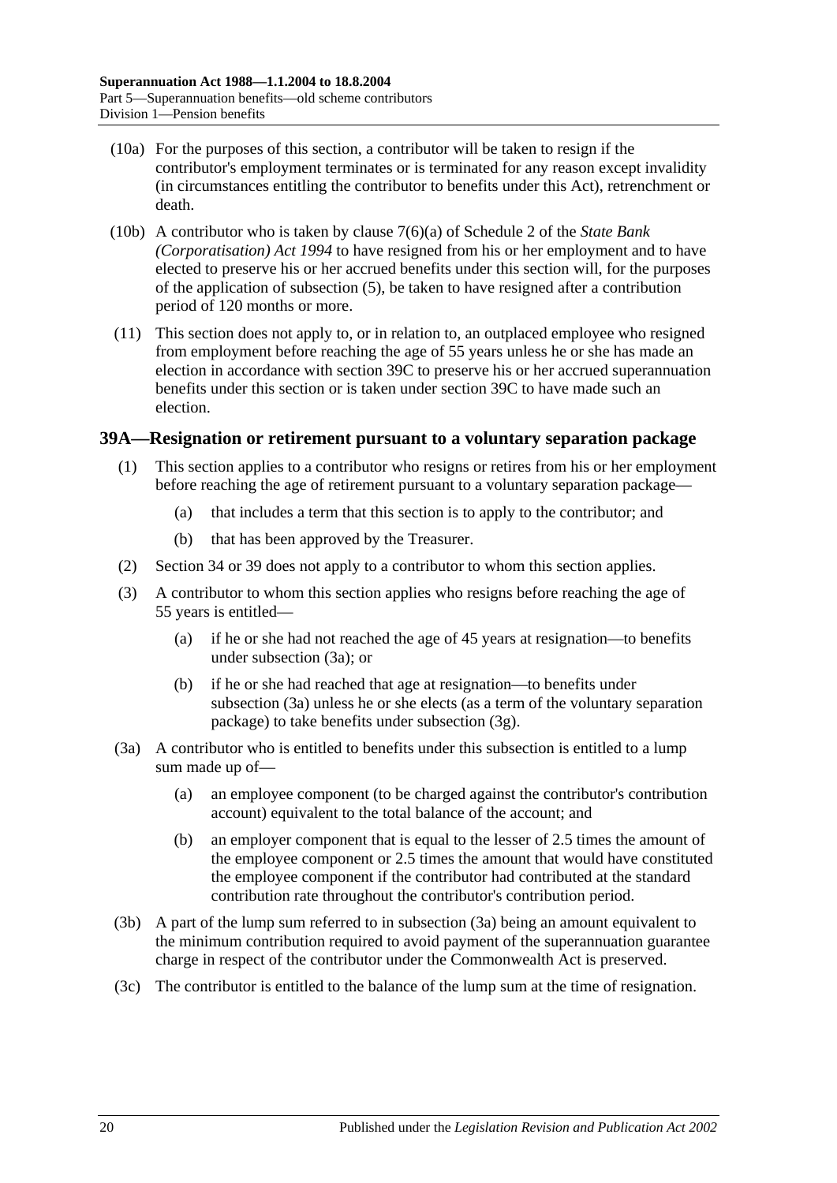(10a) For the purposes of this section, a contributor will be taken to resign if the contributor's employment terminates or is terminated for any reason except invalidity (in circumstances entitling the contributor to benefits under this Act), retrenchment or death.

(10b) A contributor who is taken by clause 7(6)(a) of Schedule 2 of the *State Bank (Corporatisation) Act 1994* to have resigned from his or her employment and to have elected to preserve his or her accrued benefits under this section will, for the purposes of the application of subsection (5), be taken to have resigned after a contribution period of 120 months or more.

(11) This section does not apply to, or in relation to, an outplaced employee who resigned from employment before reaching the age of 55 years unless he or she has made an election in accordance with section 39C to preserve his or her accrued superannuation benefits under this section or is taken under section 39C to have made such an election.

## 39A—Resignation or retirement pursuant to a voluntary separation package

(1) This section applies to a contributor who resigns or retires from his or her employment before reaching the age of retirement pursuant to a voluntary separation package—

- (a) that includes a term that this section is to apply to the contributor; and
- (b) that has been approved by the Treasurer.

(2) Section 34 or 39 does not apply to a contributor to whom this section applies.

(3) A contributor to whom this section applies who resigns before reaching the age of 55 years is entitled—

- (a) if he or she had not reached the age of 45 years at resignation—to benefits under subsection (3a); or
- (b) if he or she had reached that age at resignation—to benefits under subsection (3a) unless he or she elects (as a term of the voluntary separation package) to take benefits under subsection (3g).

(3a) A contributor who is entitled to benefits under this subsection is entitled to a lump sum made up of—

- (a) an employee component (to be charged against the contributor's contribution account) equivalent to the total balance of the account; and
- (b) an employer component that is equal to the lesser of 2.5 times the amount of the employee component or 2.5 times the amount that would have constituted the employee component if the contributor had contributed at the standard contribution rate throughout the contributor's contribution period.

(3b) A part of the lump sum referred to in subsection (3a) being an amount equivalent to the minimum contribution required to avoid payment of the superannuation guarantee charge in respect of the contributor under the Commonwealth Act is preserved.

(3c) The contributor is entitled to the balance of the lump sum at the time of resignation.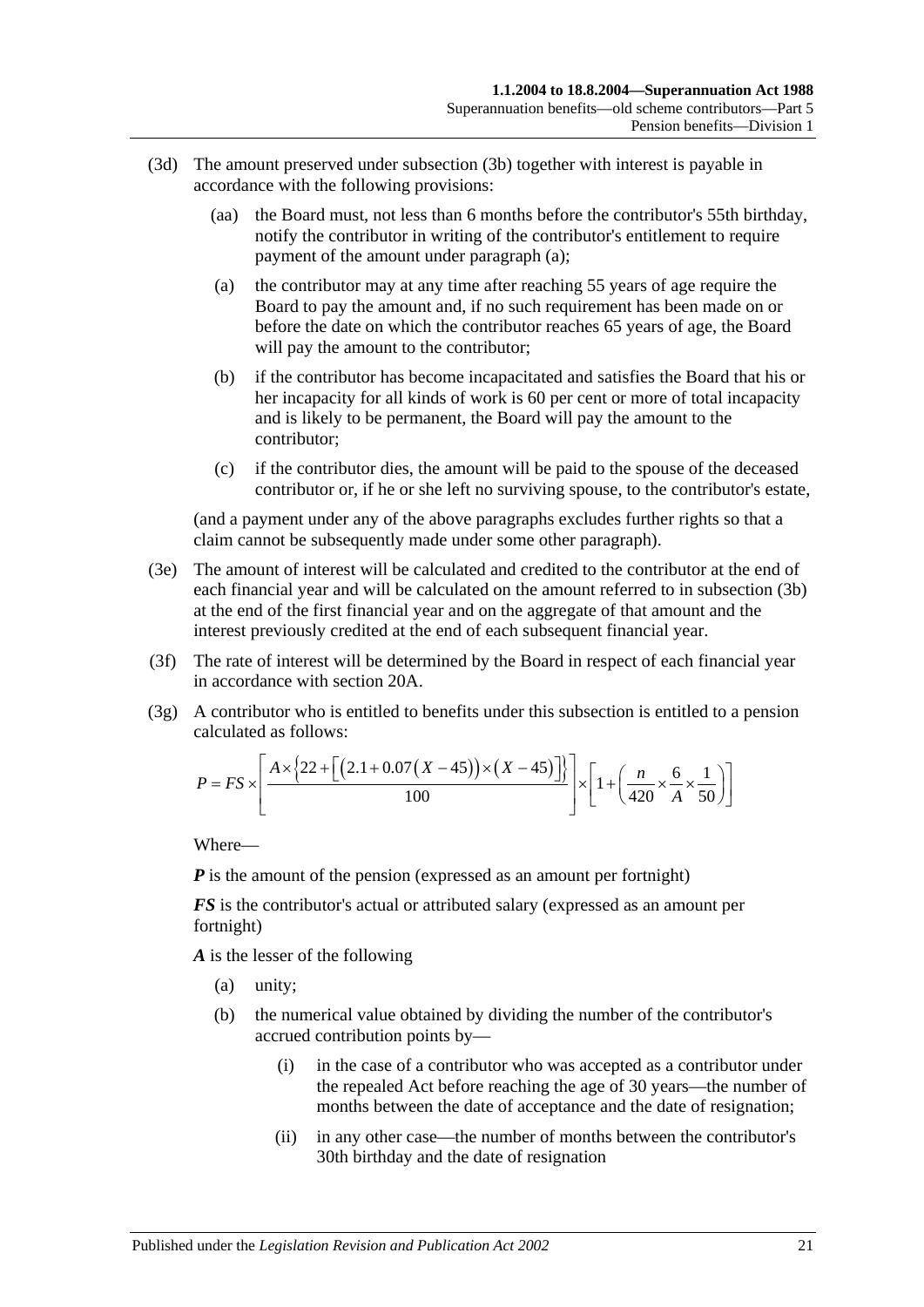(3d) The amount preserved under subsection (3b) together with interest is payable in accordance with the following provisions:

(aa) the Board must, not less than 6 months before the contributor's 55th birthday, notify the contributor in writing of the contributor's entitlement to require payment of the amount under paragraph (a);

(a) the contributor may at any time after reaching 55 years of age require the Board to pay the amount and, if no such requirement has been made on or before the date on which the contributor reaches 65 years of age, the Board will pay the amount to the contributor;

(b) if the contributor has become incapacitated and satisfies the Board that his or her incapacity for all kinds of work is 60 per cent or more of total incapacity and is likely to be permanent, the Board will pay the amount to the contributor;

(c) if the contributor dies, the amount will be paid to the spouse of the deceased contributor or, if he or she left no surviving spouse, to the contributor's estate,

(and a payment under any of the above paragraphs excludes further rights so that a claim cannot be subsequently made under some other paragraph).

(3e) The amount of interest will be calculated and credited to the contributor at the end of each financial year and will be calculated on the amount referred to in subsection (3b) at the end of the first financial year and on the aggregate of that amount and the interest previously credited at the end of each subsequent financial year.

(3f) The rate of interest will be determined by the Board in respect of each financial year in accordance with section 20A.

(3g) A contributor who is entitled to benefits under this subsection is entitled to a pension calculated as follows:

$$P = FS \times \left[ \frac{A \times \left\{ 22 + \left[ \left( 2.1 + 0.07\left( X - 45 \right) \right) \times \left( X - 45 \right) \right] \right\}}{100} \right] \times \left[ 1 + \left( \frac{n}{420} \times \frac{6}{A} \times \frac{1}{50} \right) \right]$$

Where—

***P*** is the amount of the pension (expressed as an amount per fortnight)

***FS*** is the contributor's actual or attributed salary (expressed as an amount per fortnight)

***A*** is the lesser of the following

(a) unity;

(b) the numerical value obtained by dividing the number of the contributor's accrued contribution points by—

(i) in the case of a contributor who was accepted as a contributor under the repealed Act before reaching the age of 30 years—the number of months between the date of acceptance and the date of resignation;

(ii) in any other case—the number of months between the contributor's 30th birthday and the date of resignation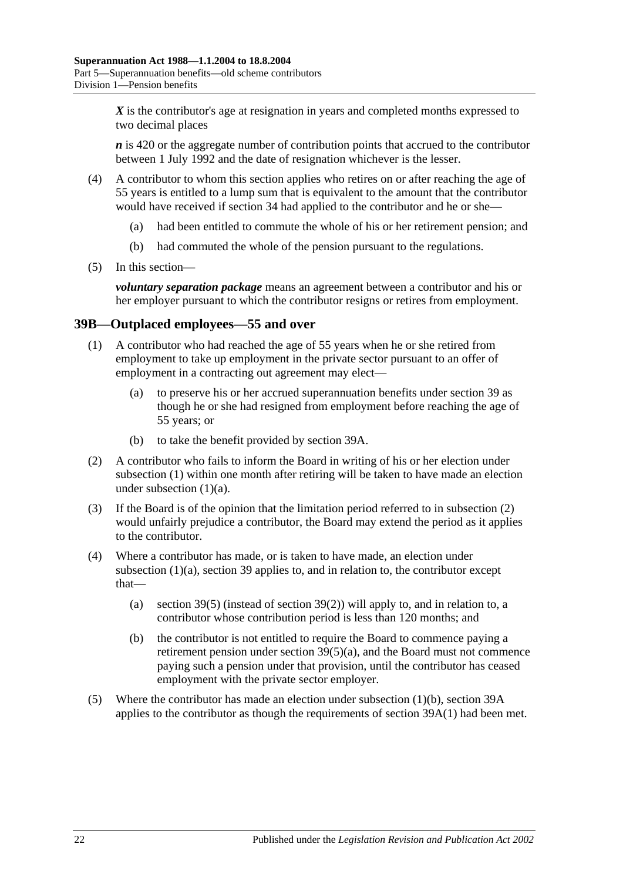***X*** is the contributor's age at resignation in years and completed months expressed to two decimal places

***n*** is 420 or the aggregate number of contribution points that accrued to the contributor between 1 July 1992 and the date of resignation whichever is the lesser.

(4) A contributor to whom this section applies who retires on or after reaching the age of 55 years is entitled to a lump sum that is equivalent to the amount that the contributor would have received if section 34 had applied to the contributor and he or she—

(a) had been entitled to commute the whole of his or her retirement pension; and

(b) had commuted the whole of the pension pursuant to the regulations.

(5) In this section—

***voluntary separation package*** means an agreement between a contributor and his or her employer pursuant to which the contributor resigns or retires from employment.

## 39B—Outplaced employees—55 and over

(1) A contributor who had reached the age of 55 years when he or she retired from employment to take up employment in the private sector pursuant to an offer of employment in a contracting out agreement may elect—

(a) to preserve his or her accrued superannuation benefits under section 39 as though he or she had resigned from employment before reaching the age of 55 years; or

(b) to take the benefit provided by section 39A.

(2) A contributor who fails to inform the Board in writing of his or her election under subsection (1) within one month after retiring will be taken to have made an election under subsection (1)(a).

(3) If the Board is of the opinion that the limitation period referred to in subsection (2) would unfairly prejudice a contributor, the Board may extend the period as it applies to the contributor.

(4) Where a contributor has made, or is taken to have made, an election under subsection (1)(a), section 39 applies to, and in relation to, the contributor except that—

(a) section 39(5) (instead of section 39(2)) will apply to, and in relation to, a contributor whose contribution period is less than 120 months; and

(b) the contributor is not entitled to require the Board to commence paying a retirement pension under section 39(5)(a), and the Board must not commence paying such a pension under that provision, until the contributor has ceased employment with the private sector employer.

(5) Where the contributor has made an election under subsection (1)(b), section 39A applies to the contributor as though the requirements of section 39A(1) had been met.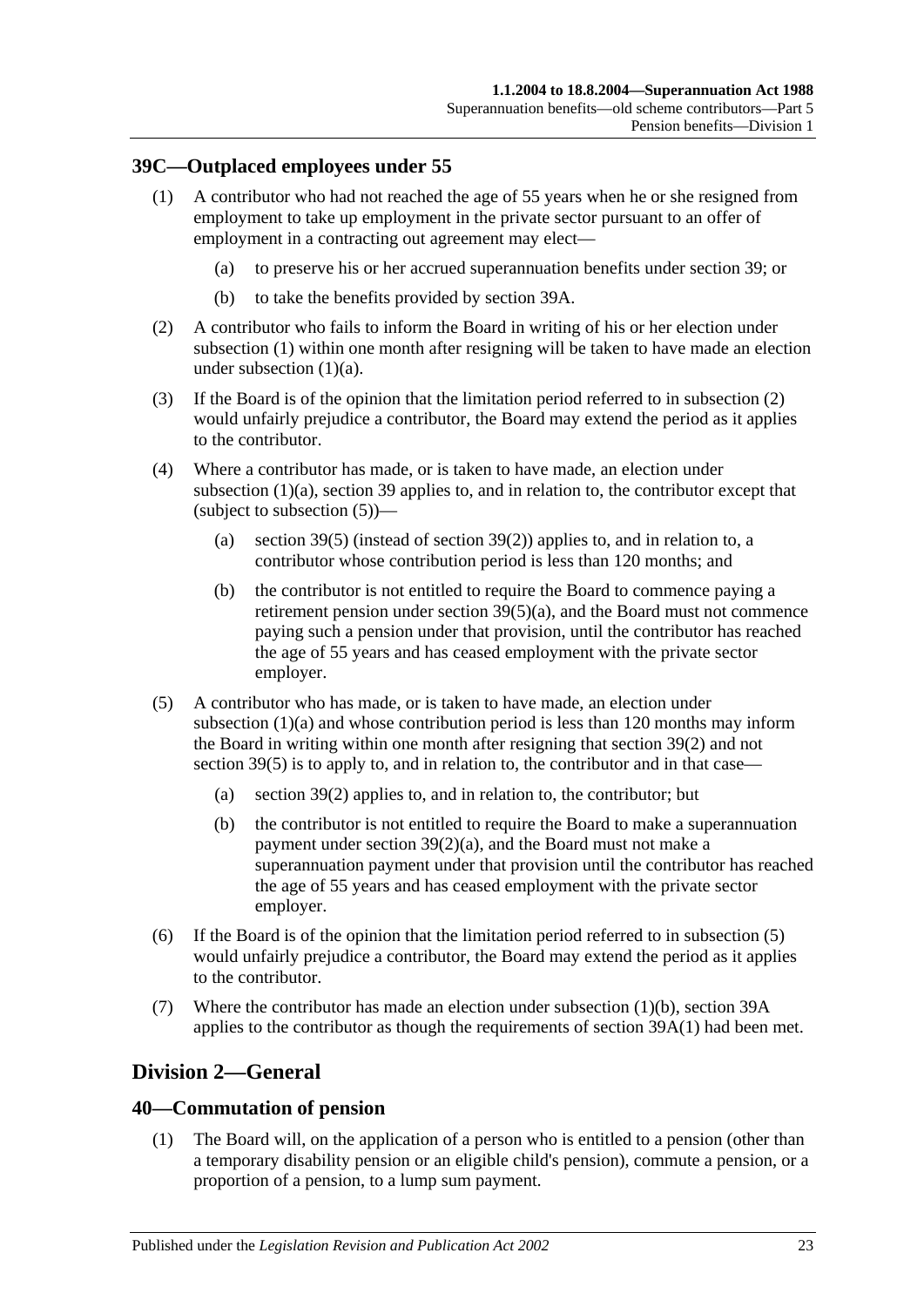## 39C—Outplaced employees under 55

(1) A contributor who had not reached the age of 55 years when he or she resigned from employment to take up employment in the private sector pursuant to an offer of employment in a contracting out agreement may elect—

(a) to preserve his or her accrued superannuation benefits under section 39; or

(b) to take the benefits provided by section 39A.

(2) A contributor who fails to inform the Board in writing of his or her election under subsection (1) within one month after resigning will be taken to have made an election under subsection (1)(a).

(3) If the Board is of the opinion that the limitation period referred to in subsection (2) would unfairly prejudice a contributor, the Board may extend the period as it applies to the contributor.

(4) Where a contributor has made, or is taken to have made, an election under subsection (1)(a), section 39 applies to, and in relation to, the contributor except that (subject to subsection (5))—

(a) section 39(5) (instead of section 39(2)) applies to, and in relation to, a contributor whose contribution period is less than 120 months; and

(b) the contributor is not entitled to require the Board to commence paying a retirement pension under section 39(5)(a), and the Board must not commence paying such a pension under that provision, until the contributor has reached the age of 55 years and has ceased employment with the private sector employer.

(5) A contributor who has made, or is taken to have made, an election under subsection (1)(a) and whose contribution period is less than 120 months may inform the Board in writing within one month after resigning that section 39(2) and not section 39(5) is to apply to, and in relation to, the contributor and in that case—

(a) section 39(2) applies to, and in relation to, the contributor; but

(b) the contributor is not entitled to require the Board to make a superannuation payment under section 39(2)(a), and the Board must not make a superannuation payment under that provision until the contributor has reached the age of 55 years and has ceased employment with the private sector employer.

(6) If the Board is of the opinion that the limitation period referred to in subsection (5) would unfairly prejudice a contributor, the Board may extend the period as it applies to the contributor.

(7) Where the contributor has made an election under subsection (1)(b), section 39A applies to the contributor as though the requirements of section 39A(1) had been met.

# Division 2—General

## 40—Commutation of pension

(1) The Board will, on the application of a person who is entitled to a pension (other than a temporary disability pension or an eligible child's pension), commute a pension, or a proportion of a pension, to a lump sum payment.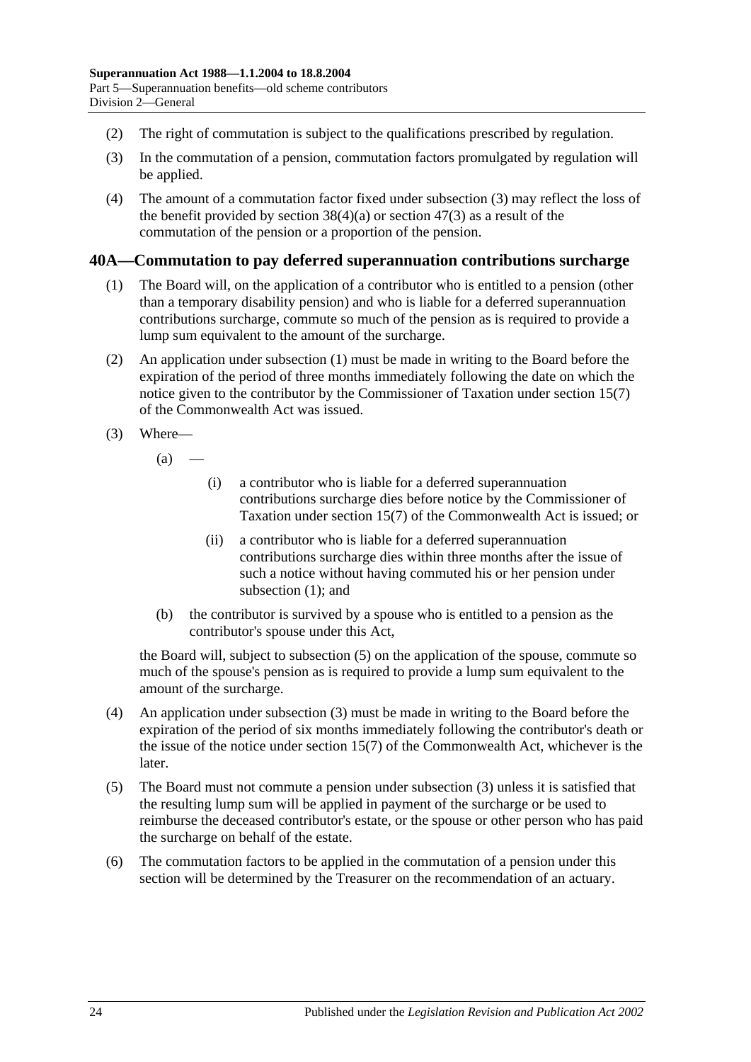(2) The right of commutation is subject to the qualifications prescribed by regulation.

(3) In the commutation of a pension, commutation factors promulgated by regulation will be applied.

(4) The amount of a commutation factor fixed under subsection (3) may reflect the loss of the benefit provided by section 38(4)(a) or section 47(3) as a result of the commutation of the pension or a proportion of the pension.

## 40A—Commutation to pay deferred superannuation contributions surcharge

(1) The Board will, on the application of a contributor who is entitled to a pension (other than a temporary disability pension) and who is liable for a deferred superannuation contributions surcharge, commute so much of the pension as is required to provide a lump sum equivalent to the amount of the surcharge.

(2) An application under subsection (1) must be made in writing to the Board before the expiration of the period of three months immediately following the date on which the notice given to the contributor by the Commissioner of Taxation under section 15(7) of the Commonwealth Act was issued.

(3) Where—

(a) —

(i) a contributor who is liable for a deferred superannuation contributions surcharge dies before notice by the Commissioner of Taxation under section 15(7) of the Commonwealth Act is issued; or

(ii) a contributor who is liable for a deferred superannuation contributions surcharge dies within three months after the issue of such a notice without having commuted his or her pension under subsection (1); and

(b) the contributor is survived by a spouse who is entitled to a pension as the contributor's spouse under this Act,

the Board will, subject to subsection (5) on the application of the spouse, commute so much of the spouse's pension as is required to provide a lump sum equivalent to the amount of the surcharge.

(4) An application under subsection (3) must be made in writing to the Board before the expiration of the period of six months immediately following the contributor's death or the issue of the notice under section 15(7) of the Commonwealth Act, whichever is the later.

(5) The Board must not commute a pension under subsection (3) unless it is satisfied that the resulting lump sum will be applied in payment of the surcharge or be used to reimburse the deceased contributor's estate, or the spouse or other person who has paid the surcharge on behalf of the estate.

(6) The commutation factors to be applied in the commutation of a pension under this section will be determined by the Treasurer on the recommendation of an actuary.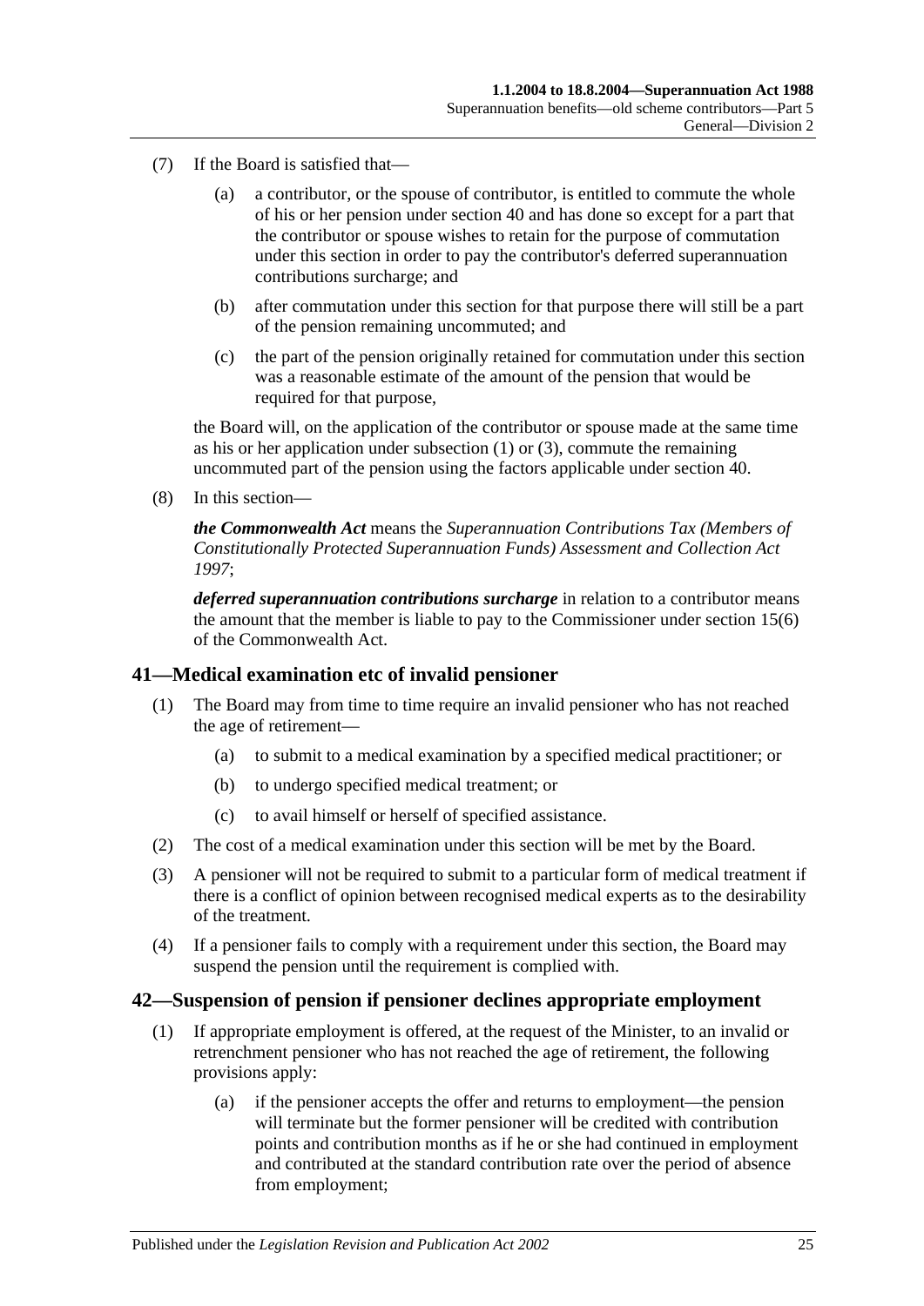(7) If the Board is satisfied that—

(a) a contributor, or the spouse of contributor, is entitled to commute the whole of his or her pension under section 40 and has done so except for a part that the contributor or spouse wishes to retain for the purpose of commutation under this section in order to pay the contributor's deferred superannuation contributions surcharge; and

(b) after commutation under this section for that purpose there will still be a part of the pension remaining uncommuted; and

(c) the part of the pension originally retained for commutation under this section was a reasonable estimate of the amount of the pension that would be required for that purpose,

the Board will, on the application of the contributor or spouse made at the same time as his or her application under subsection (1) or (3), commute the remaining uncommuted part of the pension using the factors applicable under section 40.

(8) In this section—

***the Commonwealth Act*** means the *Superannuation Contributions Tax (Members of Constitutionally Protected Superannuation Funds) Assessment and Collection Act 1997*;

***deferred superannuation contributions surcharge*** in relation to a contributor means the amount that the member is liable to pay to the Commissioner under section 15(6) of the Commonwealth Act.

## 41—Medical examination etc of invalid pensioner

(1) The Board may from time to time require an invalid pensioner who has not reached the age of retirement—

(a) to submit to a medical examination by a specified medical practitioner; or

(b) to undergo specified medical treatment; or

(c) to avail himself or herself of specified assistance.

(2) The cost of a medical examination under this section will be met by the Board.

(3) A pensioner will not be required to submit to a particular form of medical treatment if there is a conflict of opinion between recognised medical experts as to the desirability of the treatment.

(4) If a pensioner fails to comply with a requirement under this section, the Board may suspend the pension until the requirement is complied with.

## 42—Suspension of pension if pensioner declines appropriate employment

(1) If appropriate employment is offered, at the request of the Minister, to an invalid or retrenchment pensioner who has not reached the age of retirement, the following provisions apply:

(a) if the pensioner accepts the offer and returns to employment—the pension will terminate but the former pensioner will be credited with contribution points and contribution months as if he or she had continued in employment and contributed at the standard contribution rate over the period of absence from employment;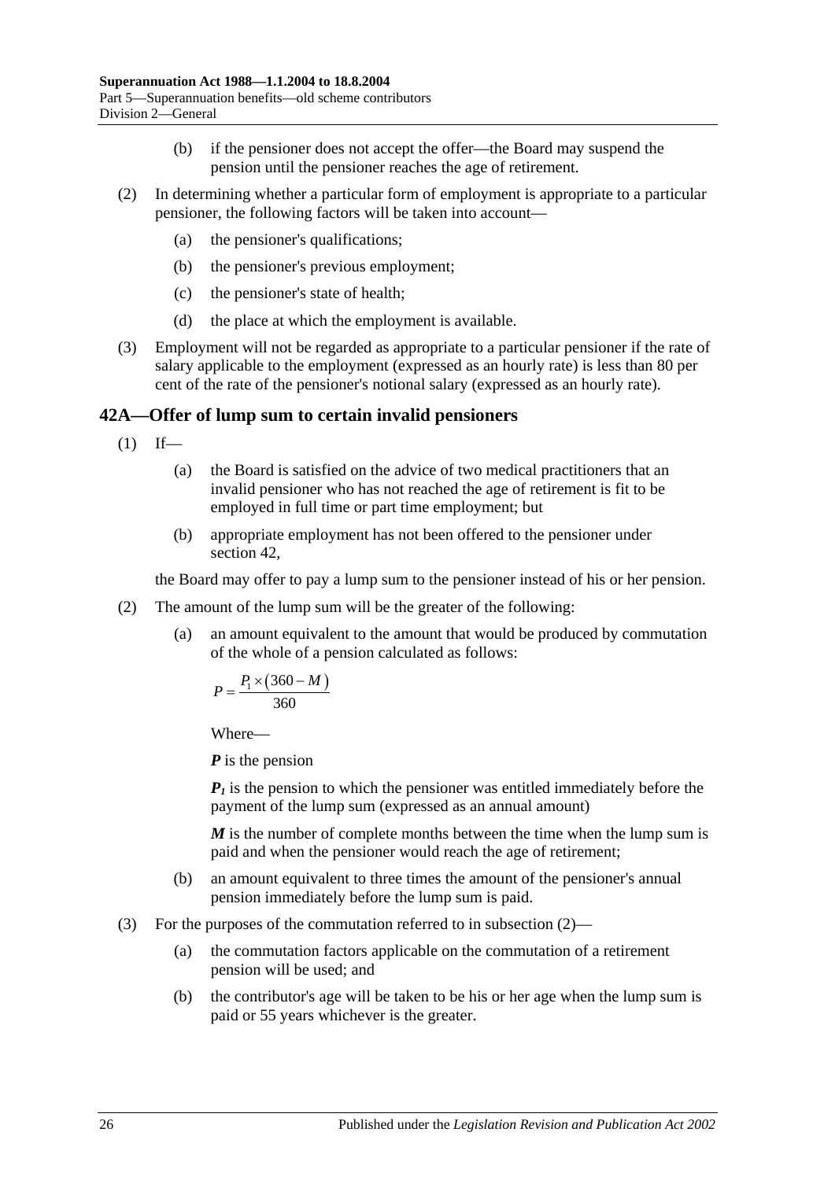(b) if the pensioner does not accept the offer—the Board may suspend the pension until the pensioner reaches the age of retirement.

(2) In determining whether a particular form of employment is appropriate to a particular pensioner, the following factors will be taken into account—

(a) the pensioner's qualifications;

(b) the pensioner's previous employment;

(c) the pensioner's state of health;

(d) the place at which the employment is available.

(3) Employment will not be regarded as appropriate to a particular pensioner if the rate of salary applicable to the employment (expressed as an hourly rate) is less than 80 per cent of the rate of the pensioner's notional salary (expressed as an hourly rate).

## 42A—Offer of lump sum to certain invalid pensioners

(1) If—

(a) the Board is satisfied on the advice of two medical practitioners that an invalid pensioner who has not reached the age of retirement is fit to be employed in full time or part time employment; but

(b) appropriate employment has not been offered to the pensioner under section 42,

the Board may offer to pay a lump sum to the pensioner instead of his or her pension.

(2) The amount of the lump sum will be the greater of the following:

(a) an amount equivalent to the amount that would be produced by commutation of the whole of a pension calculated as follows:

$$P = \frac{P_1 \times (360 - M)}{360}$$

Where—

***P*** is the pension

***$P_1$*** is the pension to which the pensioner was entitled immediately before the payment of the lump sum (expressed as an annual amount)

***M*** is the number of complete months between the time when the lump sum is paid and when the pensioner would reach the age of retirement;

(b) an amount equivalent to three times the amount of the pensioner's annual pension immediately before the lump sum is paid.

(3) For the purposes of the commutation referred to in subsection (2)—

(a) the commutation factors applicable on the commutation of a retirement pension will be used; and

(b) the contributor's age will be taken to be his or her age when the lump sum is paid or 55 years whichever is the greater.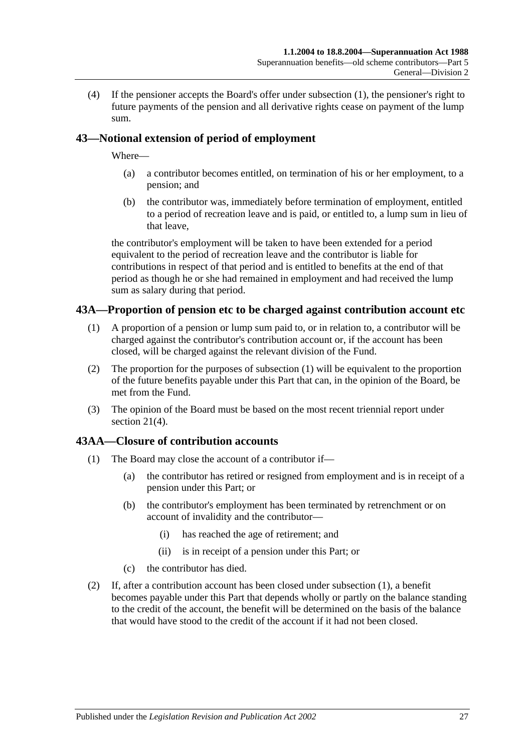(4) If the pensioner accepts the Board's offer under subsection (1), the pensioner's right to future payments of the pension and all derivative rights cease on payment of the lump sum.

## 43—Notional extension of period of employment

Where—

(a) a contributor becomes entitled, on termination of his or her employment, to a pension; and

(b) the contributor was, immediately before termination of employment, entitled to a period of recreation leave and is paid, or entitled to, a lump sum in lieu of that leave,

the contributor's employment will be taken to have been extended for a period equivalent to the period of recreation leave and the contributor is liable for contributions in respect of that period and is entitled to benefits at the end of that period as though he or she had remained in employment and had received the lump sum as salary during that period.

## 43A—Proportion of pension etc to be charged against contribution account etc

(1) A proportion of a pension or lump sum paid to, or in relation to, a contributor will be charged against the contributor's contribution account or, if the account has been closed, will be charged against the relevant division of the Fund.

(2) The proportion for the purposes of subsection (1) will be equivalent to the proportion of the future benefits payable under this Part that can, in the opinion of the Board, be met from the Fund.

(3) The opinion of the Board must be based on the most recent triennial report under section 21(4).

## 43AA—Closure of contribution accounts

(1) The Board may close the account of a contributor if—

(a) the contributor has retired or resigned from employment and is in receipt of a pension under this Part; or

(b) the contributor's employment has been terminated by retrenchment or on account of invalidity and the contributor—

(i) has reached the age of retirement; and

(ii) is in receipt of a pension under this Part; or

(c) the contributor has died.

(2) If, after a contribution account has been closed under subsection (1), a benefit becomes payable under this Part that depends wholly or partly on the balance standing to the credit of the account, the benefit will be determined on the basis of the balance that would have stood to the credit of the account if it had not been closed.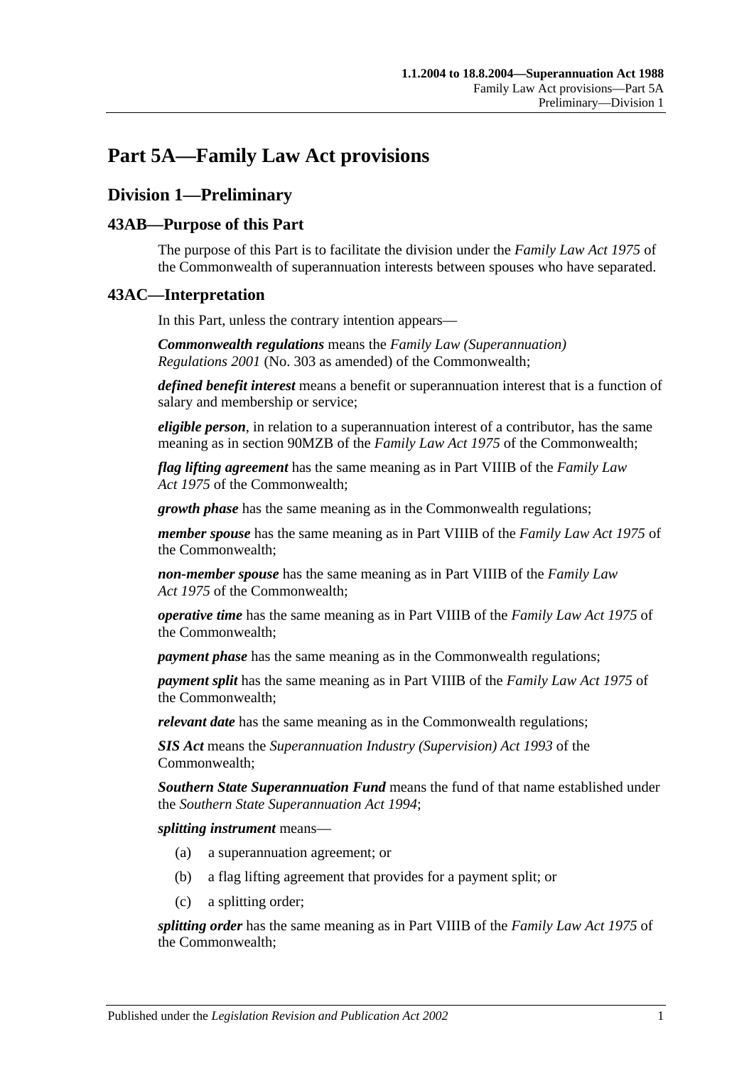# Part 5A—Family Law Act provisions

## Division 1—Preliminary

### 43AB—Purpose of this Part

The purpose of this Part is to facilitate the division under the *Family Law Act 1975* of the Commonwealth of superannuation interests between spouses who have separated.

### 43AC—Interpretation

In this Part, unless the contrary intention appears—

***Commonwealth regulations*** means the *Family Law (Superannuation) Regulations 2001* (No. 303 as amended) of the Commonwealth;

***defined benefit interest*** means a benefit or superannuation interest that is a function of salary and membership or service;

***eligible person***, in relation to a superannuation interest of a contributor, has the same meaning as in section 90MZB of the *Family Law Act 1975* of the Commonwealth;

***flag lifting agreement*** has the same meaning as in Part VIIIB of the *Family Law Act 1975* of the Commonwealth;

***growth phase*** has the same meaning as in the Commonwealth regulations;

***member spouse*** has the same meaning as in Part VIIIB of the *Family Law Act 1975* of the Commonwealth;

***non-member spouse*** has the same meaning as in Part VIIIB of the *Family Law Act 1975* of the Commonwealth;

***operative time*** has the same meaning as in Part VIIIB of the *Family Law Act 1975* of the Commonwealth;

***payment phase*** has the same meaning as in the Commonwealth regulations;

***payment split*** has the same meaning as in Part VIIIB of the *Family Law Act 1975* of the Commonwealth;

***relevant date*** has the same meaning as in the Commonwealth regulations;

***SIS Act*** means the *Superannuation Industry (Supervision) Act 1993* of the Commonwealth;

***Southern State Superannuation Fund*** means the fund of that name established under the *Southern State Superannuation Act 1994*;

***splitting instrument*** means—

(a) a superannuation agreement; or

(b) a flag lifting agreement that provides for a payment split; or

(c) a splitting order;

***splitting order*** has the same meaning as in Part VIIIB of the *Family Law Act 1975* of the Commonwealth;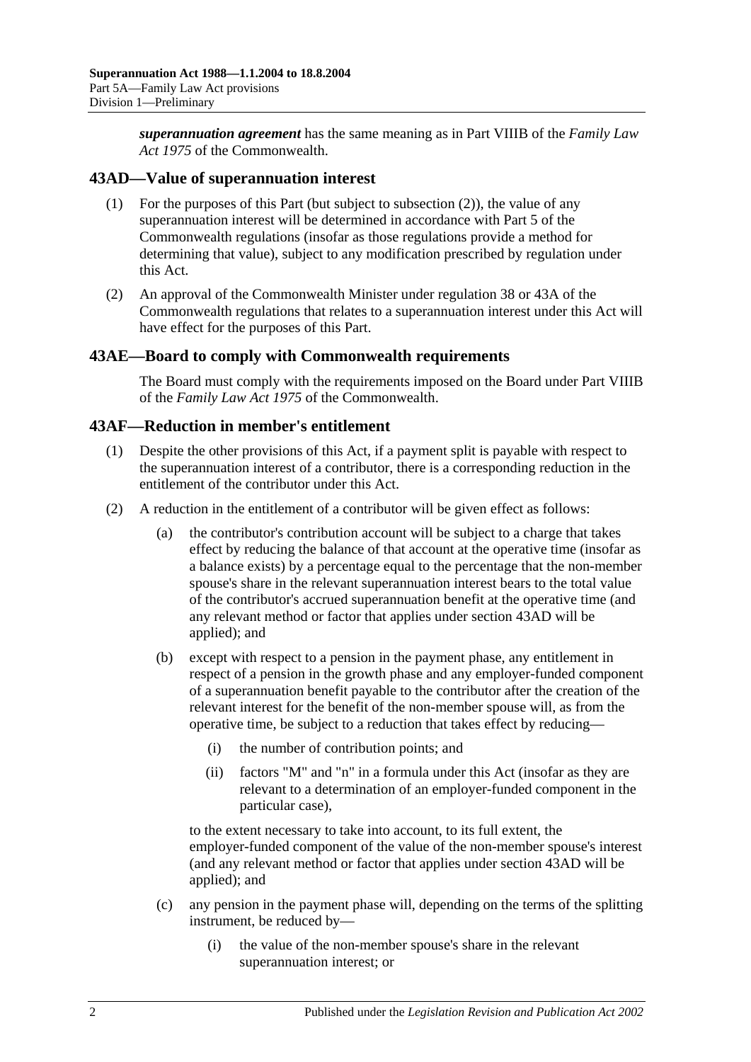***superannuation agreement*** has the same meaning as in Part VIIIB of the *Family Law Act 1975* of the Commonwealth.

## 43AD—Value of superannuation interest

(1) For the purposes of this Part (but subject to subsection (2)), the value of any superannuation interest will be determined in accordance with Part 5 of the Commonwealth regulations (insofar as those regulations provide a method for determining that value), subject to any modification prescribed by regulation under this Act.

(2) An approval of the Commonwealth Minister under regulation 38 or 43A of the Commonwealth regulations that relates to a superannuation interest under this Act will have effect for the purposes of this Part.

## 43AE—Board to comply with Commonwealth requirements

The Board must comply with the requirements imposed on the Board under Part VIIIB of the *Family Law Act 1975* of the Commonwealth.

## 43AF—Reduction in member's entitlement

(1) Despite the other provisions of this Act, if a payment split is payable with respect to the superannuation interest of a contributor, there is a corresponding reduction in the entitlement of the contributor under this Act.

(2) A reduction in the entitlement of a contributor will be given effect as follows:

(a) the contributor's contribution account will be subject to a charge that takes effect by reducing the balance of that account at the operative time (insofar as a balance exists) by a percentage equal to the percentage that the non-member spouse's share in the relevant superannuation interest bears to the total value of the contributor's accrued superannuation benefit at the operative time (and any relevant method or factor that applies under section 43AD will be applied); and

(b) except with respect to a pension in the payment phase, any entitlement in respect of a pension in the growth phase and any employer-funded component of a superannuation benefit payable to the contributor after the creation of the relevant interest for the benefit of the non-member spouse will, as from the operative time, be subject to a reduction that takes effect by reducing—

(i) the number of contribution points; and

(ii) factors "M" and "n" in a formula under this Act (insofar as they are relevant to a determination of an employer-funded component in the particular case),

to the extent necessary to take into account, to its full extent, the employer-funded component of the value of the non-member spouse's interest (and any relevant method or factor that applies under section 43AD will be applied); and

(c) any pension in the payment phase will, depending on the terms of the splitting instrument, be reduced by—

(i) the value of the non-member spouse's share in the relevant superannuation interest; or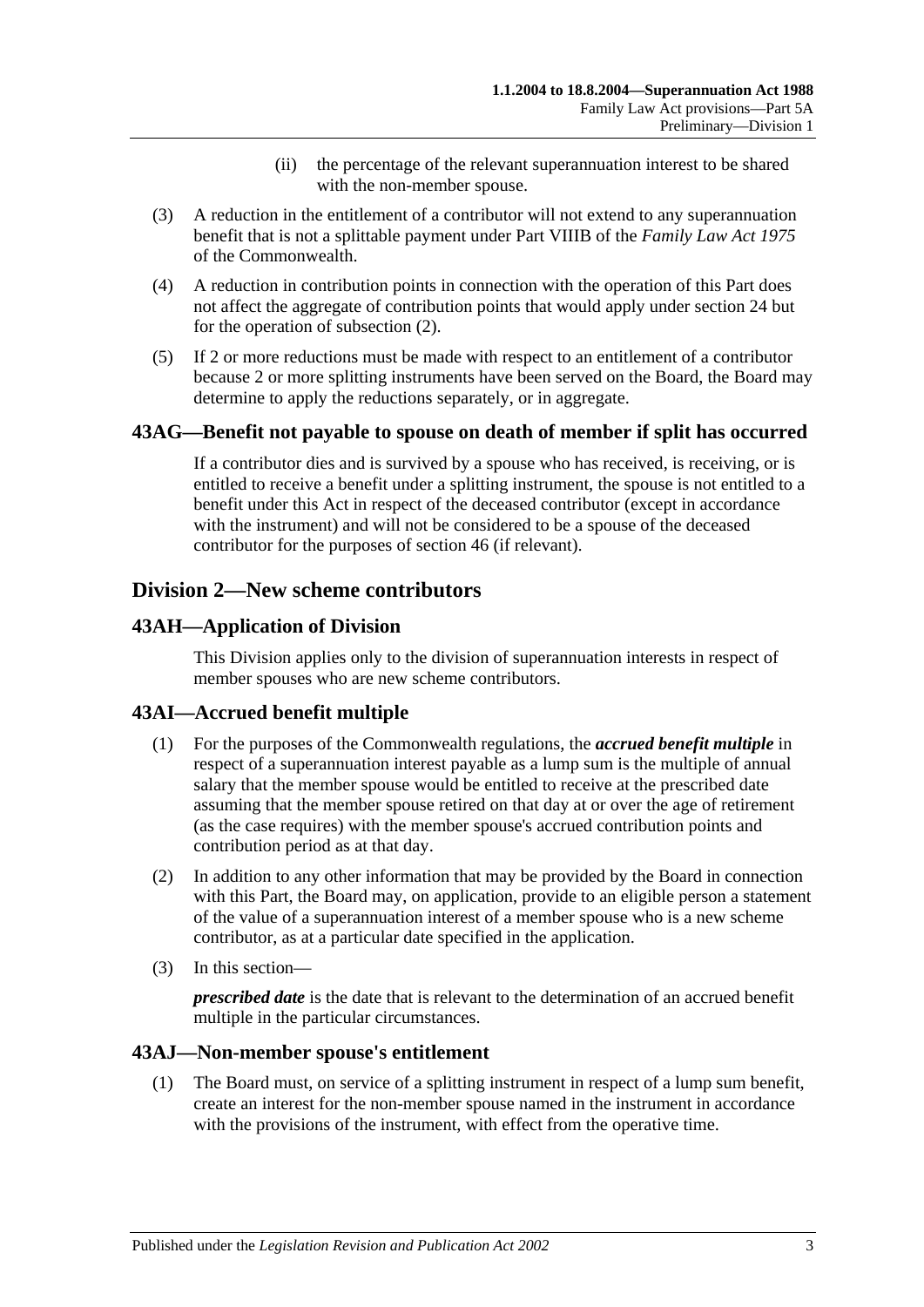(ii) the percentage of the relevant superannuation interest to be shared with the non-member spouse.

(3) A reduction in the entitlement of a contributor will not extend to any superannuation benefit that is not a splittable payment under Part VIIIB of the *Family Law Act 1975* of the Commonwealth.

(4) A reduction in contribution points in connection with the operation of this Part does not affect the aggregate of contribution points that would apply under section 24 but for the operation of subsection (2).

(5) If 2 or more reductions must be made with respect to an entitlement of a contributor because 2 or more splitting instruments have been served on the Board, the Board may determine to apply the reductions separately, or in aggregate.

## 43AG—Benefit not payable to spouse on death of member if split has occurred

If a contributor dies and is survived by a spouse who has received, is receiving, or is entitled to receive a benefit under a splitting instrument, the spouse is not entitled to a benefit under this Act in respect of the deceased contributor (except in accordance with the instrument) and will not be considered to be a spouse of the deceased contributor for the purposes of section 46 (if relevant).

# Division 2—New scheme contributors

## 43AH—Application of Division

This Division applies only to the division of superannuation interests in respect of member spouses who are new scheme contributors.

## 43AI—Accrued benefit multiple

(1) For the purposes of the Commonwealth regulations, the ***accrued benefit multiple*** in respect of a superannuation interest payable as a lump sum is the multiple of annual salary that the member spouse would be entitled to receive at the prescribed date assuming that the member spouse retired on that day at or over the age of retirement (as the case requires) with the member spouse's accrued contribution points and contribution period as at that day.

(2) In addition to any other information that may be provided by the Board in connection with this Part, the Board may, on application, provide to an eligible person a statement of the value of a superannuation interest of a member spouse who is a new scheme contributor, as at a particular date specified in the application.

(3) In this section—

***prescribed date*** is the date that is relevant to the determination of an accrued benefit multiple in the particular circumstances.

## 43AJ—Non-member spouse's entitlement

(1) The Board must, on service of a splitting instrument in respect of a lump sum benefit, create an interest for the non-member spouse named in the instrument in accordance with the provisions of the instrument, with effect from the operative time.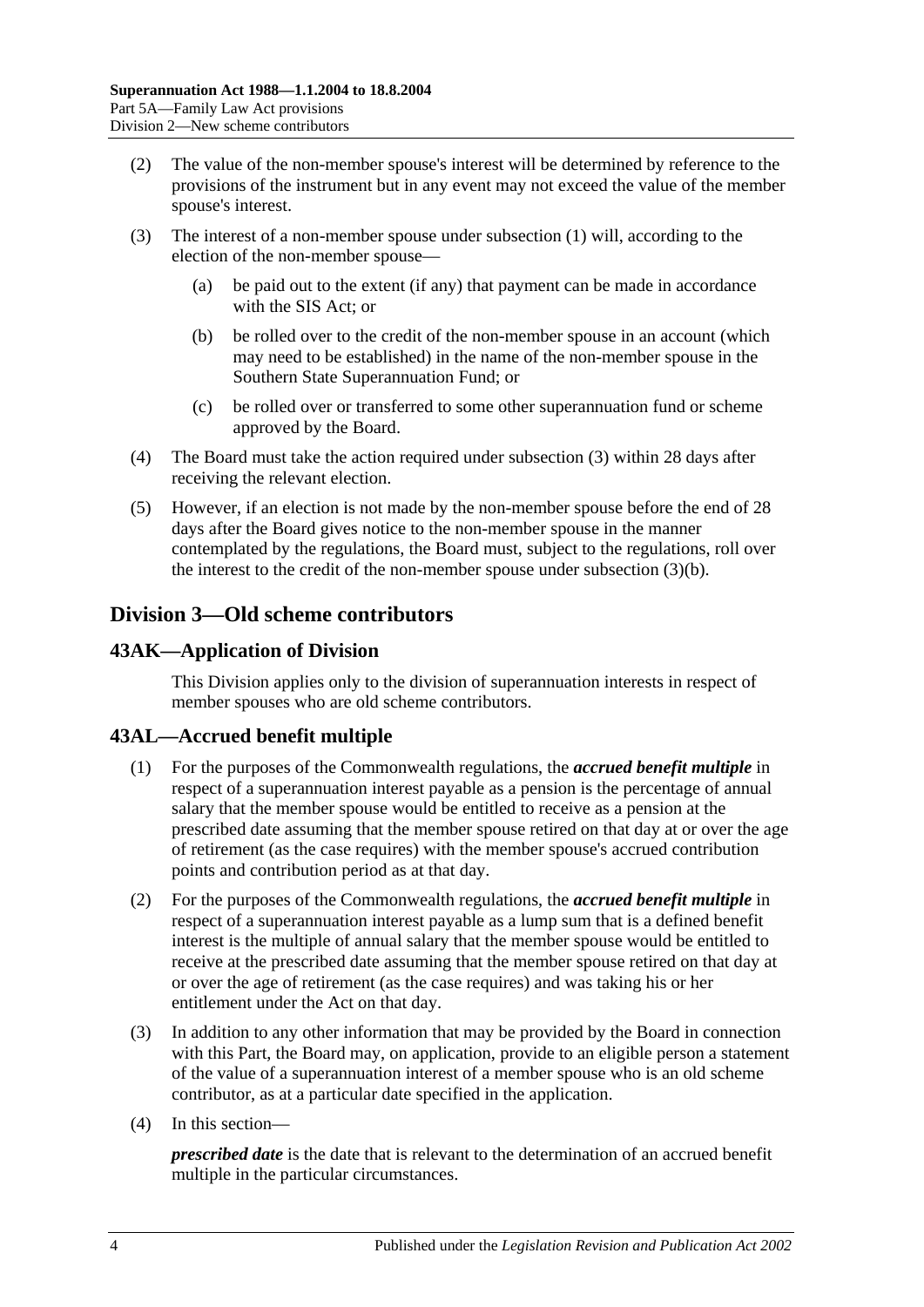(2) The value of the non-member spouse's interest will be determined by reference to the provisions of the instrument but in any event may not exceed the value of the member spouse's interest.

(3) The interest of a non-member spouse under subsection (1) will, according to the election of the non-member spouse—

(a) be paid out to the extent (if any) that payment can be made in accordance with the SIS Act; or

(b) be rolled over to the credit of the non-member spouse in an account (which may need to be established) in the name of the non-member spouse in the Southern State Superannuation Fund; or

(c) be rolled over or transferred to some other superannuation fund or scheme approved by the Board.

(4) The Board must take the action required under subsection (3) within 28 days after receiving the relevant election.

(5) However, if an election is not made by the non-member spouse before the end of 28 days after the Board gives notice to the non-member spouse in the manner contemplated by the regulations, the Board must, subject to the regulations, roll over the interest to the credit of the non-member spouse under subsection (3)(b).

## Division 3—Old scheme contributors

### 43AK—Application of Division

This Division applies only to the division of superannuation interests in respect of member spouses who are old scheme contributors.

### 43AL—Accrued benefit multiple

(1) For the purposes of the Commonwealth regulations, the ***accrued benefit multiple*** in respect of a superannuation interest payable as a pension is the percentage of annual salary that the member spouse would be entitled to receive as a pension at the prescribed date assuming that the member spouse retired on that day at or over the age of retirement (as the case requires) with the member spouse's accrued contribution points and contribution period as at that day.

(2) For the purposes of the Commonwealth regulations, the ***accrued benefit multiple*** in respect of a superannuation interest payable as a lump sum that is a defined benefit interest is the multiple of annual salary that the member spouse would be entitled to receive at the prescribed date assuming that the member spouse retired on that day at or over the age of retirement (as the case requires) and was taking his or her entitlement under the Act on that day.

(3) In addition to any other information that may be provided by the Board in connection with this Part, the Board may, on application, provide to an eligible person a statement of the value of a superannuation interest of a member spouse who is an old scheme contributor, as at a particular date specified in the application.

(4) In this section—

***prescribed date*** is the date that is relevant to the determination of an accrued benefit multiple in the particular circumstances.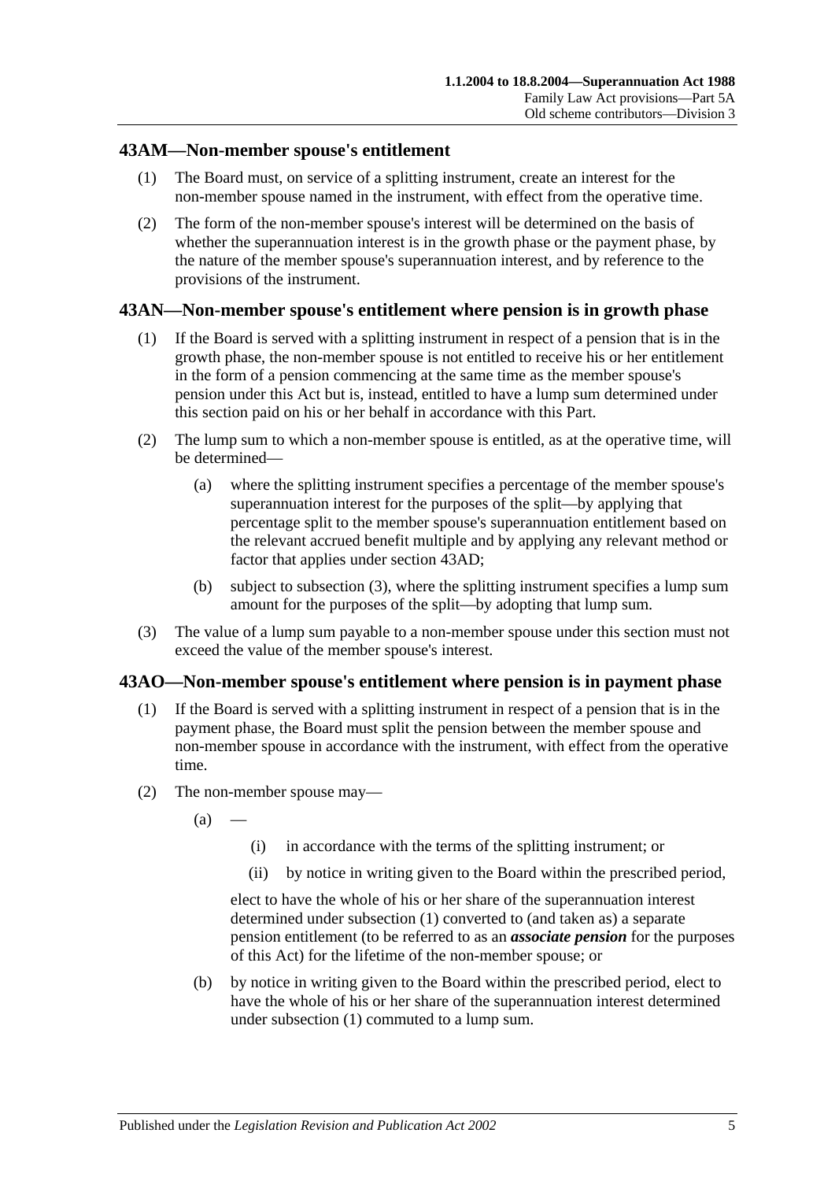## 43AM—Non-member spouse's entitlement

(1) The Board must, on service of a splitting instrument, create an interest for the non-member spouse named in the instrument, with effect from the operative time.

(2) The form of the non-member spouse's interest will be determined on the basis of whether the superannuation interest is in the growth phase or the payment phase, by the nature of the member spouse's superannuation interest, and by reference to the provisions of the instrument.

## 43AN—Non-member spouse's entitlement where pension is in growth phase

(1) If the Board is served with a splitting instrument in respect of a pension that is in the growth phase, the non-member spouse is not entitled to receive his or her entitlement in the form of a pension commencing at the same time as the member spouse's pension under this Act but is, instead, entitled to have a lump sum determined under this section paid on his or her behalf in accordance with this Part.

(2) The lump sum to which a non-member spouse is entitled, as at the operative time, will be determined—

(a) where the splitting instrument specifies a percentage of the member spouse's superannuation interest for the purposes of the split—by applying that percentage split to the member spouse's superannuation entitlement based on the relevant accrued benefit multiple and by applying any relevant method or factor that applies under section 43AD;

(b) subject to subsection (3), where the splitting instrument specifies a lump sum amount for the purposes of the split—by adopting that lump sum.

(3) The value of a lump sum payable to a non-member spouse under this section must not exceed the value of the member spouse's interest.

## 43AO—Non-member spouse's entitlement where pension is in payment phase

(1) If the Board is served with a splitting instrument in respect of a pension that is in the payment phase, the Board must split the pension between the member spouse and non-member spouse in accordance with the instrument, with effect from the operative time.

(2) The non-member spouse may—

(a) —

(i) in accordance with the terms of the splitting instrument; or

(ii) by notice in writing given to the Board within the prescribed period,

elect to have the whole of his or her share of the superannuation interest determined under subsection (1) converted to (and taken as) a separate pension entitlement (to be referred to as an ***associate pension*** for the purposes of this Act) for the lifetime of the non-member spouse; or

(b) by notice in writing given to the Board within the prescribed period, elect to have the whole of his or her share of the superannuation interest determined under subsection (1) commuted to a lump sum.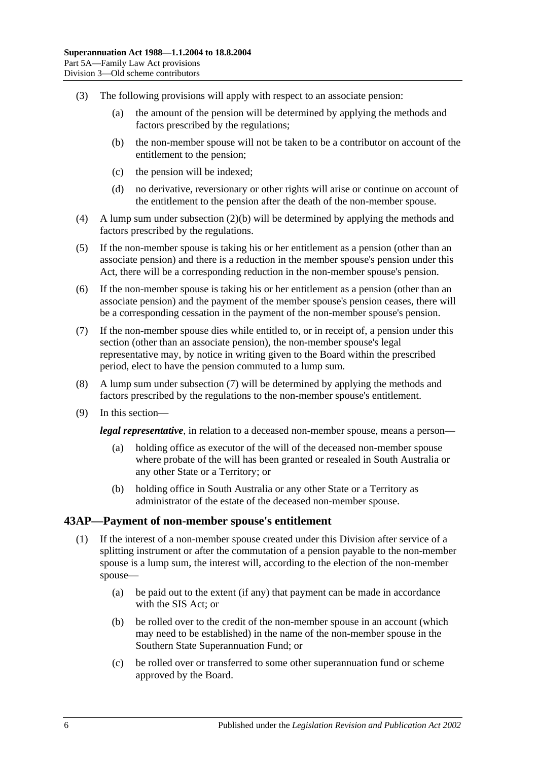(3) The following provisions will apply with respect to an associate pension:

(a) the amount of the pension will be determined by applying the methods and factors prescribed by the regulations;

(b) the non-member spouse will not be taken to be a contributor on account of the entitlement to the pension;

(c) the pension will be indexed;

(d) no derivative, reversionary or other rights will arise or continue on account of the entitlement to the pension after the death of the non-member spouse.

(4) A lump sum under subsection (2)(b) will be determined by applying the methods and factors prescribed by the regulations.

(5) If the non-member spouse is taking his or her entitlement as a pension (other than an associate pension) and there is a reduction in the member spouse's pension under this Act, there will be a corresponding reduction in the non-member spouse's pension.

(6) If the non-member spouse is taking his or her entitlement as a pension (other than an associate pension) and the payment of the member spouse's pension ceases, there will be a corresponding cessation in the payment of the non-member spouse's pension.

(7) If the non-member spouse dies while entitled to, or in receipt of, a pension under this section (other than an associate pension), the non-member spouse's legal representative may, by notice in writing given to the Board within the prescribed period, elect to have the pension commuted to a lump sum.

(8) A lump sum under subsection (7) will be determined by applying the methods and factors prescribed by the regulations to the non-member spouse's entitlement.

(9) In this section—

***legal representative***, in relation to a deceased non-member spouse, means a person—

(a) holding office as executor of the will of the deceased non-member spouse where probate of the will has been granted or resealed in South Australia or any other State or a Territory; or

(b) holding office in South Australia or any other State or a Territory as administrator of the estate of the deceased non-member spouse.

## 43AP—Payment of non-member spouse's entitlement

(1) If the interest of a non-member spouse created under this Division after service of a splitting instrument or after the commutation of a pension payable to the non-member spouse is a lump sum, the interest will, according to the election of the non-member spouse—

(a) be paid out to the extent (if any) that payment can be made in accordance with the SIS Act; or

(b) be rolled over to the credit of the non-member spouse in an account (which may need to be established) in the name of the non-member spouse in the Southern State Superannuation Fund; or

(c) be rolled over or transferred to some other superannuation fund or scheme approved by the Board.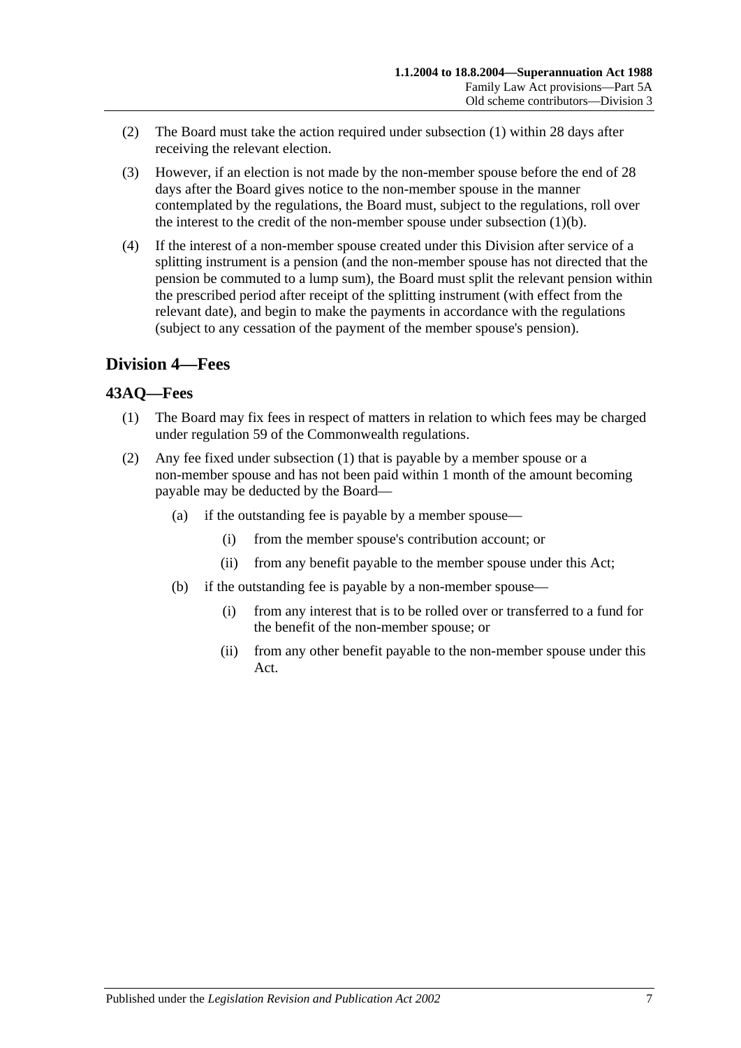(2) The Board must take the action required under subsection (1) within 28 days after receiving the relevant election.

(3) However, if an election is not made by the non-member spouse before the end of 28 days after the Board gives notice to the non-member spouse in the manner contemplated by the regulations, the Board must, subject to the regulations, roll over the interest to the credit of the non-member spouse under subsection (1)(b).

(4) If the interest of a non-member spouse created under this Division after service of a splitting instrument is a pension (and the non-member spouse has not directed that the pension be commuted to a lump sum), the Board must split the relevant pension within the prescribed period after receipt of the splitting instrument (with effect from the relevant date), and begin to make the payments in accordance with the regulations (subject to any cessation of the payment of the member spouse's pension).

## Division 4—Fees

### 43AQ—Fees

(1) The Board may fix fees in respect of matters in relation to which fees may be charged under regulation 59 of the Commonwealth regulations.

(2) Any fee fixed under subsection (1) that is payable by a member spouse or a non-member spouse and has not been paid within 1 month of the amount becoming payable may be deducted by the Board—

  (a) if the outstanding fee is payable by a member spouse—

    (i) from the member spouse's contribution account; or

    (ii) from any benefit payable to the member spouse under this Act;

  (b) if the outstanding fee is payable by a non-member spouse—

    (i) from any interest that is to be rolled over or transferred to a fund for the benefit of the non-member spouse; or

    (ii) from any other benefit payable to the non-member spouse under this Act.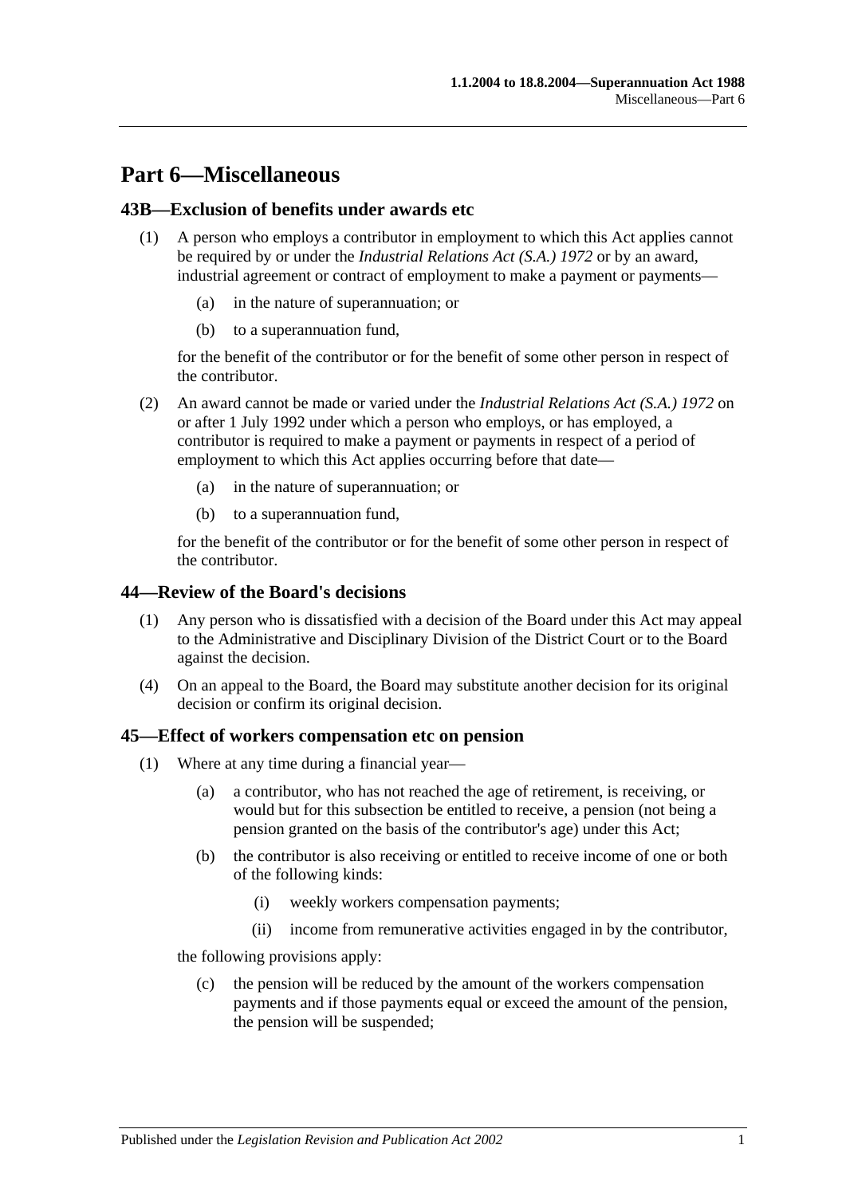# Part 6—Miscellaneous

## 43B—Exclusion of benefits under awards etc

(1) A person who employs a contributor in employment to which this Act applies cannot be required by or under the *Industrial Relations Act (S.A.) 1972* or by an award, industrial agreement or contract of employment to make a payment or payments—

(a) in the nature of superannuation; or

(b) to a superannuation fund,

for the benefit of the contributor or for the benefit of some other person in respect of the contributor.

(2) An award cannot be made or varied under the *Industrial Relations Act (S.A.) 1972* on or after 1 July 1992 under which a person who employs, or has employed, a contributor is required to make a payment or payments in respect of a period of employment to which this Act applies occurring before that date—

(a) in the nature of superannuation; or

(b) to a superannuation fund,

for the benefit of the contributor or for the benefit of some other person in respect of the contributor.

## 44—Review of the Board's decisions

(1) Any person who is dissatisfied with a decision of the Board under this Act may appeal to the Administrative and Disciplinary Division of the District Court or to the Board against the decision.

(4) On an appeal to the Board, the Board may substitute another decision for its original decision or confirm its original decision.

## 45—Effect of workers compensation etc on pension

(1) Where at any time during a financial year—

(a) a contributor, who has not reached the age of retirement, is receiving, or would but for this subsection be entitled to receive, a pension (not being a pension granted on the basis of the contributor's age) under this Act;

(b) the contributor is also receiving or entitled to receive income of one or both of the following kinds:

(i) weekly workers compensation payments;

(ii) income from remunerative activities engaged in by the contributor,

the following provisions apply:

(c) the pension will be reduced by the amount of the workers compensation payments and if those payments equal or exceed the amount of the pension, the pension will be suspended;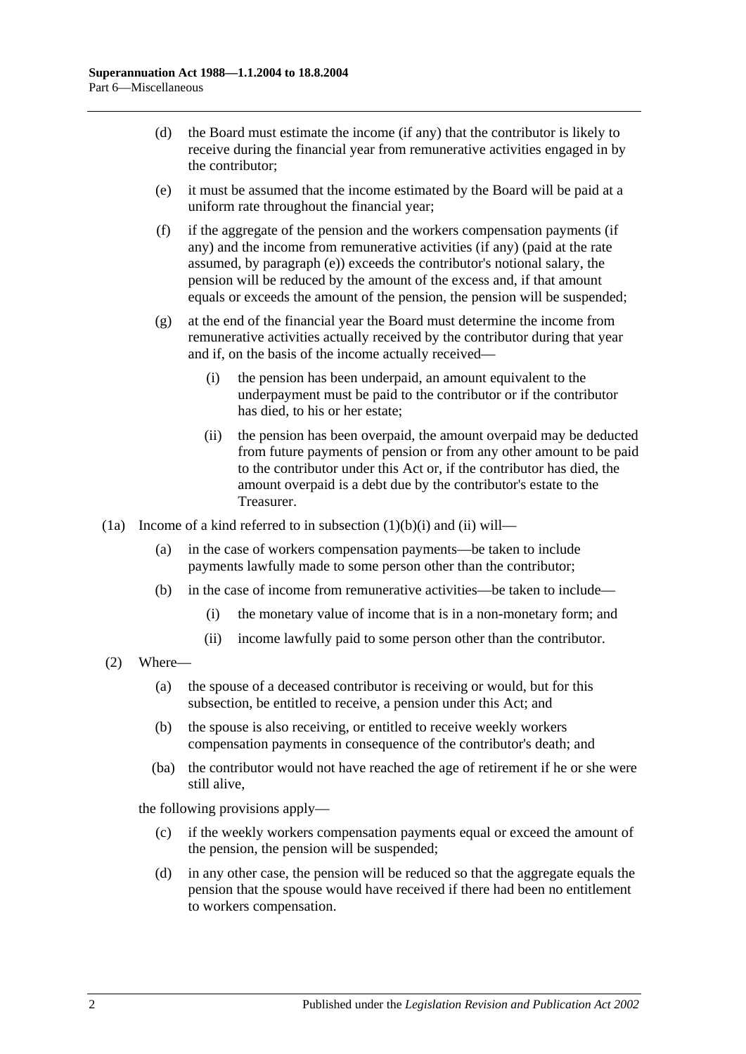(d) the Board must estimate the income (if any) that the contributor is likely to receive during the financial year from remunerative activities engaged in by the contributor;

(e) it must be assumed that the income estimated by the Board will be paid at a uniform rate throughout the financial year;

(f) if the aggregate of the pension and the workers compensation payments (if any) and the income from remunerative activities (if any) (paid at the rate assumed, by paragraph (e)) exceeds the contributor's notional salary, the pension will be reduced by the amount of the excess and, if that amount equals or exceeds the amount of the pension, the pension will be suspended;

(g) at the end of the financial year the Board must determine the income from remunerative activities actually received by the contributor during that year and if, on the basis of the income actually received—

(i) the pension has been underpaid, an amount equivalent to the underpayment must be paid to the contributor or if the contributor has died, to his or her estate;

(ii) the pension has been overpaid, the amount overpaid may be deducted from future payments of pension or from any other amount to be paid to the contributor under this Act or, if the contributor has died, the amount overpaid is a debt due by the contributor's estate to the Treasurer.

(1a) Income of a kind referred to in subsection (1)(b)(i) and (ii) will—

(a) in the case of workers compensation payments—be taken to include payments lawfully made to some person other than the contributor;

(b) in the case of income from remunerative activities—be taken to include—

(i) the monetary value of income that is in a non-monetary form; and

(ii) income lawfully paid to some person other than the contributor.

(2) Where—

(a) the spouse of a deceased contributor is receiving or would, but for this subsection, be entitled to receive, a pension under this Act; and

(b) the spouse is also receiving, or entitled to receive weekly workers compensation payments in consequence of the contributor's death; and

(ba) the contributor would not have reached the age of retirement if he or she were still alive,

the following provisions apply—

(c) if the weekly workers compensation payments equal or exceed the amount of the pension, the pension will be suspended;

(d) in any other case, the pension will be reduced so that the aggregate equals the pension that the spouse would have received if there had been no entitlement to workers compensation.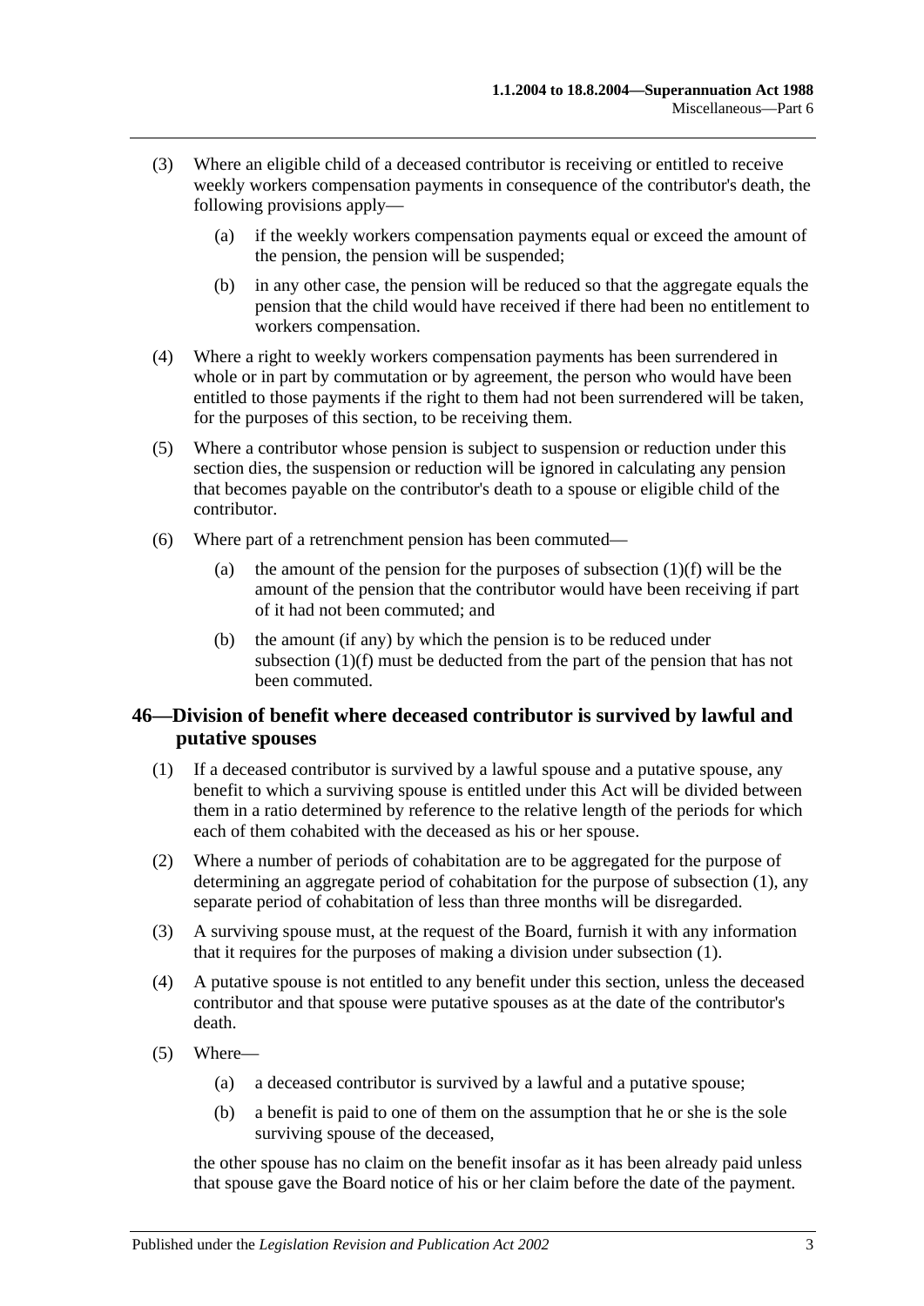(3) Where an eligible child of a deceased contributor is receiving or entitled to receive weekly workers compensation payments in consequence of the contributor's death, the following provisions apply—

(a) if the weekly workers compensation payments equal or exceed the amount of the pension, the pension will be suspended;

(b) in any other case, the pension will be reduced so that the aggregate equals the pension that the child would have received if there had been no entitlement to workers compensation.

(4) Where a right to weekly workers compensation payments has been surrendered in whole or in part by commutation or by agreement, the person who would have been entitled to those payments if the right to them had not been surrendered will be taken, for the purposes of this section, to be receiving them.

(5) Where a contributor whose pension is subject to suspension or reduction under this section dies, the suspension or reduction will be ignored in calculating any pension that becomes payable on the contributor's death to a spouse or eligible child of the contributor.

(6) Where part of a retrenchment pension has been commuted—

(a) the amount of the pension for the purposes of subsection (1)(f) will be the amount of the pension that the contributor would have been receiving if part of it had not been commuted; and

(b) the amount (if any) by which the pension is to be reduced under subsection (1)(f) must be deducted from the part of the pension that has not been commuted.

## 46—Division of benefit where deceased contributor is survived by lawful and putative spouses

(1) If a deceased contributor is survived by a lawful spouse and a putative spouse, any benefit to which a surviving spouse is entitled under this Act will be divided between them in a ratio determined by reference to the relative length of the periods for which each of them cohabited with the deceased as his or her spouse.

(2) Where a number of periods of cohabitation are to be aggregated for the purpose of determining an aggregate period of cohabitation for the purpose of subsection (1), any separate period of cohabitation of less than three months will be disregarded.

(3) A surviving spouse must, at the request of the Board, furnish it with any information that it requires for the purposes of making a division under subsection (1).

(4) A putative spouse is not entitled to any benefit under this section, unless the deceased contributor and that spouse were putative spouses as at the date of the contributor's death.

(5) Where—

(a) a deceased contributor is survived by a lawful and a putative spouse;

(b) a benefit is paid to one of them on the assumption that he or she is the sole surviving spouse of the deceased,

the other spouse has no claim on the benefit insofar as it has been already paid unless that spouse gave the Board notice of his or her claim before the date of the payment.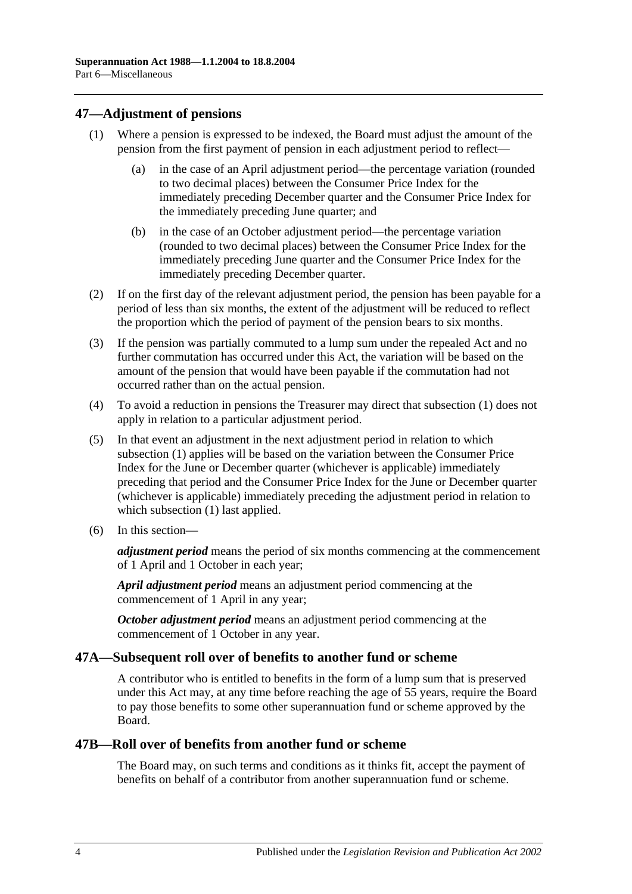## 47—Adjustment of pensions

(1) Where a pension is expressed to be indexed, the Board must adjust the amount of the pension from the first payment of pension in each adjustment period to reflect—

(a) in the case of an April adjustment period—the percentage variation (rounded to two decimal places) between the Consumer Price Index for the immediately preceding December quarter and the Consumer Price Index for the immediately preceding June quarter; and

(b) in the case of an October adjustment period—the percentage variation (rounded to two decimal places) between the Consumer Price Index for the immediately preceding June quarter and the Consumer Price Index for the immediately preceding December quarter.

(2) If on the first day of the relevant adjustment period, the pension has been payable for a period of less than six months, the extent of the adjustment will be reduced to reflect the proportion which the period of payment of the pension bears to six months.

(3) If the pension was partially commuted to a lump sum under the repealed Act and no further commutation has occurred under this Act, the variation will be based on the amount of the pension that would have been payable if the commutation had not occurred rather than on the actual pension.

(4) To avoid a reduction in pensions the Treasurer may direct that subsection (1) does not apply in relation to a particular adjustment period.

(5) In that event an adjustment in the next adjustment period in relation to which subsection (1) applies will be based on the variation between the Consumer Price Index for the June or December quarter (whichever is applicable) immediately preceding that period and the Consumer Price Index for the June or December quarter (whichever is applicable) immediately preceding the adjustment period in relation to which subsection (1) last applied.

(6) In this section—

***adjustment period*** means the period of six months commencing at the commencement of 1 April and 1 October in each year;

***April adjustment period*** means an adjustment period commencing at the commencement of 1 April in any year;

***October adjustment period*** means an adjustment period commencing at the commencement of 1 October in any year.

## 47A—Subsequent roll over of benefits to another fund or scheme

A contributor who is entitled to benefits in the form of a lump sum that is preserved under this Act may, at any time before reaching the age of 55 years, require the Board to pay those benefits to some other superannuation fund or scheme approved by the Board.

## 47B—Roll over of benefits from another fund or scheme

The Board may, on such terms and conditions as it thinks fit, accept the payment of benefits on behalf of a contributor from another superannuation fund or scheme.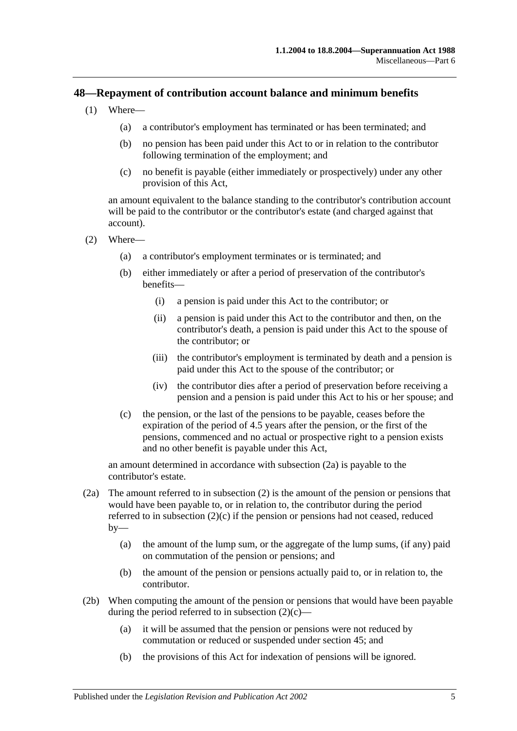## 48—Repayment of contribution account balance and minimum benefits

(1) Where—

(a) a contributor's employment has terminated or has been terminated; and

(b) no pension has been paid under this Act to or in relation to the contributor following termination of the employment; and

(c) no benefit is payable (either immediately or prospectively) under any other provision of this Act,

an amount equivalent to the balance standing to the contributor's contribution account will be paid to the contributor or the contributor's estate (and charged against that account).

(2) Where—

(a) a contributor's employment terminates or is terminated; and

(b) either immediately or after a period of preservation of the contributor's benefits—

(i) a pension is paid under this Act to the contributor; or

(ii) a pension is paid under this Act to the contributor and then, on the contributor's death, a pension is paid under this Act to the spouse of the contributor; or

(iii) the contributor's employment is terminated by death and a pension is paid under this Act to the spouse of the contributor; or

(iv) the contributor dies after a period of preservation before receiving a pension and a pension is paid under this Act to his or her spouse; and

(c) the pension, or the last of the pensions to be payable, ceases before the expiration of the period of 4.5 years after the pension, or the first of the pensions, commenced and no actual or prospective right to a pension exists and no other benefit is payable under this Act,

an amount determined in accordance with subsection (2a) is payable to the contributor's estate.

(2a) The amount referred to in subsection (2) is the amount of the pension or pensions that would have been payable to, or in relation to, the contributor during the period referred to in subsection (2)(c) if the pension or pensions had not ceased, reduced by—

(a) the amount of the lump sum, or the aggregate of the lump sums, (if any) paid on commutation of the pension or pensions; and

(b) the amount of the pension or pensions actually paid to, or in relation to, the contributor.

(2b) When computing the amount of the pension or pensions that would have been payable during the period referred to in subsection (2)(c)—

(a) it will be assumed that the pension or pensions were not reduced by commutation or reduced or suspended under section 45; and

(b) the provisions of this Act for indexation of pensions will be ignored.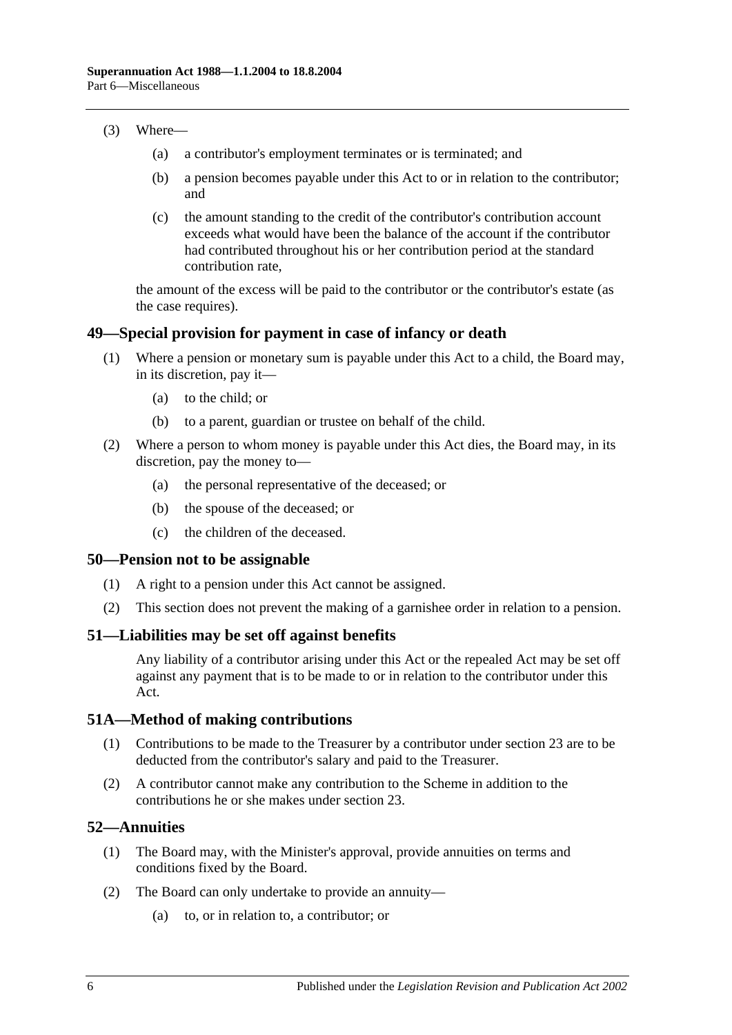(3) Where—

(a) a contributor's employment terminates or is terminated; and

(b) a pension becomes payable under this Act to or in relation to the contributor; and

(c) the amount standing to the credit of the contributor's contribution account exceeds what would have been the balance of the account if the contributor had contributed throughout his or her contribution period at the standard contribution rate,

the amount of the excess will be paid to the contributor or the contributor's estate (as the case requires).

## 49—Special provision for payment in case of infancy or death

(1) Where a pension or monetary sum is payable under this Act to a child, the Board may, in its discretion, pay it—

(a) to the child; or

(b) to a parent, guardian or trustee on behalf of the child.

(2) Where a person to whom money is payable under this Act dies, the Board may, in its discretion, pay the money to—

(a) the personal representative of the deceased; or

(b) the spouse of the deceased; or

(c) the children of the deceased.

## 50—Pension not to be assignable

(1) A right to a pension under this Act cannot be assigned.

(2) This section does not prevent the making of a garnishee order in relation to a pension.

## 51—Liabilities may be set off against benefits

Any liability of a contributor arising under this Act or the repealed Act may be set off against any payment that is to be made to or in relation to the contributor under this Act.

## 51A—Method of making contributions

(1) Contributions to be made to the Treasurer by a contributor under section 23 are to be deducted from the contributor's salary and paid to the Treasurer.

(2) A contributor cannot make any contribution to the Scheme in addition to the contributions he or she makes under section 23.

## 52—Annuities

(1) The Board may, with the Minister's approval, provide annuities on terms and conditions fixed by the Board.

(2) The Board can only undertake to provide an annuity—

(a) to, or in relation to, a contributor; or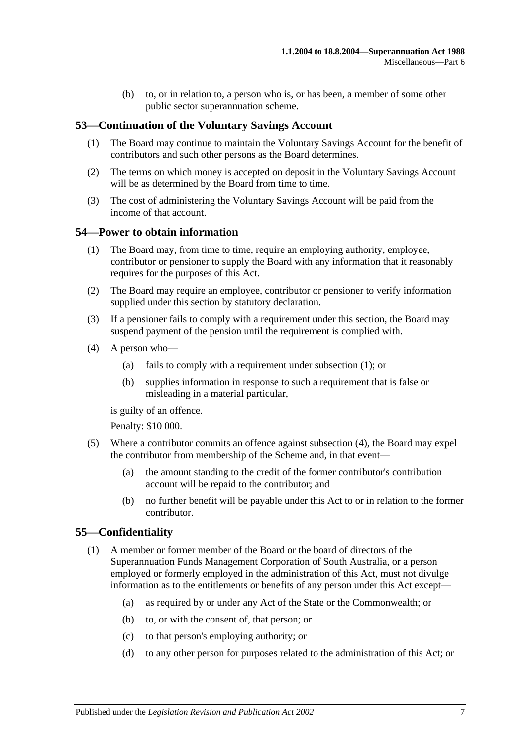(b) to, or in relation to, a person who is, or has been, a member of some other public sector superannuation scheme.

## 53—Continuation of the Voluntary Savings Account

(1) The Board may continue to maintain the Voluntary Savings Account for the benefit of contributors and such other persons as the Board determines.

(2) The terms on which money is accepted on deposit in the Voluntary Savings Account will be as determined by the Board from time to time.

(3) The cost of administering the Voluntary Savings Account will be paid from the income of that account.

## 54—Power to obtain information

(1) The Board may, from time to time, require an employing authority, employee, contributor or pensioner to supply the Board with any information that it reasonably requires for the purposes of this Act.

(2) The Board may require an employee, contributor or pensioner to verify information supplied under this section by statutory declaration.

(3) If a pensioner fails to comply with a requirement under this section, the Board may suspend payment of the pension until the requirement is complied with.

(4) A person who—

- (a) fails to comply with a requirement under subsection (1); or
- (b) supplies information in response to such a requirement that is false or misleading in a material particular,

is guilty of an offence.

Penalty: $10 000.

(5) Where a contributor commits an offence against subsection (4), the Board may expel the contributor from membership of the Scheme and, in that event—

- (a) the amount standing to the credit of the former contributor's contribution account will be repaid to the contributor; and
- (b) no further benefit will be payable under this Act to or in relation to the former contributor.

## 55—Confidentiality

(1) A member or former member of the Board or the board of directors of the Superannuation Funds Management Corporation of South Australia, or a person employed or formerly employed in the administration of this Act, must not divulge information as to the entitlements or benefits of any person under this Act except—

- (a) as required by or under any Act of the State or the Commonwealth; or
- (b) to, or with the consent of, that person; or
- (c) to that person's employing authority; or
- (d) to any other person for purposes related to the administration of this Act; or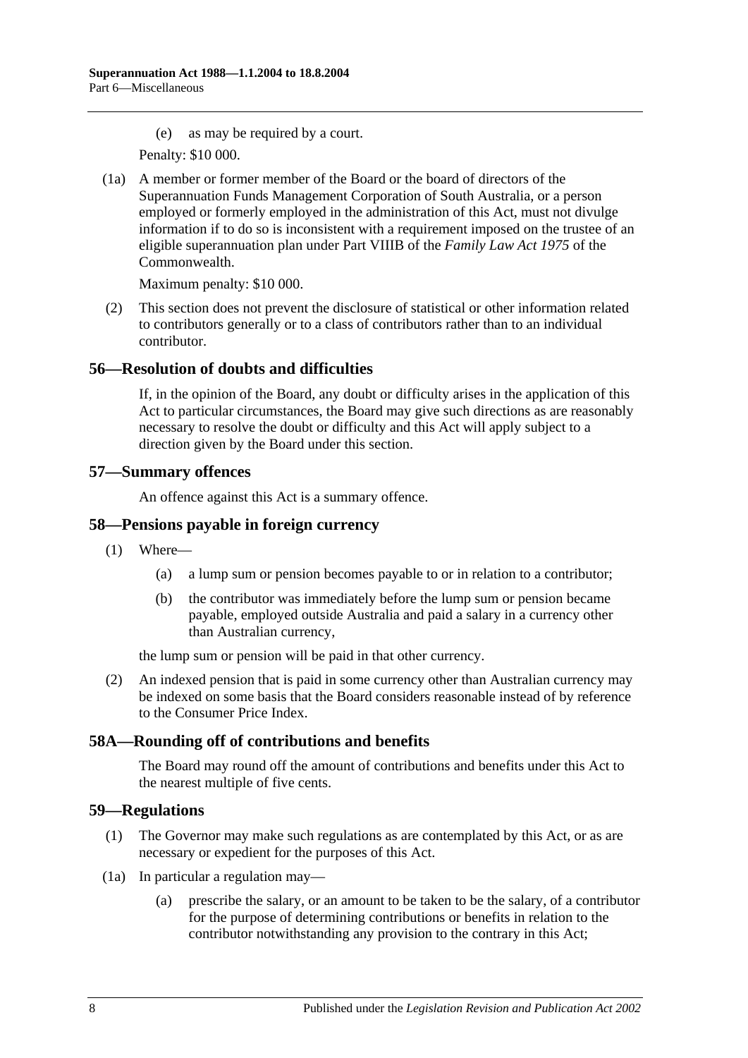(e) as may be required by a court.

Penalty: $10 000.

(1a) A member or former member of the Board or the board of directors of the Superannuation Funds Management Corporation of South Australia, or a person employed or formerly employed in the administration of this Act, must not divulge information if to do so is inconsistent with a requirement imposed on the trustee of an eligible superannuation plan under Part VIIIB of the *Family Law Act 1975* of the Commonwealth.

Maximum penalty: $10 000.

(2) This section does not prevent the disclosure of statistical or other information related to contributors generally or to a class of contributors rather than to an individual contributor.

## 56—Resolution of doubts and difficulties

If, in the opinion of the Board, any doubt or difficulty arises in the application of this Act to particular circumstances, the Board may give such directions as are reasonably necessary to resolve the doubt or difficulty and this Act will apply subject to a direction given by the Board under this section.

## 57—Summary offences

An offence against this Act is a summary offence.

## 58—Pensions payable in foreign currency

(1) Where—

(a) a lump sum or pension becomes payable to or in relation to a contributor;

(b) the contributor was immediately before the lump sum or pension became payable, employed outside Australia and paid a salary in a currency other than Australian currency,

the lump sum or pension will be paid in that other currency.

(2) An indexed pension that is paid in some currency other than Australian currency may be indexed on some basis that the Board considers reasonable instead of by reference to the Consumer Price Index.

## 58A—Rounding off of contributions and benefits

The Board may round off the amount of contributions and benefits under this Act to the nearest multiple of five cents.

## 59—Regulations

(1) The Governor may make such regulations as are contemplated by this Act, or as are necessary or expedient for the purposes of this Act.

(1a) In particular a regulation may—

(a) prescribe the salary, or an amount to be taken to be the salary, of a contributor for the purpose of determining contributions or benefits in relation to the contributor notwithstanding any provision to the contrary in this Act;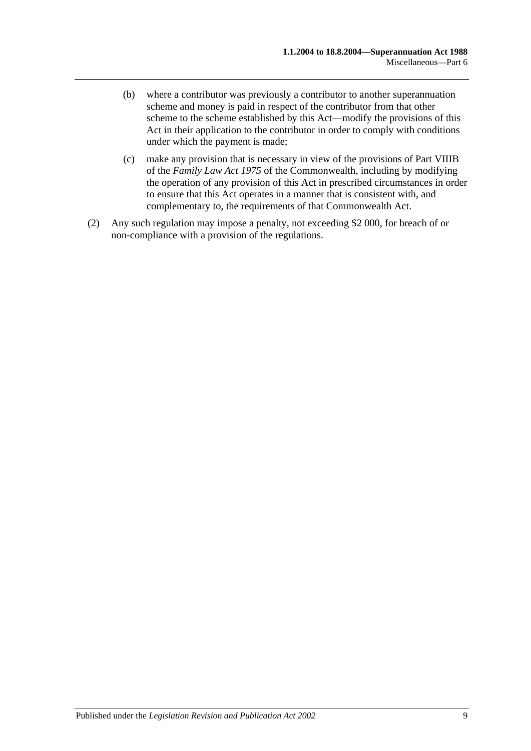(b) where a contributor was previously a contributor to another superannuation scheme and money is paid in respect of the contributor from that other scheme to the scheme established by this Act—modify the provisions of this Act in their application to the contributor in order to comply with conditions under which the payment is made;

(c) make any provision that is necessary in view of the provisions of Part VIIIB of the *Family Law Act 1975* of the Commonwealth, including by modifying the operation of any provision of this Act in prescribed circumstances in order to ensure that this Act operates in a manner that is consistent with, and complementary to, the requirements of that Commonwealth Act.

(2) Any such regulation may impose a penalty, not exceeding $2 000, for breach of or non-compliance with a provision of the regulations.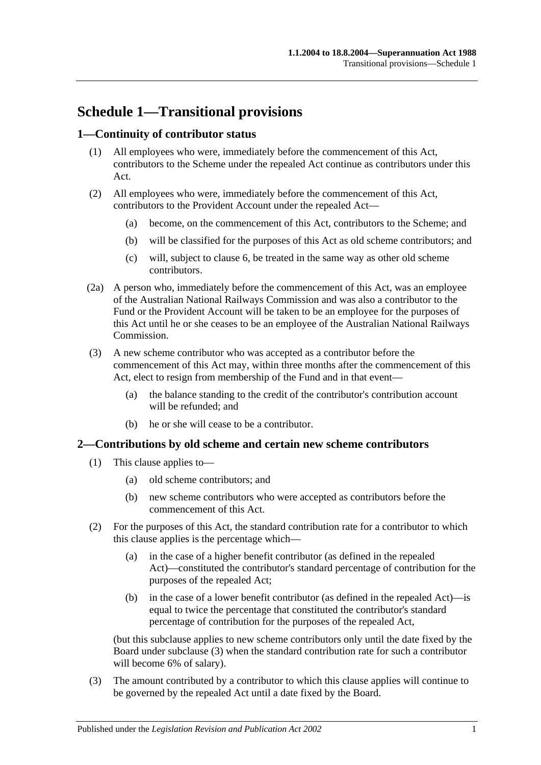# Schedule 1—Transitional provisions

## 1—Continuity of contributor status

(1) All employees who were, immediately before the commencement of this Act, contributors to the Scheme under the repealed Act continue as contributors under this Act.

(2) All employees who were, immediately before the commencement of this Act, contributors to the Provident Account under the repealed Act—

(a) become, on the commencement of this Act, contributors to the Scheme; and

(b) will be classified for the purposes of this Act as old scheme contributors; and

(c) will, subject to clause 6, be treated in the same way as other old scheme contributors.

(2a) A person who, immediately before the commencement of this Act, was an employee of the Australian National Railways Commission and was also a contributor to the Fund or the Provident Account will be taken to be an employee for the purposes of this Act until he or she ceases to be an employee of the Australian National Railways Commission.

(3) A new scheme contributor who was accepted as a contributor before the commencement of this Act may, within three months after the commencement of this Act, elect to resign from membership of the Fund and in that event—

(a) the balance standing to the credit of the contributor's contribution account will be refunded; and

(b) he or she will cease to be a contributor.

## 2—Contributions by old scheme and certain new scheme contributors

(1) This clause applies to—

(a) old scheme contributors; and

(b) new scheme contributors who were accepted as contributors before the commencement of this Act.

(2) For the purposes of this Act, the standard contribution rate for a contributor to which this clause applies is the percentage which—

(a) in the case of a higher benefit contributor (as defined in the repealed Act)—constituted the contributor's standard percentage of contribution for the purposes of the repealed Act;

(b) in the case of a lower benefit contributor (as defined in the repealed Act)—is equal to twice the percentage that constituted the contributor's standard percentage of contribution for the purposes of the repealed Act,

(but this subclause applies to new scheme contributors only until the date fixed by the Board under subclause (3) when the standard contribution rate for such a contributor will become 6% of salary).

(3) The amount contributed by a contributor to which this clause applies will continue to be governed by the repealed Act until a date fixed by the Board.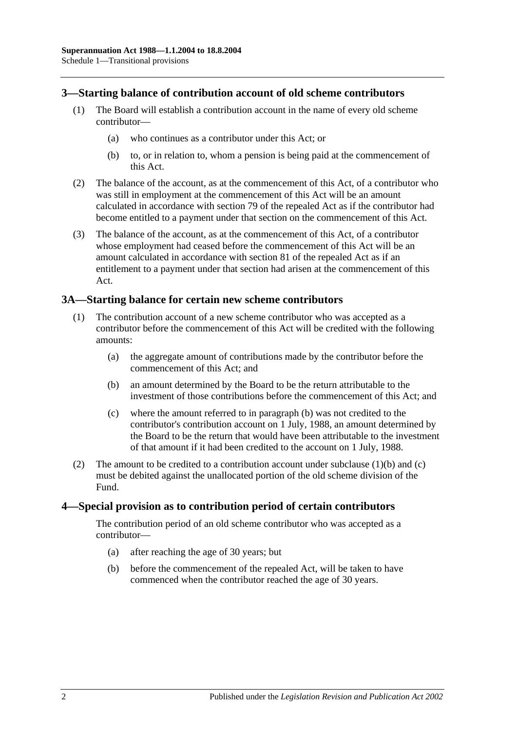## 3—Starting balance of contribution account of old scheme contributors

(1) The Board will establish a contribution account in the name of every old scheme contributor—

(a) who continues as a contributor under this Act; or

(b) to, or in relation to, whom a pension is being paid at the commencement of this Act.

(2) The balance of the account, as at the commencement of this Act, of a contributor who was still in employment at the commencement of this Act will be an amount calculated in accordance with section 79 of the repealed Act as if the contributor had become entitled to a payment under that section on the commencement of this Act.

(3) The balance of the account, as at the commencement of this Act, of a contributor whose employment had ceased before the commencement of this Act will be an amount calculated in accordance with section 81 of the repealed Act as if an entitlement to a payment under that section had arisen at the commencement of this Act.

## 3A—Starting balance for certain new scheme contributors

(1) The contribution account of a new scheme contributor who was accepted as a contributor before the commencement of this Act will be credited with the following amounts:

(a) the aggregate amount of contributions made by the contributor before the commencement of this Act; and

(b) an amount determined by the Board to be the return attributable to the investment of those contributions before the commencement of this Act; and

(c) where the amount referred to in paragraph (b) was not credited to the contributor's contribution account on 1 July, 1988, an amount determined by the Board to be the return that would have been attributable to the investment of that amount if it had been credited to the account on 1 July, 1988.

(2) The amount to be credited to a contribution account under subclause (1)(b) and (c) must be debited against the unallocated portion of the old scheme division of the Fund.

## 4—Special provision as to contribution period of certain contributors

The contribution period of an old scheme contributor who was accepted as a contributor—

(a) after reaching the age of 30 years; but

(b) before the commencement of the repealed Act, will be taken to have commenced when the contributor reached the age of 30 years.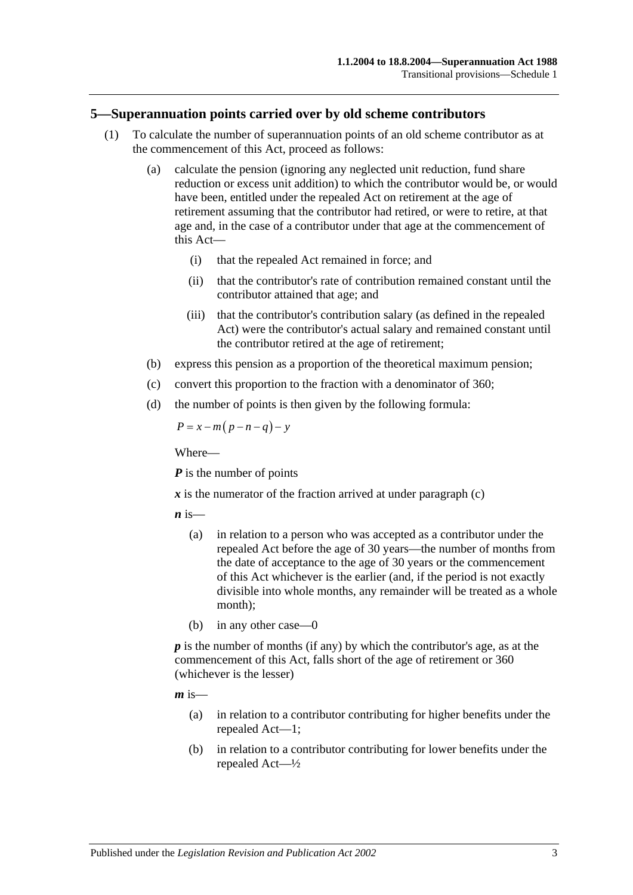## 5—Superannuation points carried over by old scheme contributors

(1) To calculate the number of superannuation points of an old scheme contributor as at the commencement of this Act, proceed as follows:

(a) calculate the pension (ignoring any neglected unit reduction, fund share reduction or excess unit addition) to which the contributor would be, or would have been, entitled under the repealed Act on retirement at the age of retirement assuming that the contributor had retired, or were to retire, at that age and, in the case of a contributor under that age at the commencement of this Act—

(i) that the repealed Act remained in force; and

(ii) that the contributor's rate of contribution remained constant until the contributor attained that age; and

(iii) that the contributor's contribution salary (as defined in the repealed Act) were the contributor's actual salary and remained constant until the contributor retired at the age of retirement;

(b) express this pension as a proportion of the theoretical maximum pension;

(c) convert this proportion to the fraction with a denominator of 360;

(d) the number of points is then given by the following formula:

$$P = x - m\left(p - n - q\right) - y$$

Where—

***P*** is the number of points

***x*** is the numerator of the fraction arrived at under paragraph (c)

***n*** is—

(a) in relation to a person who was accepted as a contributor under the repealed Act before the age of 30 years—the number of months from the date of acceptance to the age of 30 years or the commencement of this Act whichever is the earlier (and, if the period is not exactly divisible into whole months, any remainder will be treated as a whole month);

(b) in any other case—0

***p*** is the number of months (if any) by which the contributor's age, as at the commencement of this Act, falls short of the age of retirement or 360 (whichever is the lesser)

***m*** is—

(a) in relation to a contributor contributing for higher benefits under the repealed Act—1;

(b) in relation to a contributor contributing for lower benefits under the repealed Act—½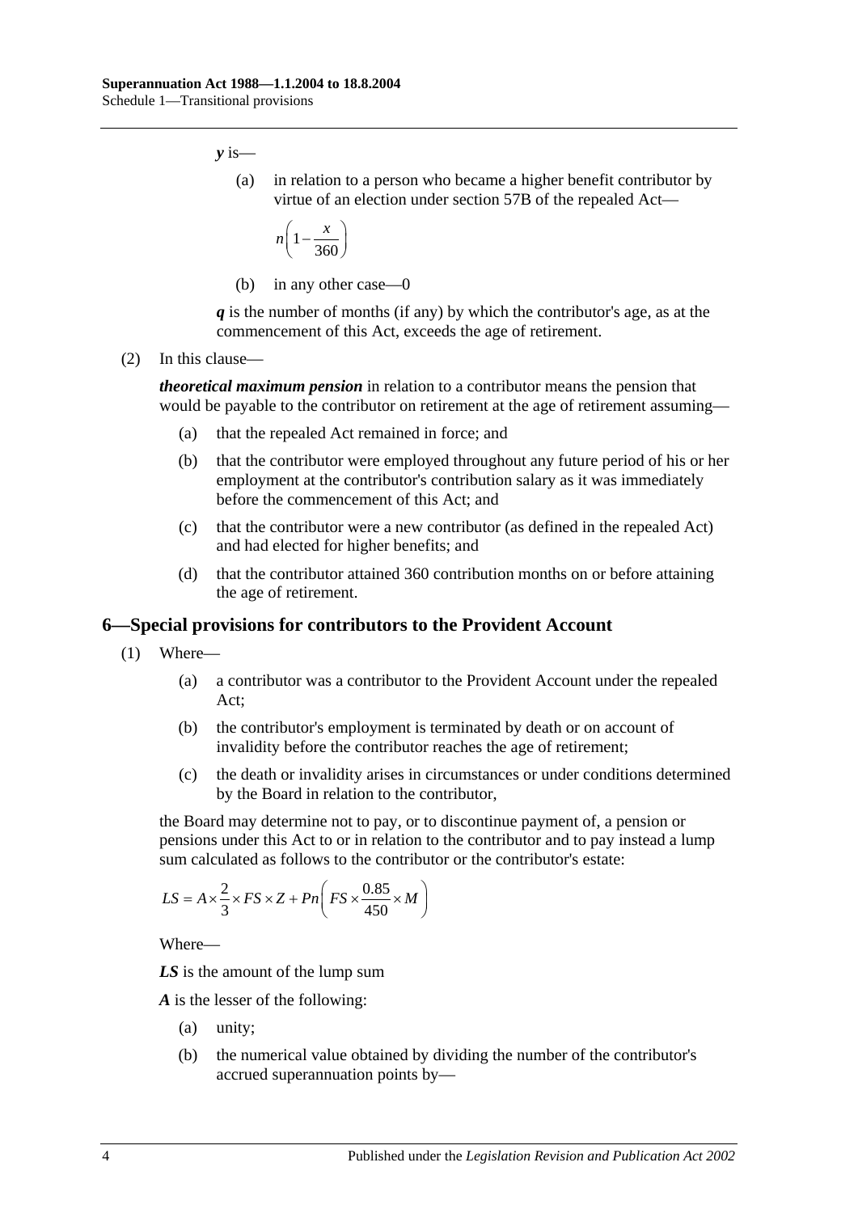***y*** is—

(a) in relation to a person who became a higher benefit contributor by virtue of an election under section 57B of the repealed Act—

$$n\left(1-\frac{x}{360}\right)$$

(b) in any other case—0

***q*** is the number of months (if any) by which the contributor's age, as at the commencement of this Act, exceeds the age of retirement.

(2) In this clause—

***theoretical maximum pension*** in relation to a contributor means the pension that would be payable to the contributor on retirement at the age of retirement assuming—

(a) that the repealed Act remained in force; and

(b) that the contributor were employed throughout any future period of his or her employment at the contributor's contribution salary as it was immediately before the commencement of this Act; and

(c) that the contributor were a new contributor (as defined in the repealed Act) and had elected for higher benefits; and

(d) that the contributor attained 360 contribution months on or before attaining the age of retirement.

## 6—Special provisions for contributors to the Provident Account

(1) Where—

(a) a contributor was a contributor to the Provident Account under the repealed Act;

(b) the contributor's employment is terminated by death or on account of invalidity before the contributor reaches the age of retirement;

(c) the death or invalidity arises in circumstances or under conditions determined by the Board in relation to the contributor,

the Board may determine not to pay, or to discontinue payment of, a pension or pensions under this Act to or in relation to the contributor and to pay instead a lump sum calculated as follows to the contributor or the contributor's estate:

$$LS = A\times\frac{2}{3}\times FS\times Z + Pn\left(FS\times\frac{0.85}{450}\times M\right)$$

Where—

***LS*** is the amount of the lump sum

***A*** is the lesser of the following:

(a) unity;

(b) the numerical value obtained by dividing the number of the contributor's accrued superannuation points by—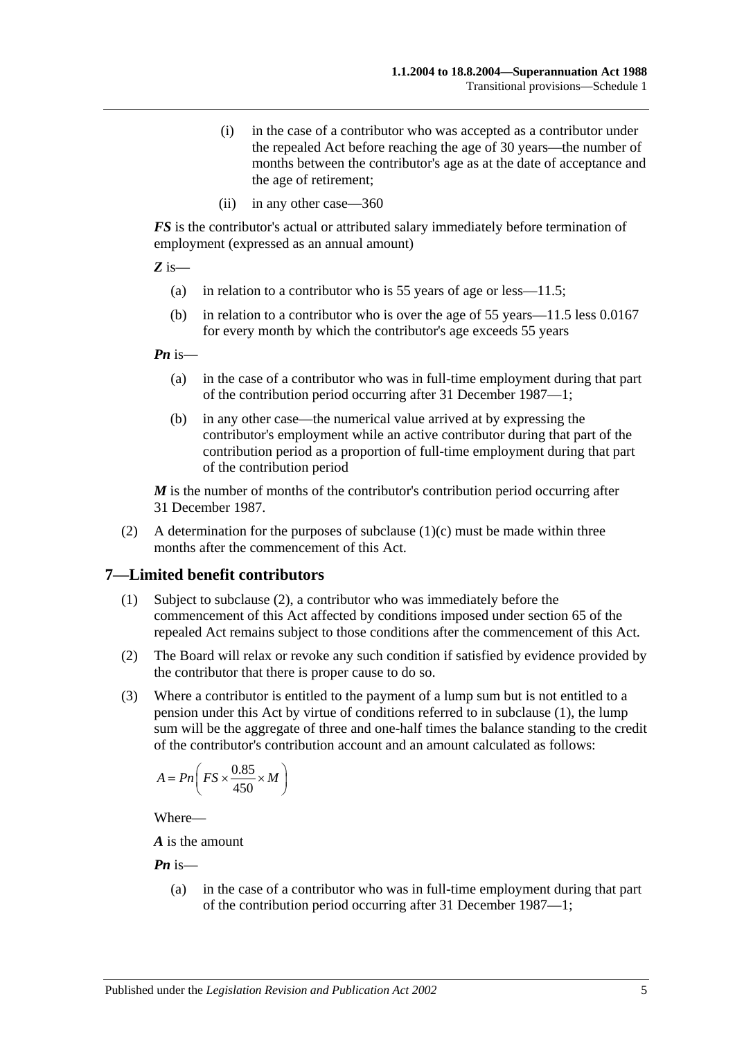(i) in the case of a contributor who was accepted as a contributor under the repealed Act before reaching the age of 30 years—the number of months between the contributor's age as at the date of acceptance and the age of retirement;

(ii) in any other case—360

***FS*** is the contributor's actual or attributed salary immediately before termination of employment (expressed as an annual amount)

***Z*** is—

(a) in relation to a contributor who is 55 years of age or less—11.5;

(b) in relation to a contributor who is over the age of 55 years—11.5 less 0.0167 for every month by which the contributor's age exceeds 55 years

***Pn*** is—

(a) in the case of a contributor who was in full-time employment during that part of the contribution period occurring after 31 December 1987—1;

(b) in any other case—the numerical value arrived at by expressing the contributor's employment while an active contributor during that part of the contribution period as a proportion of full-time employment during that part of the contribution period

***M*** is the number of months of the contributor's contribution period occurring after 31 December 1987.

(2) A determination for the purposes of subclause (1)(c) must be made within three months after the commencement of this Act.

## 7—Limited benefit contributors

(1) Subject to subclause (2), a contributor who was immediately before the commencement of this Act affected by conditions imposed under section 65 of the repealed Act remains subject to those conditions after the commencement of this Act.

(2) The Board will relax or revoke any such condition if satisfied by evidence provided by the contributor that there is proper cause to do so.

(3) Where a contributor is entitled to the payment of a lump sum but is not entitled to a pension under this Act by virtue of conditions referred to in subclause (1), the lump sum will be the aggregate of three and one-half times the balance standing to the credit of the contributor's contribution account and an amount calculated as follows:

$$A = Pn\left(FS \times \frac{0.85}{450} \times M\right)$$

Where—

***A*** is the amount

***Pn*** is—

(a) in the case of a contributor who was in full-time employment during that part of the contribution period occurring after 31 December 1987—1;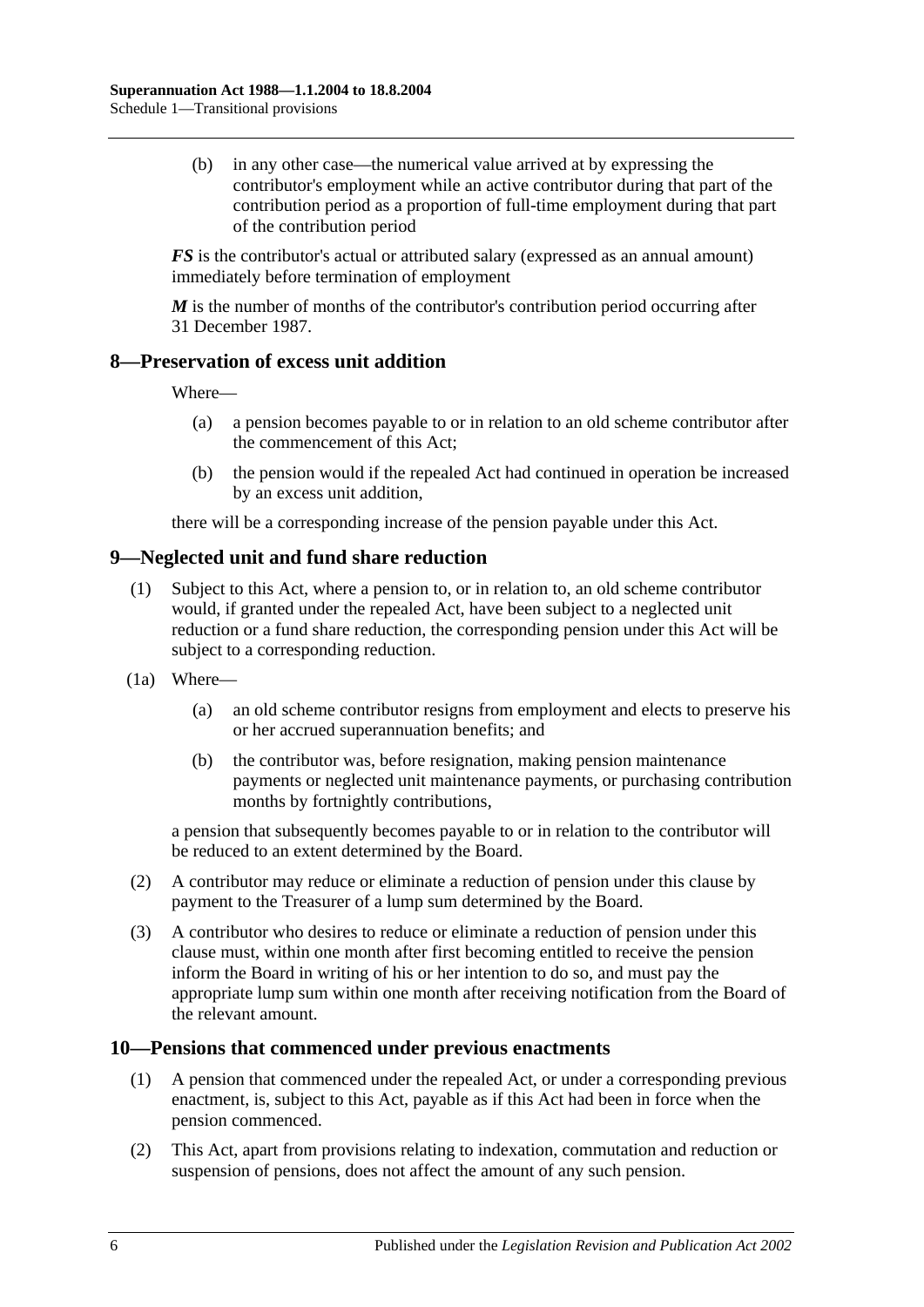(b) in any other case—the numerical value arrived at by expressing the contributor's employment while an active contributor during that part of the contribution period as a proportion of full-time employment during that part of the contribution period

***FS*** is the contributor's actual or attributed salary (expressed as an annual amount) immediately before termination of employment

***M*** is the number of months of the contributor's contribution period occurring after 31 December 1987.

## 8—Preservation of excess unit addition

Where—

(a) a pension becomes payable to or in relation to an old scheme contributor after the commencement of this Act;

(b) the pension would if the repealed Act had continued in operation be increased by an excess unit addition,

there will be a corresponding increase of the pension payable under this Act.

## 9—Neglected unit and fund share reduction

(1) Subject to this Act, where a pension to, or in relation to, an old scheme contributor would, if granted under the repealed Act, have been subject to a neglected unit reduction or a fund share reduction, the corresponding pension under this Act will be subject to a corresponding reduction.

(1a) Where—

(a) an old scheme contributor resigns from employment and elects to preserve his or her accrued superannuation benefits; and

(b) the contributor was, before resignation, making pension maintenance payments or neglected unit maintenance payments, or purchasing contribution months by fortnightly contributions,

a pension that subsequently becomes payable to or in relation to the contributor will be reduced to an extent determined by the Board.

(2) A contributor may reduce or eliminate a reduction of pension under this clause by payment to the Treasurer of a lump sum determined by the Board.

(3) A contributor who desires to reduce or eliminate a reduction of pension under this clause must, within one month after first becoming entitled to receive the pension inform the Board in writing of his or her intention to do so, and must pay the appropriate lump sum within one month after receiving notification from the Board of the relevant amount.

## 10—Pensions that commenced under previous enactments

(1) A pension that commenced under the repealed Act, or under a corresponding previous enactment, is, subject to this Act, payable as if this Act had been in force when the pension commenced.

(2) This Act, apart from provisions relating to indexation, commutation and reduction or suspension of pensions, does not affect the amount of any such pension.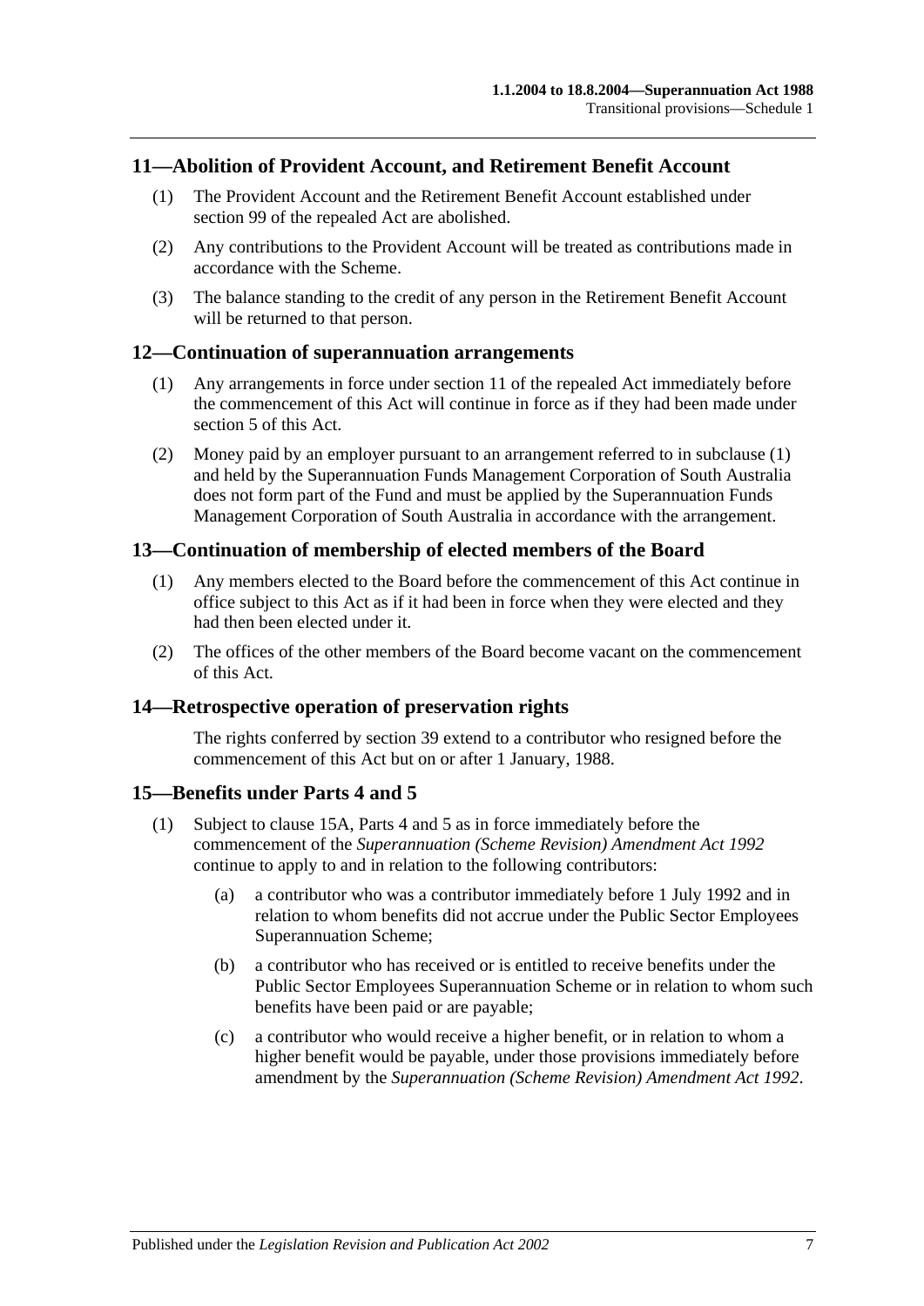## 11—Abolition of Provident Account, and Retirement Benefit Account

(1) The Provident Account and the Retirement Benefit Account established under section 99 of the repealed Act are abolished.

(2) Any contributions to the Provident Account will be treated as contributions made in accordance with the Scheme.

(3) The balance standing to the credit of any person in the Retirement Benefit Account will be returned to that person.

## 12—Continuation of superannuation arrangements

(1) Any arrangements in force under section 11 of the repealed Act immediately before the commencement of this Act will continue in force as if they had been made under section 5 of this Act.

(2) Money paid by an employer pursuant to an arrangement referred to in subclause (1) and held by the Superannuation Funds Management Corporation of South Australia does not form part of the Fund and must be applied by the Superannuation Funds Management Corporation of South Australia in accordance with the arrangement.

## 13—Continuation of membership of elected members of the Board

(1) Any members elected to the Board before the commencement of this Act continue in office subject to this Act as if it had been in force when they were elected and they had then been elected under it.

(2) The offices of the other members of the Board become vacant on the commencement of this Act.

## 14—Retrospective operation of preservation rights

The rights conferred by section 39 extend to a contributor who resigned before the commencement of this Act but on or after 1 January, 1988.

## 15—Benefits under Parts 4 and 5

(1) Subject to clause 15A, Parts 4 and 5 as in force immediately before the commencement of the *Superannuation (Scheme Revision) Amendment Act 1992* continue to apply to and in relation to the following contributors:

(a) a contributor who was a contributor immediately before 1 July 1992 and in relation to whom benefits did not accrue under the Public Sector Employees Superannuation Scheme;

(b) a contributor who has received or is entitled to receive benefits under the Public Sector Employees Superannuation Scheme or in relation to whom such benefits have been paid or are payable;

(c) a contributor who would receive a higher benefit, or in relation to whom a higher benefit would be payable, under those provisions immediately before amendment by the *Superannuation (Scheme Revision) Amendment Act 1992*.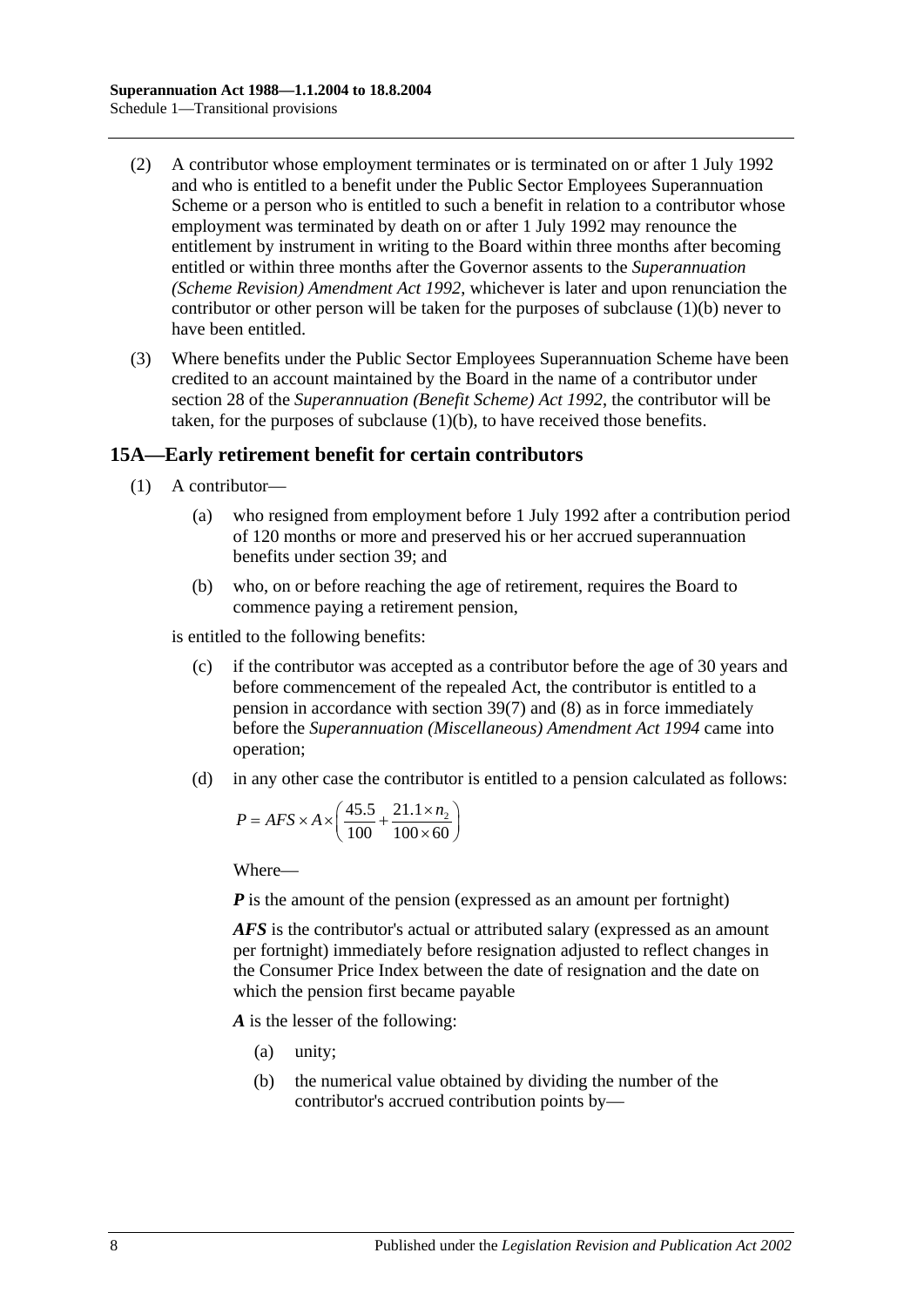(2) A contributor whose employment terminates or is terminated on or after 1 July 1992 and who is entitled to a benefit under the Public Sector Employees Superannuation Scheme or a person who is entitled to such a benefit in relation to a contributor whose employment was terminated by death on or after 1 July 1992 may renounce the entitlement by instrument in writing to the Board within three months after becoming entitled or within three months after the Governor assents to the *Superannuation (Scheme Revision) Amendment Act 1992*, whichever is later and upon renunciation the contributor or other person will be taken for the purposes of subclause (1)(b) never to have been entitled.

(3) Where benefits under the Public Sector Employees Superannuation Scheme have been credited to an account maintained by the Board in the name of a contributor under section 28 of the *Superannuation (Benefit Scheme) Act 1992*, the contributor will be taken, for the purposes of subclause (1)(b), to have received those benefits.

## 15A—Early retirement benefit for certain contributors

(1) A contributor—

(a) who resigned from employment before 1 July 1992 after a contribution period of 120 months or more and preserved his or her accrued superannuation benefits under section 39; and

(b) who, on or before reaching the age of retirement, requires the Board to commence paying a retirement pension,

is entitled to the following benefits:

(c) if the contributor was accepted as a contributor before the age of 30 years and before commencement of the repealed Act, the contributor is entitled to a pension in accordance with section 39(7) and (8) as in force immediately before the *Superannuation (Miscellaneous) Amendment Act 1994* came into operation;

(d) in any other case the contributor is entitled to a pension calculated as follows:

$$P = AFS \times A \times \left( \frac{45.5}{100} + \frac{21.1 \times n_2}{100 \times 60} \right)$$

Where—

***P*** is the amount of the pension (expressed as an amount per fortnight)

***AFS*** is the contributor's actual or attributed salary (expressed as an amount per fortnight) immediately before resignation adjusted to reflect changes in the Consumer Price Index between the date of resignation and the date on which the pension first became payable

***A*** is the lesser of the following:

(a) unity;

(b) the numerical value obtained by dividing the number of the contributor's accrued contribution points by—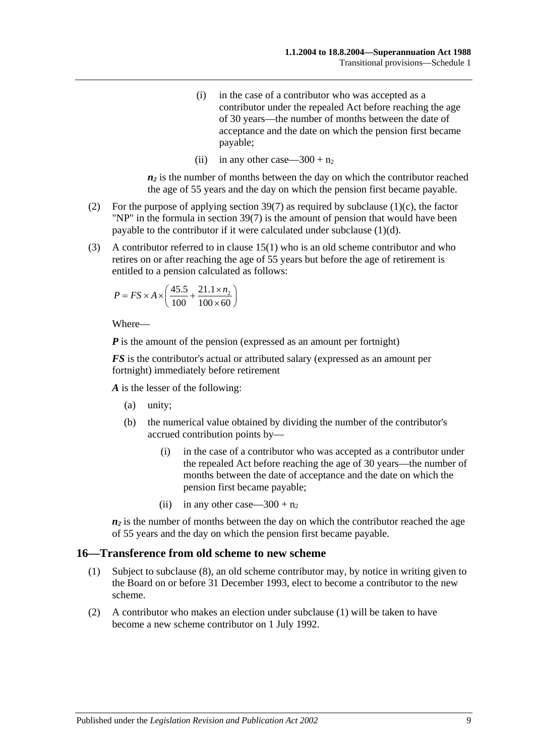(i) in the case of a contributor who was accepted as a contributor under the repealed Act before reaching the age of 30 years—the number of months between the date of acceptance and the date on which the pension first became payable;

(ii) in any other case—$300 + n_2$

$n_2$ is the number of months between the day on which the contributor reached the age of 55 years and the day on which the pension first became payable.

(2) For the purpose of applying section 39(7) as required by subclause (1)(c), the factor "NP" in the formula in section 39(7) is the amount of pension that would have been payable to the contributor if it were calculated under subclause (1)(d).

(3) A contributor referred to in clause 15(1) who is an old scheme contributor and who retires on or after reaching the age of 55 years but before the age of retirement is entitled to a pension calculated as follows:

$$P = FS \times A \times \left( \frac{45.5}{100} + \frac{21.1 \times n_2}{100 \times 60} \right)$$

Where—

***P*** is the amount of the pension (expressed as an amount per fortnight)

***FS*** is the contributor's actual or attributed salary (expressed as an amount per fortnight) immediately before retirement

***A*** is the lesser of the following:

(a) unity;

(b) the numerical value obtained by dividing the number of the contributor's accrued contribution points by—

(i) in the case of a contributor who was accepted as a contributor under the repealed Act before reaching the age of 30 years—the number of months between the date of acceptance and the date on which the pension first became payable;

(ii) in any other case—$300 + n_2$

$n_2$ is the number of months between the day on which the contributor reached the age of 55 years and the day on which the pension first became payable.

## 16—Transference from old scheme to new scheme

(1) Subject to subclause (8), an old scheme contributor may, by notice in writing given to the Board on or before 31 December 1993, elect to become a contributor to the new scheme.

(2) A contributor who makes an election under subclause (1) will be taken to have become a new scheme contributor on 1 July 1992.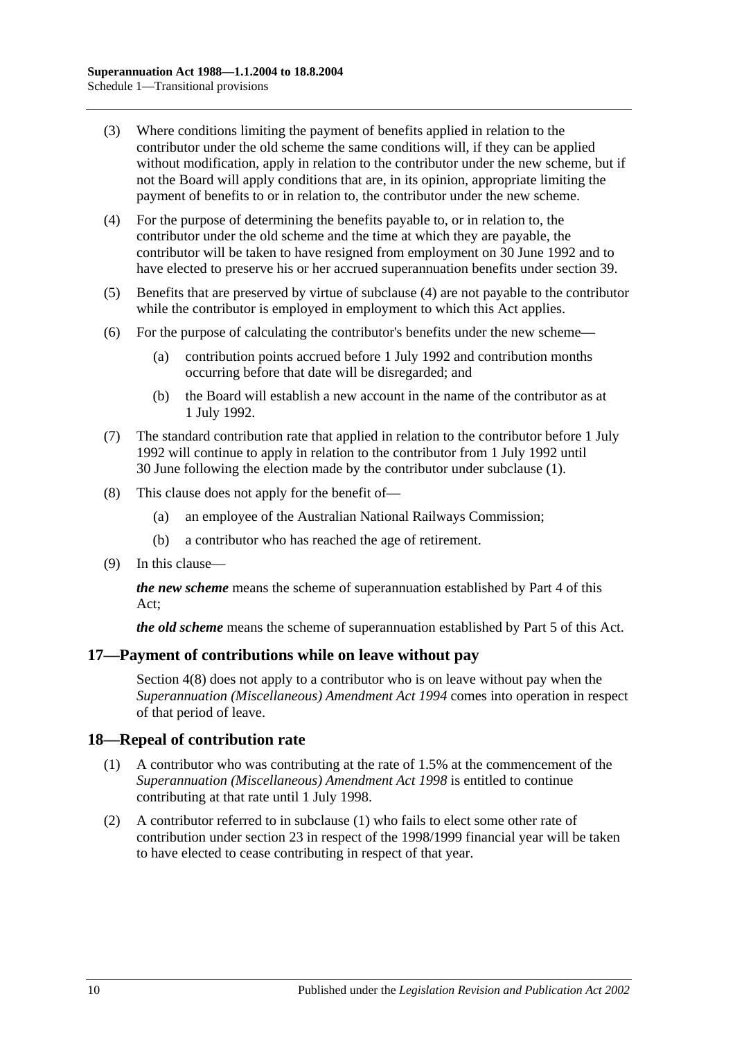(3) Where conditions limiting the payment of benefits applied in relation to the contributor under the old scheme the same conditions will, if they can be applied without modification, apply in relation to the contributor under the new scheme, but if not the Board will apply conditions that are, in its opinion, appropriate limiting the payment of benefits to or in relation to, the contributor under the new scheme.

(4) For the purpose of determining the benefits payable to, or in relation to, the contributor under the old scheme and the time at which they are payable, the contributor will be taken to have resigned from employment on 30 June 1992 and to have elected to preserve his or her accrued superannuation benefits under section 39.

(5) Benefits that are preserved by virtue of subclause (4) are not payable to the contributor while the contributor is employed in employment to which this Act applies.

(6) For the purpose of calculating the contributor's benefits under the new scheme—

(a) contribution points accrued before 1 July 1992 and contribution months occurring before that date will be disregarded; and

(b) the Board will establish a new account in the name of the contributor as at 1 July 1992.

(7) The standard contribution rate that applied in relation to the contributor before 1 July 1992 will continue to apply in relation to the contributor from 1 July 1992 until 30 June following the election made by the contributor under subclause (1).

(8) This clause does not apply for the benefit of—

(a) an employee of the Australian National Railways Commission;

(b) a contributor who has reached the age of retirement.

(9) In this clause—

***the new scheme*** means the scheme of superannuation established by Part 4 of this Act;

***the old scheme*** means the scheme of superannuation established by Part 5 of this Act.

## 17—Payment of contributions while on leave without pay

Section 4(8) does not apply to a contributor who is on leave without pay when the *Superannuation (Miscellaneous) Amendment Act 1994* comes into operation in respect of that period of leave.

## 18—Repeal of contribution rate

(1) A contributor who was contributing at the rate of 1.5% at the commencement of the *Superannuation (Miscellaneous) Amendment Act 1998* is entitled to continue contributing at that rate until 1 July 1998.

(2) A contributor referred to in subclause (1) who fails to elect some other rate of contribution under section 23 in respect of the 1998/1999 financial year will be taken to have elected to cease contributing in respect of that year.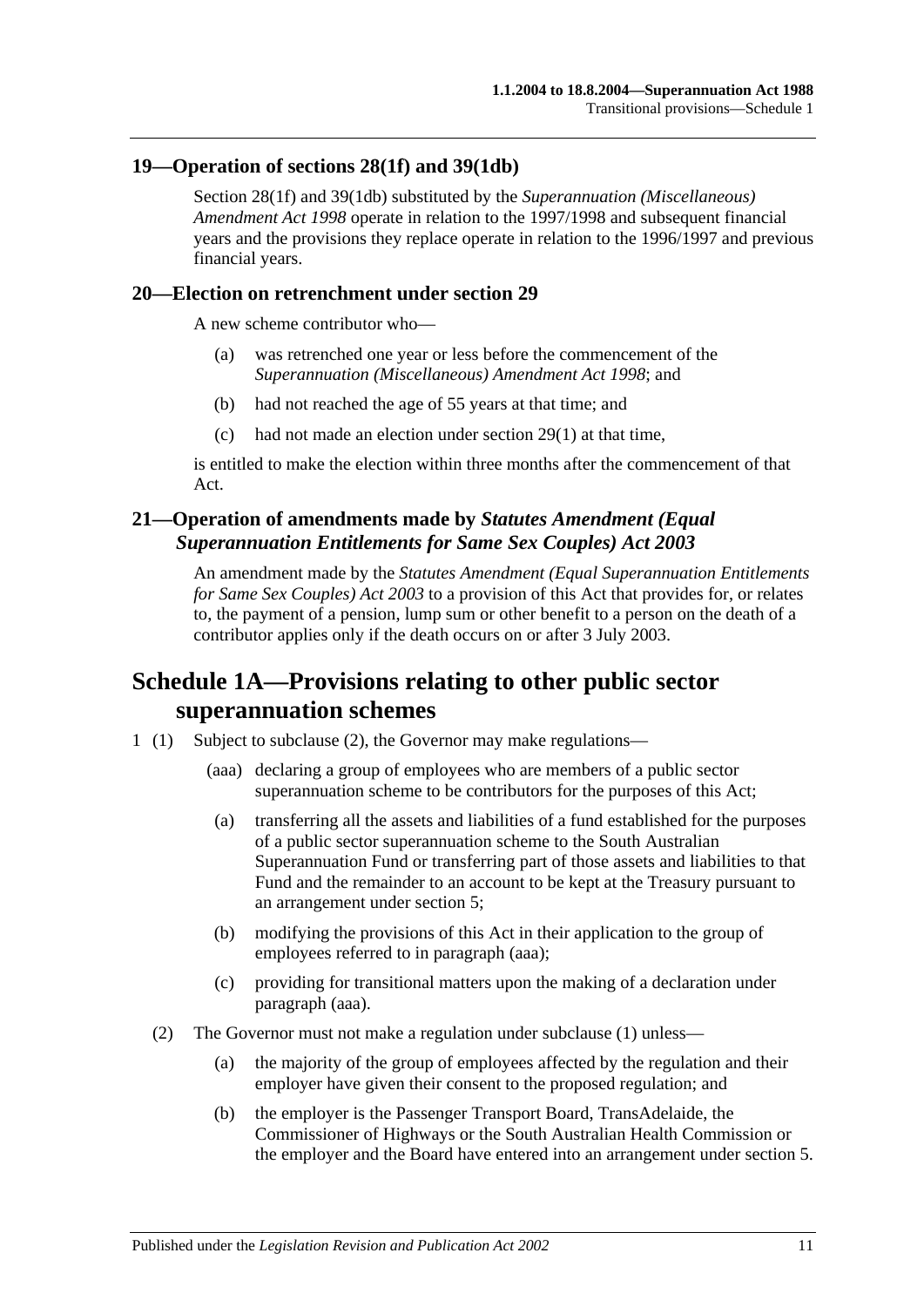## 19—Operation of sections 28(1f) and 39(1db)

Section 28(1f) and 39(1db) substituted by the *Superannuation (Miscellaneous) Amendment Act 1998* operate in relation to the 1997/1998 and subsequent financial years and the provisions they replace operate in relation to the 1996/1997 and previous financial years.

## 20—Election on retrenchment under section 29

A new scheme contributor who—

(a) was retrenched one year or less before the commencement of the *Superannuation (Miscellaneous) Amendment Act 1998*; and

(b) had not reached the age of 55 years at that time; and

(c) had not made an election under section 29(1) at that time,

is entitled to make the election within three months after the commencement of that Act.

## 21—Operation of amendments made by *Statutes Amendment (Equal Superannuation Entitlements for Same Sex Couples) Act 2003*

An amendment made by the *Statutes Amendment (Equal Superannuation Entitlements for Same Sex Couples) Act 2003* to a provision of this Act that provides for, or relates to, the payment of a pension, lump sum or other benefit to a person on the death of a contributor applies only if the death occurs on or after 3 July 2003.

# Schedule 1A—Provisions relating to other public sector superannuation schemes

1 (1) Subject to subclause (2), the Governor may make regulations—

(aaa) declaring a group of employees who are members of a public sector superannuation scheme to be contributors for the purposes of this Act;

(a) transferring all the assets and liabilities of a fund established for the purposes of a public sector superannuation scheme to the South Australian Superannuation Fund or transferring part of those assets and liabilities to that Fund and the remainder to an account to be kept at the Treasury pursuant to an arrangement under section 5;

(b) modifying the provisions of this Act in their application to the group of employees referred to in paragraph (aaa);

(c) providing for transitional matters upon the making of a declaration under paragraph (aaa).

(2) The Governor must not make a regulation under subclause (1) unless—

(a) the majority of the group of employees affected by the regulation and their employer have given their consent to the proposed regulation; and

(b) the employer is the Passenger Transport Board, TransAdelaide, the Commissioner of Highways or the South Australian Health Commission or the employer and the Board have entered into an arrangement under section 5.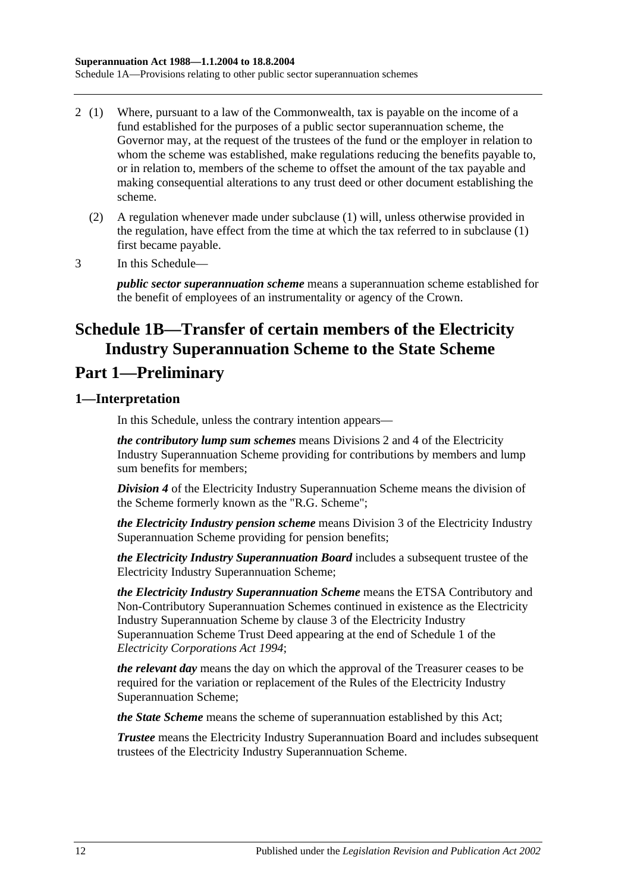2 (1) Where, pursuant to a law of the Commonwealth, tax is payable on the income of a fund established for the purposes of a public sector superannuation scheme, the Governor may, at the request of the trustees of the fund or the employer in relation to whom the scheme was established, make regulations reducing the benefits payable to, or in relation to, members of the scheme to offset the amount of the tax payable and making consequential alterations to any trust deed or other document establishing the scheme.

(2) A regulation whenever made under subclause (1) will, unless otherwise provided in the regulation, have effect from the time at which the tax referred to in subclause (1) first became payable.

3 In this Schedule—

***public sector superannuation scheme*** means a superannuation scheme established for the benefit of employees of an instrumentality or agency of the Crown.

# Schedule 1B—Transfer of certain members of the Electricity Industry Superannuation Scheme to the State Scheme

# Part 1—Preliminary

## 1—Interpretation

In this Schedule, unless the contrary intention appears—

***the contributory lump sum schemes*** means Divisions 2 and 4 of the Electricity Industry Superannuation Scheme providing for contributions by members and lump sum benefits for members;

***Division 4*** of the Electricity Industry Superannuation Scheme means the division of the Scheme formerly known as the "R.G. Scheme";

***the Electricity Industry pension scheme*** means Division 3 of the Electricity Industry Superannuation Scheme providing for pension benefits;

***the Electricity Industry Superannuation Board*** includes a subsequent trustee of the Electricity Industry Superannuation Scheme;

***the Electricity Industry Superannuation Scheme*** means the ETSA Contributory and Non-Contributory Superannuation Schemes continued in existence as the Electricity Industry Superannuation Scheme by clause 3 of the Electricity Industry Superannuation Scheme Trust Deed appearing at the end of Schedule 1 of the *Electricity Corporations Act 1994*;

***the relevant day*** means the day on which the approval of the Treasurer ceases to be required for the variation or replacement of the Rules of the Electricity Industry Superannuation Scheme;

***the State Scheme*** means the scheme of superannuation established by this Act;

***Trustee*** means the Electricity Industry Superannuation Board and includes subsequent trustees of the Electricity Industry Superannuation Scheme.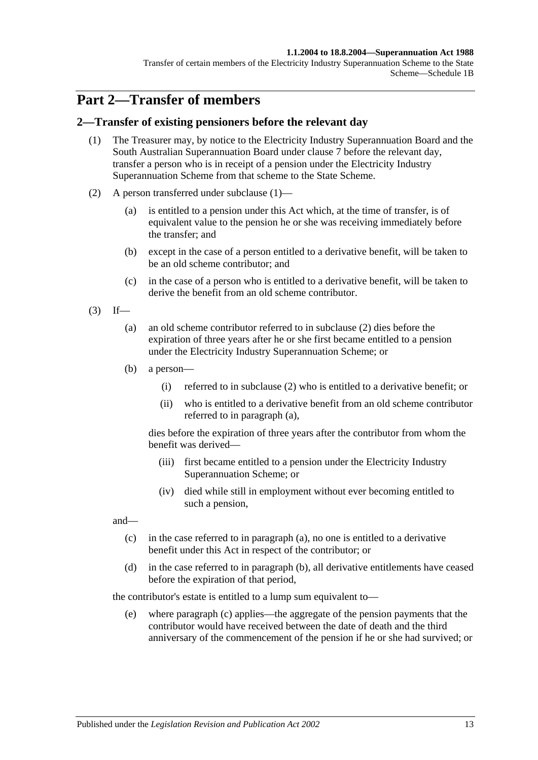# Part 2—Transfer of members

## 2—Transfer of existing pensioners before the relevant day

(1) The Treasurer may, by notice to the Electricity Industry Superannuation Board and the South Australian Superannuation Board under clause 7 before the relevant day, transfer a person who is in receipt of a pension under the Electricity Industry Superannuation Scheme from that scheme to the State Scheme.

(2) A person transferred under subclause (1)—

(a) is entitled to a pension under this Act which, at the time of transfer, is of equivalent value to the pension he or she was receiving immediately before the transfer; and

(b) except in the case of a person entitled to a derivative benefit, will be taken to be an old scheme contributor; and

(c) in the case of a person who is entitled to a derivative benefit, will be taken to derive the benefit from an old scheme contributor.

(3) If—

(a) an old scheme contributor referred to in subclause (2) dies before the expiration of three years after he or she first became entitled to a pension under the Electricity Industry Superannuation Scheme; or

(b) a person—

(i) referred to in subclause (2) who is entitled to a derivative benefit; or

(ii) who is entitled to a derivative benefit from an old scheme contributor referred to in paragraph (a),

dies before the expiration of three years after the contributor from whom the benefit was derived—

(iii) first became entitled to a pension under the Electricity Industry Superannuation Scheme; or

(iv) died while still in employment without ever becoming entitled to such a pension,

and—

(c) in the case referred to in paragraph (a), no one is entitled to a derivative benefit under this Act in respect of the contributor; or

(d) in the case referred to in paragraph (b), all derivative entitlements have ceased before the expiration of that period,

the contributor's estate is entitled to a lump sum equivalent to—

(e) where paragraph (c) applies—the aggregate of the pension payments that the contributor would have received between the date of death and the third anniversary of the commencement of the pension if he or she had survived; or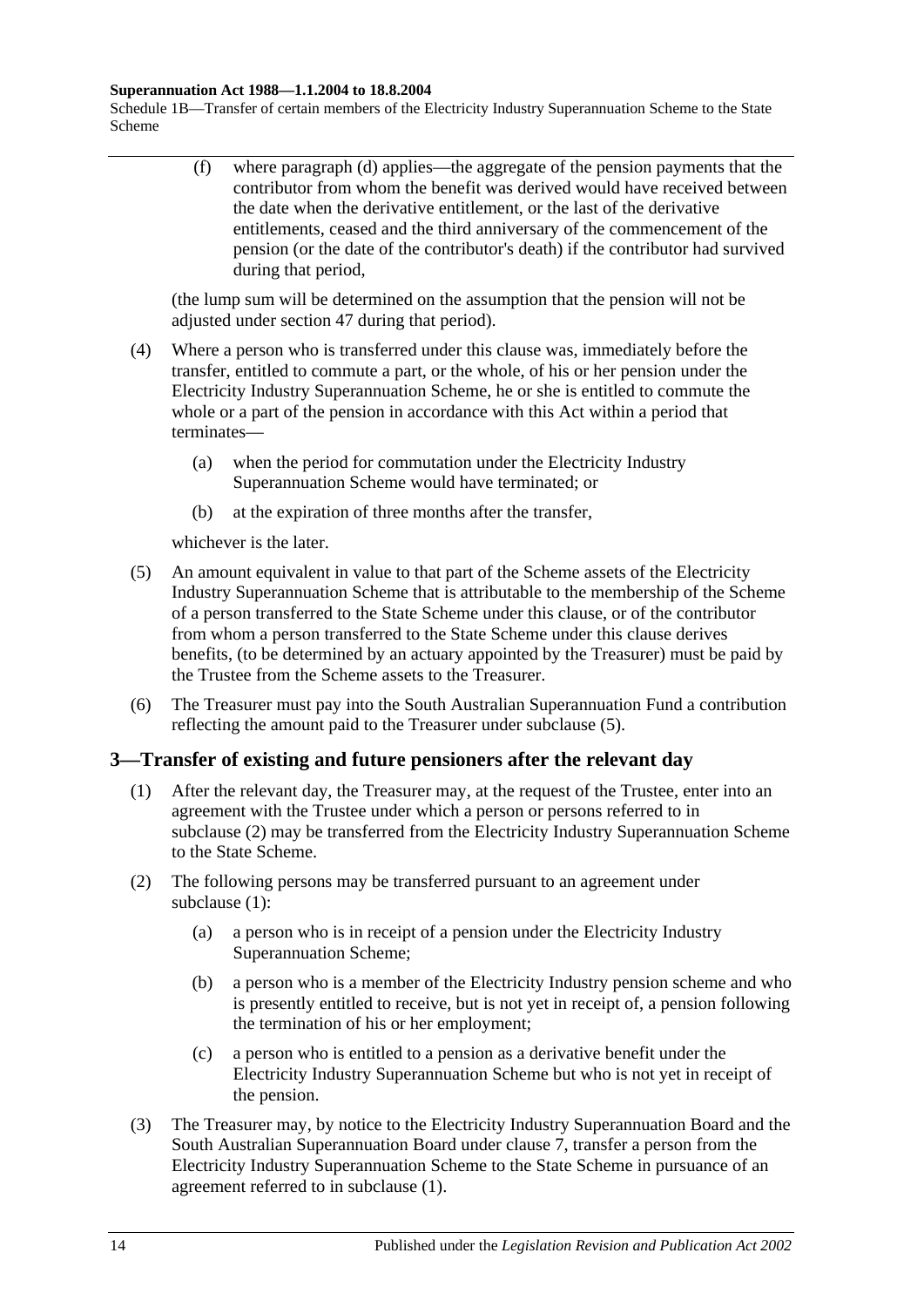(f) where paragraph (d) applies—the aggregate of the pension payments that the contributor from whom the benefit was derived would have received between the date when the derivative entitlement, or the last of the derivative entitlements, ceased and the third anniversary of the commencement of the pension (or the date of the contributor's death) if the contributor had survived during that period,

(the lump sum will be determined on the assumption that the pension will not be adjusted under section 47 during that period).

(4) Where a person who is transferred under this clause was, immediately before the transfer, entitled to commute a part, or the whole, of his or her pension under the Electricity Industry Superannuation Scheme, he or she is entitled to commute the whole or a part of the pension in accordance with this Act within a period that terminates—

(a) when the period for commutation under the Electricity Industry Superannuation Scheme would have terminated; or

(b) at the expiration of three months after the transfer,

whichever is the later.

(5) An amount equivalent in value to that part of the Scheme assets of the Electricity Industry Superannuation Scheme that is attributable to the membership of the Scheme of a person transferred to the State Scheme under this clause, or of the contributor from whom a person transferred to the State Scheme under this clause derives benefits, (to be determined by an actuary appointed by the Treasurer) must be paid by the Trustee from the Scheme assets to the Treasurer.

(6) The Treasurer must pay into the South Australian Superannuation Fund a contribution reflecting the amount paid to the Treasurer under subclause (5).

## 3—Transfer of existing and future pensioners after the relevant day

(1) After the relevant day, the Treasurer may, at the request of the Trustee, enter into an agreement with the Trustee under which a person or persons referred to in subclause (2) may be transferred from the Electricity Industry Superannuation Scheme to the State Scheme.

(2) The following persons may be transferred pursuant to an agreement under subclause (1):

(a) a person who is in receipt of a pension under the Electricity Industry Superannuation Scheme;

(b) a person who is a member of the Electricity Industry pension scheme and who is presently entitled to receive, but is not yet in receipt of, a pension following the termination of his or her employment;

(c) a person who is entitled to a pension as a derivative benefit under the Electricity Industry Superannuation Scheme but who is not yet in receipt of the pension.

(3) The Treasurer may, by notice to the Electricity Industry Superannuation Board and the South Australian Superannuation Board under clause 7, transfer a person from the Electricity Industry Superannuation Scheme to the State Scheme in pursuance of an agreement referred to in subclause (1).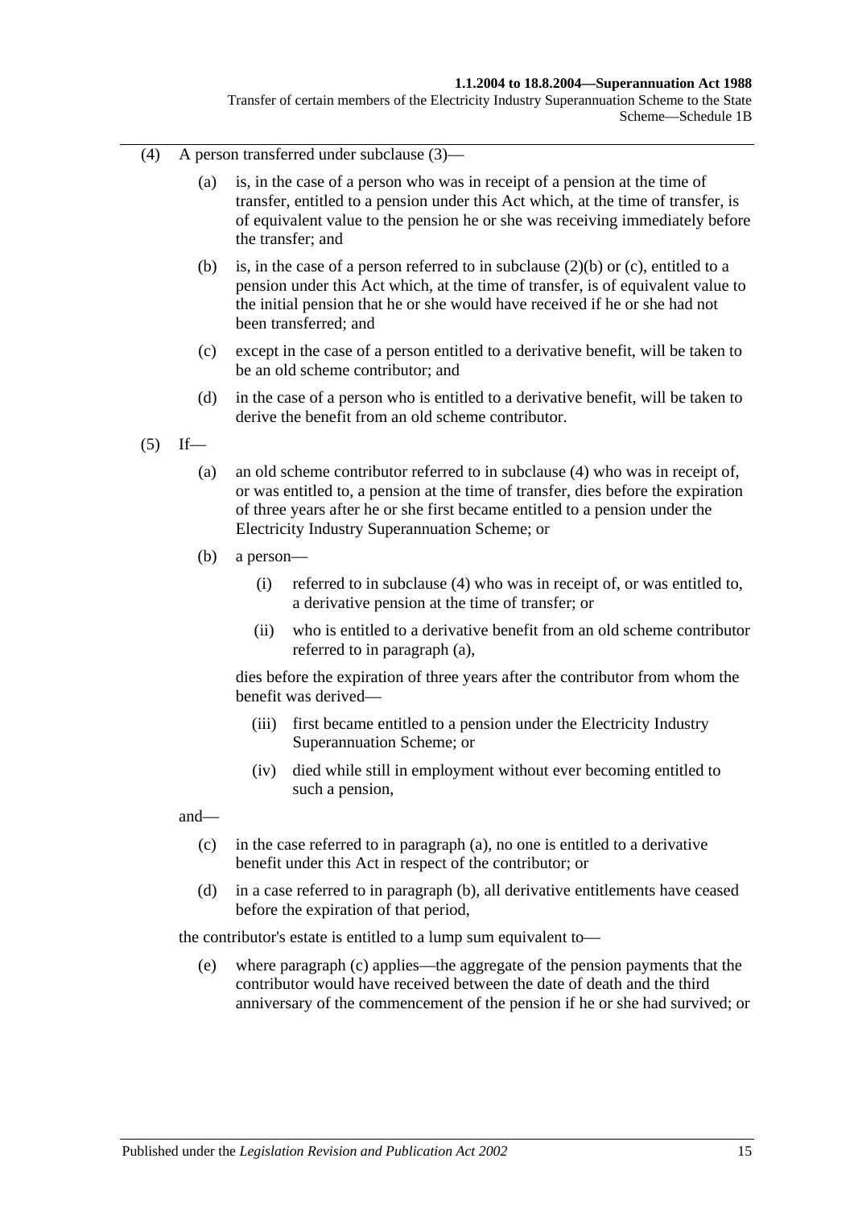(4) A person transferred under subclause (3)—

(a) is, in the case of a person who was in receipt of a pension at the time of transfer, entitled to a pension under this Act which, at the time of transfer, is of equivalent value to the pension he or she was receiving immediately before the transfer; and

(b) is, in the case of a person referred to in subclause (2)(b) or (c), entitled to a pension under this Act which, at the time of transfer, is of equivalent value to the initial pension that he or she would have received if he or she had not been transferred; and

(c) except in the case of a person entitled to a derivative benefit, will be taken to be an old scheme contributor; and

(d) in the case of a person who is entitled to a derivative benefit, will be taken to derive the benefit from an old scheme contributor.

(5) If—

(a) an old scheme contributor referred to in subclause (4) who was in receipt of, or was entitled to, a pension at the time of transfer, dies before the expiration of three years after he or she first became entitled to a pension under the Electricity Industry Superannuation Scheme; or

(b) a person—

(i) referred to in subclause (4) who was in receipt of, or was entitled to, a derivative pension at the time of transfer; or

(ii) who is entitled to a derivative benefit from an old scheme contributor referred to in paragraph (a),

dies before the expiration of three years after the contributor from whom the benefit was derived—

(iii) first became entitled to a pension under the Electricity Industry Superannuation Scheme; or

(iv) died while still in employment without ever becoming entitled to such a pension,

and—

(c) in the case referred to in paragraph (a), no one is entitled to a derivative benefit under this Act in respect of the contributor; or

(d) in a case referred to in paragraph (b), all derivative entitlements have ceased before the expiration of that period,

the contributor's estate is entitled to a lump sum equivalent to—

(e) where paragraph (c) applies—the aggregate of the pension payments that the contributor would have received between the date of death and the third anniversary of the commencement of the pension if he or she had survived; or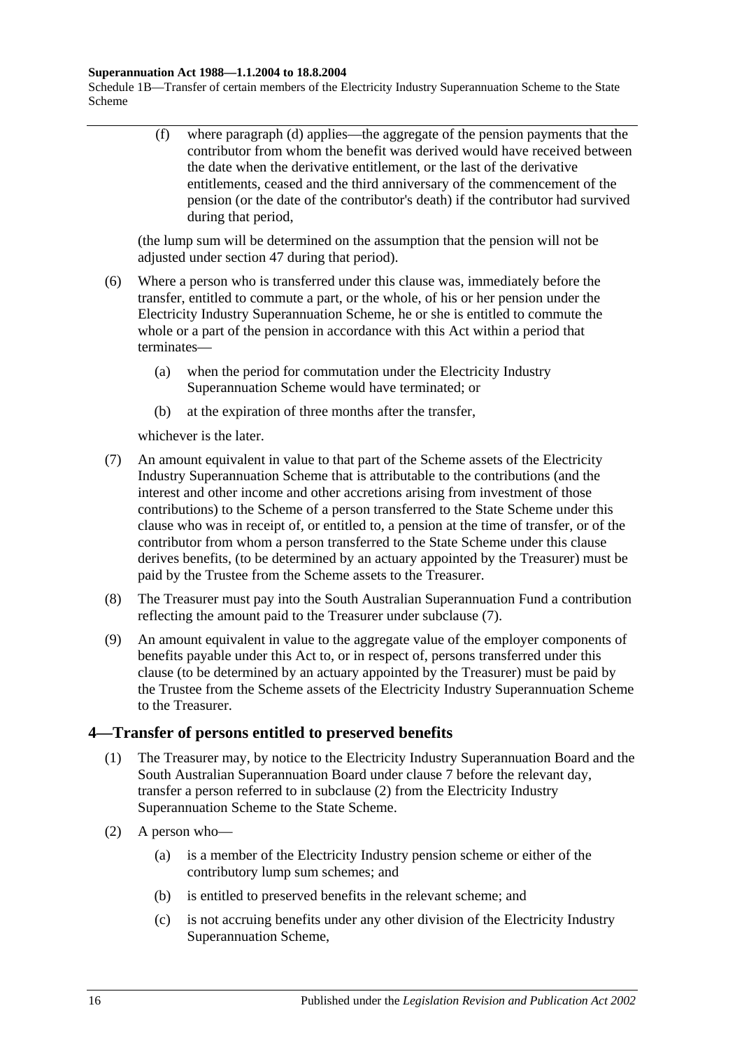(f) where paragraph (d) applies—the aggregate of the pension payments that the contributor from whom the benefit was derived would have received between the date when the derivative entitlement, or the last of the derivative entitlements, ceased and the third anniversary of the commencement of the pension (or the date of the contributor's death) if the contributor had survived during that period,

(the lump sum will be determined on the assumption that the pension will not be adjusted under section 47 during that period).

(6) Where a person who is transferred under this clause was, immediately before the transfer, entitled to commute a part, or the whole, of his or her pension under the Electricity Industry Superannuation Scheme, he or she is entitled to commute the whole or a part of the pension in accordance with this Act within a period that terminates—

(a) when the period for commutation under the Electricity Industry Superannuation Scheme would have terminated; or

(b) at the expiration of three months after the transfer,

whichever is the later.

(7) An amount equivalent in value to that part of the Scheme assets of the Electricity Industry Superannuation Scheme that is attributable to the contributions (and the interest and other income and other accretions arising from investment of those contributions) to the Scheme of a person transferred to the State Scheme under this clause who was in receipt of, or entitled to, a pension at the time of transfer, or of the contributor from whom a person transferred to the State Scheme under this clause derives benefits, (to be determined by an actuary appointed by the Treasurer) must be paid by the Trustee from the Scheme assets to the Treasurer.

(8) The Treasurer must pay into the South Australian Superannuation Fund a contribution reflecting the amount paid to the Treasurer under subclause (7).

(9) An amount equivalent in value to the aggregate value of the employer components of benefits payable under this Act to, or in respect of, persons transferred under this clause (to be determined by an actuary appointed by the Treasurer) must be paid by the Trustee from the Scheme assets of the Electricity Industry Superannuation Scheme to the Treasurer.

## 4—Transfer of persons entitled to preserved benefits

(1) The Treasurer may, by notice to the Electricity Industry Superannuation Board and the South Australian Superannuation Board under clause 7 before the relevant day, transfer a person referred to in subclause (2) from the Electricity Industry Superannuation Scheme to the State Scheme.

(2) A person who—

(a) is a member of the Electricity Industry pension scheme or either of the contributory lump sum schemes; and

(b) is entitled to preserved benefits in the relevant scheme; and

(c) is not accruing benefits under any other division of the Electricity Industry Superannuation Scheme,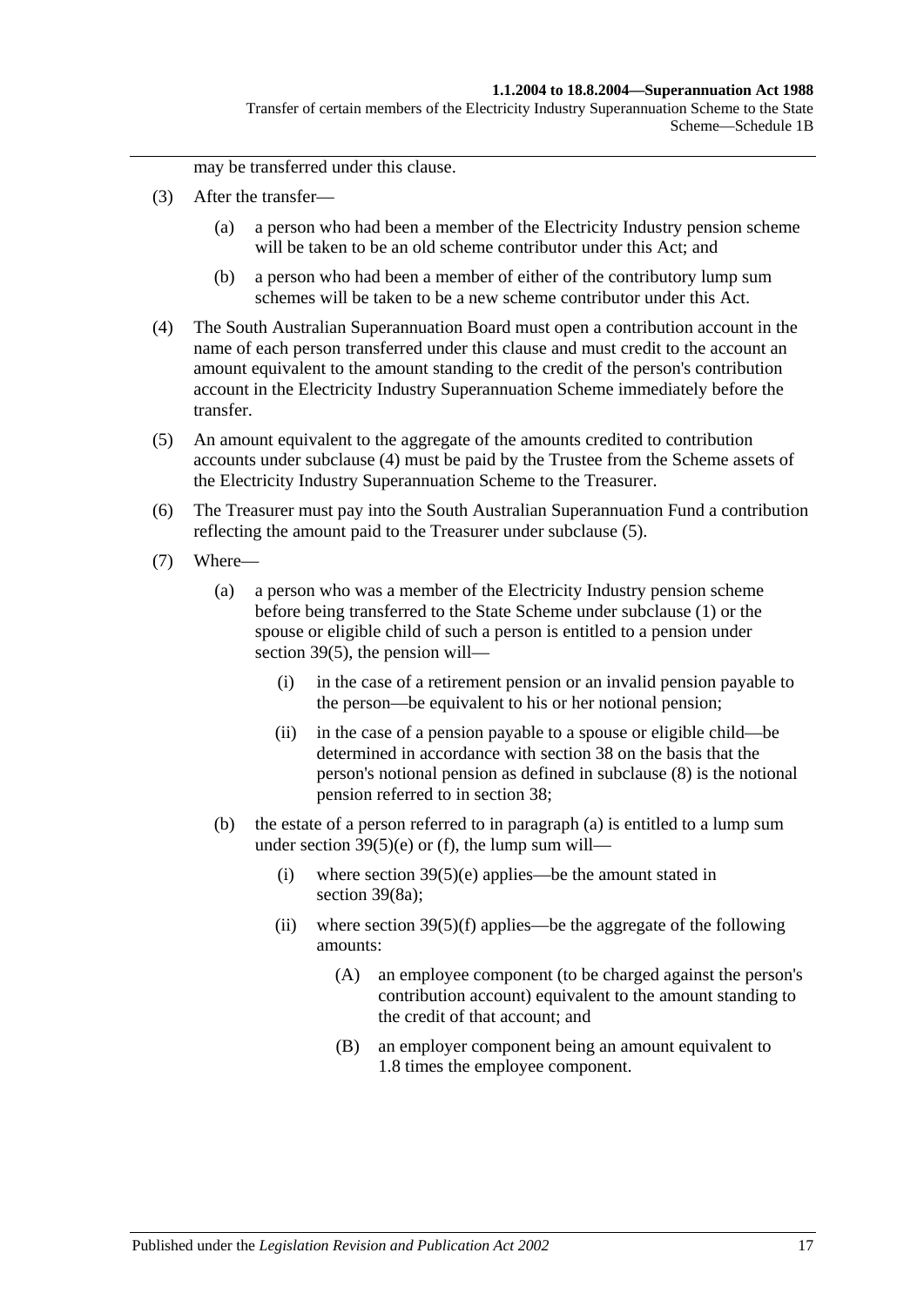may be transferred under this clause.

(3) After the transfer—

(a) a person who had been a member of the Electricity Industry pension scheme will be taken to be an old scheme contributor under this Act; and

(b) a person who had been a member of either of the contributory lump sum schemes will be taken to be a new scheme contributor under this Act.

(4) The South Australian Superannuation Board must open a contribution account in the name of each person transferred under this clause and must credit to the account an amount equivalent to the amount standing to the credit of the person's contribution account in the Electricity Industry Superannuation Scheme immediately before the transfer.

(5) An amount equivalent to the aggregate of the amounts credited to contribution accounts under subclause (4) must be paid by the Trustee from the Scheme assets of the Electricity Industry Superannuation Scheme to the Treasurer.

(6) The Treasurer must pay into the South Australian Superannuation Fund a contribution reflecting the amount paid to the Treasurer under subclause (5).

(7) Where—

(a) a person who was a member of the Electricity Industry pension scheme before being transferred to the State Scheme under subclause (1) or the spouse or eligible child of such a person is entitled to a pension under section 39(5), the pension will—

(i) in the case of a retirement pension or an invalid pension payable to the person—be equivalent to his or her notional pension;

(ii) in the case of a pension payable to a spouse or eligible child—be determined in accordance with section 38 on the basis that the person's notional pension as defined in subclause (8) is the notional pension referred to in section 38;

(b) the estate of a person referred to in paragraph (a) is entitled to a lump sum under section 39(5)(e) or (f), the lump sum will—

(i) where section 39(5)(e) applies—be the amount stated in section 39(8a);

(ii) where section 39(5)(f) applies—be the aggregate of the following amounts:

(A) an employee component (to be charged against the person's contribution account) equivalent to the amount standing to the credit of that account; and

(B) an employer component being an amount equivalent to 1.8 times the employee component.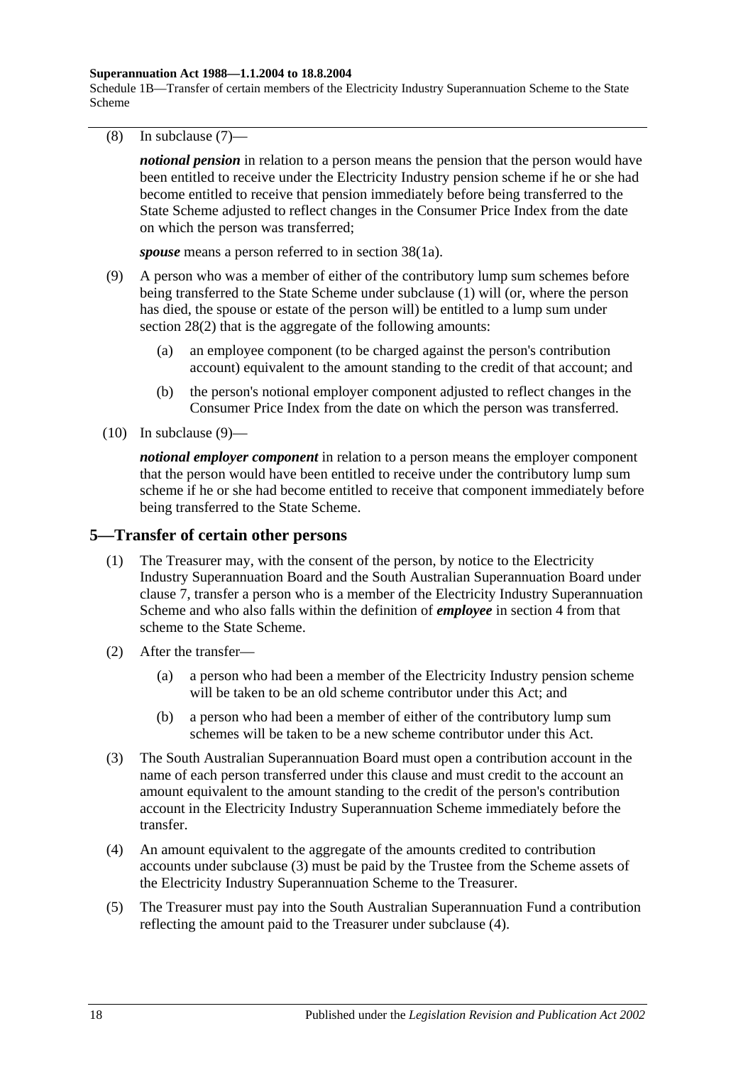(8) In subclause (7)—

*notional pension* in relation to a person means the pension that the person would have been entitled to receive under the Electricity Industry pension scheme if he or she had become entitled to receive that pension immediately before being transferred to the State Scheme adjusted to reflect changes in the Consumer Price Index from the date on which the person was transferred;

*spouse* means a person referred to in section 38(1a).

(9) A person who was a member of either of the contributory lump sum schemes before being transferred to the State Scheme under subclause (1) will (or, where the person has died, the spouse or estate of the person will) be entitled to a lump sum under section 28(2) that is the aggregate of the following amounts:

- (a) an employee component (to be charged against the person's contribution account) equivalent to the amount standing to the credit of that account; and
- (b) the person's notional employer component adjusted to reflect changes in the Consumer Price Index from the date on which the person was transferred.

(10) In subclause (9)—

*notional employer component* in relation to a person means the employer component that the person would have been entitled to receive under the contributory lump sum scheme if he or she had become entitled to receive that component immediately before being transferred to the State Scheme.

## 5—Transfer of certain other persons

(1) The Treasurer may, with the consent of the person, by notice to the Electricity Industry Superannuation Board and the South Australian Superannuation Board under clause 7, transfer a person who is a member of the Electricity Industry Superannuation Scheme and who also falls within the definition of ***employee*** in section 4 from that scheme to the State Scheme.

(2) After the transfer—

- (a) a person who had been a member of the Electricity Industry pension scheme will be taken to be an old scheme contributor under this Act; and
- (b) a person who had been a member of either of the contributory lump sum schemes will be taken to be a new scheme contributor under this Act.

(3) The South Australian Superannuation Board must open a contribution account in the name of each person transferred under this clause and must credit to the account an amount equivalent to the amount standing to the credit of the person's contribution account in the Electricity Industry Superannuation Scheme immediately before the transfer.

(4) An amount equivalent to the aggregate of the amounts credited to contribution accounts under subclause (3) must be paid by the Trustee from the Scheme assets of the Electricity Industry Superannuation Scheme to the Treasurer.

(5) The Treasurer must pay into the South Australian Superannuation Fund a contribution reflecting the amount paid to the Treasurer under subclause (4).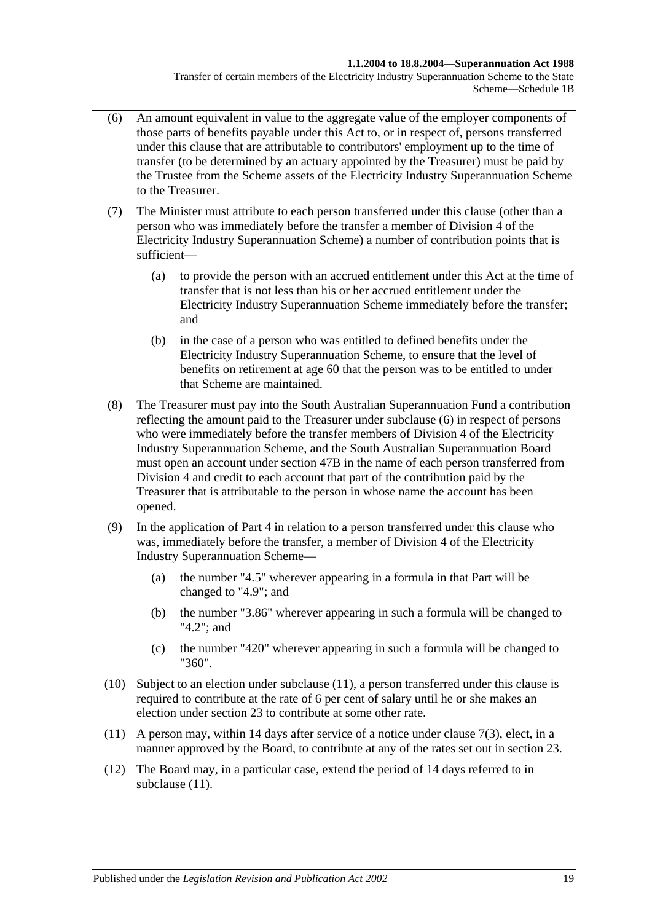(6) An amount equivalent in value to the aggregate value of the employer components of those parts of benefits payable under this Act to, or in respect of, persons transferred under this clause that are attributable to contributors' employment up to the time of transfer (to be determined by an actuary appointed by the Treasurer) must be paid by the Trustee from the Scheme assets of the Electricity Industry Superannuation Scheme to the Treasurer.

(7) The Minister must attribute to each person transferred under this clause (other than a person who was immediately before the transfer a member of Division 4 of the Electricity Industry Superannuation Scheme) a number of contribution points that is sufficient—

(a) to provide the person with an accrued entitlement under this Act at the time of transfer that is not less than his or her accrued entitlement under the Electricity Industry Superannuation Scheme immediately before the transfer; and

(b) in the case of a person who was entitled to defined benefits under the Electricity Industry Superannuation Scheme, to ensure that the level of benefits on retirement at age 60 that the person was to be entitled to under that Scheme are maintained.

(8) The Treasurer must pay into the South Australian Superannuation Fund a contribution reflecting the amount paid to the Treasurer under subclause (6) in respect of persons who were immediately before the transfer members of Division 4 of the Electricity Industry Superannuation Scheme, and the South Australian Superannuation Board must open an account under section 47B in the name of each person transferred from Division 4 and credit to each account that part of the contribution paid by the Treasurer that is attributable to the person in whose name the account has been opened.

(9) In the application of Part 4 in relation to a person transferred under this clause who was, immediately before the transfer, a member of Division 4 of the Electricity Industry Superannuation Scheme—

(a) the number "4.5" wherever appearing in a formula in that Part will be changed to "4.9"; and

(b) the number "3.86" wherever appearing in such a formula will be changed to "4.2"; and

(c) the number "420" wherever appearing in such a formula will be changed to "360".

(10) Subject to an election under subclause (11), a person transferred under this clause is required to contribute at the rate of 6 per cent of salary until he or she makes an election under section 23 to contribute at some other rate.

(11) A person may, within 14 days after service of a notice under clause 7(3), elect, in a manner approved by the Board, to contribute at any of the rates set out in section 23.

(12) The Board may, in a particular case, extend the period of 14 days referred to in subclause (11).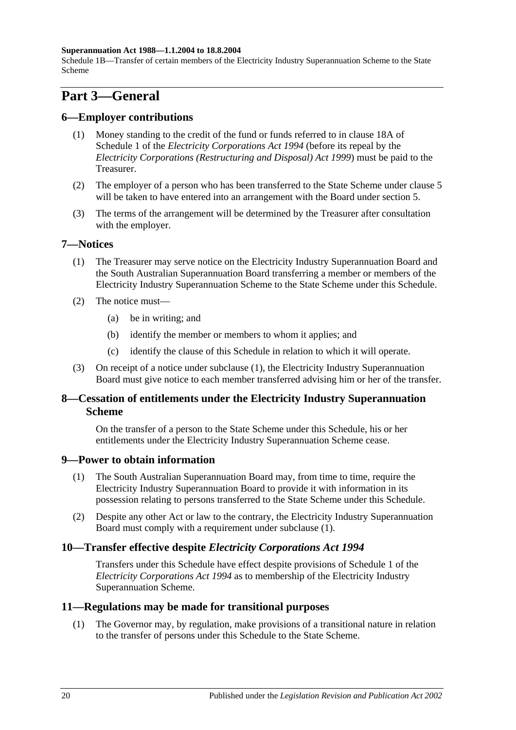# Part 3—General

## 6—Employer contributions

(1) Money standing to the credit of the fund or funds referred to in clause 18A of Schedule 1 of the *Electricity Corporations Act 1994* (before its repeal by the *Electricity Corporations (Restructuring and Disposal) Act 1999*) must be paid to the Treasurer.

(2) The employer of a person who has been transferred to the State Scheme under clause 5 will be taken to have entered into an arrangement with the Board under section 5.

(3) The terms of the arrangement will be determined by the Treasurer after consultation with the employer.

## 7—Notices

(1) The Treasurer may serve notice on the Electricity Industry Superannuation Board and the South Australian Superannuation Board transferring a member or members of the Electricity Industry Superannuation Scheme to the State Scheme under this Schedule.

(2) The notice must—

(a) be in writing; and

(b) identify the member or members to whom it applies; and

(c) identify the clause of this Schedule in relation to which it will operate.

(3) On receipt of a notice under subclause (1), the Electricity Industry Superannuation Board must give notice to each member transferred advising him or her of the transfer.

## 8—Cessation of entitlements under the Electricity Industry Superannuation Scheme

On the transfer of a person to the State Scheme under this Schedule, his or her entitlements under the Electricity Industry Superannuation Scheme cease.

## 9—Power to obtain information

(1) The South Australian Superannuation Board may, from time to time, require the Electricity Industry Superannuation Board to provide it with information in its possession relating to persons transferred to the State Scheme under this Schedule.

(2) Despite any other Act or law to the contrary, the Electricity Industry Superannuation Board must comply with a requirement under subclause (1).

## 10—Transfer effective despite *Electricity Corporations Act 1994*

Transfers under this Schedule have effect despite provisions of Schedule 1 of the *Electricity Corporations Act 1994* as to membership of the Electricity Industry Superannuation Scheme.

## 11—Regulations may be made for transitional purposes

(1) The Governor may, by regulation, make provisions of a transitional nature in relation to the transfer of persons under this Schedule to the State Scheme.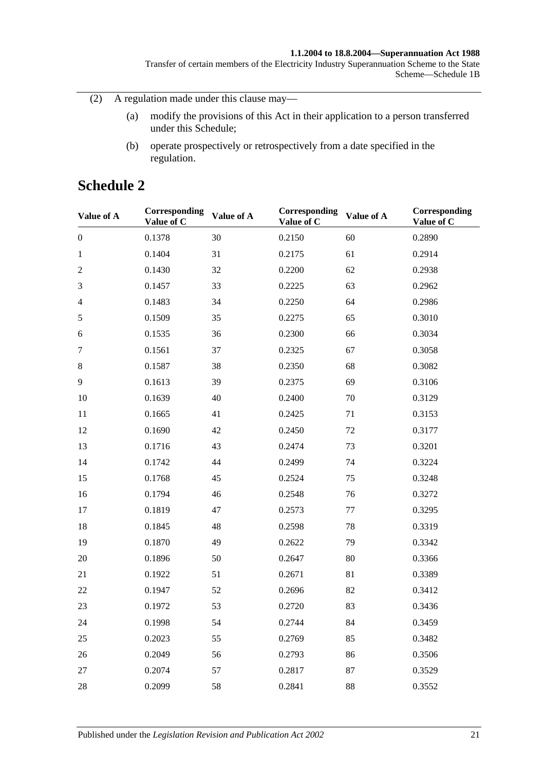(2) A regulation made under this clause may—

(a) modify the provisions of this Act in their application to a person transferred under this Schedule;

(b) operate prospectively or retrospectively from a date specified in the regulation.

## Schedule 2

| Value of A | Corresponding Value of C | Value of A | Corresponding Value of C | Value of A | Corresponding Value of C |
|---|---|---|---|---|---|
| 0 | 0.1378 | 30 | 0.2150 | 60 | 0.2890 |
| 1 | 0.1404 | 31 | 0.2175 | 61 | 0.2914 |
| 2 | 0.1430 | 32 | 0.2200 | 62 | 0.2938 |
| 3 | 0.1457 | 33 | 0.2225 | 63 | 0.2962 |
| 4 | 0.1483 | 34 | 0.2250 | 64 | 0.2986 |
| 5 | 0.1509 | 35 | 0.2275 | 65 | 0.3010 |
| 6 | 0.1535 | 36 | 0.2300 | 66 | 0.3034 |
| 7 | 0.1561 | 37 | 0.2325 | 67 | 0.3058 |
| 8 | 0.1587 | 38 | 0.2350 | 68 | 0.3082 |
| 9 | 0.1613 | 39 | 0.2375 | 69 | 0.3106 |
| 10 | 0.1639 | 40 | 0.2400 | 70 | 0.3129 |
| 11 | 0.1665 | 41 | 0.2425 | 71 | 0.3153 |
| 12 | 0.1690 | 42 | 0.2450 | 72 | 0.3177 |
| 13 | 0.1716 | 43 | 0.2474 | 73 | 0.3201 |
| 14 | 0.1742 | 44 | 0.2499 | 74 | 0.3224 |
| 15 | 0.1768 | 45 | 0.2524 | 75 | 0.3248 |
| 16 | 0.1794 | 46 | 0.2548 | 76 | 0.3272 |
| 17 | 0.1819 | 47 | 0.2573 | 77 | 0.3295 |
| 18 | 0.1845 | 48 | 0.2598 | 78 | 0.3319 |
| 19 | 0.1870 | 49 | 0.2622 | 79 | 0.3342 |
| 20 | 0.1896 | 50 | 0.2647 | 80 | 0.3366 |
| 21 | 0.1922 | 51 | 0.2671 | 81 | 0.3389 |
| 22 | 0.1947 | 52 | 0.2696 | 82 | 0.3412 |
| 23 | 0.1972 | 53 | 0.2720 | 83 | 0.3436 |
| 24 | 0.1998 | 54 | 0.2744 | 84 | 0.3459 |
| 25 | 0.2023 | 55 | 0.2769 | 85 | 0.3482 |
| 26 | 0.2049 | 56 | 0.2793 | 86 | 0.3506 |
| 27 | 0.2074 | 57 | 0.2817 | 87 | 0.3529 |
| 28 | 0.2099 | 58 | 0.2841 | 88 | 0.3552 |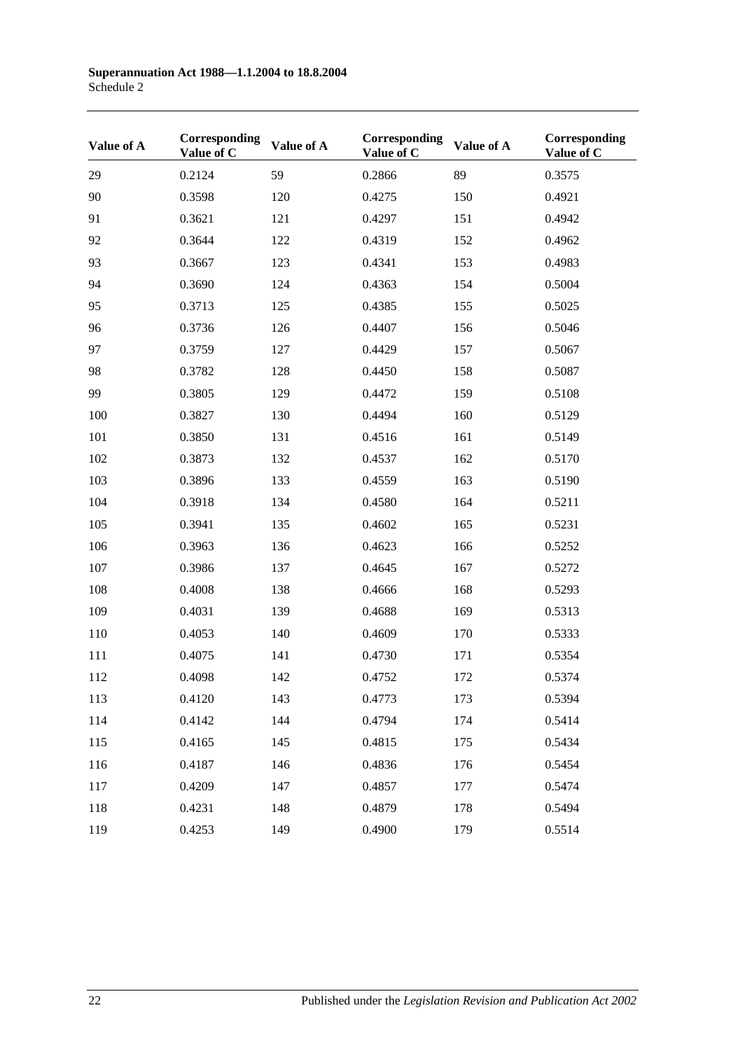| Value of A | Corresponding Value of C | Value of A | Corresponding Value of C | Value of A | Corresponding Value of C |
|---|---|---|---|---|---|
| 29 | 0.2124 | 59 | 0.2866 | 89 | 0.3575 |
| 90 | 0.3598 | 120 | 0.4275 | 150 | 0.4921 |
| 91 | 0.3621 | 121 | 0.4297 | 151 | 0.4942 |
| 92 | 0.3644 | 122 | 0.4319 | 152 | 0.4962 |
| 93 | 0.3667 | 123 | 0.4341 | 153 | 0.4983 |
| 94 | 0.3690 | 124 | 0.4363 | 154 | 0.5004 |
| 95 | 0.3713 | 125 | 0.4385 | 155 | 0.5025 |
| 96 | 0.3736 | 126 | 0.4407 | 156 | 0.5046 |
| 97 | 0.3759 | 127 | 0.4429 | 157 | 0.5067 |
| 98 | 0.3782 | 128 | 0.4450 | 158 | 0.5087 |
| 99 | 0.3805 | 129 | 0.4472 | 159 | 0.5108 |
| 100 | 0.3827 | 130 | 0.4494 | 160 | 0.5129 |
| 101 | 0.3850 | 131 | 0.4516 | 161 | 0.5149 |
| 102 | 0.3873 | 132 | 0.4537 | 162 | 0.5170 |
| 103 | 0.3896 | 133 | 0.4559 | 163 | 0.5190 |
| 104 | 0.3918 | 134 | 0.4580 | 164 | 0.5211 |
| 105 | 0.3941 | 135 | 0.4602 | 165 | 0.5231 |
| 106 | 0.3963 | 136 | 0.4623 | 166 | 0.5252 |
| 107 | 0.3986 | 137 | 0.4645 | 167 | 0.5272 |
| 108 | 0.4008 | 138 | 0.4666 | 168 | 0.5293 |
| 109 | 0.4031 | 139 | 0.4688 | 169 | 0.5313 |
| 110 | 0.4053 | 140 | 0.4609 | 170 | 0.5333 |
| 111 | 0.4075 | 141 | 0.4730 | 171 | 0.5354 |
| 112 | 0.4098 | 142 | 0.4752 | 172 | 0.5374 |
| 113 | 0.4120 | 143 | 0.4773 | 173 | 0.5394 |
| 114 | 0.4142 | 144 | 0.4794 | 174 | 0.5414 |
| 115 | 0.4165 | 145 | 0.4815 | 175 | 0.5434 |
| 116 | 0.4187 | 146 | 0.4836 | 176 | 0.5454 |
| 117 | 0.4209 | 147 | 0.4857 | 177 | 0.5474 |
| 118 | 0.4231 | 148 | 0.4879 | 178 | 0.5494 |
| 119 | 0.4253 | 149 | 0.4900 | 179 | 0.5514 |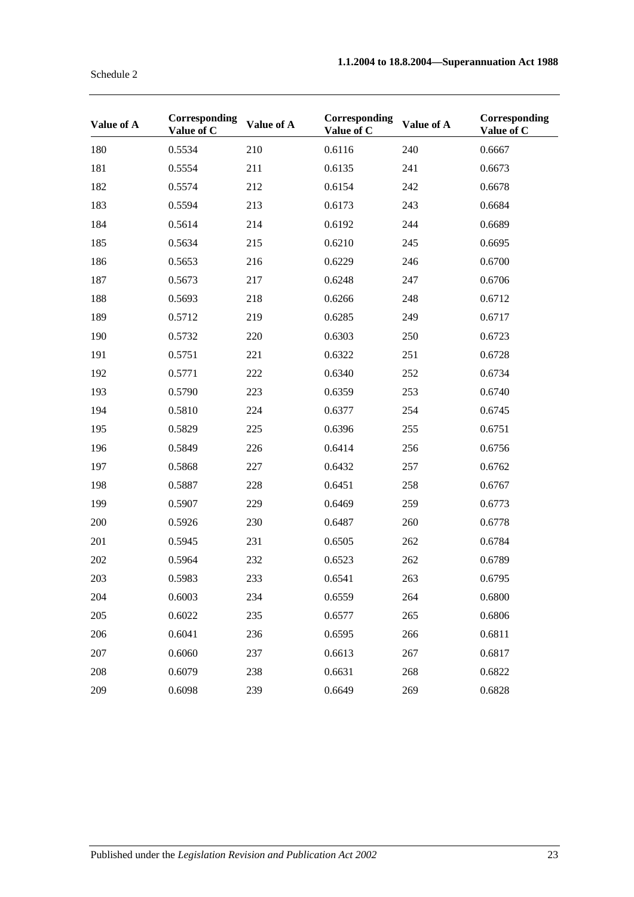| Value of A | Corresponding Value of C | Value of A | Corresponding Value of C | Value of A | Corresponding Value of C |
|---|---|---|---|---|---|
| 180 | 0.5534 | 210 | 0.6116 | 240 | 0.6667 |
| 181 | 0.5554 | 211 | 0.6135 | 241 | 0.6673 |
| 182 | 0.5574 | 212 | 0.6154 | 242 | 0.6678 |
| 183 | 0.5594 | 213 | 0.6173 | 243 | 0.6684 |
| 184 | 0.5614 | 214 | 0.6192 | 244 | 0.6689 |
| 185 | 0.5634 | 215 | 0.6210 | 245 | 0.6695 |
| 186 | 0.5653 | 216 | 0.6229 | 246 | 0.6700 |
| 187 | 0.5673 | 217 | 0.6248 | 247 | 0.6706 |
| 188 | 0.5693 | 218 | 0.6266 | 248 | 0.6712 |
| 189 | 0.5712 | 219 | 0.6285 | 249 | 0.6717 |
| 190 | 0.5732 | 220 | 0.6303 | 250 | 0.6723 |
| 191 | 0.5751 | 221 | 0.6322 | 251 | 0.6728 |
| 192 | 0.5771 | 222 | 0.6340 | 252 | 0.6734 |
| 193 | 0.5790 | 223 | 0.6359 | 253 | 0.6740 |
| 194 | 0.5810 | 224 | 0.6377 | 254 | 0.6745 |
| 195 | 0.5829 | 225 | 0.6396 | 255 | 0.6751 |
| 196 | 0.5849 | 226 | 0.6414 | 256 | 0.6756 |
| 197 | 0.5868 | 227 | 0.6432 | 257 | 0.6762 |
| 198 | 0.5887 | 228 | 0.6451 | 258 | 0.6767 |
| 199 | 0.5907 | 229 | 0.6469 | 259 | 0.6773 |
| 200 | 0.5926 | 230 | 0.6487 | 260 | 0.6778 |
| 201 | 0.5945 | 231 | 0.6505 | 262 | 0.6784 |
| 202 | 0.5964 | 232 | 0.6523 | 262 | 0.6789 |
| 203 | 0.5983 | 233 | 0.6541 | 263 | 0.6795 |
| 204 | 0.6003 | 234 | 0.6559 | 264 | 0.6800 |
| 205 | 0.6022 | 235 | 0.6577 | 265 | 0.6806 |
| 206 | 0.6041 | 236 | 0.6595 | 266 | 0.6811 |
| 207 | 0.6060 | 237 | 0.6613 | 267 | 0.6817 |
| 208 | 0.6079 | 238 | 0.6631 | 268 | 0.6822 |
| 209 | 0.6098 | 239 | 0.6649 | 269 | 0.6828 |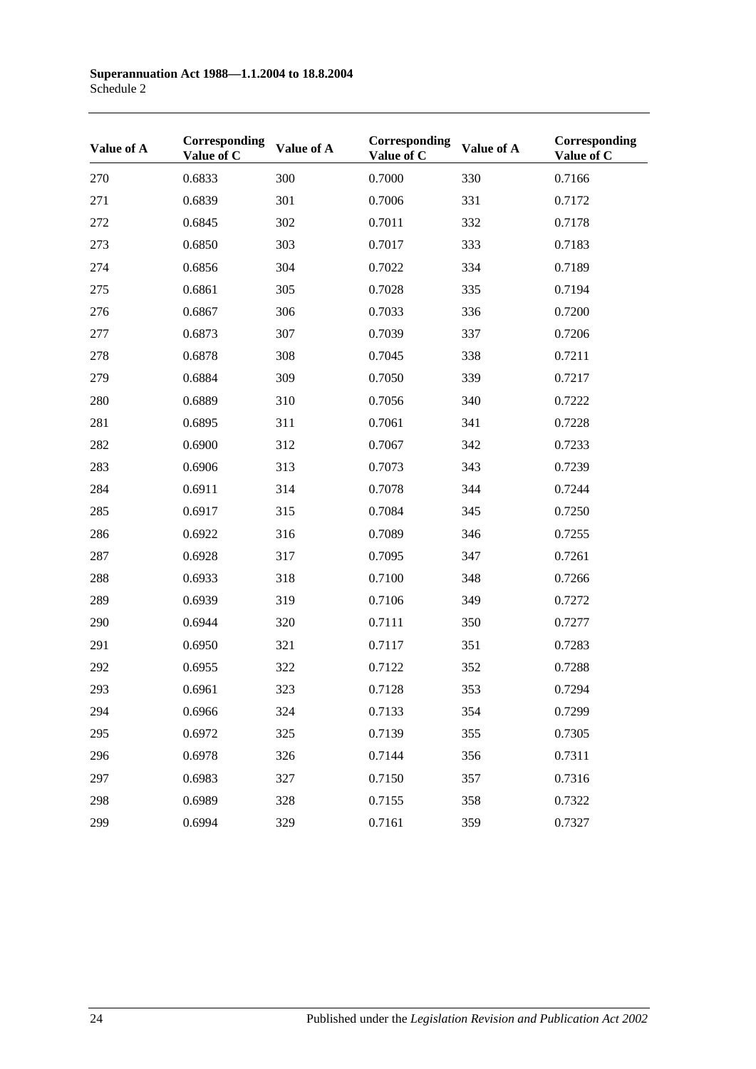| Value of A | Corresponding Value of C | Value of A | Corresponding Value of C | Value of A | Corresponding Value of C |
|---|---|---|---|---|---|
| 270 | 0.6833 | 300 | 0.7000 | 330 | 0.7166 |
| 271 | 0.6839 | 301 | 0.7006 | 331 | 0.7172 |
| 272 | 0.6845 | 302 | 0.7011 | 332 | 0.7178 |
| 273 | 0.6850 | 303 | 0.7017 | 333 | 0.7183 |
| 274 | 0.6856 | 304 | 0.7022 | 334 | 0.7189 |
| 275 | 0.6861 | 305 | 0.7028 | 335 | 0.7194 |
| 276 | 0.6867 | 306 | 0.7033 | 336 | 0.7200 |
| 277 | 0.6873 | 307 | 0.7039 | 337 | 0.7206 |
| 278 | 0.6878 | 308 | 0.7045 | 338 | 0.7211 |
| 279 | 0.6884 | 309 | 0.7050 | 339 | 0.7217 |
| 280 | 0.6889 | 310 | 0.7056 | 340 | 0.7222 |
| 281 | 0.6895 | 311 | 0.7061 | 341 | 0.7228 |
| 282 | 0.6900 | 312 | 0.7067 | 342 | 0.7233 |
| 283 | 0.6906 | 313 | 0.7073 | 343 | 0.7239 |
| 284 | 0.6911 | 314 | 0.7078 | 344 | 0.7244 |
| 285 | 0.6917 | 315 | 0.7084 | 345 | 0.7250 |
| 286 | 0.6922 | 316 | 0.7089 | 346 | 0.7255 |
| 287 | 0.6928 | 317 | 0.7095 | 347 | 0.7261 |
| 288 | 0.6933 | 318 | 0.7100 | 348 | 0.7266 |
| 289 | 0.6939 | 319 | 0.7106 | 349 | 0.7272 |
| 290 | 0.6944 | 320 | 0.7111 | 350 | 0.7277 |
| 291 | 0.6950 | 321 | 0.7117 | 351 | 0.7283 |
| 292 | 0.6955 | 322 | 0.7122 | 352 | 0.7288 |
| 293 | 0.6961 | 323 | 0.7128 | 353 | 0.7294 |
| 294 | 0.6966 | 324 | 0.7133 | 354 | 0.7299 |
| 295 | 0.6972 | 325 | 0.7139 | 355 | 0.7305 |
| 296 | 0.6978 | 326 | 0.7144 | 356 | 0.7311 |
| 297 | 0.6983 | 327 | 0.7150 | 357 | 0.7316 |
| 298 | 0.6989 | 328 | 0.7155 | 358 | 0.7322 |
| 299 | 0.6994 | 329 | 0.7161 | 359 | 0.7327 |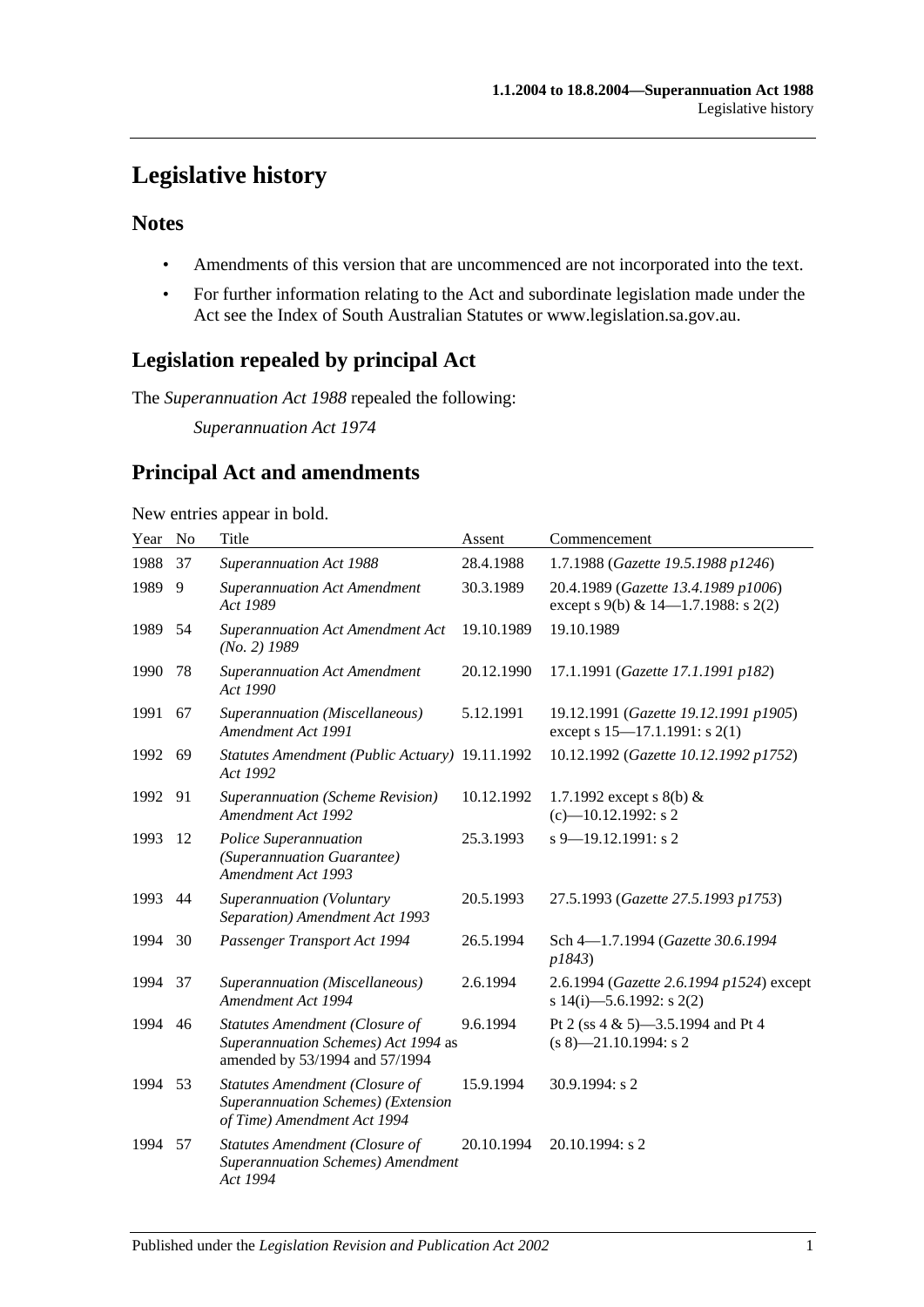# Legislative history

## Notes

- Amendments of this version that are uncommenced are not incorporated into the text.
- For further information relating to the Act and subordinate legislation made under the Act see the Index of South Australian Statutes or www.legislation.sa.gov.au.

## Legislation repealed by principal Act

The *Superannuation Act 1988* repealed the following:

*Superannuation Act 1974*

## Principal Act and amendments

New entries appear in bold.

| Year | No | Title | Assent | Commencement |
|---|---|---|---|---|
| 1988 | 37 | *Superannuation Act 1988* | 28.4.1988 | 1.7.1988 (*Gazette 19.5.1988 p1246*) |
| 1989 | 9 | *Superannuation Act Amendment Act 1989* | 30.3.1989 | 20.4.1989 (*Gazette 13.4.1989 p1006*) except s 9(b) & 14—1.7.1988: s 2(2) |
| 1989 | 54 | *Superannuation Act Amendment Act (No. 2) 1989* | 19.10.1989 | 19.10.1989 |
| 1990 | 78 | *Superannuation Act Amendment Act 1990* | 20.12.1990 | 17.1.1991 (*Gazette 17.1.1991 p182*) |
| 1991 | 67 | *Superannuation (Miscellaneous) Amendment Act 1991* | 5.12.1991 | 19.12.1991 (*Gazette 19.12.1991 p1905*) except s 15—17.1.1991: s 2(1) |
| 1992 | 69 | *Statutes Amendment (Public Actuary) Act 1992* | 19.11.1992 | 10.12.1992 (*Gazette 10.12.1992 p1752*) |
| 1992 | 91 | *Superannuation (Scheme Revision) Amendment Act 1992* | 10.12.1992 | 1.7.1992 except s 8(b) & (c)—10.12.1992: s 2 |
| 1993 | 12 | *Police Superannuation (Superannuation Guarantee) Amendment Act 1993* | 25.3.1993 | s 9—19.12.1991: s 2 |
| 1993 | 44 | *Superannuation (Voluntary Separation) Amendment Act 1993* | 20.5.1993 | 27.5.1993 (*Gazette 27.5.1993 p1753*) |
| 1994 | 30 | *Passenger Transport Act 1994* | 26.5.1994 | Sch 4—1.7.1994 (*Gazette 30.6.1994 p1843*) |
| 1994 | 37 | *Superannuation (Miscellaneous) Amendment Act 1994* | 2.6.1994 | 2.6.1994 (*Gazette 2.6.1994 p1524*) except s 14(i)—5.6.1992: s 2(2) |
| 1994 | 46 | *Statutes Amendment (Closure of Superannuation Schemes) Act 1994* as amended by 53/1994 and 57/1994 | 9.6.1994 | Pt 2 (ss 4 & 5)—3.5.1994 and Pt 4 (s 8)—21.10.1994: s 2 |
| 1994 | 53 | *Statutes Amendment (Closure of Superannuation Schemes) (Extension of Time) Amendment Act 1994* | 15.9.1994 | 30.9.1994: s 2 |
| 1994 | 57 | *Statutes Amendment (Closure of Superannuation Schemes) Amendment Act 1994* | 20.10.1994 | 20.10.1994: s 2 |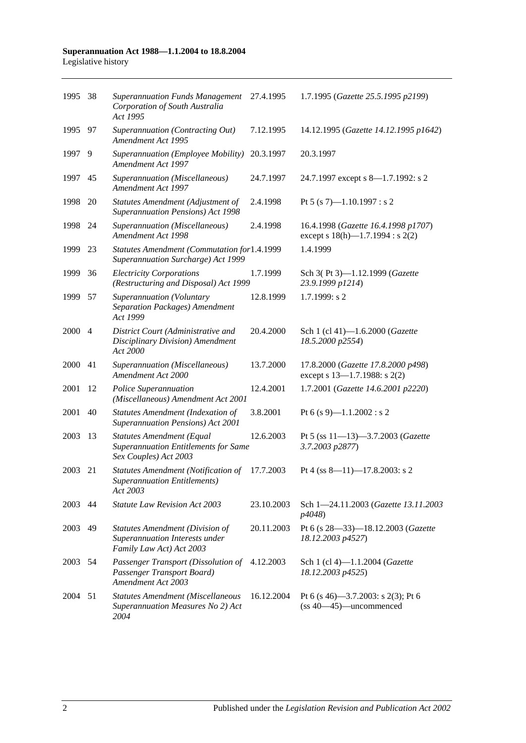| | | | | |
|---|---|---|---|---|
| 1995 | 38 | *Superannuation Funds Management Corporation of South Australia Act 1995* | 27.4.1995 | 1.7.1995 (*Gazette 25.5.1995 p2199*) |
| 1995 | 97 | *Superannuation (Contracting Out) Amendment Act 1995* | 7.12.1995 | 14.12.1995 (*Gazette 14.12.1995 p1642*) |
| 1997 | 9 | *Superannuation (Employee Mobility) Amendment Act 1997* | 20.3.1997 | 20.3.1997 |
| 1997 | 45 | *Superannuation (Miscellaneous) Amendment Act 1997* | 24.7.1997 | 24.7.1997 except s 8—1.7.1992: s 2 |
| 1998 | 20 | *Statutes Amendment (Adjustment of Superannuation Pensions) Act 1998* | 2.4.1998 | Pt 5 (s 7)—1.10.1997 : s 2 |
| 1998 | 24 | *Superannuation (Miscellaneous) Amendment Act 1998* | 2.4.1998 | 16.4.1998 (*Gazette 16.4.1998 p1707*) except s 18(h)—1.7.1994 : s 2(2) |
| 1999 | 23 | *Statutes Amendment (Commutation for Superannuation Surcharge) Act 1999* | 1.4.1999 | 1.4.1999 |
| 1999 | 36 | *Electricity Corporations (Restructuring and Disposal) Act 1999* | 1.7.1999 | Sch 3( Pt 3)—1.12.1999 (*Gazette 23.9.1999 p1214*) |
| 1999 | 57 | *Superannuation (Voluntary Separation Packages) Amendment Act 1999* | 12.8.1999 | 1.7.1999: s 2 |
| 2000 | 4 | *District Court (Administrative and Disciplinary Division) Amendment Act 2000* | 20.4.2000 | Sch 1 (cl 41)—1.6.2000 (*Gazette 18.5.2000 p2554*) |
| 2000 | 41 | *Superannuation (Miscellaneous) Amendment Act 2000* | 13.7.2000 | 17.8.2000 (*Gazette 17.8.2000 p498*) except s 13—1.7.1988: s 2(2) |
| 2001 | 12 | *Police Superannuation (Miscellaneous) Amendment Act 2001* | 12.4.2001 | 1.7.2001 (*Gazette 14.6.2001 p2220*) |
| 2001 | 40 | *Statutes Amendment (Indexation of Superannuation Pensions) Act 2001* | 3.8.2001 | Pt 6 (s 9)—1.1.2002 : s 2 |
| 2003 | 13 | *Statutes Amendment (Equal Superannuation Entitlements for Same Sex Couples) Act 2003* | 12.6.2003 | Pt 5 (ss 11—13)—3.7.2003 (*Gazette 3.7.2003 p2877*) |
| 2003 | 21 | *Statutes Amendment (Notification of Superannuation Entitlements) Act 2003* | 17.7.2003 | Pt 4 (ss 8—11)—17.8.2003: s 2 |
| 2003 | 44 | *Statute Law Revision Act 2003* | 23.10.2003 | Sch 1—24.11.2003 (*Gazette 13.11.2003 p4048*) |
| 2003 | 49 | *Statutes Amendment (Division of Superannuation Interests under Family Law Act) Act 2003* | 20.11.2003 | Pt 6 (s 28—33)—18.12.2003 (*Gazette 18.12.2003 p4527*) |
| 2003 | 54 | *Passenger Transport (Dissolution of Passenger Transport Board) Amendment Act 2003* | 4.12.2003 | Sch 1 (cl 4)—1.1.2004 (*Gazette 18.12.2003 p4525*) |
| 2004 | 51 | *Statutes Amendment (Miscellaneous Superannuation Measures No 2) Act 2004* | 16.12.2004 | Pt 6 (s 46)—3.7.2003: s 2(3); Pt 6 (ss 40—45)—uncommenced |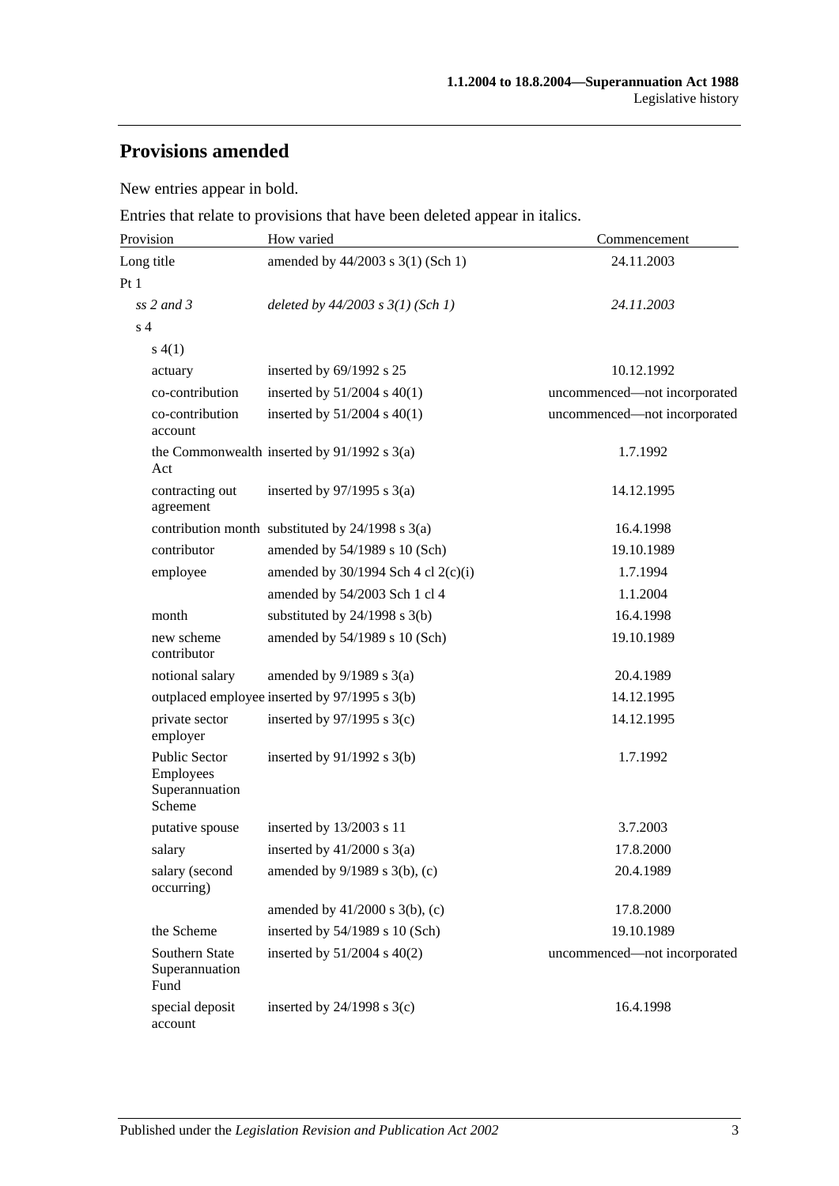## Provisions amended

New entries appear in bold.

Entries that relate to provisions that have been deleted appear in italics.

| Provision | How varied | Commencement |
|---|---|---|
| Long title | amended by 44/2003 s 3(1) (Sch 1) | 24.11.2003 |
| Pt 1 | | |
| *ss 2 and 3* | *deleted by 44/2003 s 3(1) (Sch 1)* | *24.11.2003* |
| s 4 | | |
| s 4(1) | | |
| actuary | inserted by 69/1992 s 25 | 10.12.1992 |
| co-contribution | inserted by 51/2004 s 40(1) | uncommenced—not incorporated |
| co-contribution account | inserted by 51/2004 s 40(1) | uncommenced—not incorporated |
| the Commonwealth Act | inserted by 91/1992 s 3(a) | 1.7.1992 |
| contracting out agreement | inserted by 97/1995 s 3(a) | 14.12.1995 |
| contribution month | substituted by 24/1998 s 3(a) | 16.4.1998 |
| contributor | amended by 54/1989 s 10 (Sch) | 19.10.1989 |
| employee | amended by 30/1994 Sch 4 cl 2(c)(i) | 1.7.1994 |
| | amended by 54/2003 Sch 1 cl 4 | 1.1.2004 |
| month | substituted by 24/1998 s 3(b) | 16.4.1998 |
| new scheme contributor | amended by 54/1989 s 10 (Sch) | 19.10.1989 |
| notional salary | amended by 9/1989 s 3(a) | 20.4.1989 |
| outplaced employee | inserted by 97/1995 s 3(b) | 14.12.1995 |
| private sector employer | inserted by 97/1995 s 3(c) | 14.12.1995 |
| Public Sector Employees Superannuation Scheme | inserted by 91/1992 s 3(b) | 1.7.1992 |
| putative spouse | inserted by 13/2003 s 11 | 3.7.2003 |
| salary | inserted by 41/2000 s 3(a) | 17.8.2000 |
| salary (second occurring) | amended by 9/1989 s 3(b), (c) | 20.4.1989 |
| | amended by 41/2000 s 3(b), (c) | 17.8.2000 |
| the Scheme | inserted by 54/1989 s 10 (Sch) | 19.10.1989 |
| Southern State Superannuation Fund | inserted by 51/2004 s 40(2) | uncommenced—not incorporated |
| special deposit account | inserted by 24/1998 s 3(c) | 16.4.1998 |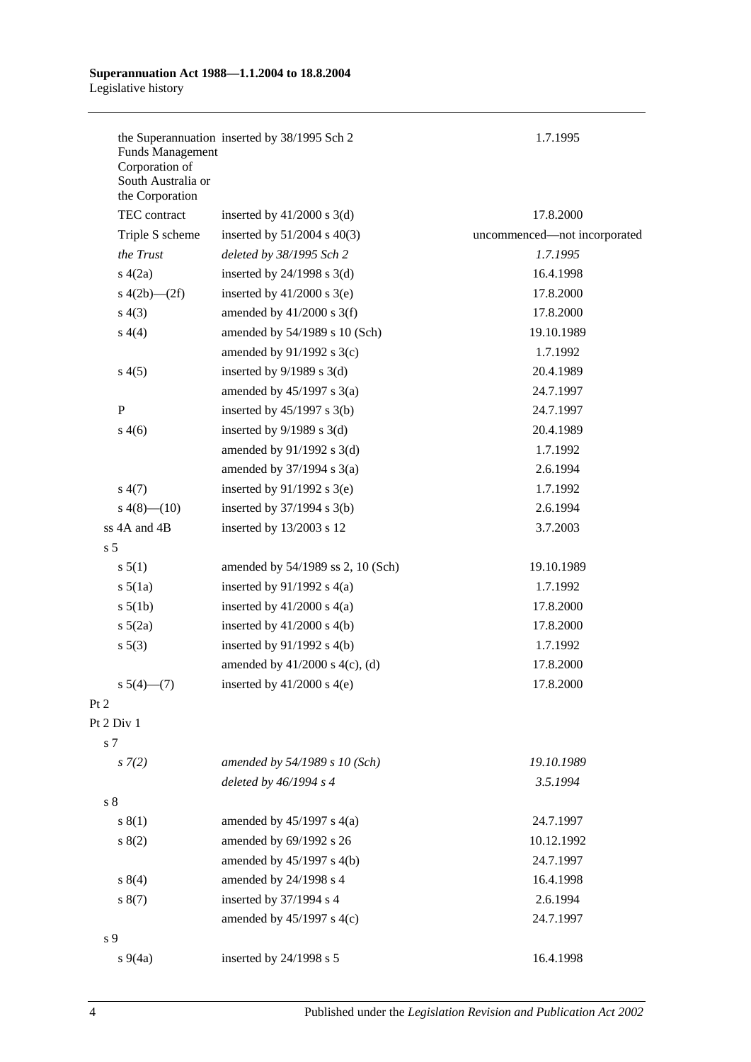| Provision | How varied | Commencement |
|---|---|---|
| the Superannuation Funds Management Corporation of South Australia or the Corporation | inserted by 38/1995 Sch 2 | 1.7.1995 |
| TEC contract | inserted by 41/2000 s 3(d) | 17.8.2000 |
| Triple S scheme | inserted by 51/2004 s 40(3) | uncommenced—not incorporated |
| *the Trust* | *deleted by 38/1995 Sch 2* | *1.7.1995* |
| s 4(2a) | inserted by 24/1998 s 3(d) | 16.4.1998 |
| s 4(2b)—(2f) | inserted by 41/2000 s 3(e) | 17.8.2000 |
| s 4(3) | amended by 41/2000 s 3(f) | 17.8.2000 |
| s 4(4) | amended by 54/1989 s 10 (Sch) | 19.10.1989 |
| | amended by 91/1992 s 3(c) | 1.7.1992 |
| s 4(5) | inserted by 9/1989 s 3(d) | 20.4.1989 |
| | amended by 45/1997 s 3(a) | 24.7.1997 |
| P | inserted by 45/1997 s 3(b) | 24.7.1997 |
| s 4(6) | inserted by 9/1989 s 3(d) | 20.4.1989 |
| | amended by 91/1992 s 3(d) | 1.7.1992 |
| | amended by 37/1994 s 3(a) | 2.6.1994 |
| s 4(7) | inserted by 91/1992 s 3(e) | 1.7.1992 |
| s 4(8)—(10) | inserted by 37/1994 s 3(b) | 2.6.1994 |
| ss 4A and 4B | inserted by 13/2003 s 12 | 3.7.2003 |
| s 5 | | |
| s 5(1) | amended by 54/1989 ss 2, 10 (Sch) | 19.10.1989 |
| s 5(1a) | inserted by 91/1992 s 4(a) | 1.7.1992 |
| s 5(1b) | inserted by 41/2000 s 4(a) | 17.8.2000 |
| s 5(2a) | inserted by 41/2000 s 4(b) | 17.8.2000 |
| s 5(3) | inserted by 91/1992 s 4(b) | 1.7.1992 |
| | amended by 41/2000 s 4(c), (d) | 17.8.2000 |
| s 5(4)—(7) | inserted by 41/2000 s 4(e) | 17.8.2000 |
| Pt 2 | | |
| Pt 2 Div 1 | | |
| s 7 | | |
| *s 7(2)* | *amended by 54/1989 s 10 (Sch)* | *19.10.1989* |
| | *deleted by 46/1994 s 4* | *3.5.1994* |
| s 8 | | |
| s 8(1) | amended by 45/1997 s 4(a) | 24.7.1997 |
| s 8(2) | amended by 69/1992 s 26 | 10.12.1992 |
| | amended by 45/1997 s 4(b) | 24.7.1997 |
| s 8(4) | amended by 24/1998 s 4 | 16.4.1998 |
| s 8(7) | inserted by 37/1994 s 4 | 2.6.1994 |
| | amended by 45/1997 s 4(c) | 24.7.1997 |
| s 9 | | |
| s 9(4a) | inserted by 24/1998 s 5 | 16.4.1998 |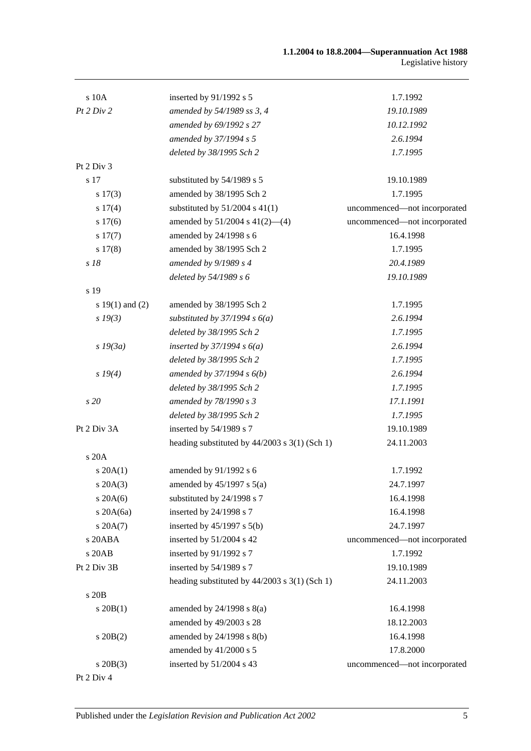| | | |
|---|---|---|
| s 10A | inserted by 91/1992 s 5 | 1.7.1992 |
| *Pt 2 Div 2* | *amended by 54/1989 ss 3, 4* | *19.10.1989* |
| | *amended by 69/1992 s 27* | *10.12.1992* |
| | *amended by 37/1994 s 5* | *2.6.1994* |
| | *deleted by 38/1995 Sch 2* | *1.7.1995* |
| Pt 2 Div 3 | | |
| s 17 | substituted by 54/1989 s 5 | 19.10.1989 |
| s 17(3) | amended by 38/1995 Sch 2 | 1.7.1995 |
| s 17(4) | substituted by 51/2004 s 41(1) | uncommenced—not incorporated |
| s 17(6) | amended by 51/2004 s 41(2)—(4) | uncommenced—not incorporated |
| s 17(7) | amended by 24/1998 s 6 | 16.4.1998 |
| s 17(8) | amended by 38/1995 Sch 2 | 1.7.1995 |
| *s 18* | *amended by 9/1989 s 4* | *20.4.1989* |
| | *deleted by 54/1989 s 6* | *19.10.1989* |
| s 19 | | |
| s 19(1) and (2) | amended by 38/1995 Sch 2 | 1.7.1995 |
| *s 19(3)* | *substituted by 37/1994 s 6(a)* | *2.6.1994* |
| | *deleted by 38/1995 Sch 2* | *1.7.1995* |
| *s 19(3a)* | *inserted by 37/1994 s 6(a)* | *2.6.1994* |
| | *deleted by 38/1995 Sch 2* | *1.7.1995* |
| *s 19(4)* | *amended by 37/1994 s 6(b)* | *2.6.1994* |
| | *deleted by 38/1995 Sch 2* | *1.7.1995* |
| *s 20* | *amended by 78/1990 s 3* | *17.1.1991* |
| | *deleted by 38/1995 Sch 2* | *1.7.1995* |
| Pt 2 Div 3A | inserted by 54/1989 s 7 | 19.10.1989 |
| | heading substituted by 44/2003 s 3(1) (Sch 1) | 24.11.2003 |
| s 20A | | |
| s 20A(1) | amended by 91/1992 s 6 | 1.7.1992 |
| s 20A(3) | amended by 45/1997 s 5(a) | 24.7.1997 |
| s 20A(6) | substituted by 24/1998 s 7 | 16.4.1998 |
| s 20A(6a) | inserted by 24/1998 s 7 | 16.4.1998 |
| s 20A(7) | inserted by 45/1997 s 5(b) | 24.7.1997 |
| s 20ABA | inserted by 51/2004 s 42 | uncommenced—not incorporated |
| s 20AB | inserted by 91/1992 s 7 | 1.7.1992 |
| Pt 2 Div 3B | inserted by 54/1989 s 7 | 19.10.1989 |
| | heading substituted by 44/2003 s 3(1) (Sch 1) | 24.11.2003 |
| s 20B | | |
| s 20B(1) | amended by 24/1998 s 8(a) | 16.4.1998 |
| | amended by 49/2003 s 28 | 18.12.2003 |
| s 20B(2) | amended by 24/1998 s 8(b) | 16.4.1998 |
| | amended by 41/2000 s 5 | 17.8.2000 |
| s 20B(3) | inserted by 51/2004 s 43 | uncommenced—not incorporated |
| Pt 2 Div 4 | | |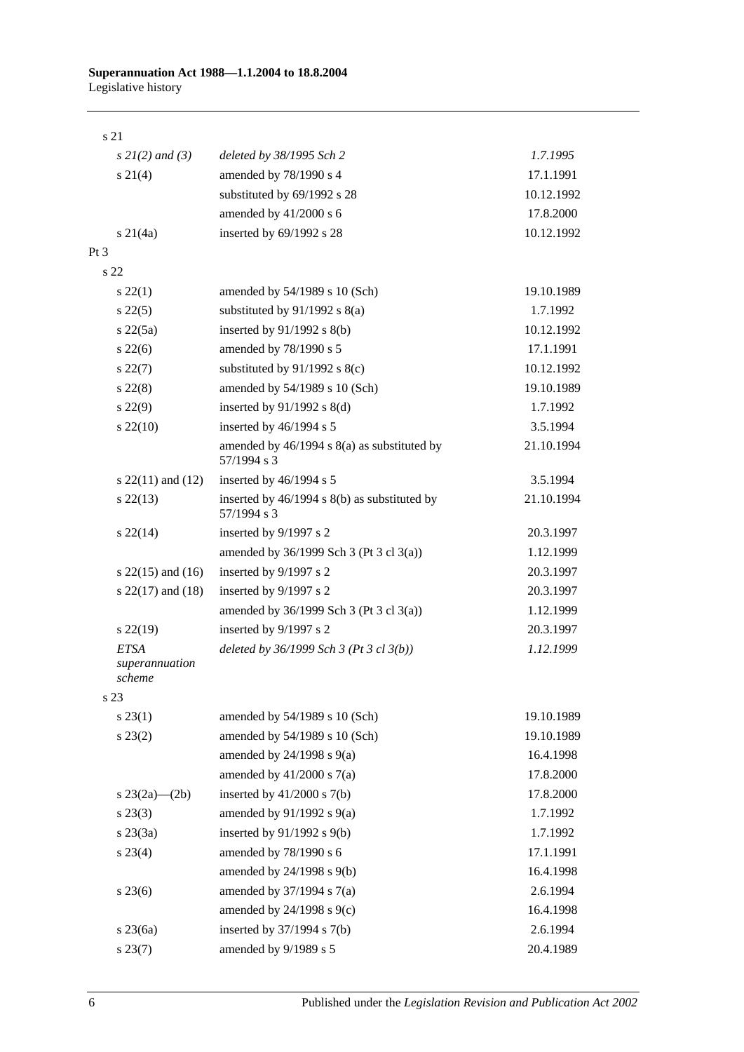| | | |
|---|---|---|
| s 21 | | |
| *s 21(2) and (3)* | *deleted by 38/1995 Sch 2* | *1.7.1995* |
| s 21(4) | amended by 78/1990 s 4 | 17.1.1991 |
| | substituted by 69/1992 s 28 | 10.12.1992 |
| | amended by 41/2000 s 6 | 17.8.2000 |
| s 21(4a) | inserted by 69/1992 s 28 | 10.12.1992 |
| Pt 3 | | |
| s 22 | | |
| s 22(1) | amended by 54/1989 s 10 (Sch) | 19.10.1989 |
| s 22(5) | substituted by 91/1992 s 8(a) | 1.7.1992 |
| s 22(5a) | inserted by 91/1992 s 8(b) | 10.12.1992 |
| s 22(6) | amended by 78/1990 s 5 | 17.1.1991 |
| s 22(7) | substituted by 91/1992 s 8(c) | 10.12.1992 |
| s 22(8) | amended by 54/1989 s 10 (Sch) | 19.10.1989 |
| s 22(9) | inserted by 91/1992 s 8(d) | 1.7.1992 |
| s 22(10) | inserted by 46/1994 s 5 | 3.5.1994 |
| | amended by 46/1994 s 8(a) as substituted by 57/1994 s 3 | 21.10.1994 |
| s 22(11) and (12) | inserted by 46/1994 s 5 | 3.5.1994 |
| s 22(13) | inserted by 46/1994 s 8(b) as substituted by 57/1994 s 3 | 21.10.1994 |
| s 22(14) | inserted by 9/1997 s 2 | 20.3.1997 |
| | amended by 36/1999 Sch 3 (Pt 3 cl 3(a)) | 1.12.1999 |
| s 22(15) and (16) | inserted by 9/1997 s 2 | 20.3.1997 |
| s 22(17) and (18) | inserted by 9/1997 s 2 | 20.3.1997 |
| | amended by 36/1999 Sch 3 (Pt 3 cl 3(a)) | 1.12.1999 |
| s 22(19) | inserted by 9/1997 s 2 | 20.3.1997 |
| *ETSA superannuation scheme* | *deleted by 36/1999 Sch 3 (Pt 3 cl 3(b))* | *1.12.1999* |
| s 23 | | |
| s 23(1) | amended by 54/1989 s 10 (Sch) | 19.10.1989 |
| s 23(2) | amended by 54/1989 s 10 (Sch) | 19.10.1989 |
| | amended by 24/1998 s 9(a) | 16.4.1998 |
| | amended by 41/2000 s 7(a) | 17.8.2000 |
| s 23(2a)—(2b) | inserted by 41/2000 s 7(b) | 17.8.2000 |
| s 23(3) | amended by 91/1992 s 9(a) | 1.7.1992 |
| s 23(3a) | inserted by 91/1992 s 9(b) | 1.7.1992 |
| s 23(4) | amended by 78/1990 s 6 | 17.1.1991 |
| | amended by 24/1998 s 9(b) | 16.4.1998 |
| s 23(6) | amended by 37/1994 s 7(a) | 2.6.1994 |
| | amended by 24/1998 s 9(c) | 16.4.1998 |
| s 23(6a) | inserted by 37/1994 s 7(b) | 2.6.1994 |
| s 23(7) | amended by 9/1989 s 5 | 20.4.1989 |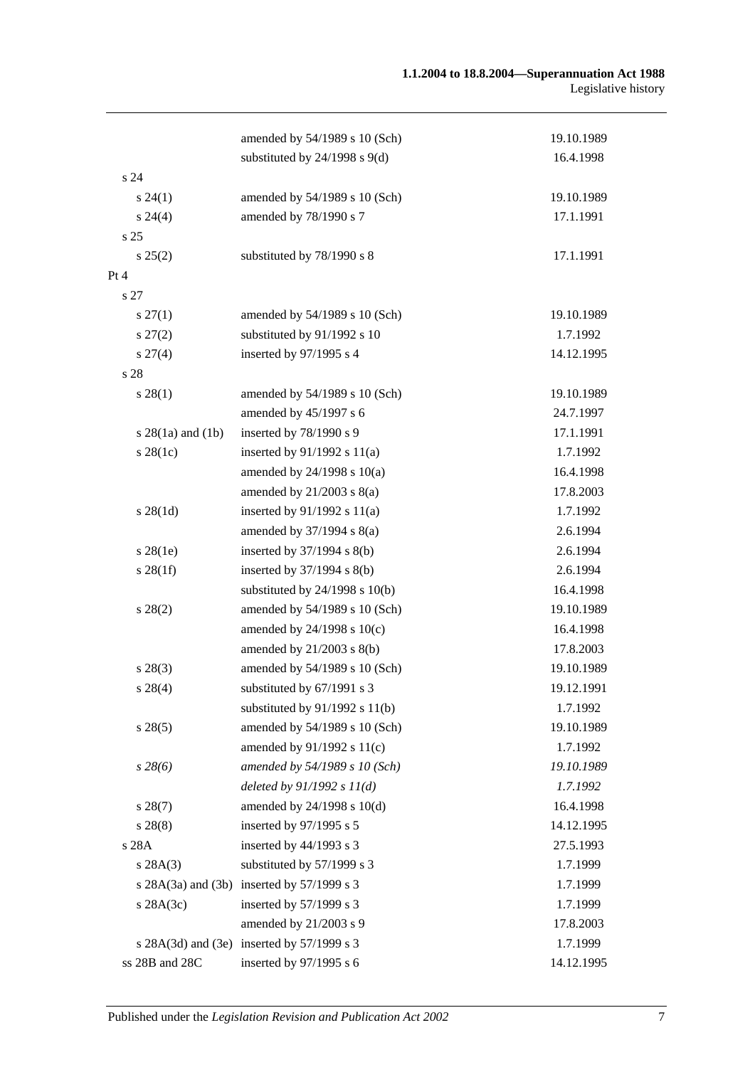| | | |
|---|---|---|
| | amended by 54/1989 s 10 (Sch) | 19.10.1989 |
| | substituted by 24/1998 s 9(d) | 16.4.1998 |
| s 24 | | |
| s 24(1) | amended by 54/1989 s 10 (Sch) | 19.10.1989 |
| s 24(4) | amended by 78/1990 s 7 | 17.1.1991 |
| s 25 | | |
| s 25(2) | substituted by 78/1990 s 8 | 17.1.1991 |
| Pt 4 | | |
| s 27 | | |
| s 27(1) | amended by 54/1989 s 10 (Sch) | 19.10.1989 |
| s 27(2) | substituted by 91/1992 s 10 | 1.7.1992 |
| s 27(4) | inserted by 97/1995 s 4 | 14.12.1995 |
| s 28 | | |
| s 28(1) | amended by 54/1989 s 10 (Sch) | 19.10.1989 |
| | amended by 45/1997 s 6 | 24.7.1997 |
| s 28(1a) and (1b) | inserted by 78/1990 s 9 | 17.1.1991 |
| s 28(1c) | inserted by 91/1992 s 11(a) | 1.7.1992 |
| | amended by 24/1998 s 10(a) | 16.4.1998 |
| | amended by 21/2003 s 8(a) | 17.8.2003 |
| s 28(1d) | inserted by 91/1992 s 11(a) | 1.7.1992 |
| | amended by 37/1994 s 8(a) | 2.6.1994 |
| s 28(1e) | inserted by 37/1994 s 8(b) | 2.6.1994 |
| s 28(1f) | inserted by 37/1994 s 8(b) | 2.6.1994 |
| | substituted by 24/1998 s 10(b) | 16.4.1998 |
| s 28(2) | amended by 54/1989 s 10 (Sch) | 19.10.1989 |
| | amended by 24/1998 s 10(c) | 16.4.1998 |
| | amended by 21/2003 s 8(b) | 17.8.2003 |
| s 28(3) | amended by 54/1989 s 10 (Sch) | 19.10.1989 |
| s 28(4) | substituted by 67/1991 s 3 | 19.12.1991 |
| | substituted by 91/1992 s 11(b) | 1.7.1992 |
| s 28(5) | amended by 54/1989 s 10 (Sch) | 19.10.1989 |
| | amended by 91/1992 s 11(c) | 1.7.1992 |
| *s 28(6)* | *amended by 54/1989 s 10 (Sch)* | *19.10.1989* |
| | *deleted by 91/1992 s 11(d)* | *1.7.1992* |
| s 28(7) | amended by 24/1998 s 10(d) | 16.4.1998 |
| s 28(8) | inserted by 97/1995 s 5 | 14.12.1995 |
| s 28A | inserted by 44/1993 s 3 | 27.5.1993 |
| s 28A(3) | substituted by 57/1999 s 3 | 1.7.1999 |
| s 28A(3a) and (3b) | inserted by 57/1999 s 3 | 1.7.1999 |
| s 28A(3c) | inserted by 57/1999 s 3 | 1.7.1999 |
| | amended by 21/2003 s 9 | 17.8.2003 |
| s 28A(3d) and (3e) | inserted by 57/1999 s 3 | 1.7.1999 |
| ss 28B and 28C | inserted by 97/1995 s 6 | 14.12.1995 |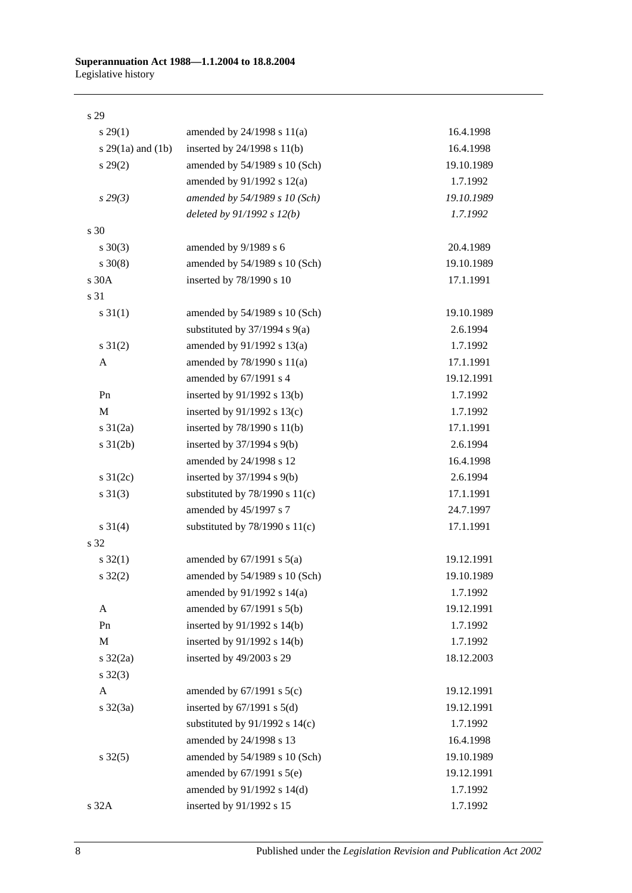| | | |
|---|---|---|
| s 29 | | |
| s 29(1) | amended by 24/1998 s 11(a) | 16.4.1998 |
| s 29(1a) and (1b) | inserted by 24/1998 s 11(b) | 16.4.1998 |
| s 29(2) | amended by 54/1989 s 10 (Sch) | 19.10.1989 |
| | amended by 91/1992 s 12(a) | 1.7.1992 |
| *s 29(3)* | *amended by 54/1989 s 10 (Sch)* | *19.10.1989* |
| | *deleted by 91/1992 s 12(b)* | *1.7.1992* |
| s 30 | | |
| s 30(3) | amended by 9/1989 s 6 | 20.4.1989 |
| s 30(8) | amended by 54/1989 s 10 (Sch) | 19.10.1989 |
| s 30A | inserted by 78/1990 s 10 | 17.1.1991 |
| s 31 | | |
| s 31(1) | amended by 54/1989 s 10 (Sch) | 19.10.1989 |
| | substituted by 37/1994 s 9(a) | 2.6.1994 |
| s 31(2) | amended by 91/1992 s 13(a) | 1.7.1992 |
| A | amended by 78/1990 s 11(a) | 17.1.1991 |
| | amended by 67/1991 s 4 | 19.12.1991 |
| Pn | inserted by 91/1992 s 13(b) | 1.7.1992 |
| M | inserted by 91/1992 s 13(c) | 1.7.1992 |
| s 31(2a) | inserted by 78/1990 s 11(b) | 17.1.1991 |
| s 31(2b) | inserted by 37/1994 s 9(b) | 2.6.1994 |
| | amended by 24/1998 s 12 | 16.4.1998 |
| s 31(2c) | inserted by 37/1994 s 9(b) | 2.6.1994 |
| s 31(3) | substituted by 78/1990 s 11(c) | 17.1.1991 |
| | amended by 45/1997 s 7 | 24.7.1997 |
| s 31(4) | substituted by 78/1990 s 11(c) | 17.1.1991 |
| s 32 | | |
| s 32(1) | amended by 67/1991 s 5(a) | 19.12.1991 |
| s 32(2) | amended by 54/1989 s 10 (Sch) | 19.10.1989 |
| | amended by 91/1992 s 14(a) | 1.7.1992 |
| A | amended by 67/1991 s 5(b) | 19.12.1991 |
| Pn | inserted by 91/1992 s 14(b) | 1.7.1992 |
| M | inserted by 91/1992 s 14(b) | 1.7.1992 |
| s 32(2a) | inserted by 49/2003 s 29 | 18.12.2003 |
| s 32(3) | | |
| A | amended by 67/1991 s 5(c) | 19.12.1991 |
| s 32(3a) | inserted by 67/1991 s 5(d) | 19.12.1991 |
| | substituted by 91/1992 s 14(c) | 1.7.1992 |
| | amended by 24/1998 s 13 | 16.4.1998 |
| s 32(5) | amended by 54/1989 s 10 (Sch) | 19.10.1989 |
| | amended by 67/1991 s 5(e) | 19.12.1991 |
| | amended by 91/1992 s 14(d) | 1.7.1992 |
| s 32A | inserted by 91/1992 s 15 | 1.7.1992 |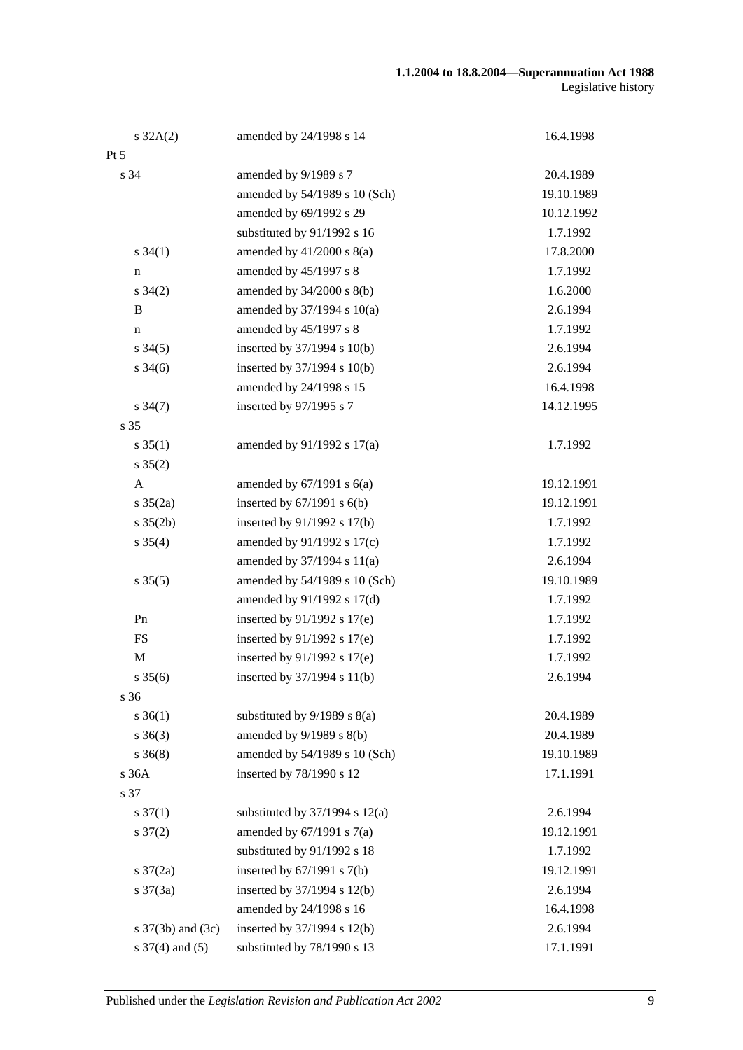| | | |
|---|---|---|
| s 32A(2) | amended by 24/1998 s 14 | 16.4.1998 |
| Pt 5 | | |
| s 34 | amended by 9/1989 s 7 | 20.4.1989 |
| | amended by 54/1989 s 10 (Sch) | 19.10.1989 |
| | amended by 69/1992 s 29 | 10.12.1992 |
| | substituted by 91/1992 s 16 | 1.7.1992 |
| s 34(1) | amended by 41/2000 s 8(a) | 17.8.2000 |
| n | amended by 45/1997 s 8 | 1.7.1992 |
| s 34(2) | amended by 34/2000 s 8(b) | 1.6.2000 |
| B | amended by 37/1994 s 10(a) | 2.6.1994 |
| n | amended by 45/1997 s 8 | 1.7.1992 |
| s 34(5) | inserted by 37/1994 s 10(b) | 2.6.1994 |
| s 34(6) | inserted by 37/1994 s 10(b) | 2.6.1994 |
| | amended by 24/1998 s 15 | 16.4.1998 |
| s 34(7) | inserted by 97/1995 s 7 | 14.12.1995 |
| s 35 | | |
| s 35(1) | amended by 91/1992 s 17(a) | 1.7.1992 |
| s 35(2) | | |
| A | amended by 67/1991 s 6(a) | 19.12.1991 |
| s 35(2a) | inserted by 67/1991 s 6(b) | 19.12.1991 |
| s 35(2b) | inserted by 91/1992 s 17(b) | 1.7.1992 |
| s 35(4) | amended by 91/1992 s 17(c) | 1.7.1992 |
| | amended by 37/1994 s 11(a) | 2.6.1994 |
| s 35(5) | amended by 54/1989 s 10 (Sch) | 19.10.1989 |
| | amended by 91/1992 s 17(d) | 1.7.1992 |
| Pn | inserted by 91/1992 s 17(e) | 1.7.1992 |
| FS | inserted by 91/1992 s 17(e) | 1.7.1992 |
| M | inserted by 91/1992 s 17(e) | 1.7.1992 |
| s 35(6) | inserted by 37/1994 s 11(b) | 2.6.1994 |
| s 36 | | |
| s 36(1) | substituted by 9/1989 s 8(a) | 20.4.1989 |
| s 36(3) | amended by 9/1989 s 8(b) | 20.4.1989 |
| s 36(8) | amended by 54/1989 s 10 (Sch) | 19.10.1989 |
| s 36A | inserted by 78/1990 s 12 | 17.1.1991 |
| s 37 | | |
| s 37(1) | substituted by 37/1994 s 12(a) | 2.6.1994 |
| s 37(2) | amended by 67/1991 s 7(a) | 19.12.1991 |
| | substituted by 91/1992 s 18 | 1.7.1992 |
| s 37(2a) | inserted by 67/1991 s 7(b) | 19.12.1991 |
| s 37(3a) | inserted by 37/1994 s 12(b) | 2.6.1994 |
| | amended by 24/1998 s 16 | 16.4.1998 |
| s 37(3b) and (3c) | inserted by 37/1994 s 12(b) | 2.6.1994 |
| s 37(4) and (5) | substituted by 78/1990 s 13 | 17.1.1991 |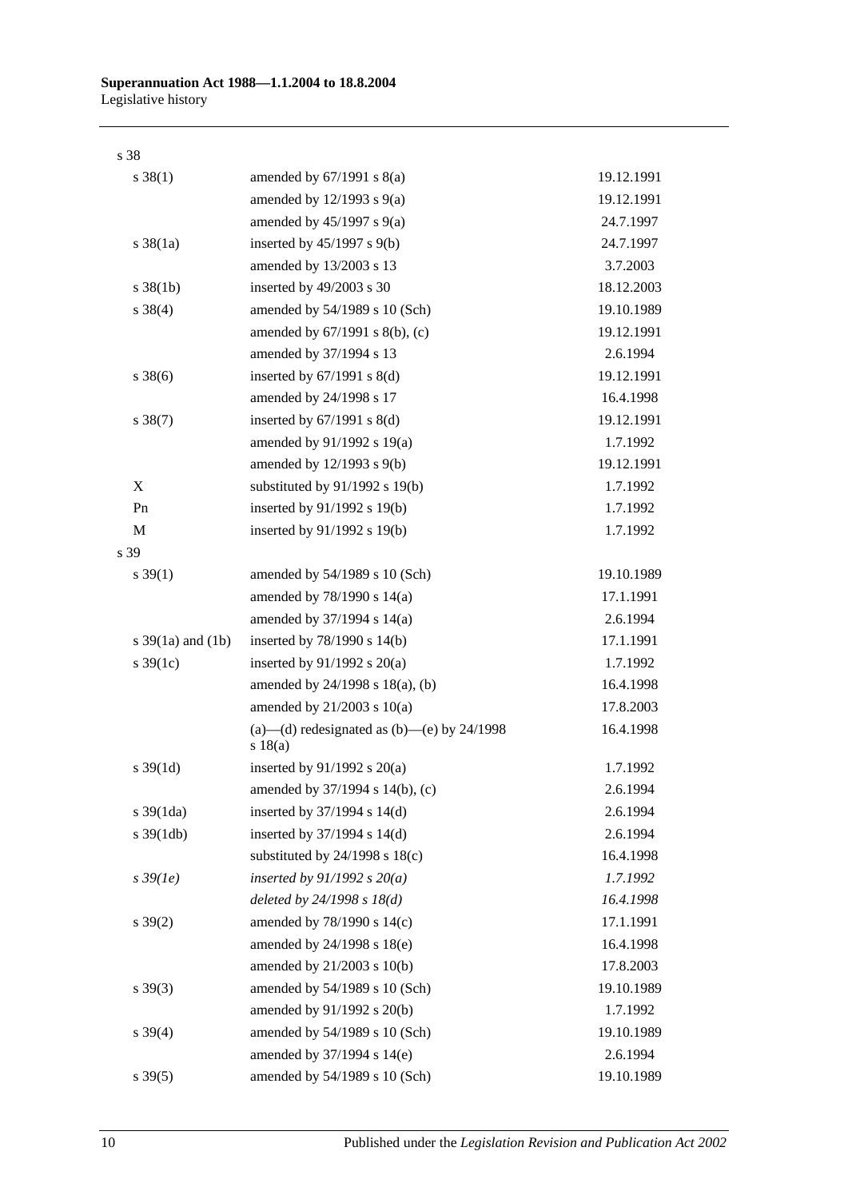| | | |
|---|---|---|
| s 38 | | |
| s 38(1) | amended by 67/1991 s 8(a) | 19.12.1991 |
| | amended by 12/1993 s 9(a) | 19.12.1991 |
| | amended by 45/1997 s 9(a) | 24.7.1997 |
| s 38(1a) | inserted by 45/1997 s 9(b) | 24.7.1997 |
| | amended by 13/2003 s 13 | 3.7.2003 |
| s 38(1b) | inserted by 49/2003 s 30 | 18.12.2003 |
| s 38(4) | amended by 54/1989 s 10 (Sch) | 19.10.1989 |
| | amended by 67/1991 s 8(b), (c) | 19.12.1991 |
| | amended by 37/1994 s 13 | 2.6.1994 |
| s 38(6) | inserted by 67/1991 s 8(d) | 19.12.1991 |
| | amended by 24/1998 s 17 | 16.4.1998 |
| s 38(7) | inserted by 67/1991 s 8(d) | 19.12.1991 |
| | amended by 91/1992 s 19(a) | 1.7.1992 |
| | amended by 12/1993 s 9(b) | 19.12.1991 |
| X | substituted by 91/1992 s 19(b) | 1.7.1992 |
| Pn | inserted by 91/1992 s 19(b) | 1.7.1992 |
| M | inserted by 91/1992 s 19(b) | 1.7.1992 |
| s 39 | | |
| s 39(1) | amended by 54/1989 s 10 (Sch) | 19.10.1989 |
| | amended by 78/1990 s 14(a) | 17.1.1991 |
| | amended by 37/1994 s 14(a) | 2.6.1994 |
| s 39(1a) and (1b) | inserted by 78/1990 s 14(b) | 17.1.1991 |
| s 39(1c) | inserted by 91/1992 s 20(a) | 1.7.1992 |
| | amended by 24/1998 s 18(a), (b) | 16.4.1998 |
| | amended by 21/2003 s 10(a) | 17.8.2003 |
| | (a)—(d) redesignated as (b)—(e) by 24/1998 s 18(a) | 16.4.1998 |
| s 39(1d) | inserted by 91/1992 s 20(a) | 1.7.1992 |
| | amended by 37/1994 s 14(b), (c) | 2.6.1994 |
| s 39(1da) | inserted by 37/1994 s 14(d) | 2.6.1994 |
| s 39(1db) | inserted by 37/1994 s 14(d) | 2.6.1994 |
| | substituted by 24/1998 s 18(c) | 16.4.1998 |
| *s 39(1e)* | *inserted by 91/1992 s 20(a)* | *1.7.1992* |
| | *deleted by 24/1998 s 18(d)* | *16.4.1998* |
| s 39(2) | amended by 78/1990 s 14(c) | 17.1.1991 |
| | amended by 24/1998 s 18(e) | 16.4.1998 |
| | amended by 21/2003 s 10(b) | 17.8.2003 |
| s 39(3) | amended by 54/1989 s 10 (Sch) | 19.10.1989 |
| | amended by 91/1992 s 20(b) | 1.7.1992 |
| s 39(4) | amended by 54/1989 s 10 (Sch) | 19.10.1989 |
| | amended by 37/1994 s 14(e) | 2.6.1994 |
| s 39(5) | amended by 54/1989 s 10 (Sch) | 19.10.1989 |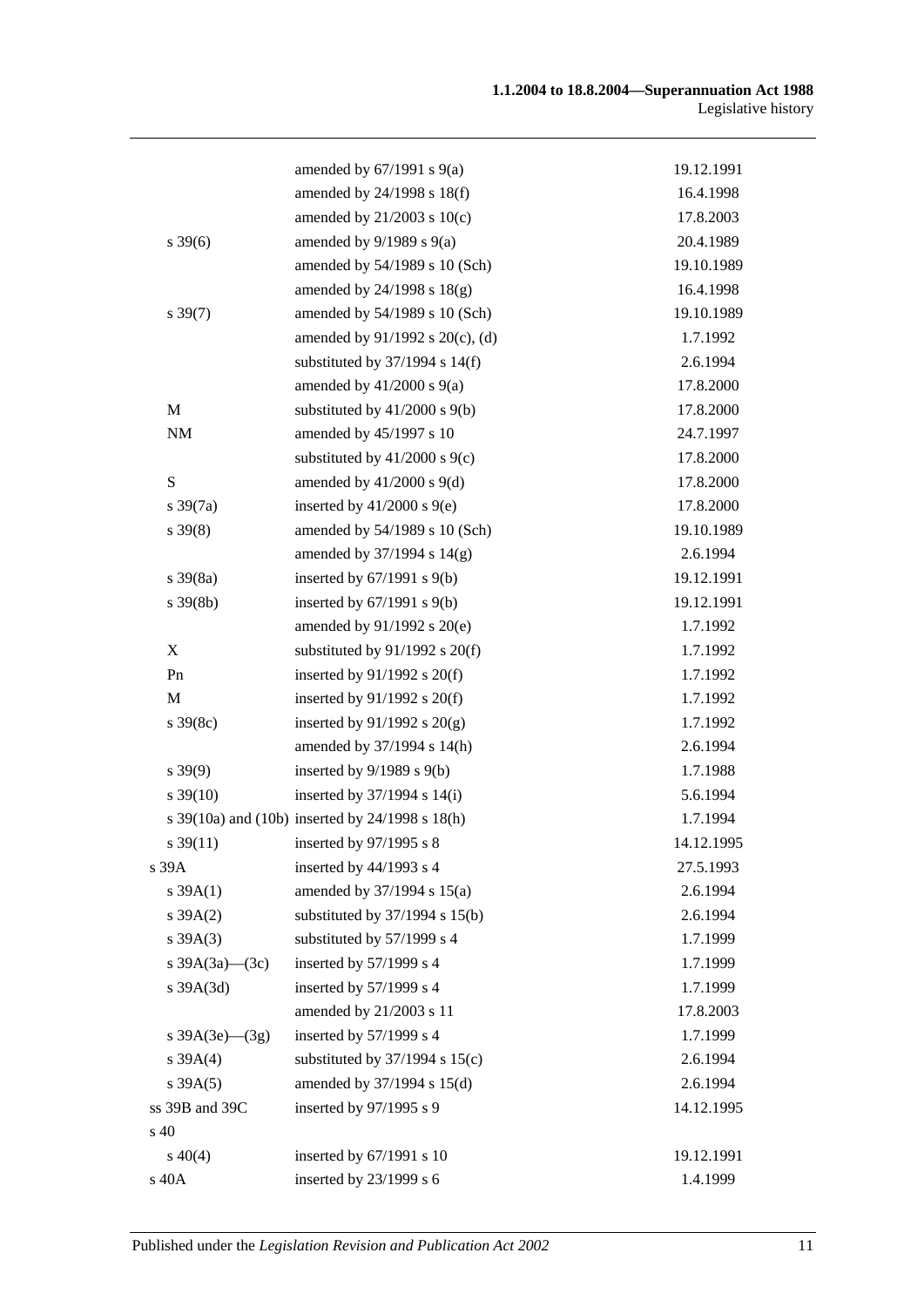| | | |
|---|---|---|
| | amended by 67/1991 s 9(a) | 19.12.1991 |
| | amended by 24/1998 s 18(f) | 16.4.1998 |
| | amended by 21/2003 s 10(c) | 17.8.2003 |
| s 39(6) | amended by 9/1989 s 9(a) | 20.4.1989 |
| | amended by 54/1989 s 10 (Sch) | 19.10.1989 |
| | amended by 24/1998 s 18(g) | 16.4.1998 |
| s 39(7) | amended by 54/1989 s 10 (Sch) | 19.10.1989 |
| | amended by 91/1992 s 20(c), (d) | 1.7.1992 |
| | substituted by 37/1994 s 14(f) | 2.6.1994 |
| | amended by 41/2000 s 9(a) | 17.8.2000 |
| M | substituted by 41/2000 s 9(b) | 17.8.2000 |
| NM | amended by 45/1997 s 10 | 24.7.1997 |
| | substituted by 41/2000 s 9(c) | 17.8.2000 |
| S | amended by 41/2000 s 9(d) | 17.8.2000 |
| s 39(7a) | inserted by 41/2000 s 9(e) | 17.8.2000 |
| s 39(8) | amended by 54/1989 s 10 (Sch) | 19.10.1989 |
| | amended by 37/1994 s 14(g) | 2.6.1994 |
| s 39(8a) | inserted by 67/1991 s 9(b) | 19.12.1991 |
| s 39(8b) | inserted by 67/1991 s 9(b) | 19.12.1991 |
| | amended by 91/1992 s 20(e) | 1.7.1992 |
| X | substituted by 91/1992 s 20(f) | 1.7.1992 |
| Pn | inserted by 91/1992 s 20(f) | 1.7.1992 |
| M | inserted by 91/1992 s 20(f) | 1.7.1992 |
| s 39(8c) | inserted by 91/1992 s 20(g) | 1.7.1992 |
| | amended by 37/1994 s 14(h) | 2.6.1994 |
| s 39(9) | inserted by 9/1989 s 9(b) | 1.7.1988 |
| s 39(10) | inserted by 37/1994 s 14(i) | 5.6.1994 |
| s 39(10a) and (10b) | inserted by 24/1998 s 18(h) | 1.7.1994 |
| s 39(11) | inserted by 97/1995 s 8 | 14.12.1995 |
| s 39A | inserted by 44/1993 s 4 | 27.5.1993 |
| s 39A(1) | amended by 37/1994 s 15(a) | 2.6.1994 |
| s 39A(2) | substituted by 37/1994 s 15(b) | 2.6.1994 |
| s 39A(3) | substituted by 57/1999 s 4 | 1.7.1999 |
| s 39A(3a)—(3c) | inserted by 57/1999 s 4 | 1.7.1999 |
| s 39A(3d) | inserted by 57/1999 s 4 | 1.7.1999 |
| | amended by 21/2003 s 11 | 17.8.2003 |
| s 39A(3e)—(3g) | inserted by 57/1999 s 4 | 1.7.1999 |
| s 39A(4) | substituted by 37/1994 s 15(c) | 2.6.1994 |
| s 39A(5) | amended by 37/1994 s 15(d) | 2.6.1994 |
| ss 39B and 39C | inserted by 97/1995 s 9 | 14.12.1995 |
| s 40 | | |
| s 40(4) | inserted by 67/1991 s 10 | 19.12.1991 |
| s 40A | inserted by 23/1999 s 6 | 1.4.1999 |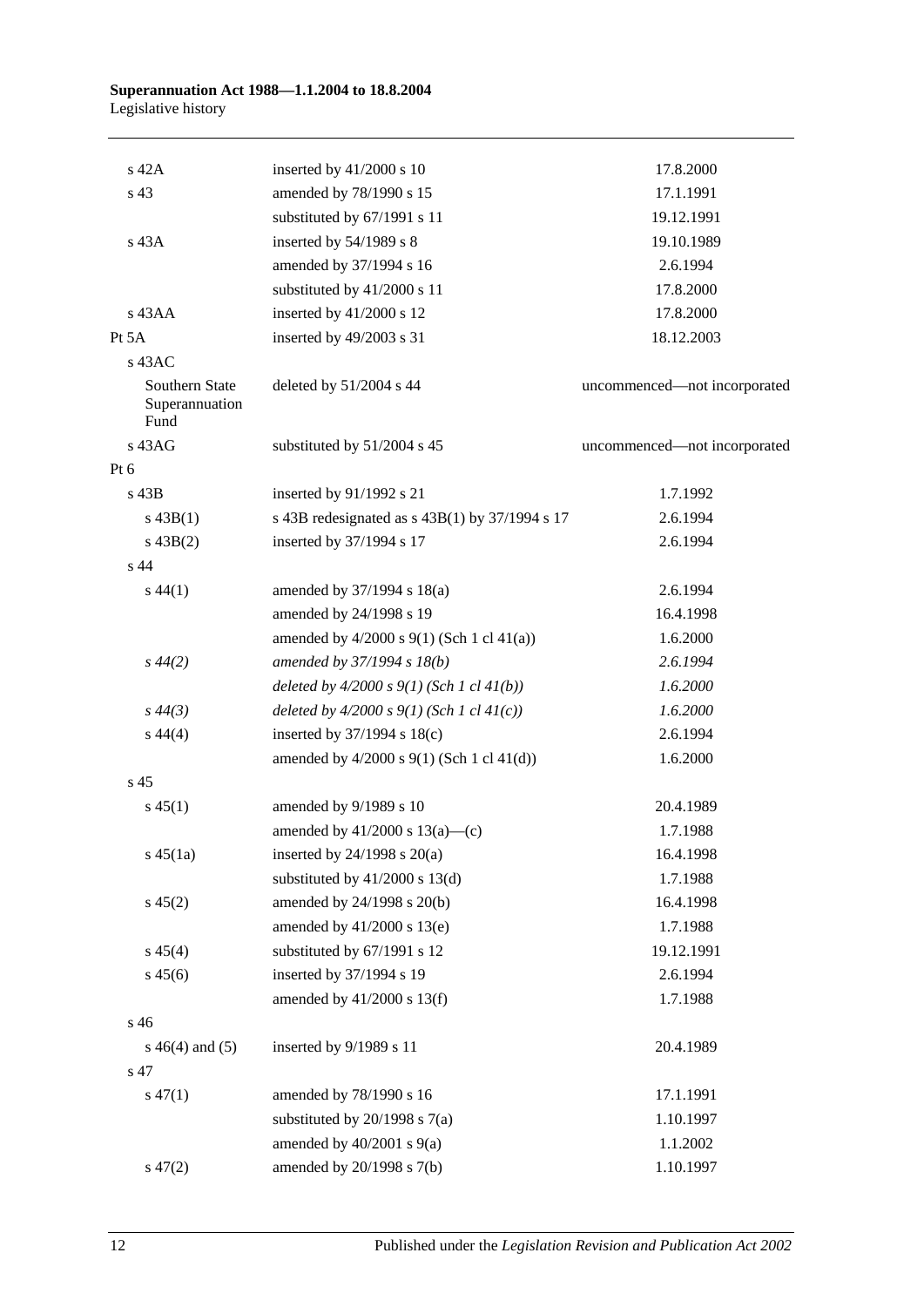| | | |
|---|---|---|
| s 42A | inserted by 41/2000 s 10 | 17.8.2000 |
| s 43 | amended by 78/1990 s 15 | 17.1.1991 |
| | substituted by 67/1991 s 11 | 19.12.1991 |
| s 43A | inserted by 54/1989 s 8 | 19.10.1989 |
| | amended by 37/1994 s 16 | 2.6.1994 |
| | substituted by 41/2000 s 11 | 17.8.2000 |
| s 43AA | inserted by 41/2000 s 12 | 17.8.2000 |
| Pt 5A | inserted by 49/2003 s 31 | 18.12.2003 |
| s 43AC | | |
| Southern State Superannuation Fund | deleted by 51/2004 s 44 | uncommenced—not incorporated |
| s 43AG | substituted by 51/2004 s 45 | uncommenced—not incorporated |
| Pt 6 | | |
| s 43B | inserted by 91/1992 s 21 | 1.7.1992 |
| s 43B(1) | s 43B redesignated as s 43B(1) by 37/1994 s 17 | 2.6.1994 |
| s 43B(2) | inserted by 37/1994 s 17 | 2.6.1994 |
| s 44 | | |
| s 44(1) | amended by 37/1994 s 18(a) | 2.6.1994 |
| | amended by 24/1998 s 19 | 16.4.1998 |
| | amended by 4/2000 s 9(1) (Sch 1 cl 41(a)) | 1.6.2000 |
| *s 44(2)* | *amended by 37/1994 s 18(b)* | *2.6.1994* |
| | *deleted by 4/2000 s 9(1) (Sch 1 cl 41(b))* | *1.6.2000* |
| *s 44(3)* | *deleted by 4/2000 s 9(1) (Sch 1 cl 41(c))* | *1.6.2000* |
| s 44(4) | inserted by 37/1994 s 18(c) | 2.6.1994 |
| | amended by 4/2000 s 9(1) (Sch 1 cl 41(d)) | 1.6.2000 |
| s 45 | | |
| s 45(1) | amended by 9/1989 s 10 | 20.4.1989 |
| | amended by 41/2000 s 13(a)—(c) | 1.7.1988 |
| s 45(1a) | inserted by 24/1998 s 20(a) | 16.4.1998 |
| | substituted by 41/2000 s 13(d) | 1.7.1988 |
| s 45(2) | amended by 24/1998 s 20(b) | 16.4.1998 |
| | amended by 41/2000 s 13(e) | 1.7.1988 |
| s 45(4) | substituted by 67/1991 s 12 | 19.12.1991 |
| s 45(6) | inserted by 37/1994 s 19 | 2.6.1994 |
| | amended by 41/2000 s 13(f) | 1.7.1988 |
| s 46 | | |
| s 46(4) and (5) | inserted by 9/1989 s 11 | 20.4.1989 |
| s 47 | | |
| s 47(1) | amended by 78/1990 s 16 | 17.1.1991 |
| | substituted by 20/1998 s 7(a) | 1.10.1997 |
| | amended by 40/2001 s 9(a) | 1.1.2002 |
| s 47(2) | amended by 20/1998 s 7(b) | 1.10.1997 |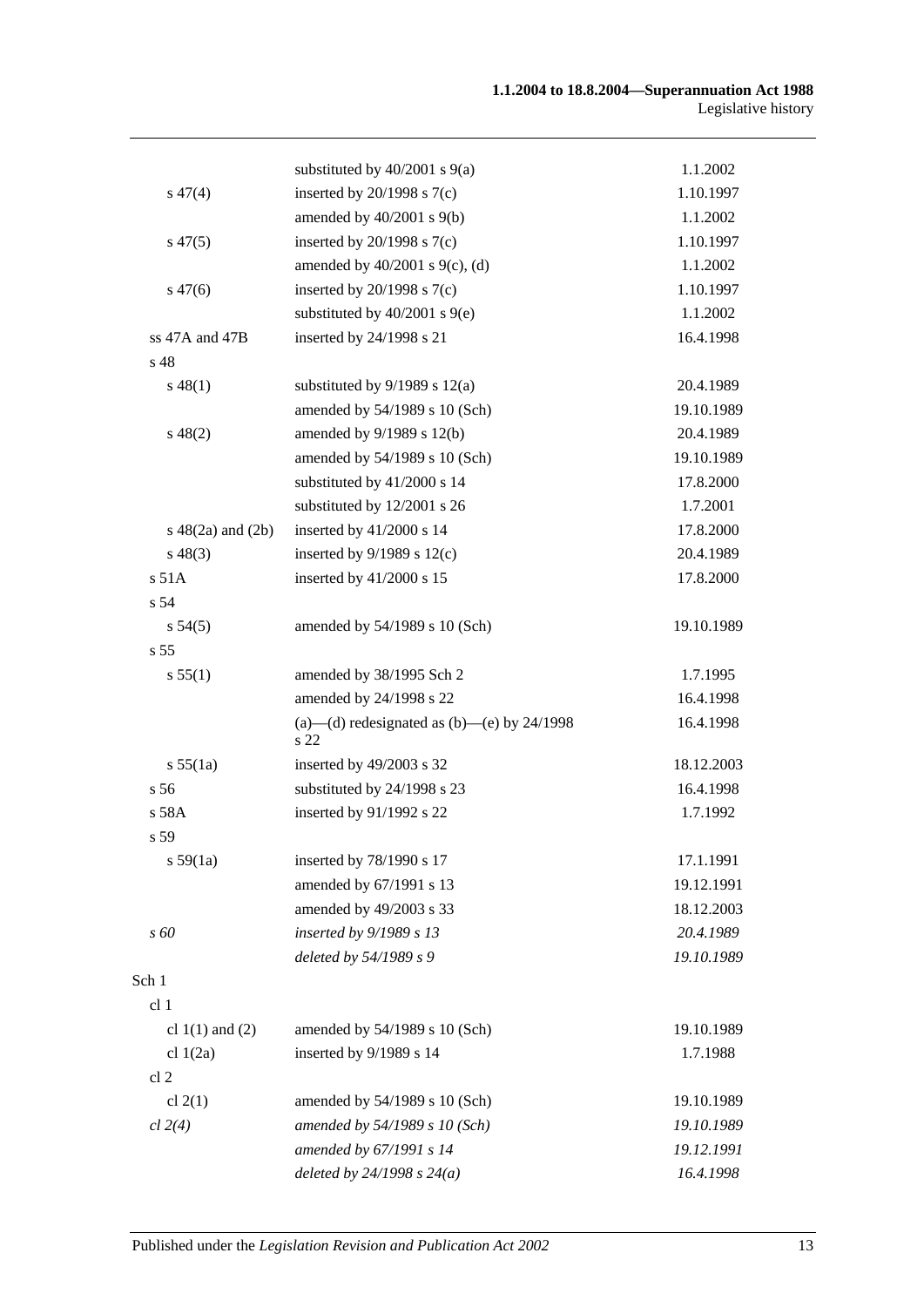| | | |
|---|---|---|
| | substituted by 40/2001 s 9(a) | 1.1.2002 |
| s 47(4) | inserted by 20/1998 s 7(c) | 1.10.1997 |
| | amended by 40/2001 s 9(b) | 1.1.2002 |
| s 47(5) | inserted by 20/1998 s 7(c) | 1.10.1997 |
| | amended by 40/2001 s 9(c), (d) | 1.1.2002 |
| s 47(6) | inserted by 20/1998 s 7(c) | 1.10.1997 |
| | substituted by 40/2001 s 9(e) | 1.1.2002 |
| ss 47A and 47B | inserted by 24/1998 s 21 | 16.4.1998 |
| s 48 | | |
| s 48(1) | substituted by 9/1989 s 12(a) | 20.4.1989 |
| | amended by 54/1989 s 10 (Sch) | 19.10.1989 |
| s 48(2) | amended by 9/1989 s 12(b) | 20.4.1989 |
| | amended by 54/1989 s 10 (Sch) | 19.10.1989 |
| | substituted by 41/2000 s 14 | 17.8.2000 |
| | substituted by 12/2001 s 26 | 1.7.2001 |
| s 48(2a) and (2b) | inserted by 41/2000 s 14 | 17.8.2000 |
| s 48(3) | inserted by 9/1989 s 12(c) | 20.4.1989 |
| s 51A | inserted by 41/2000 s 15 | 17.8.2000 |
| s 54 | | |
| s 54(5) | amended by 54/1989 s 10 (Sch) | 19.10.1989 |
| s 55 | | |
| s 55(1) | amended by 38/1995 Sch 2 | 1.7.1995 |
| | amended by 24/1998 s 22 | 16.4.1998 |
| | (a)—(d) redesignated as (b)—(e) by 24/1998 s 22 | 16.4.1998 |
| s 55(1a) | inserted by 49/2003 s 32 | 18.12.2003 |
| s 56 | substituted by 24/1998 s 23 | 16.4.1998 |
| s 58A | inserted by 91/1992 s 22 | 1.7.1992 |
| s 59 | | |
| s 59(1a) | inserted by 78/1990 s 17 | 17.1.1991 |
| | amended by 67/1991 s 13 | 19.12.1991 |
| | amended by 49/2003 s 33 | 18.12.2003 |
| *s 60* | *inserted by 9/1989 s 13* | *20.4.1989* |
| | *deleted by 54/1989 s 9* | *19.10.1989* |
| Sch 1 | | |
| cl 1 | | |
| cl 1(1) and (2) | amended by 54/1989 s 10 (Sch) | 19.10.1989 |
| cl 1(2a) | inserted by 9/1989 s 14 | 1.7.1988 |
| cl 2 | | |
| cl 2(1) | amended by 54/1989 s 10 (Sch) | 19.10.1989 |
| *cl 2(4)* | *amended by 54/1989 s 10 (Sch)* | *19.10.1989* |
| | *amended by 67/1991 s 14* | *19.12.1991* |
| | *deleted by 24/1998 s 24(a)* | *16.4.1998* |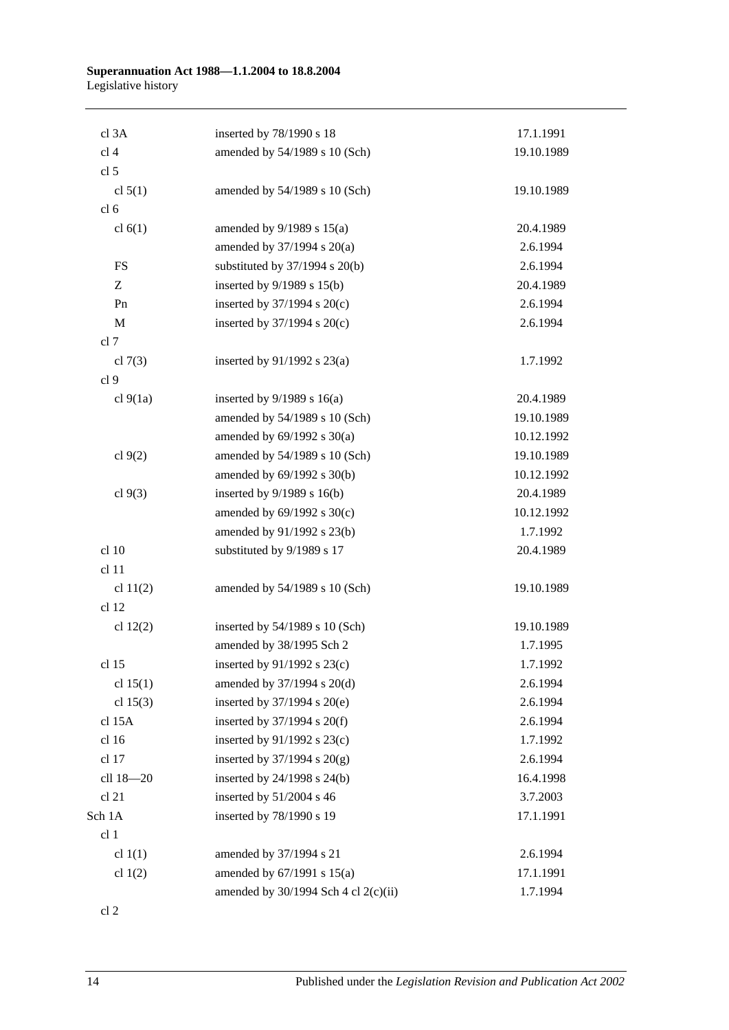| | | |
|---|---|---|
| cl 3A | inserted by 78/1990 s 18 | 17.1.1991 |
| cl 4 | amended by 54/1989 s 10 (Sch) | 19.10.1989 |
| cl 5 | | |
| cl 5(1) | amended by 54/1989 s 10 (Sch) | 19.10.1989 |
| cl 6 | | |
| cl 6(1) | amended by 9/1989 s 15(a) | 20.4.1989 |
| | amended by 37/1994 s 20(a) | 2.6.1994 |
| FS | substituted by 37/1994 s 20(b) | 2.6.1994 |
| Z | inserted by 9/1989 s 15(b) | 20.4.1989 |
| Pn | inserted by 37/1994 s 20(c) | 2.6.1994 |
| M | inserted by 37/1994 s 20(c) | 2.6.1994 |
| cl 7 | | |
| cl 7(3) | inserted by 91/1992 s 23(a) | 1.7.1992 |
| cl 9 | | |
| cl 9(1a) | inserted by 9/1989 s 16(a) | 20.4.1989 |
| | amended by 54/1989 s 10 (Sch) | 19.10.1989 |
| | amended by 69/1992 s 30(a) | 10.12.1992 |
| cl 9(2) | amended by 54/1989 s 10 (Sch) | 19.10.1989 |
| | amended by 69/1992 s 30(b) | 10.12.1992 |
| cl 9(3) | inserted by 9/1989 s 16(b) | 20.4.1989 |
| | amended by 69/1992 s 30(c) | 10.12.1992 |
| | amended by 91/1992 s 23(b) | 1.7.1992 |
| cl 10 | substituted by 9/1989 s 17 | 20.4.1989 |
| cl 11 | | |
| cl 11(2) | amended by 54/1989 s 10 (Sch) | 19.10.1989 |
| cl 12 | | |
| cl 12(2) | inserted by 54/1989 s 10 (Sch) | 19.10.1989 |
| | amended by 38/1995 Sch 2 | 1.7.1995 |
| cl 15 | inserted by 91/1992 s 23(c) | 1.7.1992 |
| cl 15(1) | amended by 37/1994 s 20(d) | 2.6.1994 |
| cl 15(3) | inserted by 37/1994 s 20(e) | 2.6.1994 |
| cl 15A | inserted by 37/1994 s 20(f) | 2.6.1994 |
| cl 16 | inserted by 91/1992 s 23(c) | 1.7.1992 |
| cl 17 | inserted by 37/1994 s 20(g) | 2.6.1994 |
| cll 18—20 | inserted by 24/1998 s 24(b) | 16.4.1998 |
| cl 21 | inserted by 51/2004 s 46 | 3.7.2003 |
| Sch 1A | inserted by 78/1990 s 19 | 17.1.1991 |
| cl 1 | | |
| cl 1(1) | amended by 37/1994 s 21 | 2.6.1994 |
| cl 1(2) | amended by 67/1991 s 15(a) | 17.1.1991 |
| | amended by 30/1994 Sch 4 cl 2(c)(ii) | 1.7.1994 |
| cl 2 | | |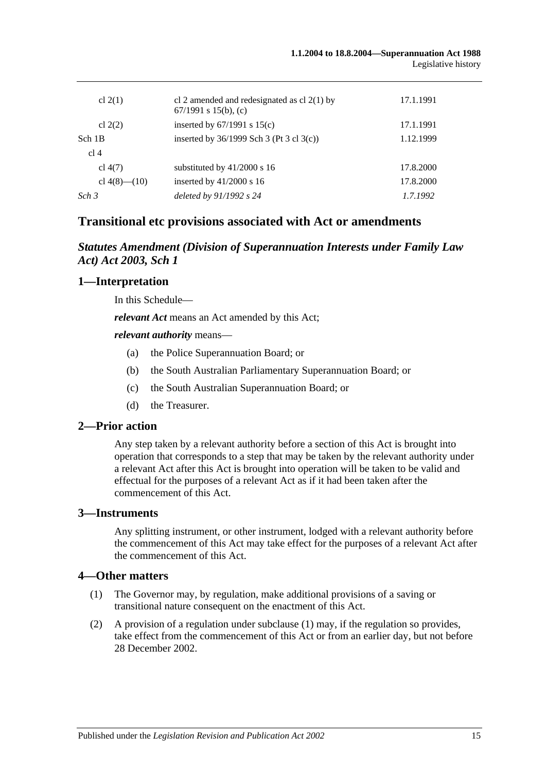| | | |
|---|---|---|
| cl 2(1) | cl 2 amended and redesignated as cl 2(1) by 67/1991 s 15(b), (c) | 17.1.1991 |
| cl 2(2) | inserted by 67/1991 s 15(c) | 17.1.1991 |
| Sch 1B | inserted by 36/1999 Sch 3 (Pt 3 cl 3(c)) | 1.12.1999 |
| cl 4 | | |
| cl 4(7) | substituted by 41/2000 s 16 | 17.8.2000 |
| cl 4(8)—(10) | inserted by 41/2000 s 16 | 17.8.2000 |
| *Sch 3* | *deleted by 91/1992 s 24* | *1.7.1992* |

## Transitional etc provisions associated with Act or amendments

### *Statutes Amendment (Division of Superannuation Interests under Family Law Act) Act 2003, Sch 1*

### 1—Interpretation

In this Schedule—

***relevant Act*** means an Act amended by this Act;

***relevant authority*** means—

(a) the Police Superannuation Board; or

(b) the South Australian Parliamentary Superannuation Board; or

(c) the South Australian Superannuation Board; or

(d) the Treasurer.

### 2—Prior action

Any step taken by a relevant authority before a section of this Act is brought into operation that corresponds to a step that may be taken by the relevant authority under a relevant Act after this Act is brought into operation will be taken to be valid and effectual for the purposes of a relevant Act as if it had been taken after the commencement of this Act.

### 3—Instruments

Any splitting instrument, or other instrument, lodged with a relevant authority before the commencement of this Act may take effect for the purposes of a relevant Act after the commencement of this Act.

### 4—Other matters

(1) The Governor may, by regulation, make additional provisions of a saving or transitional nature consequent on the enactment of this Act.

(2) A provision of a regulation under subclause (1) may, if the regulation so provides, take effect from the commencement of this Act or from an earlier day, but not before 28 December 2002.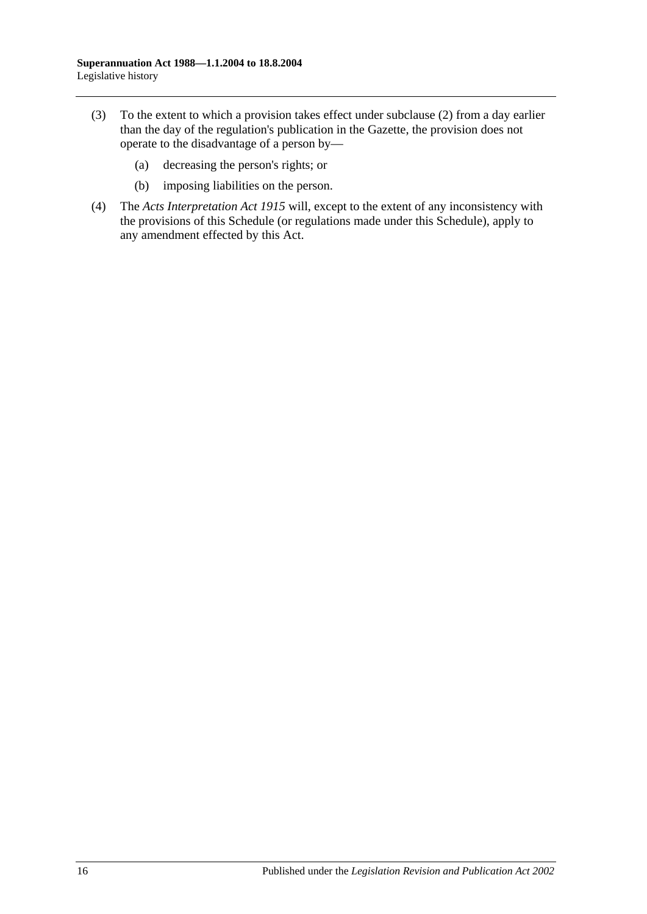(3) To the extent to which a provision takes effect under subclause (2) from a day earlier than the day of the regulation's publication in the Gazette, the provision does not operate to the disadvantage of a person by—

(a) decreasing the person's rights; or

(b) imposing liabilities on the person.

(4) The *Acts Interpretation Act 1915* will, except to the extent of any inconsistency with the provisions of this Schedule (or regulations made under this Schedule), apply to any amendment effected by this Act.